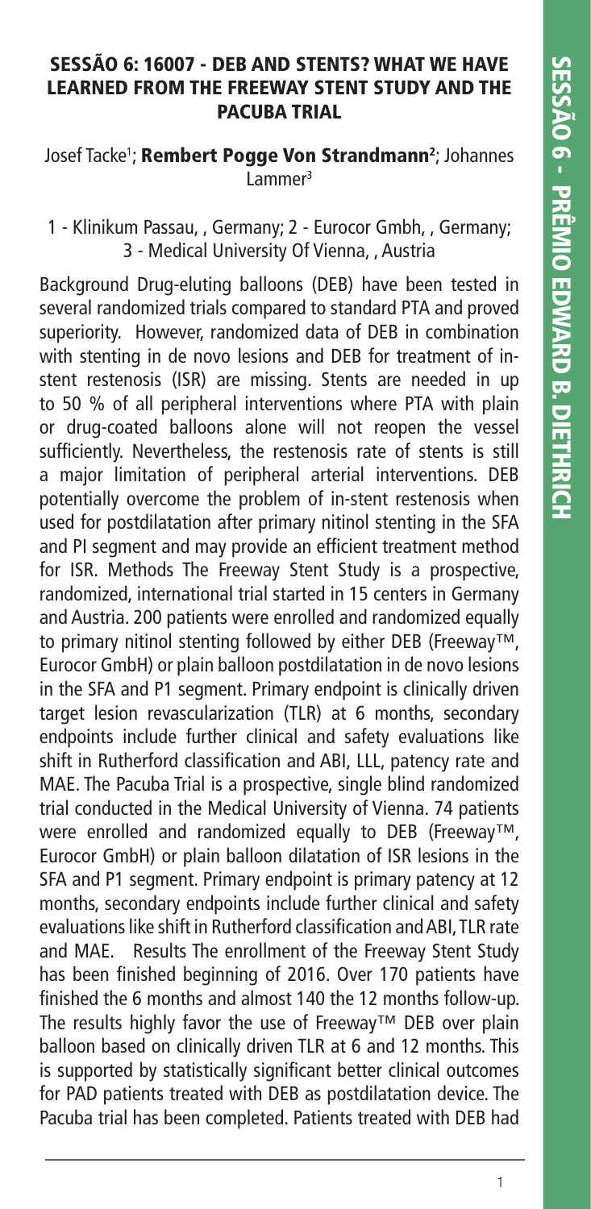## SESSÃO 6: 16007 - DEB AND STENTS? WHAT WE HAVE LEARNED FROM THE FREEWAY STENT STUDY AND THE PACUBA TRIAL

Josef Tacke[1]; **Rembert Pogge Von Strandmann[2]**; Johannes Lammer[3]

1 - Klinikum Passau, , Germany; 2 - Eurocor Gmbh, , Germany; 3 - Medical University Of Vienna, , Austria

Background Drug-eluting balloons (DEB) have been tested in several randomized trials compared to standard PTA and proved superiority. However, randomized data of DEB in combination with stenting in de novo lesions and DEB for treatment of in-stent restenosis (ISR) are missing. Stents are needed in up to 50 % of all peripheral interventions where PTA with plain or drug-coated balloons alone will not reopen the vessel sufficiently. Nevertheless, the restenosis rate of stents is still a major limitation of peripheral arterial interventions. DEB potentially overcome the problem of in-stent restenosis when used for postdilatation after primary nitinol stenting in the SFA and PI segment and may provide an efficient treatment method for ISR. Methods The Freeway Stent Study is a prospective, randomized, international trial started in 15 centers in Germany and Austria. 200 patients were enrolled and randomized equally to primary nitinol stenting followed by either DEB (Freeway™, Eurocor GmbH) or plain balloon postdilatation in de novo lesions in the SFA and P1 segment. Primary endpoint is clinically driven target lesion revascularization (TLR) at 6 months, secondary endpoints include further clinical and safety evaluations like shift in Rutherford classification and ABI, LLL, patency rate and MAE. The Pacuba Trial is a prospective, single blind randomized trial conducted in the Medical University of Vienna. 74 patients were enrolled and randomized equally to DEB (Freeway™, Eurocor GmbH) or plain balloon dilatation of ISR lesions in the SFA and P1 segment. Primary endpoint is primary patency at 12 months, secondary endpoints include further clinical and safety evaluations like shift in Rutherford classification and ABI, TLR rate and MAE. Results The enrollment of the Freeway Stent Study has been finished beginning of 2016. Over 170 patients have finished the 6 months and almost 140 the 12 months follow-up. The results highly favor the use of Freeway™ DEB over plain balloon based on clinically driven TLR at 6 and 12 months. This is supported by statistically significant better clinical outcomes for PAD patients treated with DEB as postdilatation device. The Pacuba trial has been completed. Patients treated with DEB had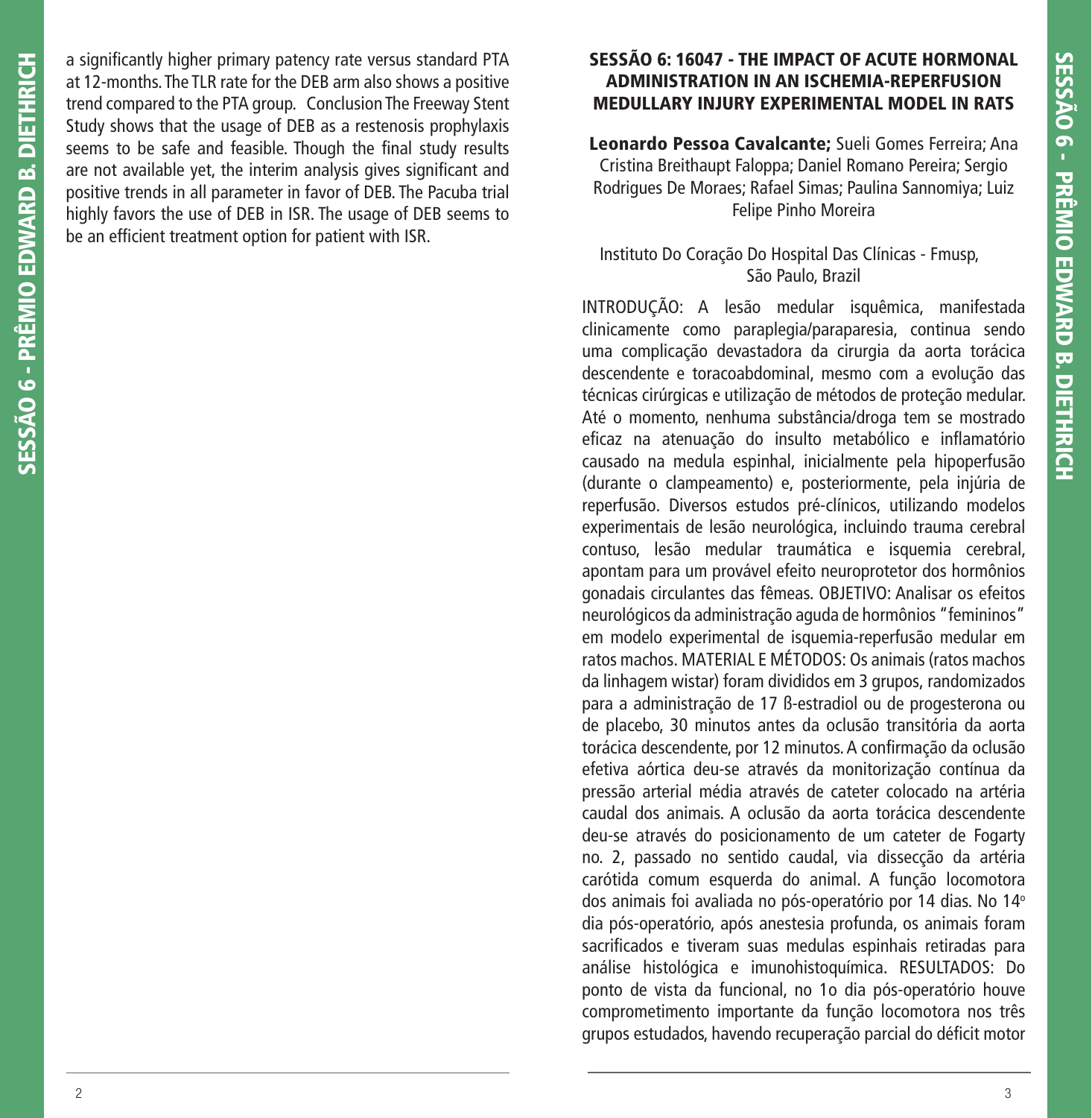a significantly higher primary patency rate versus standard PTA at 12-months. The TLR rate for the DEB arm also shows a positive trend compared to the PTA group. Conclusion The Freeway Stent Study shows that the usage of DEB as a restenosis prophylaxis seems to be safe and feasible. Though the final study results are not available yet, the interim analysis gives significant and positive trends in all parameter in favor of DEB. The Pacuba trial highly favors the use of DEB in ISR. The usage of DEB seems to be an efficient treatment option for patient with ISR.

## SESSÃO 6: 16047 - THE IMPACT OF ACUTE HORMONAL ADMINISTRATION IN AN ISCHEMIA-REPERFUSION MEDULLARY INJURY EXPERIMENTAL MODEL IN RATS

**Leonardo Pessoa Cavalcante;** Sueli Gomes Ferreira; Ana Cristina Breithaupt Faloppa; Daniel Romano Pereira; Sergio Rodrigues De Moraes; Rafael Simas; Paulina Sannomiya; Luiz Felipe Pinho Moreira

Instituto Do Coração Do Hospital Das Clínicas - Fmusp, São Paulo, Brazil

INTRODUÇÃO: A lesão medular isquêmica, manifestada clinicamente como paraplegia/paraparesia, continua sendo uma complicação devastadora da cirurgia da aorta torácica descendente e toracoabdominal, mesmo com a evolução das técnicas cirúrgicas e utilização de métodos de proteção medular. Até o momento, nenhuma substância/droga tem se mostrado eficaz na atenuação do insulto metabólico e inflamatório causado na medula espinhal, inicialmente pela hipoperfusão (durante o clampeamento) e, posteriormente, pela injúria de reperfusão. Diversos estudos pré-clínicos, utilizando modelos experimentais de lesão neurológica, incluindo trauma cerebral contuso, lesão medular traumática e isquemia cerebral, apontam para um provável efeito neuroprotetor dos hormônios gonadais circulantes das fêmeas. OBJETIVO: Analisar os efeitos neurológicos da administração aguda de hormônios "femininos" em modelo experimental de isquemia-reperfusão medular em ratos machos. MATERIAL E MÉTODOS: Os animais (ratos machos da linhagem wistar) foram divididos em 3 grupos, randomizados para a administração de 17 ß-estradiol ou de progesterona ou de placebo, 30 minutos antes da oclusão transitória da aorta torácica descendente, por 12 minutos. A confirmação da oclusão efetiva aórtica deu-se através da monitorização contínua da pressão arterial média através de cateter colocado na artéria caudal dos animais. A oclusão da aorta torácica descendente deu-se através do posicionamento de um cateter de Fogarty no. 2, passado no sentido caudal, via dissecção da artéria carótida comum esquerda do animal. A função locomotora dos animais foi avaliada no pós-operatório por 14 dias. No 14º dia pós-operatório, após anestesia profunda, os animais foram sacrificados e tiveram suas medulas espinhais retiradas para análise histológica e imunohistoquímica. RESULTADOS: Do ponto de vista da funcional, no 1o dia pós-operatório houve comprometimento importante da função locomotora nos três grupos estudados, havendo recuperação parcial do déficit motor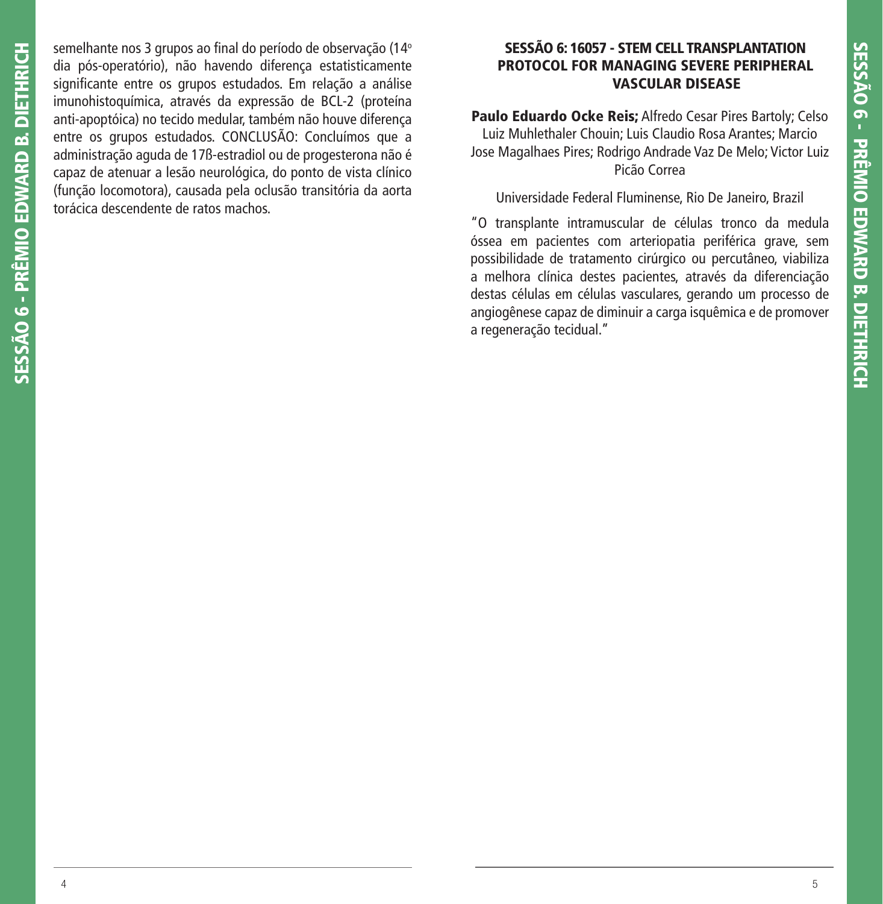semelhante nos 3 grupos ao final do período de observação (14º dia pós-operatório), não havendo diferença estatisticamente significante entre os grupos estudados. Em relação a análise imunohistoquímica, através da expressão de BCL-2 (proteína anti-apoptóica) no tecido medular, também não houve diferença entre os grupos estudados. CONCLUSÃO: Concluímos que a administração aguda de 17ß-estradiol ou de progesterona não é capaz de atenuar a lesão neurológica, do ponto de vista clínico (função locomotora), causada pela oclusão transitória da aorta torácica descendente de ratos machos.

## SESSÃO 6: 16057 - STEM CELL TRANSPLANTATION PROTOCOL FOR MANAGING SEVERE PERIPHERAL VASCULAR DISEASE

**Paulo Eduardo Ocke Reis;** Alfredo Cesar Pires Bartoly; Celso Luiz Muhlethaler Chouin; Luis Claudio Rosa Arantes; Marcio Jose Magalhaes Pires; Rodrigo Andrade Vaz De Melo; Victor Luiz Picão Correa

Universidade Federal Fluminense, Rio De Janeiro, Brazil

"O transplante intramuscular de células tronco da medula óssea em pacientes com arteriopatia periférica grave, sem possibilidade de tratamento cirúrgico ou percutâneo, viabiliza a melhora clínica destes pacientes, através da diferenciação destas células em células vasculares, gerando um processo de angiogênese capaz de diminuir a carga isquêmica e de promover a regeneração tecidual."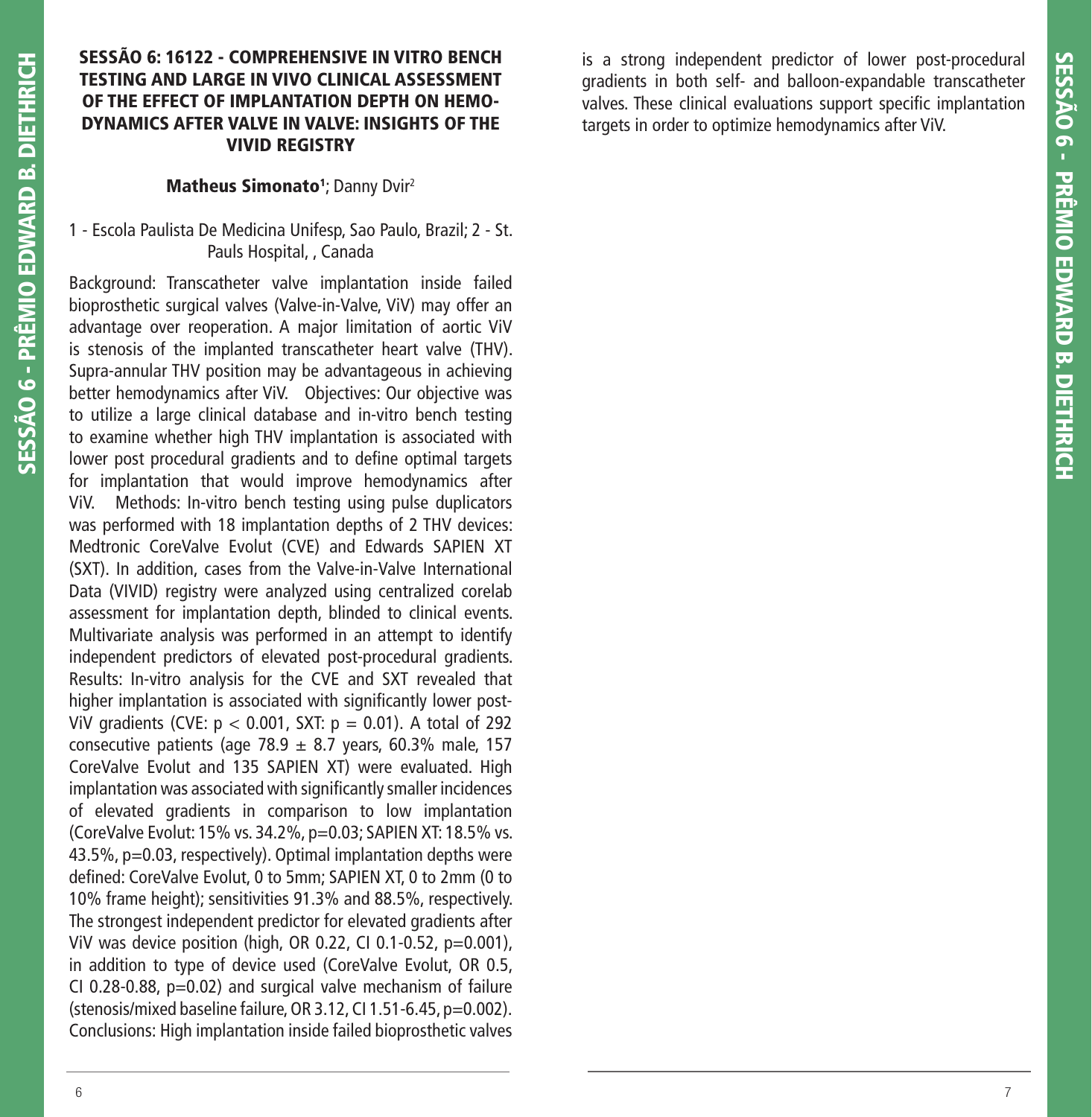## SESSÃO 6: 16122 - COMPREHENSIVE IN VITRO BENCH TESTING AND LARGE IN VIVO CLINICAL ASSESSMENT OF THE EFFECT OF IMPLANTATION DEPTH ON HEMODYNAMICS AFTER VALVE IN VALVE: INSIGHTS OF THE VIVID REGISTRY

**Matheus Simonato**[1]; Danny Dvir[2]

1 - Escola Paulista De Medicina Unifesp, Sao Paulo, Brazil; 2 - St. Pauls Hospital, , Canada

Background: Transcatheter valve implantation inside failed bioprosthetic surgical valves (Valve-in-Valve, ViV) may offer an advantage over reoperation. A major limitation of aortic ViV is stenosis of the implanted transcatheter heart valve (THV). Supra-annular THV position may be advantageous in achieving better hemodynamics after ViV. Objectives: Our objective was to utilize a large clinical database and in-vitro bench testing to examine whether high THV implantation is associated with lower post procedural gradients and to define optimal targets for implantation that would improve hemodynamics after ViV. Methods: In-vitro bench testing using pulse duplicators was performed with 18 implantation depths of 2 THV devices: Medtronic CoreValve Evolut (CVE) and Edwards SAPIEN XT (SXT). In addition, cases from the Valve-in-Valve International Data (VIVID) registry were analyzed using centralized corelab assessment for implantation depth, blinded to clinical events. Multivariate analysis was performed in an attempt to identify independent predictors of elevated post-procedural gradients. Results: In-vitro analysis for the CVE and SXT revealed that higher implantation is associated with significantly lower post-ViV gradients (CVE: $p < 0.001$, SXT: $p = 0.01$). A total of 292 consecutive patients (age $78.9 \pm 8.7$ years, 60.3% male, 157 CoreValve Evolut and 135 SAPIEN XT) were evaluated. High implantation was associated with significantly smaller incidences of elevated gradients in comparison to low implantation (CoreValve Evolut: 15% vs. 34.2%, p=0.03; SAPIEN XT: 18.5% vs. 43.5%, p=0.03, respectively). Optimal implantation depths were defined: CoreValve Evolut, 0 to 5mm; SAPIEN XT, 0 to 2mm (0 to 10% frame height); sensitivities 91.3% and 88.5%, respectively. The strongest independent predictor for elevated gradients after ViV was device position (high, OR 0.22, CI 0.1-0.52, p=0.001), in addition to type of device used (CoreValve Evolut, OR 0.5, CI 0.28-0.88, p=0.02) and surgical valve mechanism of failure (stenosis/mixed baseline failure, OR 3.12, CI 1.51-6.45, p=0.002). Conclusions: High implantation inside failed bioprosthetic valves is a strong independent predictor of lower post-procedural gradients in both self- and balloon-expandable transcatheter valves. These clinical evaluations support specific implantation targets in order to optimize hemodynamics after ViV.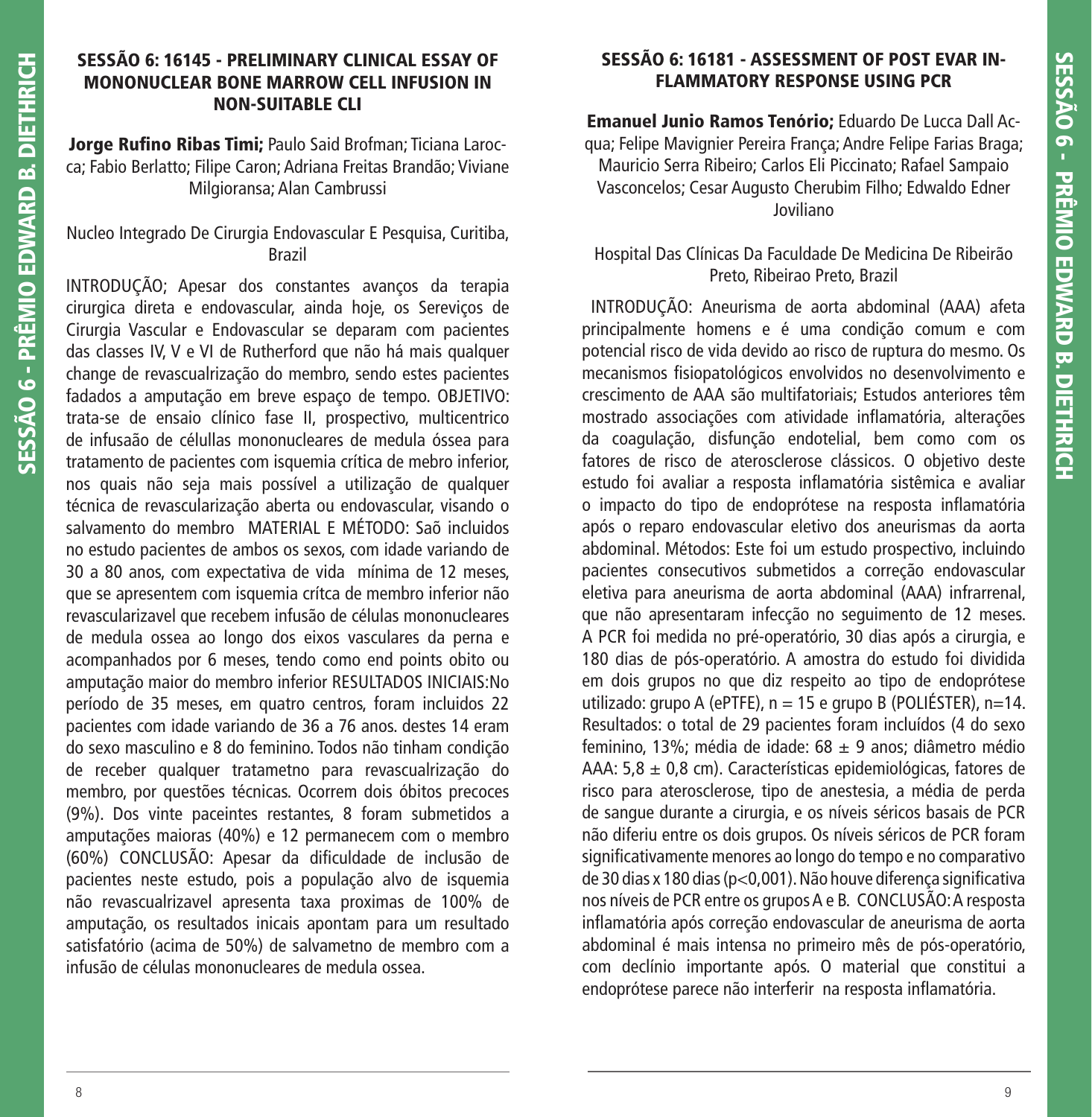## SESSÃO 6: 16145 - PRELIMINARY CLINICAL ESSAY OF MONONUCLEAR BONE MARROW CELL INFUSION IN NON-SUITABLE CLI

**Jorge Rufino Ribas Timi;** Paulo Said Brofman; Ticiana Larocca; Fabio Berlatto; Filipe Caron; Adriana Freitas Brandão; Viviane Milgioransa; Alan Cambrussi

Nucleo Integrado De Cirurgia Endovascular E Pesquisa, Curitiba, Brazil

INTRODUÇÃO; Apesar dos constantes avanços da terapia cirurgica direta e endovascular, ainda hoje, os Sereviços de Cirurgia Vascular e Endovascular se deparam com pacientes das classes IV, V e VI de Rutherford que não há mais qualquer change de revascualrização do membro, sendo estes pacientes fadados a amputação em breve espaço de tempo. OBJETIVO: trata-se de ensaio clínico fase II, prospectivo, multicentrico de infusaão de célullas mononucleares de medula óssea para tratamento de pacientes com isquemia crítica de mebro inferior, nos quais não seja mais possível a utilização de qualquer técnica de revascularização aberta ou endovascular, visando o salvamento do membro MATERIAL E MÉTODO: Saõ incluidos no estudo pacientes de ambos os sexos, com idade variando de 30 a 80 anos, com expectativa de vida mínima de 12 meses, que se apresentem com isquemia crítca de membro inferior não revascularizavel que recebem infusão de células mononucleares de medula ossea ao longo dos eixos vasculares da perna e acompanhados por 6 meses, tendo como end points obito ou amputação maior do membro inferior RESULTADOS INICIAIS:No período de 35 meses, em quatro centros, foram incluidos 22 pacientes com idade variando de 36 a 76 anos. destes 14 eram do sexo masculino e 8 do feminino. Todos não tinham condição de receber qualquer tratametno para revascualrização do membro, por questões técnicas. Ocorrem dois óbitos precoces (9%). Dos vinte paceintes restantes, 8 foram submetidos a amputações maioras (40%) e 12 permanecem com o membro (60%) CONCLUSÃO: Apesar da dificuldade de inclusão de pacientes neste estudo, pois a população alvo de isquemia não revascualrizavel apresenta taxa proximas de 100% de amputação, os resultados inicais apontam para um resultado satisfatório (acima de 50%) de salvametno de membro com a infusão de células mononucleares de medula ossea.

## SESSÃO 6: 16181 - ASSESSMENT OF POST EVAR INFLAMMATORY RESPONSE USING PCR

**Emanuel Junio Ramos Tenório;** Eduardo De Lucca Dall Acqua; Felipe Mavignier Pereira França; Andre Felipe Farias Braga; Mauricio Serra Ribeiro; Carlos Eli Piccinato; Rafael Sampaio Vasconcelos; Cesar Augusto Cherubim Filho; Edwaldo Edner Joviliano

Hospital Das Clínicas Da Faculdade De Medicina De Ribeirão Preto, Ribeirao Preto, Brazil

INTRODUÇÃO: Aneurisma de aorta abdominal (AAA) afeta principalmente homens e é uma condição comum e com potencial risco de vida devido ao risco de ruptura do mesmo. Os mecanismos fisiopatológicos envolvidos no desenvolvimento e crescimento de AAA são multifatoriais; Estudos anteriores têm mostrado associações com atividade inflamatória, alterações da coagulação, disfunção endotelial, bem como com os fatores de risco de aterosclerose clássicos. O objetivo deste estudo foi avaliar a resposta inflamatória sistêmica e avaliar o impacto do tipo de endoprótese na resposta inflamatória após o reparo endovascular eletivo dos aneurismas da aorta abdominal. Métodos: Este foi um estudo prospectivo, incluindo pacientes consecutivos submetidos a correção endovascular eletiva para aneurisma de aorta abdominal (AAA) infrarrenal, que não apresentaram infecção no seguimento de 12 meses. A PCR foi medida no pré-operatório, 30 dias após a cirurgia, e 180 dias de pós-operatório. A amostra do estudo foi dividida em dois grupos no que diz respeito ao tipo de endoprótese utilizado: grupo A (ePTFE), n = 15 e grupo B (POLIÉSTER), n=14. Resultados: o total de 29 pacientes foram incluídos (4 do sexo feminino, 13%; média de idade: 68 ± 9 anos; diâmetro médio AAA: 5,8 ± 0,8 cm). Características epidemiológicas, fatores de risco para aterosclerose, tipo de anestesia, a média de perda de sangue durante a cirurgia, e os níveis séricos basais de PCR não diferiu entre os dois grupos. Os níveis séricos de PCR foram significativamente menores ao longo do tempo e no comparativo de 30 dias x 180 dias ($p<0,001$). Não houve diferença significativa nos níveis de PCR entre os grupos A e B. CONCLUSÃO: A resposta inflamatória após correção endovascular de aneurisma de aorta abdominal é mais intensa no primeiro mês de pós-operatório, com declínio importante após. O material que constitui a endoprótese parece não interferir na resposta inflamatória.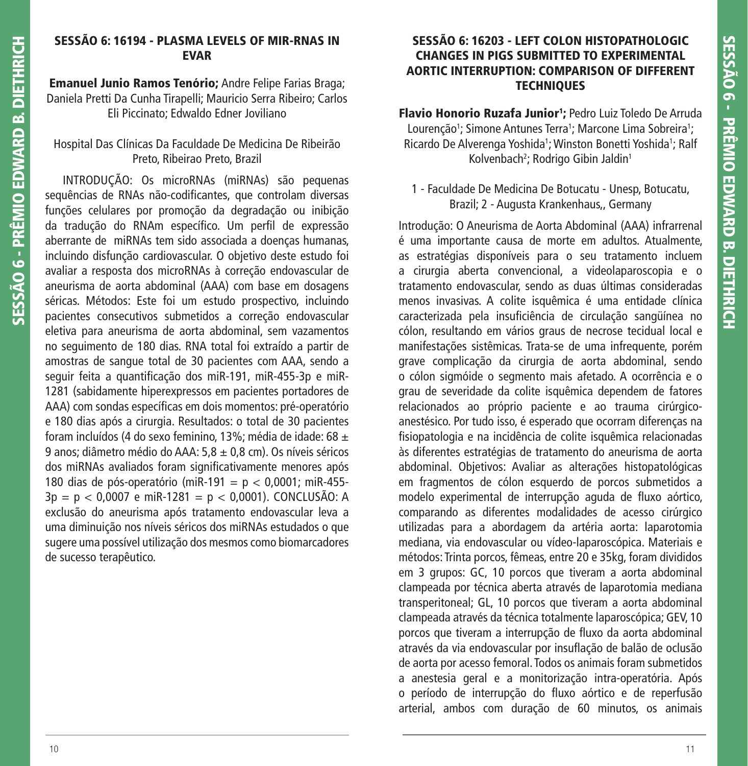## SESSÃO 6: 16194 - PLASMA LEVELS OF MIR-RNAS IN EVAR

**Emanuel Junio Ramos Tenório;** Andre Felipe Farias Braga; Daniela Pretti Da Cunha Tirapelli; Mauricio Serra Ribeiro; Carlos Eli Piccinato; Edwaldo Edner Joviliano

Hospital Das Clínicas Da Faculdade De Medicina De Ribeirão Preto, Ribeirao Preto, Brazil

INTRODUÇÃO: Os microRNAs (miRNAs) são pequenas sequências de RNAs não-codificantes, que controlam diversas funções celulares por promoção da degradação ou inibição da tradução do RNAm específico. Um perfil de expressão aberrante de miRNAs tem sido associada a doenças humanas, incluindo disfunção cardiovascular. O objetivo deste estudo foi avaliar a resposta dos microRNAs à correção endovascular de aneurisma de aorta abdominal (AAA) com base em dosagens séricas. Métodos: Este foi um estudo prospectivo, incluindo pacientes consecutivos submetidos a correção endovascular eletiva para aneurisma de aorta abdominal, sem vazamentos no seguimento de 180 dias. RNA total foi extraído a partir de amostras de sangue total de 30 pacientes com AAA, sendo a seguir feita a quantificação dos miR-191, miR-455-3p e miR-1281 (sabidamente hiperexpressos em pacientes portadores de AAA) com sondas específicas em dois momentos: pré-operatório e 180 dias após a cirurgia. Resultados: o total de 30 pacientes foram incluídos (4 do sexo feminino, 13%; média de idade: $68 \pm 9$ anos; diâmetro médio do AAA: $5{,}8 \pm 0{,}8$ cm). Os níveis séricos dos miRNAs avaliados foram significativamente menores após 180 dias de pós-operatório (miR-191 = $p < 0{,}0001$; miR-455-3p = $p < 0{,}0007$ e miR-1281 = $p < 0{,}0001$). CONCLUSÃO: A exclusão do aneurisma após tratamento endovascular leva a uma diminuição nos níveis séricos dos miRNAs estudados o que sugere uma possível utilização dos mesmos como biomarcadores de sucesso terapêutico.

## SESSÃO 6: 16203 - LEFT COLON HISTOPATHOLOGIC CHANGES IN PIGS SUBMITTED TO EXPERIMENTAL AORTIC INTERRUPTION: COMPARISON OF DIFFERENT TECHNIQUES

**Flavio Honorio Ruzafa Junior[1];** Pedro Luiz Toledo De Arruda Lourenção[1]; Simone Antunes Terra[1]; Marcone Lima Sobreira[1]; Ricardo De Alverenga Yoshida[1]; Winston Bonetti Yoshida[1]; Ralf Kolvenbach[2]; Rodrigo Gibin Jaldin[1]

1 - Faculdade De Medicina De Botucatu - Unesp, Botucatu, Brazil; 2 - Augusta Krankenhaus,, Germany

Introdução: O Aneurisma de Aorta Abdominal (AAA) infrarrenal é uma importante causa de morte em adultos. Atualmente, as estratégias disponíveis para o seu tratamento incluem a cirurgia aberta convencional, a videolaparoscopia e o tratamento endovascular, sendo as duas últimas consideradas menos invasivas. A colite isquêmica é uma entidade clínica caracterizada pela insuficiência de circulação sangüínea no cólon, resultando em vários graus de necrose tecidual local e manifestações sistêmicas. Trata-se de uma infrequente, porém grave complicação da cirurgia de aorta abdominal, sendo o cólon sigmóide o segmento mais afetado. A ocorrência e o grau de severidade da colite isquêmica dependem de fatores relacionados ao próprio paciente e ao trauma cirúrgico-anestésico. Por tudo isso, é esperado que ocorram diferenças na fisiopatologia e na incidência de colite isquêmica relacionadas às diferentes estratégias de tratamento do aneurisma de aorta abdominal. Objetivos: Avaliar as alterações histopatológicas em fragmentos de cólon esquerdo de porcos submetidos a modelo experimental de interrupção aguda de fluxo aórtico, comparando as diferentes modalidades de acesso cirúrgico utilizadas para a abordagem da artéria aorta: laparotomia mediana, via endovascular ou vídeo-laparoscópica. Materiais e métodos: Trinta porcos, fêmeas, entre 20 e 35kg, foram divididos em 3 grupos: GC, 10 porcos que tiveram a aorta abdominal clampeada por técnica aberta através de laparotomia mediana transperitoneal; GL, 10 porcos que tiveram a aorta abdominal clampeada através da técnica totalmente laparoscópica; GEV, 10 porcos que tiveram a interrupção de fluxo da aorta abdominal através da via endovascular por insuflação de balão de oclusão de aorta por acesso femoral. Todos os animais foram submetidos a anestesia geral e a monitorização intra-operatória. Após o período de interrupção do fluxo aórtico e de reperfusão arterial, ambos com duração de 60 minutos, os animais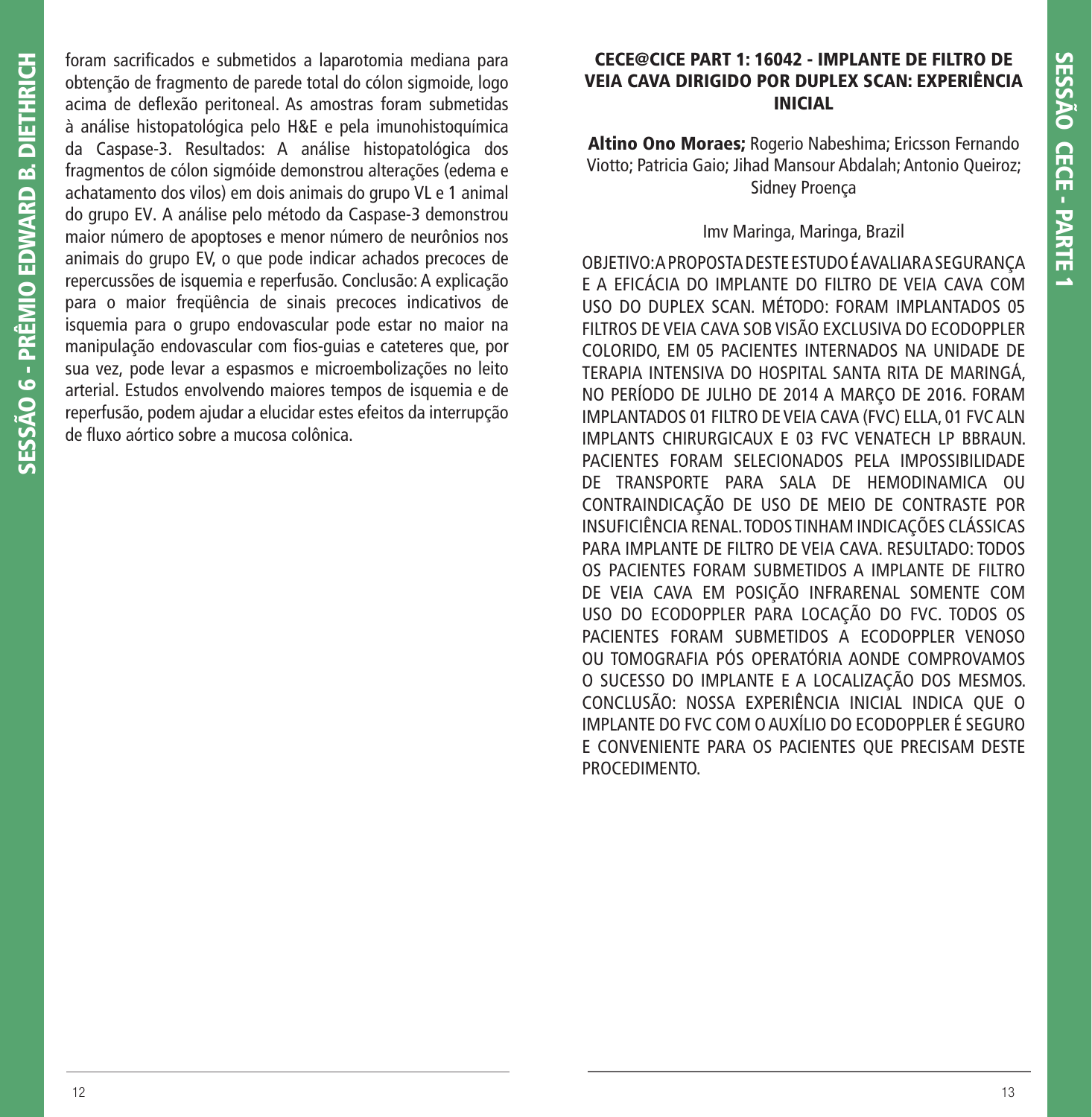foram sacrificados e submetidos a laparotomia mediana para obtenção de fragmento de parede total do cólon sigmoide, logo acima de deflexão peritoneal. As amostras foram submetidas à análise histopatológica pelo H&E e pela imunohistoquímica da Caspase-3. Resultados: A análise histopatológica dos fragmentos de cólon sigmóide demonstrou alterações (edema e achatamento dos vilos) em dois animais do grupo VL e 1 animal do grupo EV. A análise pelo método da Caspase-3 demonstrou maior número de apoptoses e menor número de neurônios nos animais do grupo EV, o que pode indicar achados precoces de repercussões de isquemia e reperfusão. Conclusão: A explicação para o maior freqüência de sinais precoces indicativos de isquemia para o grupo endovascular pode estar no maior na manipulação endovascular com fios-guias e cateteres que, por sua vez, pode levar a espasmos e microembolizações no leito arterial. Estudos envolvendo maiores tempos de isquemia e de reperfusão, podem ajudar a elucidar estes efeitos da interrupção de fluxo aórtico sobre a mucosa colônica.

## CECE@CICE PART 1: 16042 - IMPLANTE DE FILTRO DE VEIA CAVA DIRIGIDO POR DUPLEX SCAN: EXPERIÊNCIA INICIAL

**Altino Ono Moraes;** Rogerio Nabeshima; Ericsson Fernando Viotto; Patricia Gaio; Jihad Mansour Abdalah; Antonio Queiroz; Sidney Proença

Imv Maringa, Maringa, Brazil

OBJETIVO: A PROPOSTA DESTE ESTUDO É AVALIAR A SEGURANÇA E A EFICÁCIA DO IMPLANTE DO FILTRO DE VEIA CAVA COM USO DO DUPLEX SCAN. MÉTODO: FORAM IMPLANTADOS 05 FILTROS DE VEIA CAVA SOB VISÃO EXCLUSIVA DO ECODOPPLER COLORIDO, EM 05 PACIENTES INTERNADOS NA UNIDADE DE TERAPIA INTENSIVA DO HOSPITAL SANTA RITA DE MARINGÁ, NO PERÍODO DE JULHO DE 2014 A MARÇO DE 2016. FORAM IMPLANTADOS 01 FILTRO DE VEIA CAVA (FVC) ELLA, 01 FVC ALN IMPLANTS CHIRURGICAUX E 03 FVC VENATECH LP BBRAUN. PACIENTES FORAM SELECIONADOS PELA IMPOSSIBILIDADE DE TRANSPORTE PARA SALA DE HEMODINAMICA OU CONTRAINDICAÇÃO DE USO DE MEIO DE CONTRASTE POR INSUFICIÊNCIA RENAL. TODOS TINHAM INDICAÇÕES CLÁSSICAS PARA IMPLANTE DE FILTRO DE VEIA CAVA. RESULTADO: TODOS OS PACIENTES FORAM SUBMETIDOS A IMPLANTE DE FILTRO DE VEIA CAVA EM POSIÇÃO INFRARENAL SOMENTE COM USO DO ECODOPPLER PARA LOCAÇÃO DO FVC. TODOS OS PACIENTES FORAM SUBMETIDOS A ECODOPPLER VENOSO OU TOMOGRAFIA PÓS OPERATÓRIA AONDE COMPROVAMOS O SUCESSO DO IMPLANTE E A LOCALIZAÇÃO DOS MESMOS. CONCLUSÃO: NOSSA EXPERIÊNCIA INICIAL INDICA QUE O IMPLANTE DO FVC COM O AUXÍLIO DO ECODOPPLER É SEGURO E CONVENIENTE PARA OS PACIENTES QUE PRECISAM DESTE PROCEDIMENTO.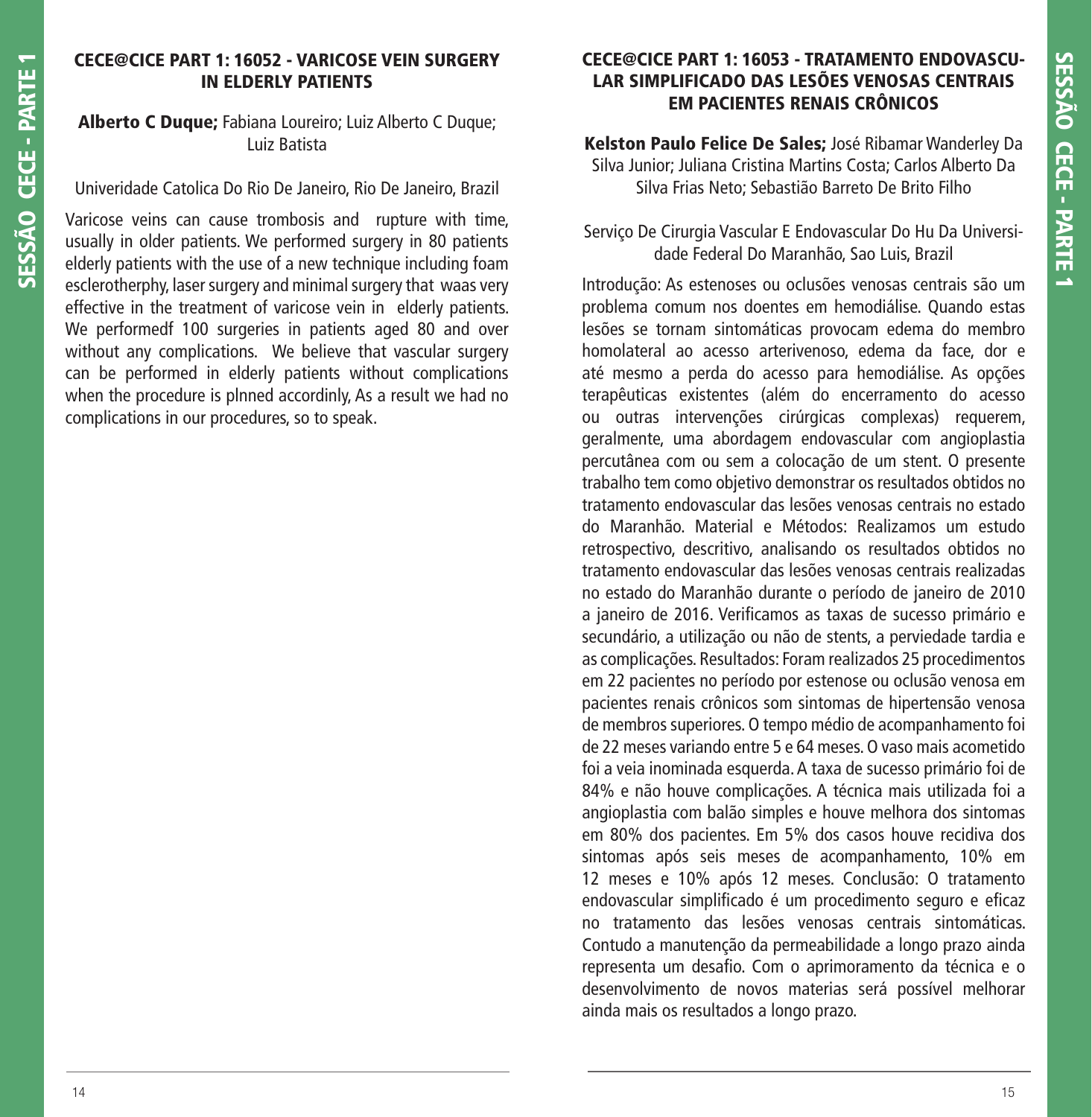## CECE@CICE PART 1: 16052 - VARICOSE VEIN SURGERY IN ELDERLY PATIENTS

**Alberto C Duque;** Fabiana Loureiro; Luiz Alberto C Duque; Luiz Batista

Univeridade Catolica Do Rio De Janeiro, Rio De Janeiro, Brazil

Varicose veins can cause trombosis and rupture with time, usually in older patients. We performed surgery in 80 patients elderly patients with the use of a new technique including foam esclerotherphy, laser surgery and minimal surgery that waas very effective in the treatment of varicose vein in elderly patients. We performedf 100 surgeries in patients aged 80 and over without any complications. We believe that vascular surgery can be performed in elderly patients without complications when the procedure is plnned accordinly, As a result we had no complications in our procedures, so to speak.

## CECE@CICE PART 1: 16053 - TRATAMENTO ENDOVASCULAR SIMPLIFICADO DAS LESÕES VENOSAS CENTRAIS EM PACIENTES RENAIS CRÔNICOS

**Kelston Paulo Felice De Sales;** José Ribamar Wanderley Da Silva Junior; Juliana Cristina Martins Costa; Carlos Alberto Da Silva Frias Neto; Sebastião Barreto De Brito Filho

Serviço De Cirurgia Vascular E Endovascular Do Hu Da Universidade Federal Do Maranhão, Sao Luis, Brazil

Introdução: As estenoses ou oclusões venosas centrais são um problema comum nos doentes em hemodiálise. Quando estas lesões se tornam sintomáticas provocam edema do membro homolateral ao acesso arterivenoso, edema da face, dor e até mesmo a perda do acesso para hemodiálise. As opções terapêuticas existentes (além do encerramento do acesso ou outras intervenções cirúrgicas complexas) requerem, geralmente, uma abordagem endovascular com angioplastia percutânea com ou sem a colocação de um stent. O presente trabalho tem como objetivo demonstrar os resultados obtidos no tratamento endovascular das lesões venosas centrais no estado do Maranhão. Material e Métodos: Realizamos um estudo retrospectivo, descritivo, analisando os resultados obtidos no tratamento endovascular das lesões venosas centrais realizadas no estado do Maranhão durante o período de janeiro de 2010 a janeiro de 2016. Verificamos as taxas de sucesso primário e secundário, a utilização ou não de stents, a perviedade tardia e as complicações. Resultados: Foram realizados 25 procedimentos em 22 pacientes no período por estenose ou oclusão venosa em pacientes renais crônicos som sintomas de hipertensão venosa de membros superiores. O tempo médio de acompanhamento foi de 22 meses variando entre 5 e 64 meses. O vaso mais acometido foi a veia inominada esquerda. A taxa de sucesso primário foi de 84% e não houve complicações. A técnica mais utilizada foi a angioplastia com balão simples e houve melhora dos sintomas em 80% dos pacientes. Em 5% dos casos houve recidiva dos sintomas após seis meses de acompanhamento, 10% em 12 meses e 10% após 12 meses. Conclusão: O tratamento endovascular simplificado é um procedimento seguro e eficaz no tratamento das lesões venosas centrais sintomáticas. Contudo a manutenção da permeabilidade a longo prazo ainda representa um desafio. Com o aprimoramento da técnica e o desenvolvimento de novos materias será possível melhorar ainda mais os resultados a longo prazo.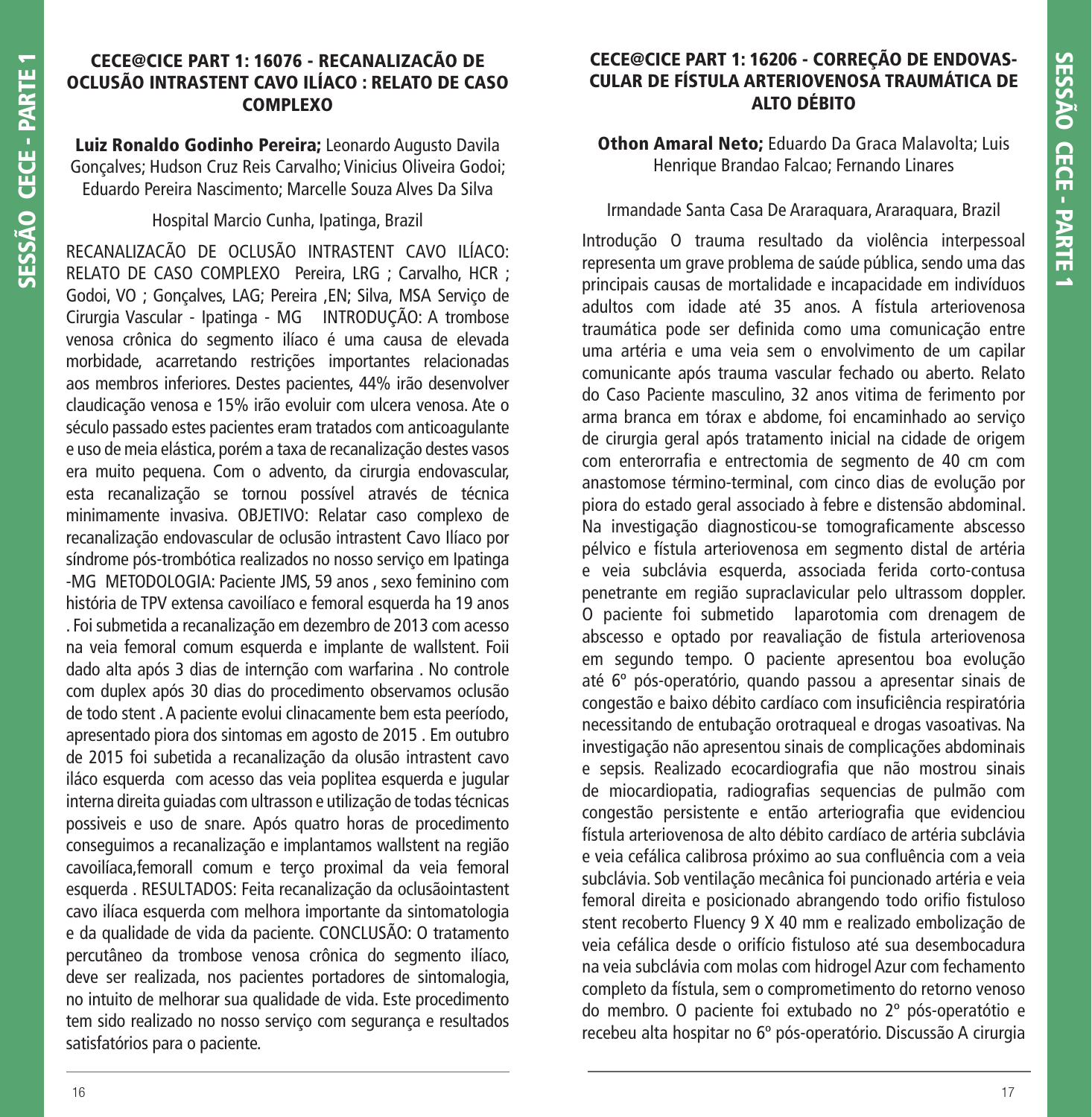## CECE@CICE PART 1: 16076 - RECANALIZACÃO DE OCLUSÃO INTRASTENT CAVO ILÍACO : RELATO DE CASO COMPLEXO

**Luiz Ronaldo Godinho Pereira;** Leonardo Augusto Davila Gonçalves; Hudson Cruz Reis Carvalho; Vinicius Oliveira Godoi; Eduardo Pereira Nascimento; Marcelle Souza Alves Da Silva

Hospital Marcio Cunha, Ipatinga, Brazil

RECANALIZACÃO DE OCLUSÃO INTRASTENT CAVO ILÍACO: RELATO DE CASO COMPLEXO Pereira, LRG ; Carvalho, HCR ; Godoi, VO ; Gonçalves, LAG; Pereira ,EN; Silva, MSA Serviço de Cirurgia Vascular - Ipatinga - MG INTRODUÇÃO: A trombose venosa crônica do segmento ilíaco é uma causa de elevada morbidade, acarretando restrições importantes relacionadas aos membros inferiores. Destes pacientes, 44% irão desenvolver claudicação venosa e 15% irão evoluir com ulcera venosa. Ate o século passado estes pacientes eram tratados com anticoagulante e uso de meia elástica, porém a taxa de recanalização destes vasos era muito pequena. Com o advento, da cirurgia endovascular, esta recanalização se tornou possível através de técnica minimamente invasiva. OBJETIVO: Relatar caso complexo de recanalização endovascular de oclusão intrastent Cavo Ilíaco por síndrome pós-trombótica realizados no nosso serviço em Ipatinga -MG METODOLOGIA: Paciente JMS, 59 anos , sexo feminino com história de TPV extensa cavoilíaco e femoral esquerda ha 19 anos . Foi submetida a recanalização em dezembro de 2013 com acesso na veia femoral comum esquerda e implante de wallstent. Foii dado alta após 3 dias de interncão com warfarina . No controle com duplex após 30 dias do procedimento observamos oclusão de todo stent . A paciente evolui clinacamente bem esta peeríodo, apresentado piora dos sintomas em agosto de 2015 . Em outubro de 2015 foi subetida a recanalização da olusão intrastent cavo iláco esquerda com acesso das veia poplitea esquerda e jugular interna direita guiadas com ultrasson e utilização de todas técnicas possiveis e uso de snare. Após quatro horas de procedimento conseguimos a recanalização e implantamos wallstent na região cavoilíaca,femorall comum e terço proximal da veia femoral esquerda . RESULTADOS: Feita recanalização da oclusãointastent cavo ilíaca esquerda com melhora importante da sintomatologia e da qualidade de vida da paciente. CONCLUSÃO: O tratamento percutâneo da trombose venosa crônica do segmento ilíaco, deve ser realizada, nos pacientes portadores de sintomalogia, no intuito de melhorar sua qualidade de vida. Este procedimento tem sido realizado no nosso serviço com segurança e resultados satisfatórios para o paciente.

## CECE@CICE PART 1: 16206 - CORREÇÃO DE ENDOVASCULAR DE FÍSTULA ARTERIOVENOSA TRAUMÁTICA DE ALTO DÉBITO

**Othon Amaral Neto;** Eduardo Da Graca Malavolta; Luis Henrique Brandao Falcao; Fernando Linares

Irmandade Santa Casa De Araraquara, Araraquara, Brazil

Introdução O trauma resultado da violência interpessoal representa um grave problema de saúde pública, sendo uma das principais causas de mortalidade e incapacidade em indivíduos adultos com idade até 35 anos. A fístula arteriovenosa traumática pode ser definida como uma comunicação entre uma artéria e uma veia sem o envolvimento de um capilar comunicante após trauma vascular fechado ou aberto. Relato do Caso Paciente masculino, 32 anos vitima de ferimento por arma branca em tórax e abdome, foi encaminhado ao serviço de cirurgia geral após tratamento inicial na cidade de origem com enterorrafia e entrectomia de segmento de 40 cm com anastomose término-terminal, com cinco dias de evolução por piora do estado geral associado à febre e distensão abdominal. Na investigação diagnosticou-se tomograficamente abscesso pélvico e fístula arteriovenosa em segmento distal de artéria e veia subclávia esquerda, associada ferida corto-contusa penetrante em região supraclavicular pelo ultrassom doppler. O paciente foi submetido laparotomia com drenagem de abscesso e optado por reavaliação de fistula arteriovenosa em segundo tempo. O paciente apresentou boa evolução até 6º pós-operatório, quando passou a apresentar sinais de congestão e baixo débito cardíaco com insuficiência respiratória necessitando de entubação orotraqueal e drogas vasoativas. Na investigação não apresentou sinais de complicações abdominais e sepsis. Realizado ecocardiografia que não mostrou sinais de miocardiopatia, radiografias sequencias de pulmão com congestão persistente e então arteriografia que evidenciou fístula arteriovenosa de alto débito cardíaco de artéria subclávia e veia cefálica calibrosa próximo ao sua confluência com a veia subclávia. Sob ventilação mecânica foi puncionado artéria e veia femoral direita e posicionado abrangendo todo orifio fistuloso stent recoberto Fluency 9 X 40 mm e realizado embolização de veia cefálica desde o orifício fistuloso até sua desembocadura na veia subclávia com molas com hidrogel Azur com fechamento completo da fístula, sem o comprometimento do retorno venoso do membro. O paciente foi extubado no 2º pós-operatótio e recebeu alta hospitar no 6º pós-operatório. Discussão A cirurgia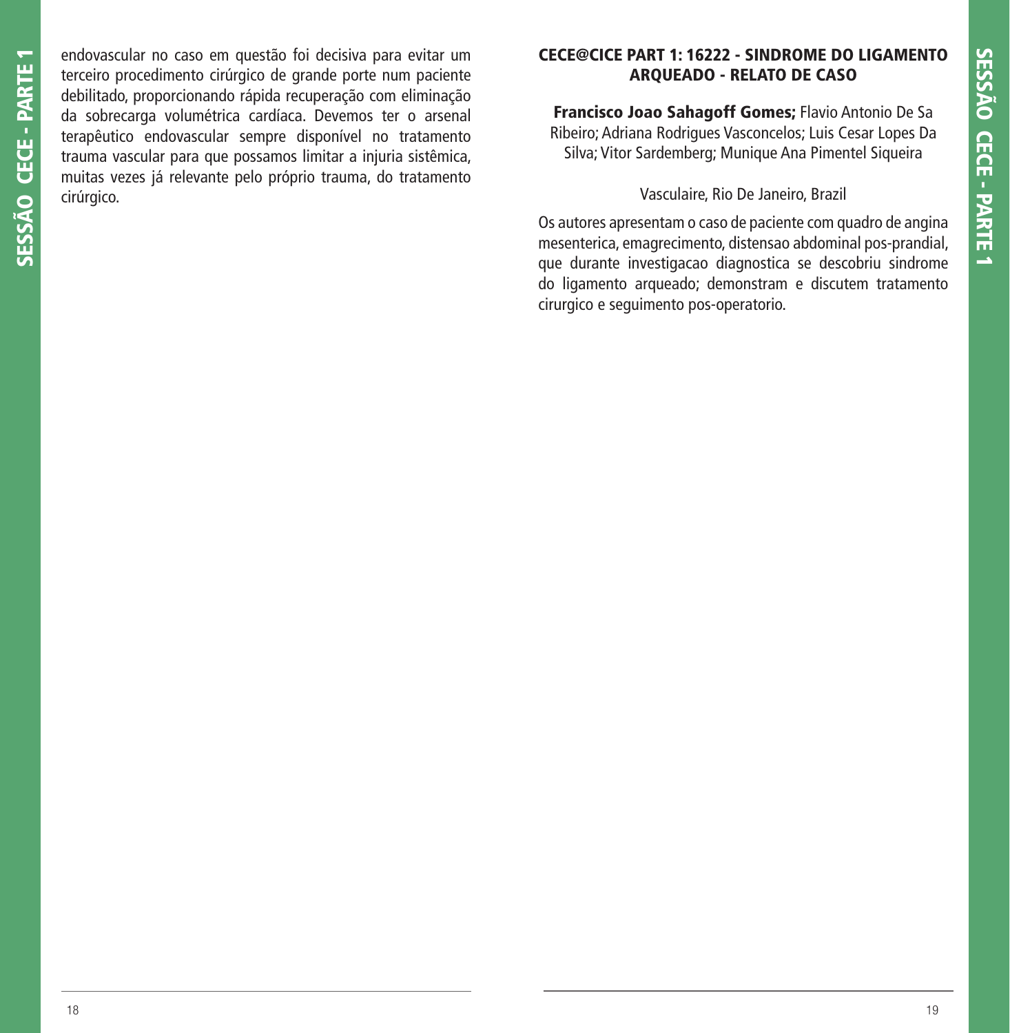endovascular no caso em questão foi decisiva para evitar um terceiro procedimento cirúrgico de grande porte num paciente debilitado, proporcionando rápida recuperação com eliminação da sobrecarga volumétrica cardíaca. Devemos ter o arsenal terapêutico endovascular sempre disponível no tratamento trauma vascular para que possamos limitar a injuria sistêmica, muitas vezes já relevante pelo próprio trauma, do tratamento cirúrgico.

## CECE@CICE PART 1: 16222 - SINDROME DO LIGAMENTO ARQUEADO - RELATO DE CASO

**Francisco Joao Sahagoff Gomes;** Flavio Antonio De Sa Ribeiro; Adriana Rodrigues Vasconcelos; Luis Cesar Lopes Da Silva; Vitor Sardemberg; Munique Ana Pimentel Siqueira

Vasculaire, Rio De Janeiro, Brazil

Os autores apresentam o caso de paciente com quadro de angina mesenterica, emagrecimento, distensao abdominal pos-prandial, que durante investigacao diagnostica se descobriu sindrome do ligamento arqueado; demonstram e discutem tratamento cirurgico e seguimento pos-operatorio.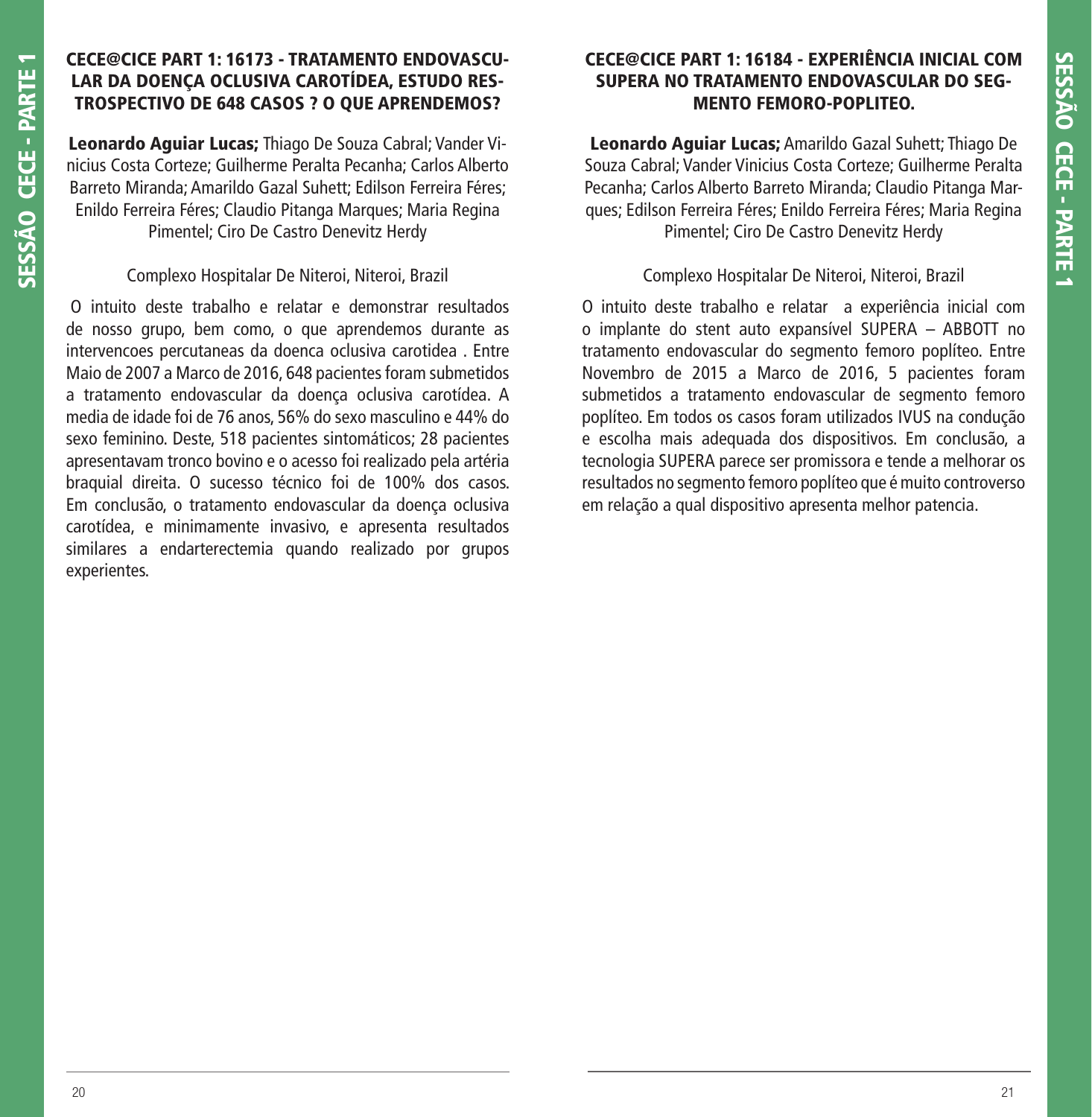## CECE@CICE PART 1: 16173 - TRATAMENTO ENDOVASCULAR DA DOENÇA OCLUSIVA CAROTÍDEA, ESTUDO RESTROSPECTIVO DE 648 CASOS ? O QUE APRENDEMOS?

**Leonardo Aguiar Lucas;** Thiago De Souza Cabral; Vander Vinicius Costa Corteze; Guilherme Peralta Pecanha; Carlos Alberto Barreto Miranda; Amarildo Gazal Suhett; Edilson Ferreira Féres; Enildo Ferreira Féres; Claudio Pitanga Marques; Maria Regina Pimentel; Ciro De Castro Denevitz Herdy

Complexo Hospitalar De Niteroi, Niteroi, Brazil

O intuito deste trabalho e relatar e demonstrar resultados de nosso grupo, bem como, o que aprendemos durante as intervencoes percutaneas da doenca oclusiva carotidea . Entre Maio de 2007 a Marco de 2016, 648 pacientes foram submetidos a tratamento endovascular da doença oclusiva carotídea. A media de idade foi de 76 anos, 56% do sexo masculino e 44% do sexo feminino. Deste, 518 pacientes sintomáticos; 28 pacientes apresentavam tronco bovino e o acesso foi realizado pela artéria braquial direita. O sucesso técnico foi de 100% dos casos. Em conclusão, o tratamento endovascular da doença oclusiva carotídea, e minimamente invasivo, e apresenta resultados similares a endarterectemia quando realizado por grupos experientes.

## CECE@CICE PART 1: 16184 - EXPERIÊNCIA INICIAL COM SUPERA NO TRATAMENTO ENDOVASCULAR DO SEGMENTO FEMORO-POPLITEO.

**Leonardo Aguiar Lucas;** Amarildo Gazal Suhett; Thiago De Souza Cabral; Vander Vinicius Costa Corteze; Guilherme Peralta Pecanha; Carlos Alberto Barreto Miranda; Claudio Pitanga Marques; Edilson Ferreira Féres; Enildo Ferreira Féres; Maria Regina Pimentel; Ciro De Castro Denevitz Herdy

Complexo Hospitalar De Niteroi, Niteroi, Brazil

O intuito deste trabalho e relatar a experiência inicial com o implante do stent auto expansível SUPERA – ABBOTT no tratamento endovascular do segmento femoro poplíteo. Entre Novembro de 2015 a Marco de 2016, 5 pacientes foram submetidos a tratamento endovascular de segmento femoro poplíteo. Em todos os casos foram utilizados IVUS na condução e escolha mais adequada dos dispositivos. Em conclusão, a tecnologia SUPERA parece ser promissora e tende a melhorar os resultados no segmento femoro poplíteo que é muito controverso em relação a qual dispositivo apresenta melhor patencia.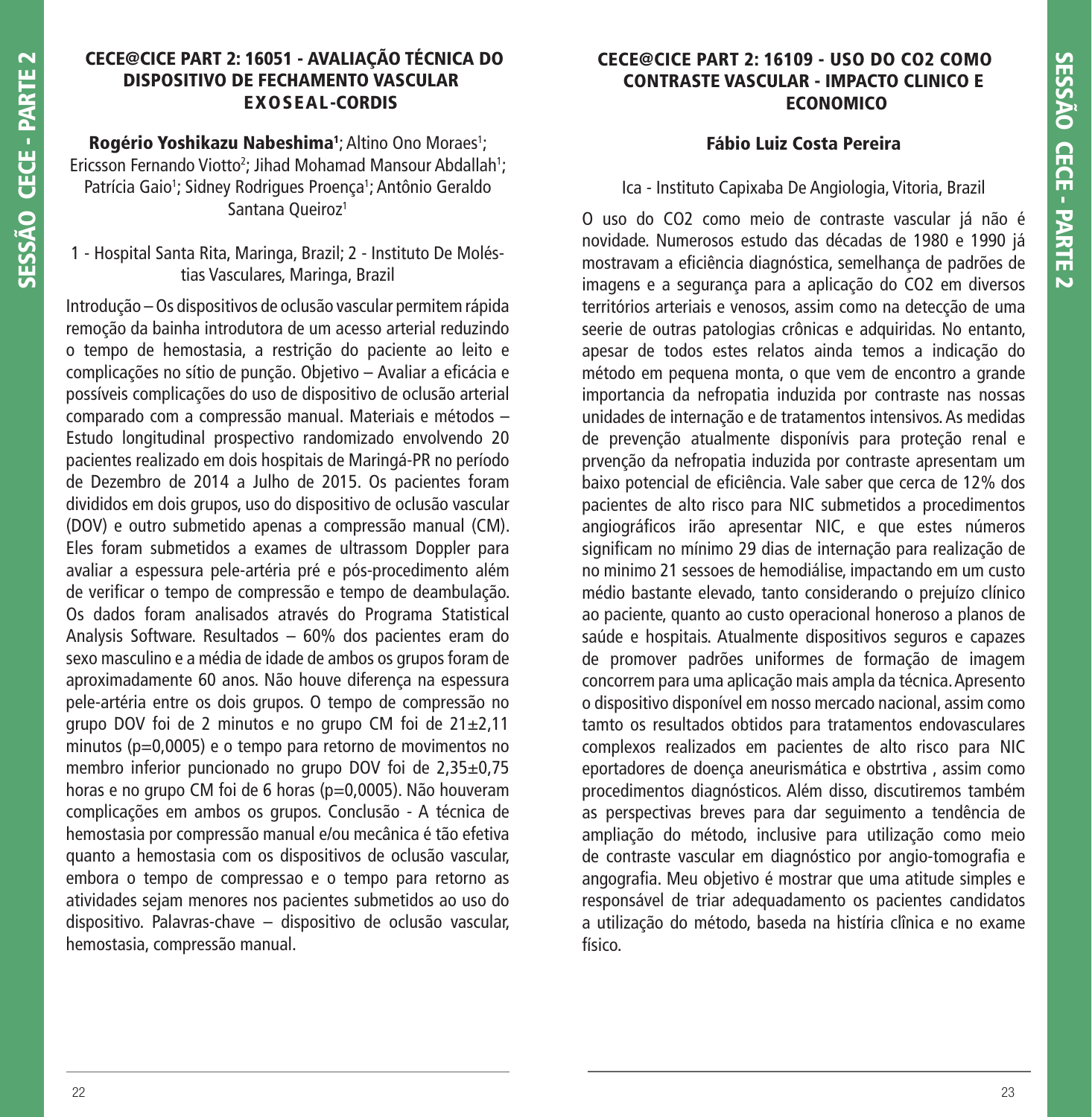## CECE@CICE PART 2: 16051 - AVALIAÇÃO TÉCNICA DO DISPOSITIVO DE FECHAMENTO VASCULAR EXOSEAL-CORDIS

**Rogério Yoshikazu Nabeshima**[1]; Altino Ono Moraes[1]; Ericsson Fernando Viotto[2]; Jihad Mohamad Mansour Abdallah[1]; Patrícia Gaio[1]; Sidney Rodrigues Proença[1]; Antônio Geraldo Santana Queiroz[1]

1 - Hospital Santa Rita, Maringa, Brazil; 2 - Instituto De Moléstias Vasculares, Maringa, Brazil

Introdução – Os dispositivos de oclusão vascular permitem rápida remoção da bainha introdutora de um acesso arterial reduzindo o tempo de hemostasia, a restrição do paciente ao leito e complicações no sítio de punção. Objetivo – Avaliar a eficácia e possíveis complicações do uso de dispositivo de oclusão arterial comparado com a compressão manual. Materiais e métodos – Estudo longitudinal prospectivo randomizado envolvendo 20 pacientes realizado em dois hospitais de Maringá-PR no período de Dezembro de 2014 a Julho de 2015. Os pacientes foram divididos em dois grupos, uso do dispositivo de oclusão vascular (DOV) e outro submetido apenas a compressão manual (CM). Eles foram submetidos a exames de ultrassom Doppler para avaliar a espessura pele-artéria pré e pós-procedimento além de verificar o tempo de compressão e tempo de deambulação. Os dados foram analisados através do Programa Statistical Analysis Software. Resultados – 60% dos pacientes eram do sexo masculino e a média de idade de ambos os grupos foram de aproximadamente 60 anos. Não houve diferença na espessura pele-artéria entre os dois grupos. O tempo de compressão no grupo DOV foi de 2 minutos e no grupo CM foi de 21±2,11 minutos (p=0,0005) e o tempo para retorno de movimentos no membro inferior puncionado no grupo DOV foi de 2,35±0,75 horas e no grupo CM foi de 6 horas (p=0,0005). Não houveram complicações em ambos os grupos. Conclusão - A técnica de hemostasia por compressão manual e/ou mecânica é tão efetiva quanto a hemostasia com os dispositivos de oclusão vascular, embora o tempo de compressao e o tempo para retorno as atividades sejam menores nos pacientes submetidos ao uso do dispositivo. Palavras-chave – dispositivo de oclusão vascular, hemostasia, compressão manual.

## CECE@CICE PART 2: 16109 - USO DO CO2 COMO CONTRASTE VASCULAR - IMPACTO CLINICO E ECONOMICO

**Fábio Luiz Costa Pereira**

Ica - Instituto Capixaba De Angiologia, Vitoria, Brazil

O uso do $CO_2$ como meio de contraste vascular já não é novidade. Numerosos estudo das décadas de 1980 e 1990 já mostravam a eficiência diagnóstica, semelhança de padrões de imagens e a segurança para a aplicação do $CO_2$ em diversos territórios arteriais e venosos, assim como na detecção de uma seerie de outras patologias crônicas e adquiridas. No entanto, apesar de todos estes relatos ainda temos a indicação do método em pequena monta, o que vem de encontro a grande importancia da nefropatia induzida por contraste nas nossas unidades de internação e de tratamentos intensivos. As medidas de prevenção atualmente disponívis para proteção renal e prvenção da nefropatia induzida por contraste apresentam um baixo potencial de eficiência. Vale saber que cerca de 12% dos pacientes de alto risco para NIC submetidos a procedimentos angiográficos irão apresentar NIC, e que estes números significam no mínimo 29 dias de internação para realização de no minimo 21 sessoes de hemodiálise, impactando em um custo médio bastante elevado, tanto considerando o prejuízo clínico ao paciente, quanto ao custo operacional honeroso a planos de saúde e hospitais. Atualmente dispositivos seguros e capazes de promover padrões uniformes de formação de imagem concorrem para uma aplicação mais ampla da técnica. Apresento o dispositivo disponível em nosso mercado nacional, assim como tamto os resultados obtidos para tratamentos endovasculares complexos realizados em pacientes de alto risco para NIC eportadores de doença aneurismática e obstrtiva , assim como procedimentos diagnósticos. Além disso, discutiremos também as perspectivas breves para dar seguimento a tendência de ampliação do método, inclusive para utilização como meio de contraste vascular em diagnóstico por angio-tomografia e angografia. Meu objetivo é mostrar que uma atitude simples e responsável de triar adequadamento os pacientes candidatos a utilização do método, baseda na histíria clînica e no exame físico.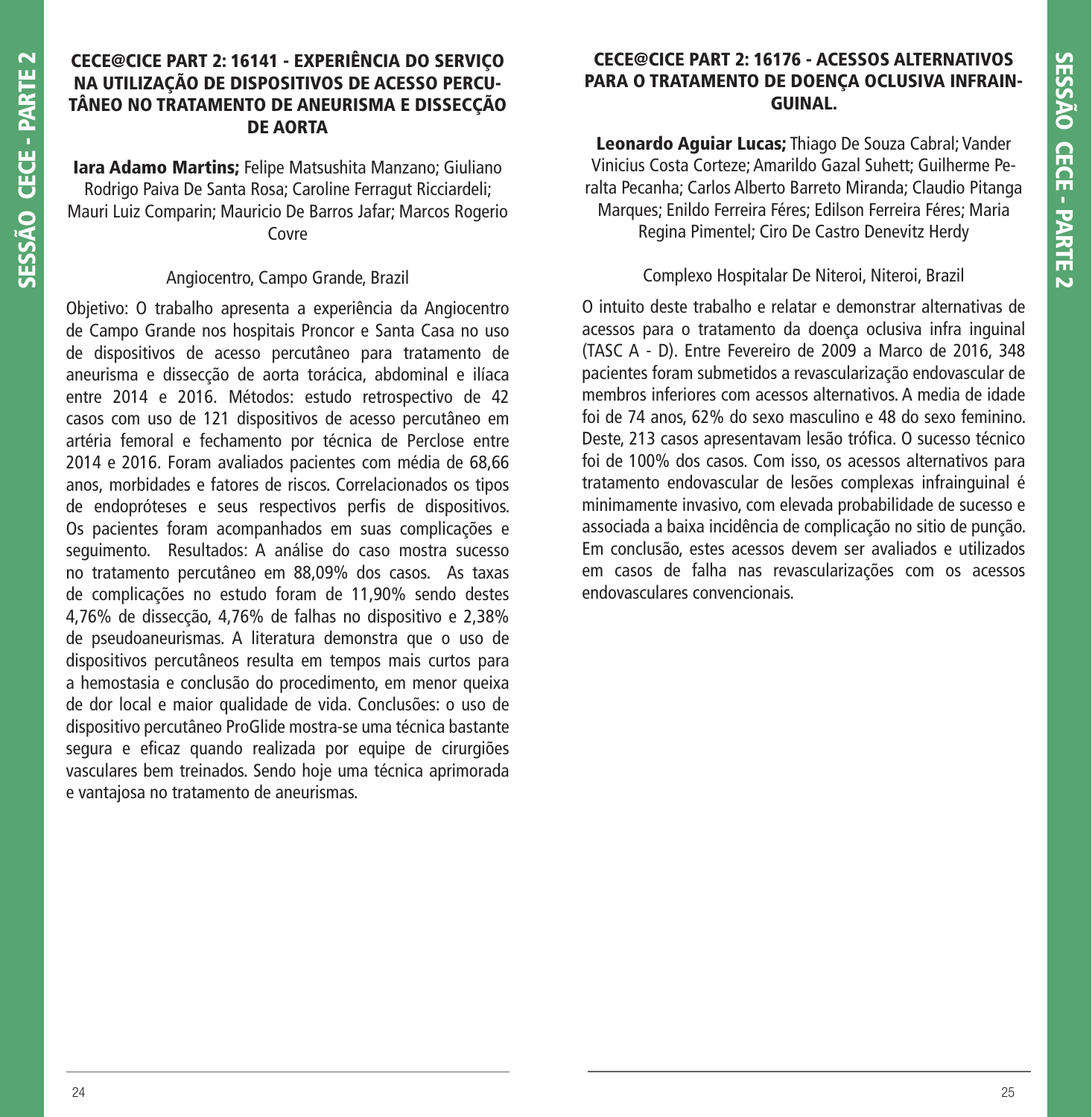## CECE@CICE PART 2: 16141 - EXPERIÊNCIA DO SERVIÇO NA UTILIZAÇÃO DE DISPOSITIVOS DE ACESSO PERCUTÂNEO NO TRATAMENTO DE ANEURISMA E DISSECÇÃO DE AORTA

**Iara Adamo Martins;** Felipe Matsushita Manzano; Giuliano Rodrigo Paiva De Santa Rosa; Caroline Ferragut Ricciardeli; Mauri Luiz Comparin; Mauricio De Barros Jafar; Marcos Rogerio Covre

Angiocentro, Campo Grande, Brazil

Objetivo: O trabalho apresenta a experiência da Angiocentro de Campo Grande nos hospitais Proncor e Santa Casa no uso de dispositivos de acesso percutâneo para tratamento de aneurisma e dissecção de aorta torácica, abdominal e ilíaca entre 2014 e 2016. Métodos: estudo retrospectivo de 42 casos com uso de 121 dispositivos de acesso percutâneo em artéria femoral e fechamento por técnica de Perclose entre 2014 e 2016. Foram avaliados pacientes com média de 68,66 anos, morbidades e fatores de riscos. Correlacionados os tipos de endopróteses e seus respectivos perfis de dispositivos. Os pacientes foram acompanhados em suas complicações e seguimento. Resultados: A análise do caso mostra sucesso no tratamento percutâneo em 88,09% dos casos. As taxas de complicações no estudo foram de 11,90% sendo destes 4,76% de dissecção, 4,76% de falhas no dispositivo e 2,38% de pseudoaneurismas. A literatura demonstra que o uso de dispositivos percutâneos resulta em tempos mais curtos para a hemostasia e conclusão do procedimento, em menor queixa de dor local e maior qualidade de vida. Conclusões: o uso de dispositivo percutâneo ProGlide mostra-se uma técnica bastante segura e eficaz quando realizada por equipe de cirurgiões vasculares bem treinados. Sendo hoje uma técnica aprimorada e vantajosa no tratamento de aneurismas.

## CECE@CICE PART 2: 16176 - ACESSOS ALTERNATIVOS PARA O TRATAMENTO DE DOENÇA OCLUSIVA INFRAINGUINAL.

**Leonardo Aguiar Lucas;** Thiago De Souza Cabral; Vander Vinicius Costa Corteze; Amarildo Gazal Suhett; Guilherme Peralta Pecanha; Carlos Alberto Barreto Miranda; Claudio Pitanga Marques; Enildo Ferreira Féres; Edilson Ferreira Féres; Maria Regina Pimentel; Ciro De Castro Denevitz Herdy

Complexo Hospitalar De Niteroi, Niteroi, Brazil

O intuito deste trabalho e relatar e demonstrar alternativas de acessos para o tratamento da doença oclusiva infra inguinal (TASC A - D). Entre Fevereiro de 2009 a Marco de 2016, 348 pacientes foram submetidos a revascularização endovascular de membros inferiores com acessos alternativos. A media de idade foi de 74 anos, 62% do sexo masculino e 48 do sexo feminino. Deste, 213 casos apresentavam lesão trófica. O sucesso técnico foi de 100% dos casos. Com isso, os acessos alternativos para tratamento endovascular de lesões complexas infrainguinal é minimamente invasivo, com elevada probabilidade de sucesso e associada a baixa incidência de complicação no sitio de punção. Em conclusão, estes acessos devem ser avaliados e utilizados em casos de falha nas revascularizações com os acessos endovasculares convencionais.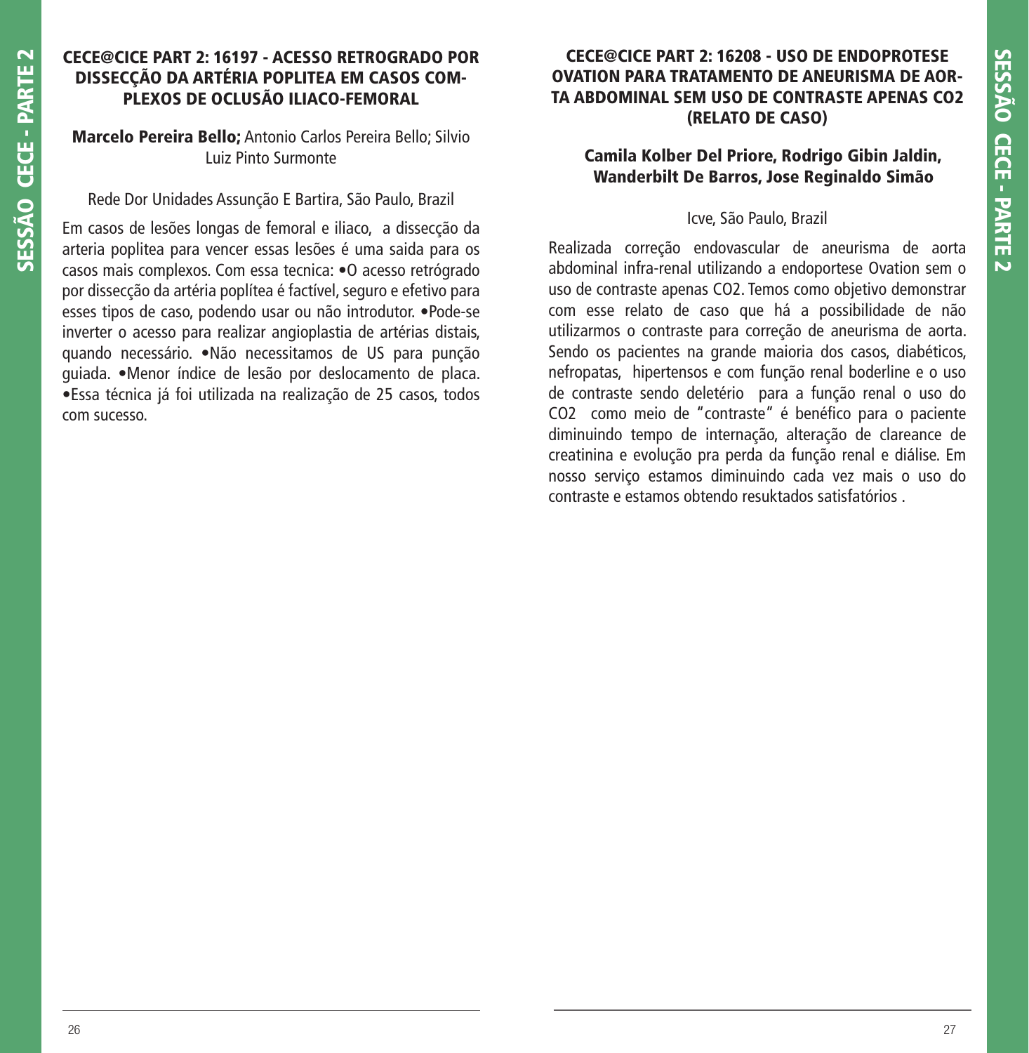## CECE@CICE PART 2: 16197 - ACESSO RETROGRADO POR DISSECÇÃO DA ARTÉRIA POPLITEA EM CASOS COMPLEXOS DE OCLUSÃO ILIACO-FEMORAL

**Marcelo Pereira Bello;** Antonio Carlos Pereira Bello; Silvio Luiz Pinto Surmonte

Rede Dor Unidades Assunção E Bartira, São Paulo, Brazil

Em casos de lesões longas de femoral e iliaco, a dissecção da arteria poplitea para vencer essas lesões é uma saida para os casos mais complexos. Com essa tecnica: •O acesso retrógrado por dissecção da artéria poplítea é factível, seguro e efetivo para esses tipos de caso, podendo usar ou não introdutor. •Pode-se inverter o acesso para realizar angioplastia de artérias distais, quando necessário. •Não necessitamos de US para punção guiada. •Menor índice de lesão por deslocamento de placa. •Essa técnica já foi utilizada na realização de 25 casos, todos com sucesso.

## CECE@CICE PART 2: 16208 - USO DE ENDOPROTESE OVATION PARA TRATAMENTO DE ANEURISMA DE AORTA ABDOMINAL SEM USO DE CONTRASTE APENAS CO2 (RELATO DE CASO)

**Camila Kolber Del Priore, Rodrigo Gibin Jaldin, Wanderbilt De Barros, Jose Reginaldo Simão**

Icve, São Paulo, Brazil

Realizada correção endovascular de aneurisma de aorta abdominal infra-renal utilizando a endoportese Ovation sem o uso de contraste apenas CO2. Temos como objetivo demonstrar com esse relato de caso que há a possibilidade de não utilizarmos o contraste para correção de aneurisma de aorta. Sendo os pacientes na grande maioria dos casos, diabéticos, nefropatas, hipertensos e com função renal boderline e o uso de contraste sendo deletério para a função renal o uso do CO2 como meio de "contraste" é benéfico para o paciente diminuindo tempo de internação, alteração de clareance de creatinina e evolução pra perda da função renal e diálise. Em nosso serviço estamos diminuindo cada vez mais o uso do contraste e estamos obtendo resuktados satisfatórios .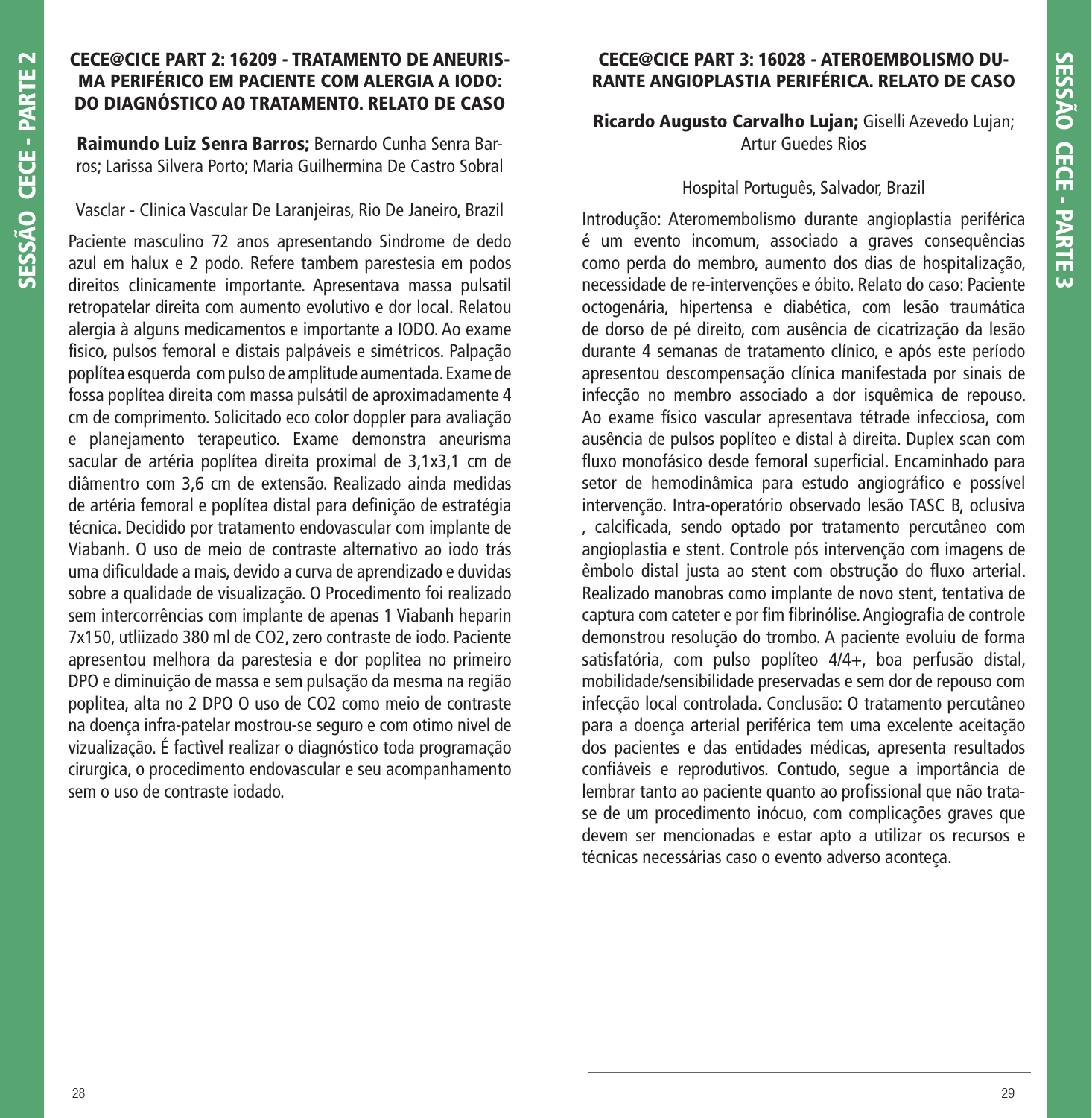## CECE@CICE PART 2: 16209 - TRATAMENTO DE ANEURISMA PERIFÉRICO EM PACIENTE COM ALERGIA A IODO: DO DIAGNÓSTICO AO TRATAMENTO. RELATO DE CASO

**Raimundo Luiz Senra Barros;** Bernardo Cunha Senra Barros; Larissa Silvera Porto; Maria Guilhermina De Castro Sobral

Vasclar - Clinica Vascular De Laranjeiras, Rio De Janeiro, Brazil

Paciente masculino 72 anos apresentando Sindrome de dedo azul em halux e 2 podo. Refere tambem parestesia em podos direitos clinicamente importante. Apresentava massa pulsatil retropatelar direita com aumento evolutivo e dor local. Relatou alergia à alguns medicamentos e importante a IODO. Ao exame fisico, pulsos femoral e distais palpáveis e simétricos. Palpação poplítea esquerda com pulso de amplitude aumentada. Exame de fossa poplítea direita com massa pulsátil de aproximadamente 4 cm de comprimento. Solicitado eco color doppler para avaliação e planejamento terapeutico. Exame demonstra aneurisma sacular de artéria poplítea direita proximal de 3,1x3,1 cm de diâmentro com 3,6 cm de extensão. Realizado ainda medidas de artéria femoral e poplítea distal para definição de estratégia técnica. Decidido por tratamento endovascular com implante de Viabanh. O uso de meio de contraste alternativo ao iodo trás uma dificuldade a mais, devido a curva de aprendizado e duvidas sobre a qualidade de visualização. O Procedimento foi realizado sem intercorrências com implante de apenas 1 Viabanh heparin 7x150, utliizado 380 ml de CO2, zero contraste de iodo. Paciente apresentou melhora da parestesia e dor poplitea no primeiro DPO e diminuição de massa e sem pulsação da mesma na região poplitea, alta no 2 DPO O uso de CO2 como meio de contraste na doença infra-patelar mostrou-se seguro e com otimo nivel de vizualização. É factìvel realizar o diagnóstico toda programação cirurgica, o procedimento endovascular e seu acompanhamento sem o uso de contraste iodado.

## CECE@CICE PART 3: 16028 - ATEROEMBOLISMO DURANTE ANGIOPLASTIA PERIFÉRICA. RELATO DE CASO

**Ricardo Augusto Carvalho Lujan;** Giselli Azevedo Lujan; Artur Guedes Rios

Hospital Português, Salvador, Brazil

Introdução: Ateromembolismo durante angioplastia periférica é um evento incomum, associado a graves consequências como perda do membro, aumento dos dias de hospitalização, necessidade de re-intervenções e óbito. Relato do caso: Paciente octogenária, hipertensa e diabética, com lesão traumática de dorso de pé direito, com ausência de cicatrização da lesão durante 4 semanas de tratamento clínico, e após este período apresentou descompensação clínica manifestada por sinais de infecção no membro associado a dor isquêmica de repouso. Ao exame físico vascular apresentava tétrade infecciosa, com ausência de pulsos poplíteo e distal à direita. Duplex scan com fluxo monofásico desde femoral superficial. Encaminhado para setor de hemodinâmica para estudo angiográfico e possível intervenção. Intra-operatório observado lesão TASC B, oclusiva , calcificada, sendo optado por tratamento percutâneo com angioplastia e stent. Controle pós intervenção com imagens de êmbolo distal justa ao stent com obstrução do fluxo arterial. Realizado manobras como implante de novo stent, tentativa de captura com cateter e por fim fibrinólise. Angiografia de controle demonstrou resolução do trombo. A paciente evoluiu de forma satisfatória, com pulso poplíteo 4/4+, boa perfusão distal, mobilidade/sensibilidade preservadas e sem dor de repouso com infecção local controlada. Conclusão: O tratamento percutâneo para a doença arterial periférica tem uma excelente aceitação dos pacientes e das entidades médicas, apresenta resultados confiáveis e reprodutivos. Contudo, segue a importância de lembrar tanto ao paciente quanto ao profissional que não trata-se de um procedimento inócuo, com complicações graves que devem ser mencionadas e estar apto a utilizar os recursos e técnicas necessárias caso o evento adverso aconteça.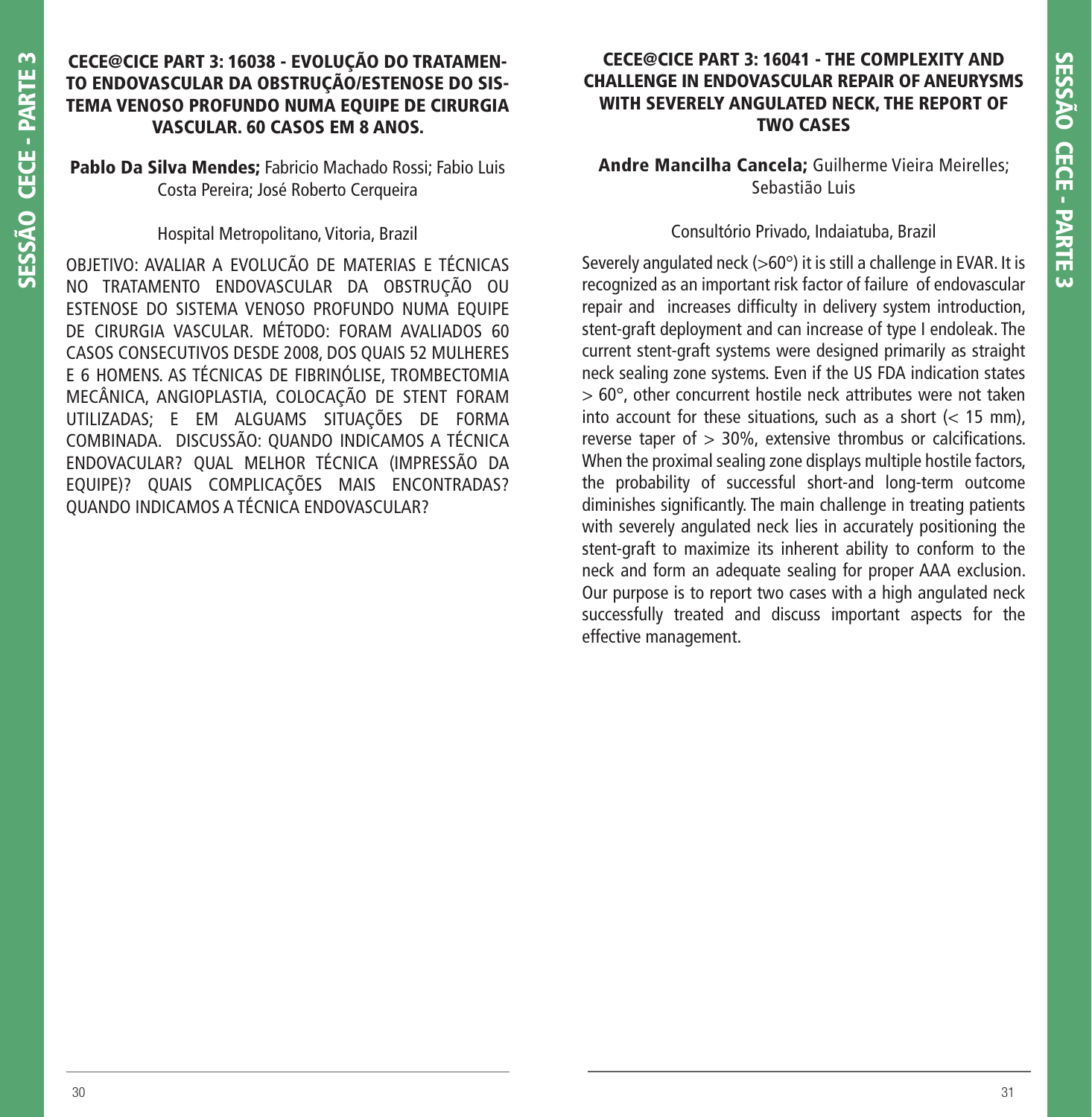## CECE@CICE PART 3: 16038 - EVOLUÇÃO DO TRATAMENTO ENDOVASCULAR DA OBSTRUÇÃO/ESTENOSE DO SISTEMA VENOSO PROFUNDO NUMA EQUIPE DE CIRURGIA VASCULAR. 60 CASOS EM 8 ANOS.

**Pablo Da Silva Mendes;** Fabricio Machado Rossi; Fabio Luis Costa Pereira; José Roberto Cerqueira

Hospital Metropolitano, Vitoria, Brazil

OBJETIVO: AVALIAR A EVOLUCÃO DE MATERIAS E TÉCNICAS NO TRATAMENTO ENDOVASCULAR DA OBSTRUÇÃO OU ESTENOSE DO SISTEMA VENOSO PROFUNDO NUMA EQUIPE DE CIRURGIA VASCULAR. MÉTODO: FORAM AVALIADOS 60 CASOS CONSECUTIVOS DESDE 2008, DOS QUAIS 52 MULHERES E 6 HOMENS. AS TÉCNICAS DE FIBRINÓLISE, TROMBECTOMIA MECÂNICA, ANGIOPLASTIA, COLOCAÇÃO DE STENT FORAM UTILIZADAS; E EM ALGUAMS SITUAÇÕES DE FORMA COMBINADA. DISCUSSÃO: QUANDO INDICAMOS A TÉCNICA ENDOVACULAR? QUAL MELHOR TÉCNICA (IMPRESSÃO DA EQUIPE)? QUAIS COMPLICAÇÕES MAIS ENCONTRADAS? QUANDO INDICAMOS A TÉCNICA ENDOVASCULAR?

## CECE@CICE PART 3: 16041 - THE COMPLEXITY AND CHALLENGE IN ENDOVASCULAR REPAIR OF ANEURYSMS WITH SEVERELY ANGULATED NECK, THE REPORT OF TWO CASES

**Andre Mancilha Cancela;** Guilherme Vieira Meirelles; Sebastião Luis

Consultório Privado, Indaiatuba, Brazil

Severely angulated neck (>60°) it is still a challenge in EVAR. It is recognized as an important risk factor of failure of endovascular repair and increases difficulty in delivery system introduction, stent-graft deployment and can increase of type I endoleak. The current stent-graft systems were designed primarily as straight neck sealing zone systems. Even if the US FDA indication states > 60°, other concurrent hostile neck attributes were not taken into account for these situations, such as a short (< 15 mm), reverse taper of > 30%, extensive thrombus or calcifications. When the proximal sealing zone displays multiple hostile factors, the probability of successful short-and long-term outcome diminishes significantly. The main challenge in treating patients with severely angulated neck lies in accurately positioning the stent-graft to maximize its inherent ability to conform to the neck and form an adequate sealing for proper AAA exclusion. Our purpose is to report two cases with a high angulated neck successfully treated and discuss important aspects for the effective management.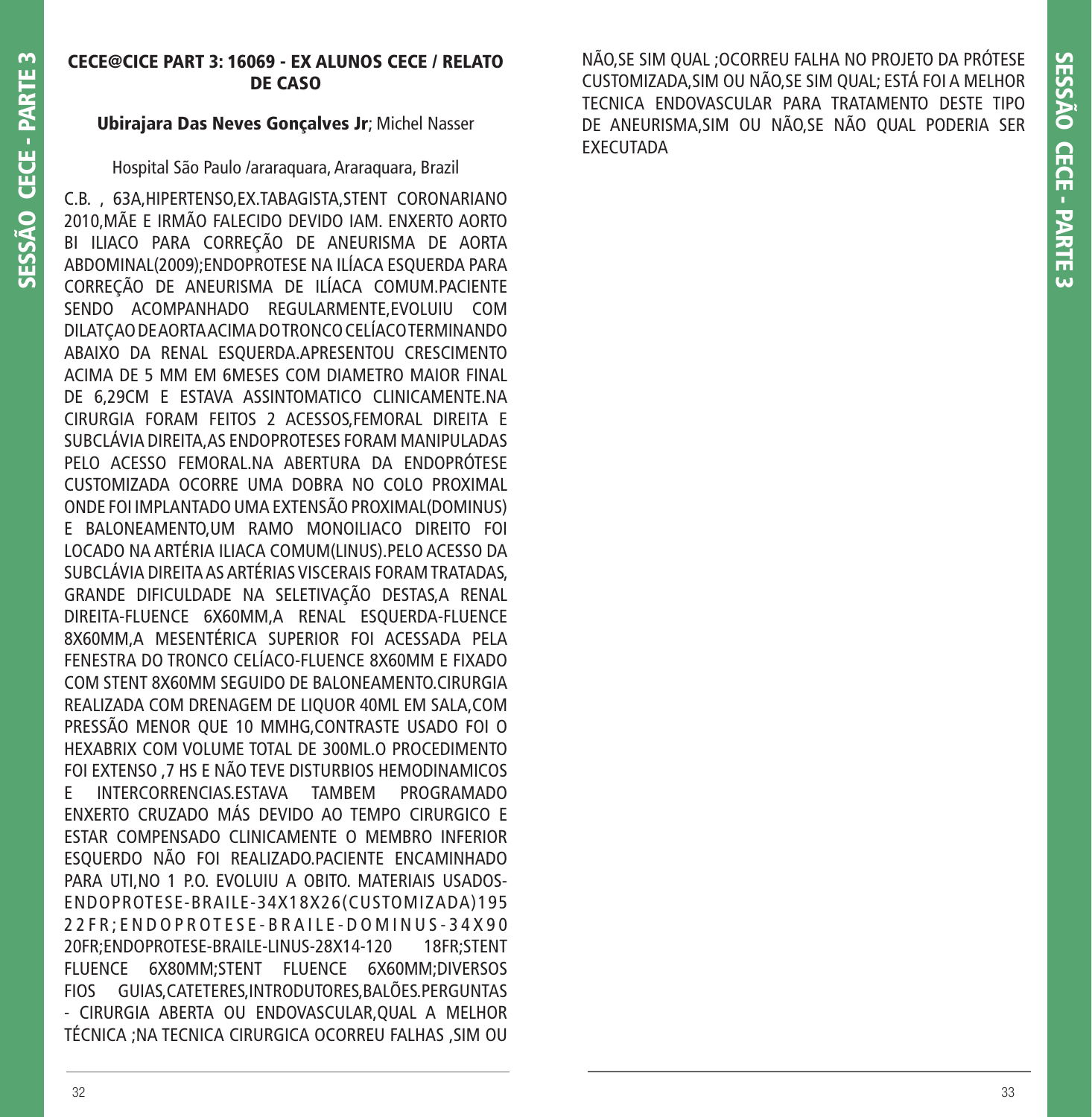### CECE@CICE PART 3: 16069 - EX ALUNOS CECE / RELATO DE CASO

**Ubirajara Das Neves Gonçalves Jr**; Michel Nasser

Hospital São Paulo /araraquara, Araraquara, Brazil

C.B. , 63A,HIPERTENSO,EX.TABAGISTA,STENT CORONARIANO 2010,MÃE E IRMÃO FALECIDO DEVIDO IAM. ENXERTO AORTO BI ILIACO PARA CORREÇÃO DE ANEURISMA DE AORTA ABDOMINAL(2009);ENDOPROTESE NA ILÍACA ESQUERDA PARA CORREÇÃO DE ANEURISMA DE ILÍACA COMUM.PACIENTE SENDO ACOMPANHADO REGULARMENTE,EVOLUIU COM DILATÇAO DE AORTA ACIMA DO TRONCO CELÍACO TERMINANDO ABAIXO DA RENAL ESQUERDA.APRESENTOU CRESCIMENTO ACIMA DE 5 MM EM 6MESES COM DIAMETRO MAIOR FINAL DE 6,29CM E ESTAVA ASSINTOMATICO CLINICAMENTE.NA CIRURGIA FORAM FEITOS 2 ACESSOS,FEMORAL DIREITA E SUBCLÁVIA DIREITA,AS ENDOPROTESES FORAM MANIPULADAS PELO ACESSO FEMORAL.NA ABERTURA DA ENDOPRÓTESE CUSTOMIZADA OCORRE UMA DOBRA NO COLO PROXIMAL ONDE FOI IMPLANTADO UMA EXTENSÃO PROXIMAL(DOMINUS) E BALONEAMENTO,UM RAMO MONOILIACO DIREITO FOI LOCADO NA ARTÉRIA ILIACA COMUM(LINUS).PELO ACESSO DA SUBCLÁVIA DIREITA AS ARTÉRIAS VISCERAIS FORAM TRATADAS, GRANDE DIFICULDADE NA SELETIVAÇÃO DESTAS,A RENAL DIREITA-FLUENCE 6X60MM,A RENAL ESQUERDA-FLUENCE 8X60MM,A MESENTÉRICA SUPERIOR FOI ACESSADA PELA FENESTRA DO TRONCO CELÍACO-FLUENCE 8X60MM E FIXADO COM STENT 8X60MM SEGUIDO DE BALONEAMENTO.CIRURGIA REALIZADA COM DRENAGEM DE LIQUOR 40ML EM SALA,COM PRESSÃO MENOR QUE 10 MMHG,CONTRASTE USADO FOI O HEXABRIX COM VOLUME TOTAL DE 300ML.O PROCEDIMENTO FOI EXTENSO ,7 HS E NÃO TEVE DISTURBIOS HEMODINAMICOS E INTERCORRENCIAS.ESTAVA TAMBEM PROGRAMADO ENXERTO CRUZADO MÁS DEVIDO AO TEMPO CIRURGICO E ESTAR COMPENSADO CLINICAMENTE O MEMBRO INFERIOR ESQUERDO NÃO FOI REALIZADO.PACIENTE ENCAMINHADO PARA UTI,NO 1 P.O. EVOLUIU A OBITO. MATERIAIS USADOS-ENDOPROTESE-BRAILE-34X18X26(CUSTOMIZADA)195 22FR;ENDOPROTESE-BRAILE-DOMINUS-34X90 20FR;ENDOPROTESE-BRAILE-LINUS-28X14-120 18FR;STENT FLUENCE 6X80MM;STENT FLUENCE 6X60MM;DIVERSOS FIOS GUIAS,CATETERES,INTRODUTORES,BALÕES.PERGUNTAS - CIRURGIA ABERTA OU ENDOVASCULAR,QUAL A MELHOR TÉCNICA ;NA TECNICA CIRURGICA OCORREU FALHAS ,SIM OU NÃO,SE SIM QUAL ;OCORREU FALHA NO PROJETO DA PRÓTESE CUSTOMIZADA,SIM OU NÃO,SE SIM QUAL; ESTÁ FOI A MELHOR TECNICA ENDOVASCULAR PARA TRATAMENTO DESTE TIPO DE ANEURISMA,SIM OU NÃO,SE NÃO QUAL PODERIA SER EXECUTADA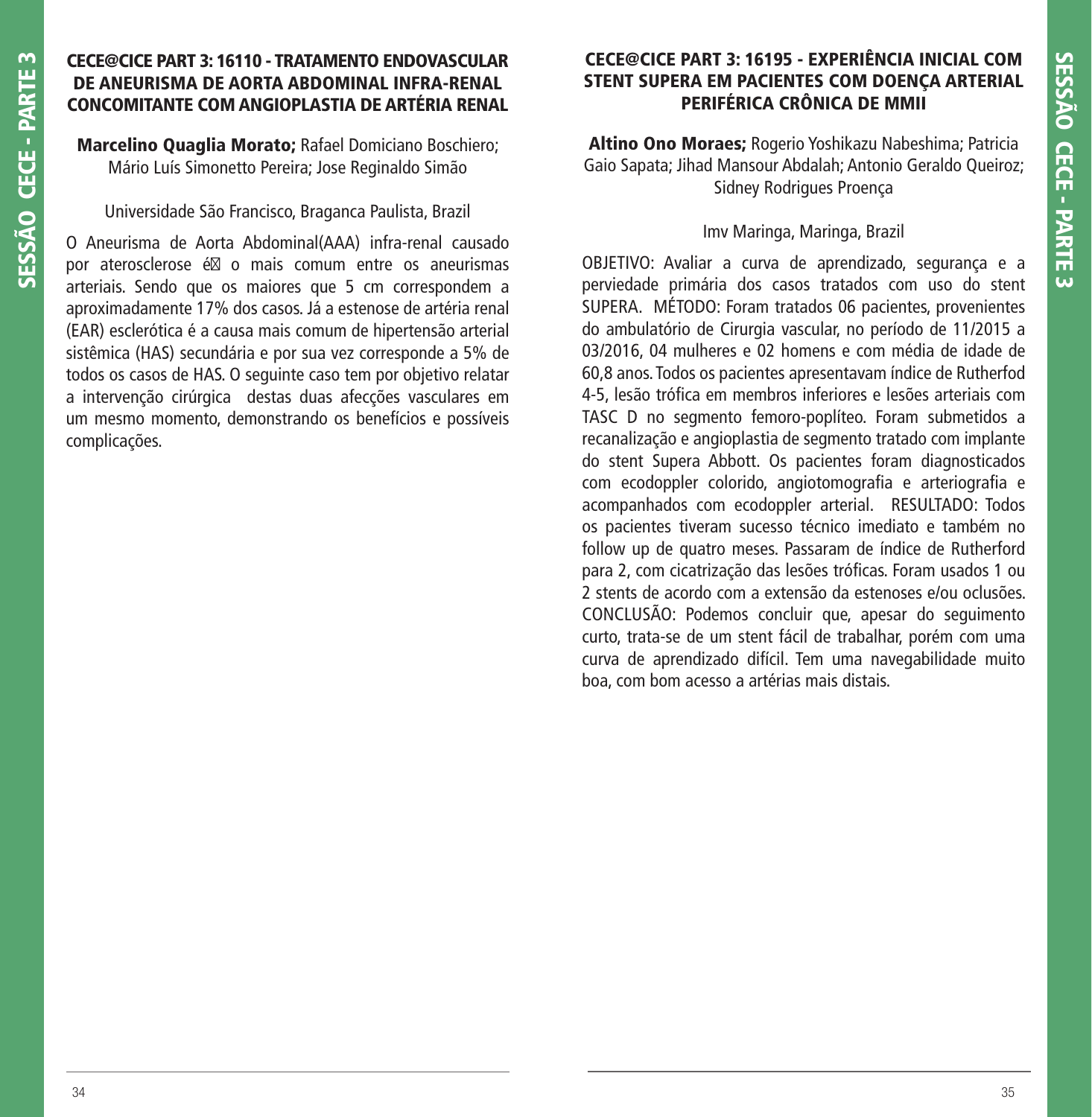## CECE@CICE PART 3: 16110 - TRATAMENTO ENDOVASCULAR DE ANEURISMA DE AORTA ABDOMINAL INFRA-RENAL CONCOMITANTE COM ANGIOPLASTIA DE ARTÉRIA RENAL

**Marcelino Quaglia Morato;** Rafael Domiciano Boschiero; Mário Luís Simonetto Pereira; Jose Reginaldo Simão

Universidade São Francisco, Braganca Paulista, Brazil

O Aneurisma de Aorta Abdominal(AAA) infra-renal causado por aterosclerose é o mais comum entre os aneurismas arteriais. Sendo que os maiores que 5 cm correspondem a aproximadamente 17% dos casos. Já a estenose de artéria renal (EAR) esclerótica é a causa mais comum de hipertensão arterial sistêmica (HAS) secundária e por sua vez corresponde a 5% de todos os casos de HAS. O seguinte caso tem por objetivo relatar a intervenção cirúrgica destas duas afecções vasculares em um mesmo momento, demonstrando os benefícios e possíveis complicações.

## CECE@CICE PART 3: 16195 - EXPERIÊNCIA INICIAL COM STENT SUPERA EM PACIENTES COM DOENÇA ARTERIAL PERIFÉRICA CRÔNICA DE MMII

**Altino Ono Moraes;** Rogerio Yoshikazu Nabeshima; Patricia Gaio Sapata; Jihad Mansour Abdalah; Antonio Geraldo Queiroz; Sidney Rodrigues Proença

Imv Maringa, Maringa, Brazil

OBJETIVO: Avaliar a curva de aprendizado, segurança e a perviedade primária dos casos tratados com uso do stent SUPERA. MÉTODO: Foram tratados 06 pacientes, provenientes do ambulatório de Cirurgia vascular, no período de 11/2015 a 03/2016, 04 mulheres e 02 homens e com média de idade de 60,8 anos. Todos os pacientes apresentavam índice de Rutherfod 4-5, lesão trófica em membros inferiores e lesões arteriais com TASC D no segmento femoro-poplíteo. Foram submetidos a recanalização e angioplastia de segmento tratado com implante do stent Supera Abbott. Os pacientes foram diagnosticados com ecodoppler colorido, angiotomografia e arteriografia e acompanhados com ecodoppler arterial. RESULTADO: Todos os pacientes tiveram sucesso técnico imediato e também no follow up de quatro meses. Passaram de índice de Rutherford para 2, com cicatrização das lesões tróficas. Foram usados 1 ou 2 stents de acordo com a extensão da estenoses e/ou oclusões. CONCLUSÃO: Podemos concluir que, apesar do seguimento curto, trata-se de um stent fácil de trabalhar, porém com uma curva de aprendizado difícil. Tem uma navegabilidade muito boa, com bom acesso a artérias mais distais.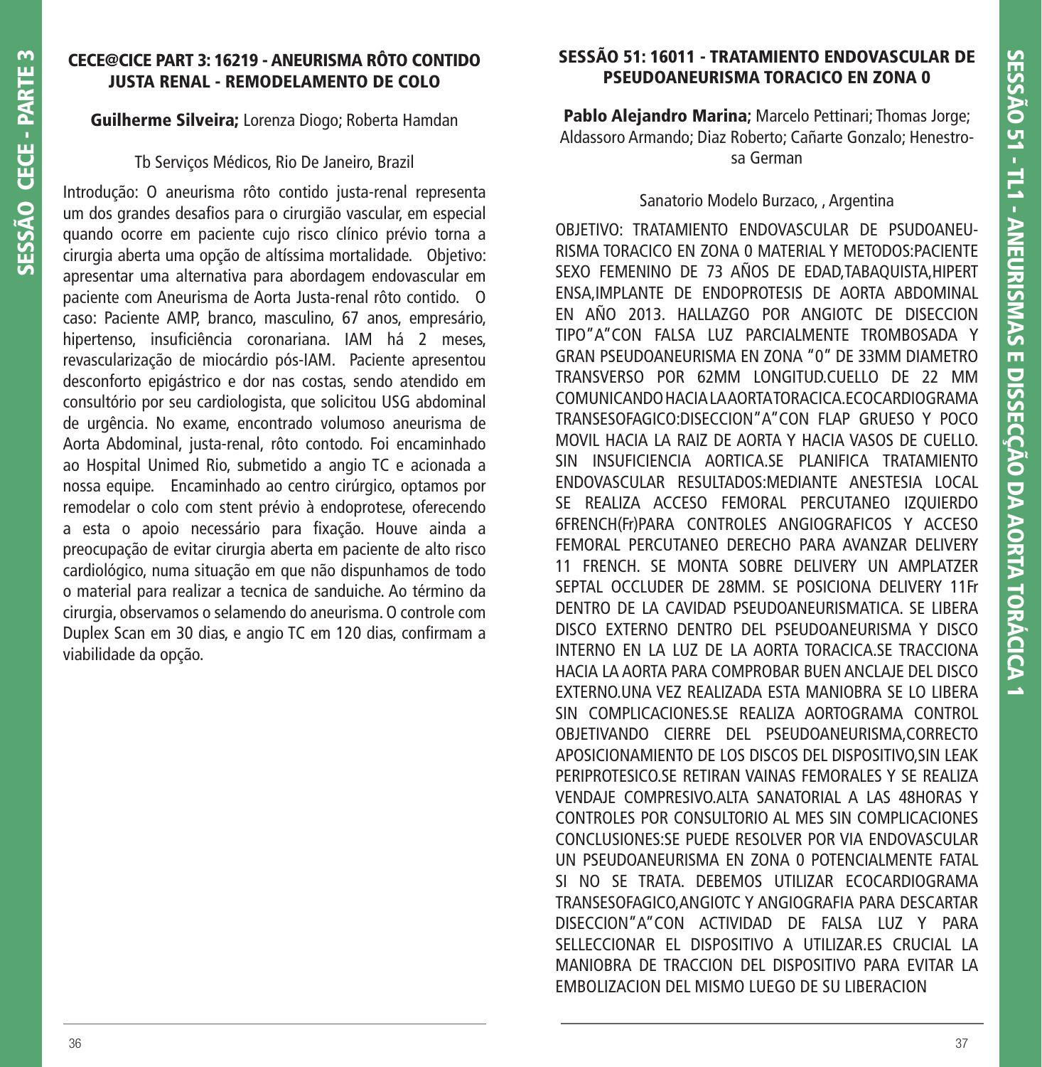## CECE@CICE PART 3: 16219 - ANEURISMA RÔTO CONTIDO JUSTA RENAL - REMODELAMENTO DE COLO

**Guilherme Silveira;** Lorenza Diogo; Roberta Hamdan

Tb Serviços Médicos, Rio De Janeiro, Brazil

Introdução: O aneurisma rôto contido justa-renal representa um dos grandes desafios para o cirurgião vascular, em especial quando ocorre em paciente cujo risco clínico prévio torna a cirurgia aberta uma opção de altíssima mortalidade. Objetivo: apresentar uma alternativa para abordagem endovascular em paciente com Aneurisma de Aorta Justa-renal rôto contido. O caso: Paciente AMP, branco, masculino, 67 anos, empresário, hipertenso, insuficiência coronariana. IAM há 2 meses, revascularização de miocárdio pós-IAM. Paciente apresentou desconforto epigástrico e dor nas costas, sendo atendido em consultório por seu cardiologista, que solicitou USG abdominal de urgência. No exame, encontrado volumoso aneurisma de Aorta Abdominal, justa-renal, rôto contodo. Foi encaminhado ao Hospital Unimed Rio, submetido a angio TC e acionada a nossa equipe. Encaminhado ao centro cirúrgico, optamos por remodelar o colo com stent prévio à endoprotese, oferecendo a esta o apoio necessário para fixação. Houve ainda a preocupação de evitar cirurgia aberta em paciente de alto risco cardiológico, numa situação em que não dispunhamos de todo o material para realizar a tecnica de sanduiche. Ao término da cirurgia, observamos o selamendo do aneurisma. O controle com Duplex Scan em 30 dias, e angio TC em 120 dias, confirmam a viabilidade da opção.

## SESSÃO 51: 16011 - TRATAMIENTO ENDOVASCULAR DE PSEUDOANEURISMA TORACICO EN ZONA 0

**Pablo Alejandro Marina;** Marcelo Pettinari; Thomas Jorge; Aldassoro Armando; Diaz Roberto; Cañarte Gonzalo; Henestrosa German

Sanatorio Modelo Burzaco, , Argentina

OBJETIVO: TRATAMIENTO ENDOVASCULAR DE PSUDOANEURISMA TORACICO EN ZONA 0 MATERIAL Y METODOS:PACIENTE SEXO FEMENINO DE 73 AÑOS DE EDAD,TABAQUISTA,HIPERTENSA,IMPLANTE DE ENDOPROTESIS DE AORTA ABDOMINAL EN AÑO 2013. HALLAZGO POR ANGIOTC DE DISECCION TIPO"A"CON FALSA LUZ PARCIALMENTE TROMBOSADA Y GRAN PSEUDOANEURISMA EN ZONA "0" DE 33MM DIAMETRO TRANSVERSO POR 62MM LONGITUD.CUELLO DE 22 MM COMUNICANDO HACIA LA AORTA TORACICA.ECOCARDIOGRAMA TRANSESOFAGICO:DISECCION"A"CON FLAP GRUESO Y POCO MOVIL HACIA LA RAIZ DE AORTA Y HACIA VASOS DE CUELLO. SIN INSUFICIENCIA AORTICA.SE PLANIFICA TRATAMIENTO ENDOVASCULAR RESULTADOS:MEDIANTE ANESTESIA LOCAL SE REALIZA ACCESO FEMORAL PERCUTANEO IZQUIERDO 6FRENCH(Fr)PARA CONTROLES ANGIOGRAFICOS Y ACCESO FEMORAL PERCUTANEO DERECHO PARA AVANZAR DELIVERY 11 FRENCH. SE MONTA SOBRE DELIVERY UN AMPLATZER SEPTAL OCCLUDER DE 28MM. SE POSICIONA DELIVERY 11Fr DENTRO DE LA CAVIDAD PSEUDOANEURISMATICA. SE LIBERA DISCO EXTERNO DENTRO DEL PSEUDOANEURISMA Y DISCO INTERNO EN LA LUZ DE LA AORTA TORACICA.SE TRACCIONA HACIA LA AORTA PARA COMPROBAR BUEN ANCLAJE DEL DISCO EXTERNO.UNA VEZ REALIZADA ESTA MANIOBRA SE LO LIBERA SIN COMPLICACIONES.SE REALIZA AORTOGRAMA CONTROL OBJETIVANDO CIERRE DEL PSEUDOANEURISMA,CORRECTO APOSICIONAMIENTO DE LOS DISCOS DEL DISPOSITIVO,SIN LEAK PERIPROTESICO.SE RETIRAN VAINAS FEMORALES Y SE REALIZA VENDAJE COMPRESIVO.ALTA SANATORIAL A LAS 48HORAS Y CONTROLES POR CONSULTORIO AL MES SIN COMPLICACIONES CONCLUSIONES:SE PUEDE RESOLVER POR VIA ENDOVASCULAR UN PSEUDOANEURISMA EN ZONA 0 POTENCIALMENTE FATAL SI NO SE TRATA. DEBEMOS UTILIZAR ECOCARDIOGRAMA TRANSESOFAGICO,ANGIOTC Y ANGIOGRAFIA PARA DESCARTAR DISECCION"A"CON ACTIVIDAD DE FALSA LUZ Y PARA SELLECCIONAR EL DISPOSITIVO A UTILIZAR.ES CRUCIAL LA MANIOBRA DE TRACCION DEL DISPOSITIVO PARA EVITAR LA EMBOLIZACION DEL MISMO LUEGO DE SU LIBERACION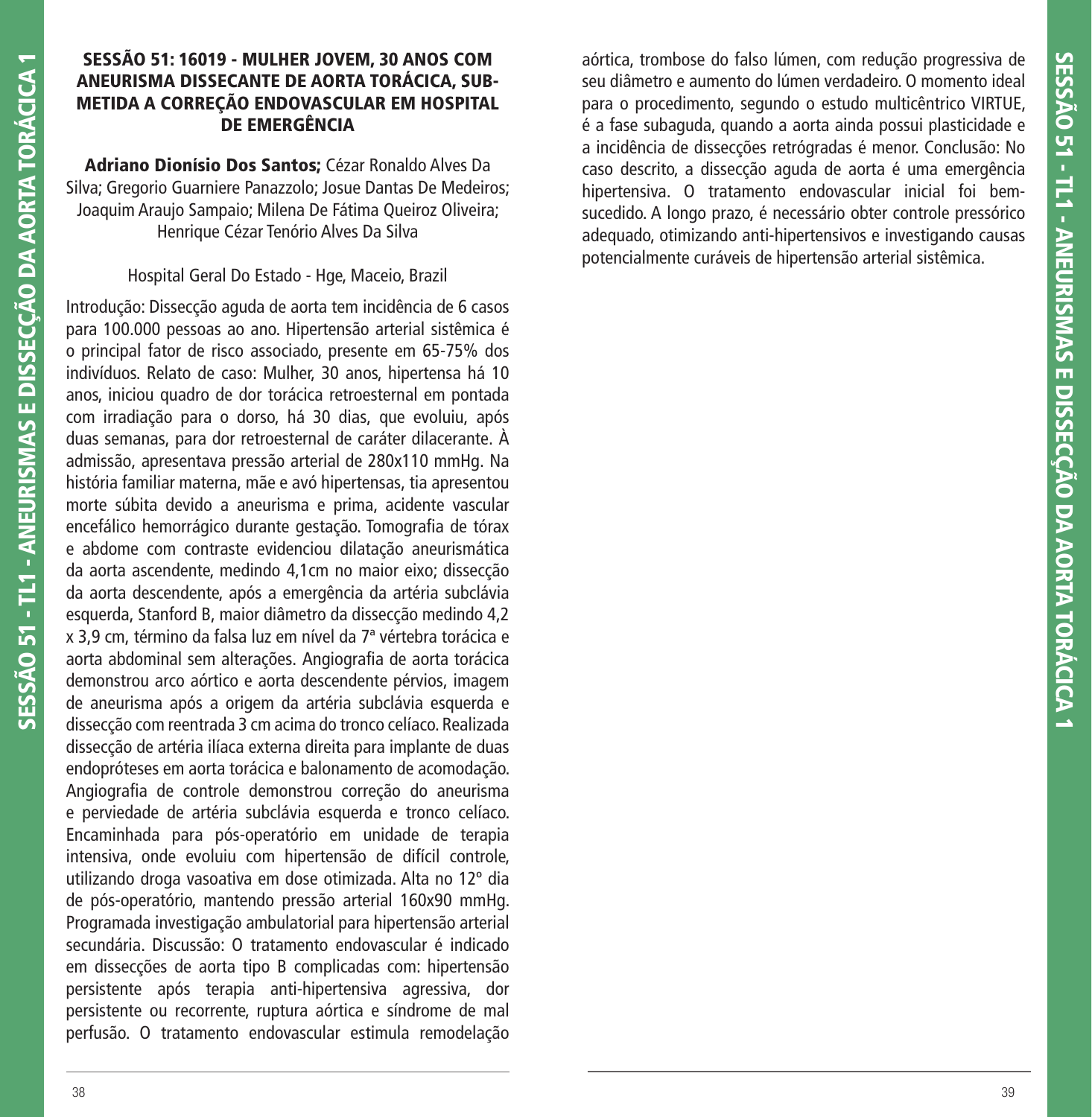## SESSÃO 51: 16019 - MULHER JOVEM, 30 ANOS COM ANEURISMA DISSECANTE DE AORTA TORÁCICA, SUBMETIDA A CORREÇÃO ENDOVASCULAR EM HOSPITAL DE EMERGÊNCIA

**Adriano Dionísio Dos Santos;** Cézar Ronaldo Alves Da Silva; Gregorio Guarniere Panazzolo; Josue Dantas De Medeiros; Joaquim Araujo Sampaio; Milena De Fátima Queiroz Oliveira; Henrique Cézar Tenório Alves Da Silva

Hospital Geral Do Estado - Hge, Maceio, Brazil

Introdução: Dissecção aguda de aorta tem incidência de 6 casos para 100.000 pessoas ao ano. Hipertensão arterial sistêmica é o principal fator de risco associado, presente em 65-75% dos indivíduos. Relato de caso: Mulher, 30 anos, hipertensa há 10 anos, iniciou quadro de dor torácica retroesternal em pontada com irradiação para o dorso, há 30 dias, que evoluiu, após duas semanas, para dor retroesternal de caráter dilacerante. À admissão, apresentava pressão arterial de 280x110 mmHg. Na história familiar materna, mãe e avó hipertensas, tia apresentou morte súbita devido a aneurisma e prima, acidente vascular encefálico hemorrágico durante gestação. Tomografia de tórax e abdome com contraste evidenciou dilatação aneurismática da aorta ascendente, medindo 4,1cm no maior eixo; dissecção da aorta descendente, após a emergência da artéria subclávia esquerda, Stanford B, maior diâmetro da dissecção medindo 4,2 x 3,9 cm, término da falsa luz em nível da 7ª vértebra torácica e aorta abdominal sem alterações. Angiografia de aorta torácica demonstrou arco aórtico e aorta descendente pérvios, imagem de aneurisma após a origem da artéria subclávia esquerda e dissecção com reentrada 3 cm acima do tronco celíaco. Realizada dissecção de artéria ilíaca externa direita para implante de duas endopróteses em aorta torácica e balonamento de acomodação. Angiografia de controle demonstrou correção do aneurisma e perviedade de artéria subclávia esquerda e tronco celíaco. Encaminhada para pós-operatório em unidade de terapia intensiva, onde evoluiu com hipertensão de difícil controle, utilizando droga vasoativa em dose otimizada. Alta no 12º dia de pós-operatório, mantendo pressão arterial 160x90 mmHg. Programada investigação ambulatorial para hipertensão arterial secundária. Discussão: O tratamento endovascular é indicado em dissecções de aorta tipo B complicadas com: hipertensão persistente após terapia anti-hipertensiva agressiva, dor persistente ou recorrente, ruptura aórtica e síndrome de mal perfusão. O tratamento endovascular estimula remodelação aórtica, trombose do falso lúmen, com redução progressiva de seu diâmetro e aumento do lúmen verdadeiro. O momento ideal para o procedimento, segundo o estudo multicêntrico VIRTUE, é a fase subaguda, quando a aorta ainda possui plasticidade e a incidência de dissecções retrógradas é menor. Conclusão: No caso descrito, a dissecção aguda de aorta é uma emergência hipertensiva. O tratamento endovascular inicial foi bem-sucedido. A longo prazo, é necessário obter controle pressórico adequado, otimizando anti-hipertensivos e investigando causas potencialmente curáveis de hipertensão arterial sistêmica.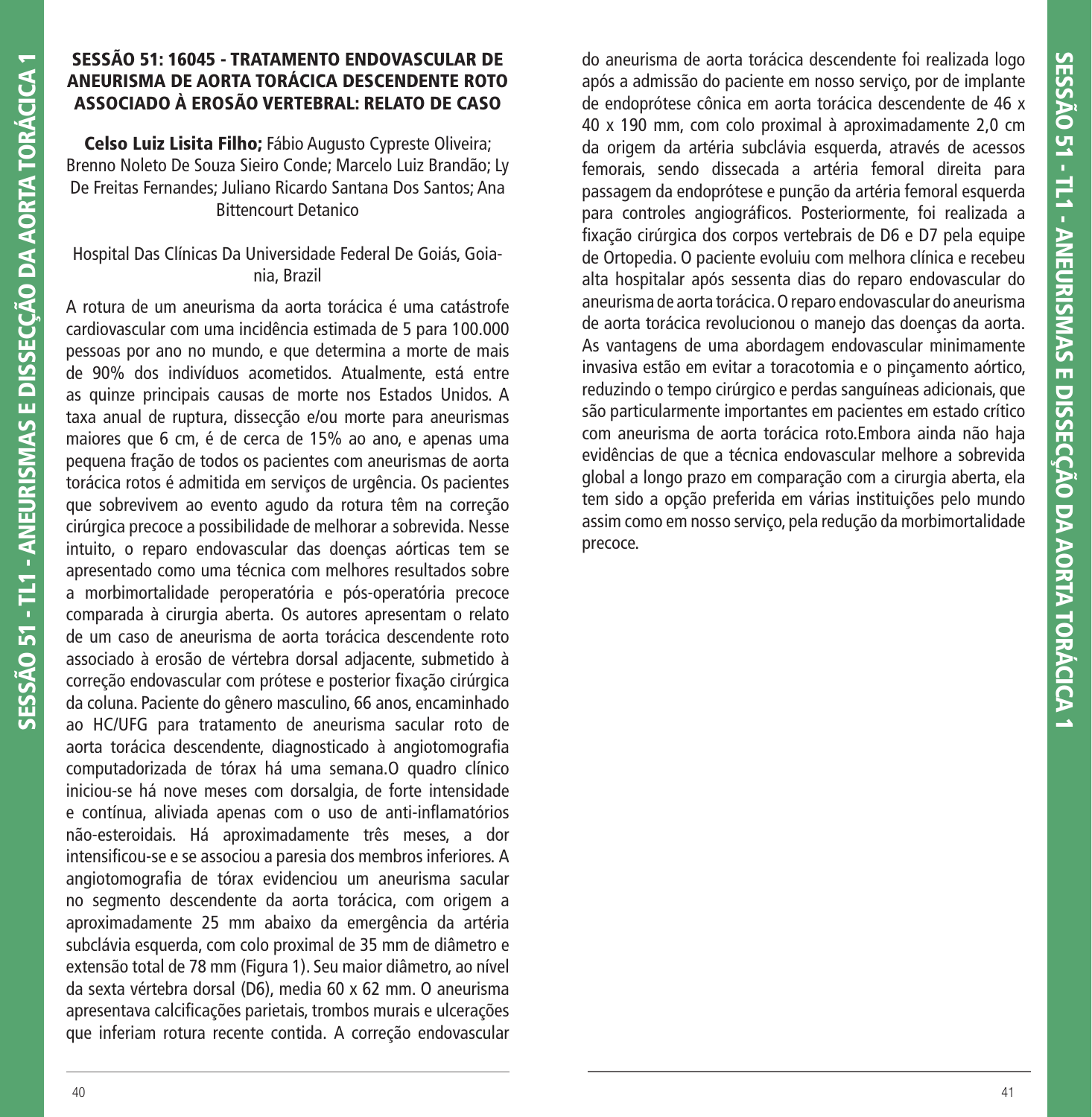## SESSÃO 51: 16045 - TRATAMENTO ENDOVASCULAR DE ANEURISMA DE AORTA TORÁCICA DESCENDENTE ROTO ASSOCIADO À EROSÃO VERTEBRAL: RELATO DE CASO

**Celso Luiz Lisita Filho;** Fábio Augusto Cypreste Oliveira; Brenno Noleto De Souza Sieiro Conde; Marcelo Luiz Brandão; Ly De Freitas Fernandes; Juliano Ricardo Santana Dos Santos; Ana Bittencourt Detanico

Hospital Das Clínicas Da Universidade Federal De Goiás, Goiania, Brazil

A rotura de um aneurisma da aorta torácica é uma catástrofe cardiovascular com uma incidência estimada de 5 para 100.000 pessoas por ano no mundo, e que determina a morte de mais de 90% dos indivíduos acometidos. Atualmente, está entre as quinze principais causas de morte nos Estados Unidos. A taxa anual de ruptura, dissecção e/ou morte para aneurismas maiores que 6 cm, é de cerca de 15% ao ano, e apenas uma pequena fração de todos os pacientes com aneurismas de aorta torácica rotos é admitida em serviços de urgência. Os pacientes que sobrevivem ao evento agudo da rotura têm na correção cirúrgica precoce a possibilidade de melhorar a sobrevida. Nesse intuito, o reparo endovascular das doenças aórticas tem se apresentado como uma técnica com melhores resultados sobre a morbimortalidade peroperatória e pós-operatória precoce comparada à cirurgia aberta. Os autores apresentam o relato de um caso de aneurisma de aorta torácica descendente roto associado à erosão de vértebra dorsal adjacente, submetido à correção endovascular com prótese e posterior fixação cirúrgica da coluna. Paciente do gênero masculino, 66 anos, encaminhado ao HC/UFG para tratamento de aneurisma sacular roto de aorta torácica descendente, diagnosticado à angiotomografia computadorizada de tórax há uma semana.O quadro clínico iniciou-se há nove meses com dorsalgia, de forte intensidade e contínua, aliviada apenas com o uso de anti-inflamatórios não-esteroidais. Há aproximadamente três meses, a dor intensificou-se e se associou a paresia dos membros inferiores. A angiotomografia de tórax evidenciou um aneurisma sacular no segmento descendente da aorta torácica, com origem a aproximadamente 25 mm abaixo da emergência da artéria subclávia esquerda, com colo proximal de 35 mm de diâmetro e extensão total de 78 mm (Figura 1). Seu maior diâmetro, ao nível da sexta vértebra dorsal (D6), media 60 x 62 mm. O aneurisma apresentava calcificações parietais, trombos murais e ulcerações que inferiam rotura recente contida. A correção endovascular do aneurisma de aorta torácica descendente foi realizada logo após a admissão do paciente em nosso serviço, por de implante de endoprótese cônica em aorta torácica descendente de 46 x 40 x 190 mm, com colo proximal à aproximadamente 2,0 cm da origem da artéria subclávia esquerda, através de acessos femorais, sendo dissecada a artéria femoral direita para passagem da endoprótese e punção da artéria femoral esquerda para controles angiográficos. Posteriormente, foi realizada a fixação cirúrgica dos corpos vertebrais de D6 e D7 pela equipe de Ortopedia. O paciente evoluiu com melhora clínica e recebeu alta hospitalar após sessenta dias do reparo endovascular do aneurisma de aorta torácica. O reparo endovascular do aneurisma de aorta torácica revolucionou o manejo das doenças da aorta. As vantagens de uma abordagem endovascular minimamente invasiva estão em evitar a toracotomia e o pinçamento aórtico, reduzindo o tempo cirúrgico e perdas sanguíneas adicionais, que são particularmente importantes em pacientes em estado crítico com aneurisma de aorta torácica roto.Embora ainda não haja evidências de que a técnica endovascular melhore a sobrevida global a longo prazo em comparação com a cirurgia aberta, ela tem sido a opção preferida em várias instituições pelo mundo assim como em nosso serviço, pela redução da morbimortalidade precoce.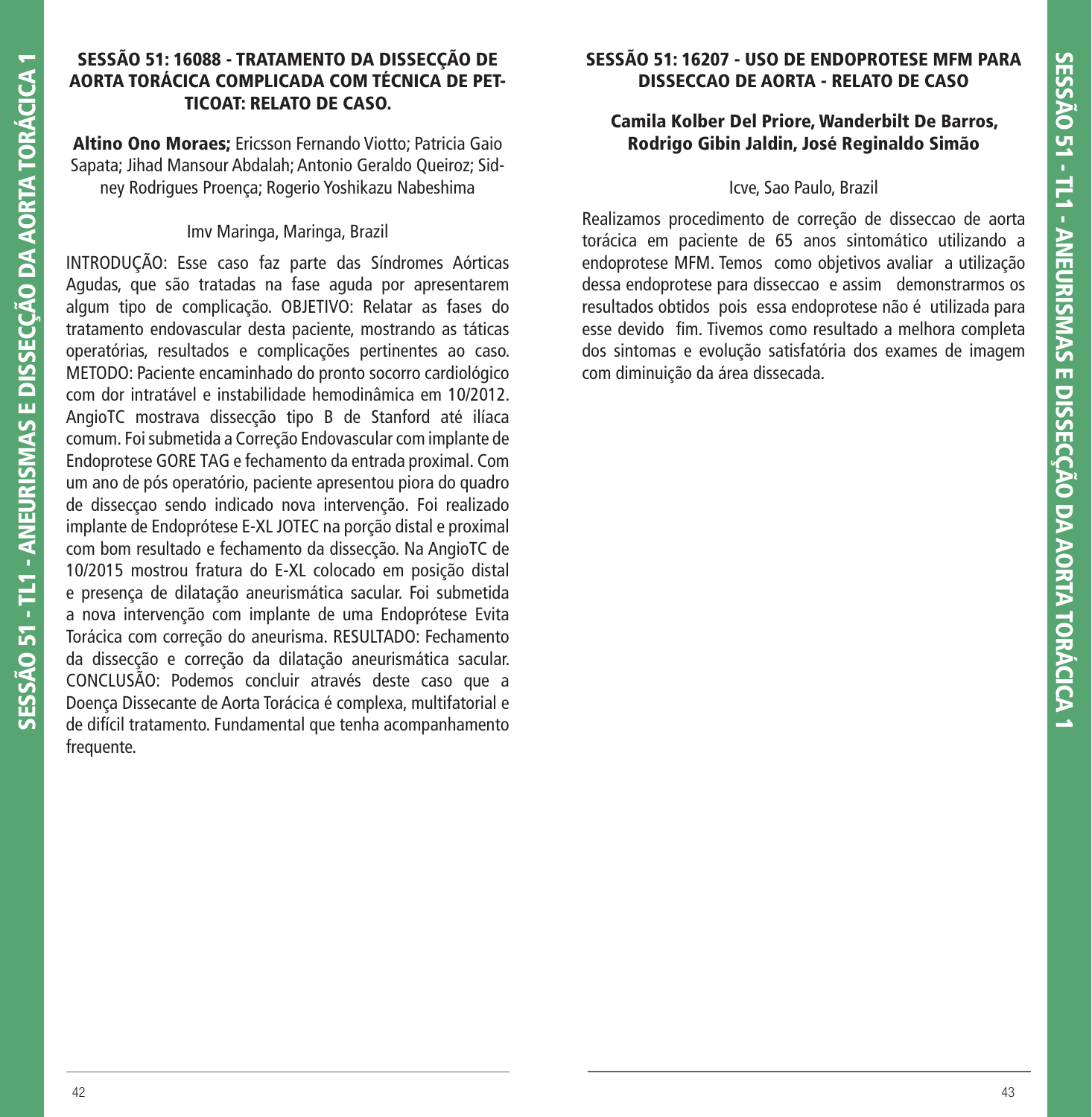## SESSÃO 51: 16088 - TRATAMENTO DA DISSECÇÃO DE AORTA TORÁCICA COMPLICADA COM TÉCNICA DE PETTICOAT: RELATO DE CASO.

**Altino Ono Moraes;** Ericsson Fernando Viotto; Patricia Gaio Sapata; Jihad Mansour Abdalah; Antonio Geraldo Queiroz; Sidney Rodrigues Proença; Rogerio Yoshikazu Nabeshima

Imv Maringa, Maringa, Brazil

INTRODUÇÃO: Esse caso faz parte das Síndromes Aórticas Agudas, que são tratadas na fase aguda por apresentarem algum tipo de complicação. OBJETIVO: Relatar as fases do tratamento endovascular desta paciente, mostrando as táticas operatórias, resultados e complicações pertinentes ao caso. METODO: Paciente encaminhado do pronto socorro cardiológico com dor intratável e instabilidade hemodinâmica em 10/2012. AngioTC mostrava dissecção tipo B de Stanford até ilíaca comum. Foi submetida a Correção Endovascular com implante de Endoprotese GORE TAG e fechamento da entrada proximal. Com um ano de pós operatório, paciente apresentou piora do quadro de dissecçao sendo indicado nova intervenção. Foi realizado implante de Endoprótese E-XL JOTEC na porção distal e proximal com bom resultado e fechamento da dissecção. Na AngioTC de 10/2015 mostrou fratura do E-XL colocado em posição distal e presença de dilatação aneurismática sacular. Foi submetida a nova intervenção com implante de uma Endoprótese Evita Torácica com correção do aneurisma. RESULTADO: Fechamento da dissecção e correção da dilatação aneurismática sacular. CONCLUSÃO: Podemos concluir através deste caso que a Doença Dissecante de Aorta Torácica é complexa, multifatorial e de difícil tratamento. Fundamental que tenha acompanhamento frequente.

## SESSÃO 51: 16207 - USO DE ENDOPROTESE MFM PARA DISSECCAO DE AORTA - RELATO DE CASO

**Camila Kolber Del Priore, Wanderbilt De Barros, Rodrigo Gibin Jaldin, José Reginaldo Simão**

Icve, Sao Paulo, Brazil

Realizamos procedimento de correção de disseccao de aorta torácica em paciente de 65 anos sintomático utilizando a endoprotese MFM. Temos como objetivos avaliar a utilização dessa endoprotese para disseccao e assim demonstrarmos os resultados obtidos pois essa endoprotese não é utilizada para esse devido fim. Tivemos como resultado a melhora completa dos sintomas e evolução satisfatória dos exames de imagem com diminuição da área dissecada.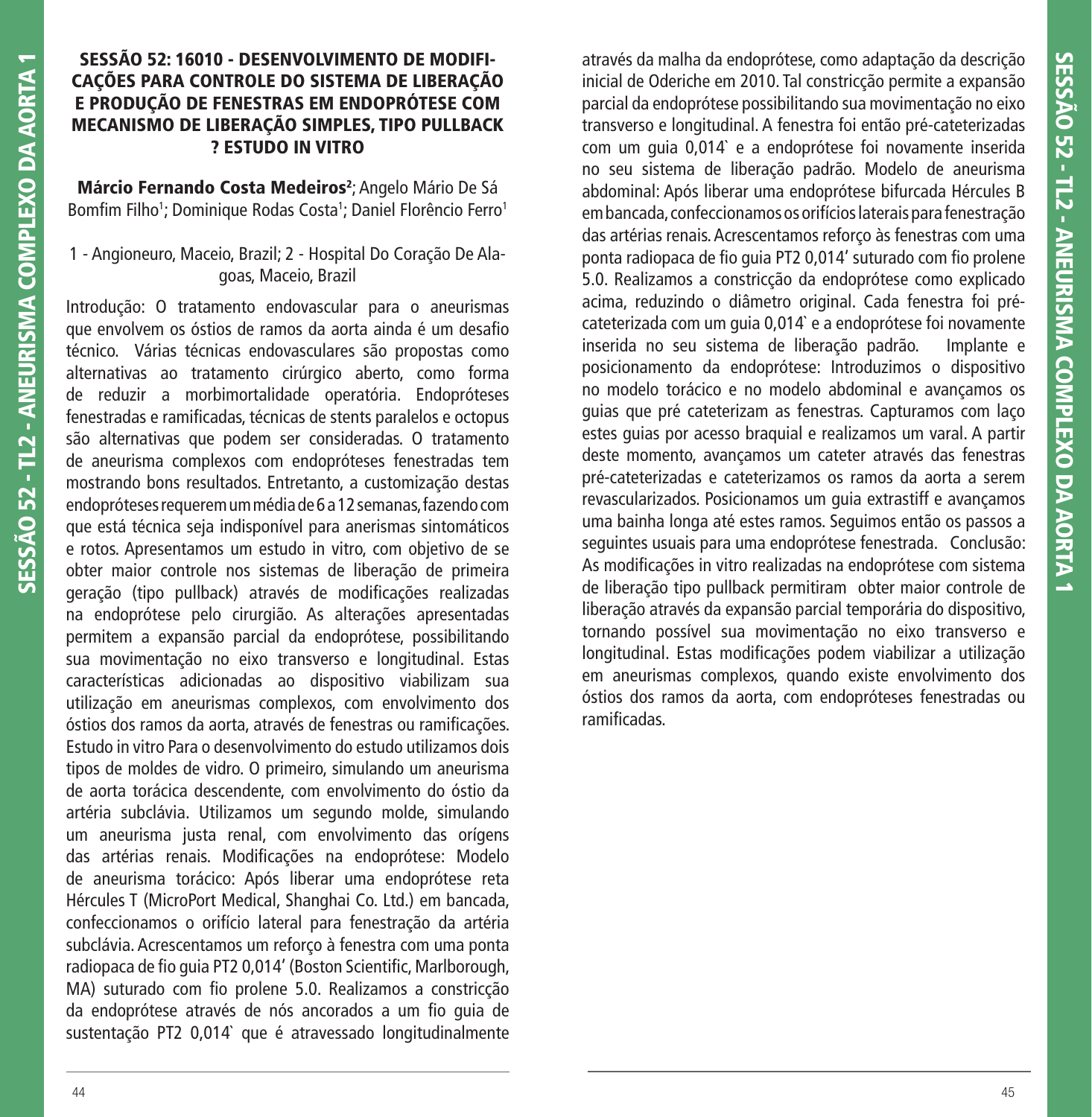## SESSÃO 52: 16010 - DESENVOLVIMENTO DE MODIFICAÇÕES PARA CONTROLE DO SISTEMA DE LIBERAÇÃO E PRODUÇÃO DE FENESTRAS EM ENDOPRÓTESE COM MECANISMO DE LIBERAÇÃO SIMPLES, TIPO PULLBACK ? ESTUDO IN VITRO

**Márcio Fernando Costa Medeiros[2]**; Angelo Mário De Sá Bomfim Filho[1]; Dominique Rodas Costa[1]; Daniel Florêncio Ferro[1]

1 - Angioneuro, Maceio, Brazil; 2 - Hospital Do Coração De Alagoas, Maceio, Brazil

Introdução: O tratamento endovascular para o aneurismas que envolvem os óstios de ramos da aorta ainda é um desafio técnico. Várias técnicas endovasculares são propostas como alternativas ao tratamento cirúrgico aberto, como forma de reduzir a morbimortalidade operatória. Endopróteses fenestradas e ramificadas, técnicas de stents paralelos e octopus são alternativas que podem ser consideradas. O tratamento de aneurisma complexos com endopróteses fenestradas tem mostrando bons resultados. Entretanto, a customização destas endopróteses requerem um média de 6 a 12 semanas, fazendo com que está técnica seja indisponível para anerismas sintomáticos e rotos. Apresentamos um estudo in vitro, com objetivo de se obter maior controle nos sistemas de liberação de primeira geração (tipo pullback) através de modificações realizadas na endoprótese pelo cirurgião. As alterações apresentadas permitem a expansão parcial da endoprótese, possibilitando sua movimentação no eixo transverso e longitudinal. Estas características adicionadas ao dispositivo viabilizam sua utilização em aneurismas complexos, com envolvimento dos óstios dos ramos da aorta, através de fenestras ou ramificações. Estudo in vitro Para o desenvolvimento do estudo utilizamos dois tipos de moldes de vidro. O primeiro, simulando um aneurisma de aorta torácica descendente, com envolvimento do óstio da artéria subclávia. Utilizamos um segundo molde, simulando um aneurisma justa renal, com envolvimento das orígens das artérias renais. Modificações na endoprótese: Modelo de aneurisma torácico: Após liberar uma endoprótese reta Hércules T (MicroPort Medical, Shanghai Co. Ltd.) em bancada, confeccionamos o orifício lateral para fenestração da artéria subclávia. Acrescentamos um reforço à fenestra com uma ponta radiopaca de fio guia PT2 0,014’ (Boston Scientific, Marlborough, MA) suturado com fio prolene 5.0. Realizamos a constricção da endoprótese através de nós ancorados a um fio guia de sustentação PT2 0,014` que é atravessado longitudinalmente através da malha da endoprótese, como adaptação da descrição inicial de Oderiche em 2010. Tal constricção permite a expansão parcial da endoprótese possibilitando sua movimentação no eixo transverso e longitudinal. A fenestra foi então pré-cateterizadas com um guia 0,014` e a endoprótese foi novamente inserida no seu sistema de liberação padrão. Modelo de aneurisma abdominal: Após liberar uma endoprótese bifurcada Hércules B em bancada, confeccionamos os orifícios laterais para fenestração das artérias renais. Acrescentamos reforço às fenestras com uma ponta radiopaca de fio guia PT2 0,014’ suturado com fio prolene 5.0. Realizamos a constricção da endoprótese como explicado acima, reduzindo o diâmetro original. Cada fenestra foi pré-cateterizada com um guia 0,014` e a endoprótese foi novamente inserida no seu sistema de liberação padrão. Implante e posicionamento da endoprótese: Introduzimos o dispositivo no modelo torácico e no modelo abdominal e avançamos os guias que pré cateterizam as fenestras. Capturamos com laço estes guias por acesso braquial e realizamos um varal. A partir deste momento, avançamos um cateter através das fenestras pré-cateterizadas e cateterizamos os ramos da aorta a serem revascularizados. Posicionamos um guia extrastiff e avançamos uma bainha longa até estes ramos. Seguimos então os passos a seguintes usuais para uma endoprótese fenestrada. Conclusão: As modificações in vitro realizadas na endoprótese com sistema de liberação tipo pullback permitiram obter maior controle de liberação através da expansão parcial temporária do dispositivo, tornando possível sua movimentação no eixo transverso e longitudinal. Estas modificações podem viabilizar a utilização em aneurismas complexos, quando existe envolvimento dos óstios dos ramos da aorta, com endopróteses fenestradas ou ramificadas.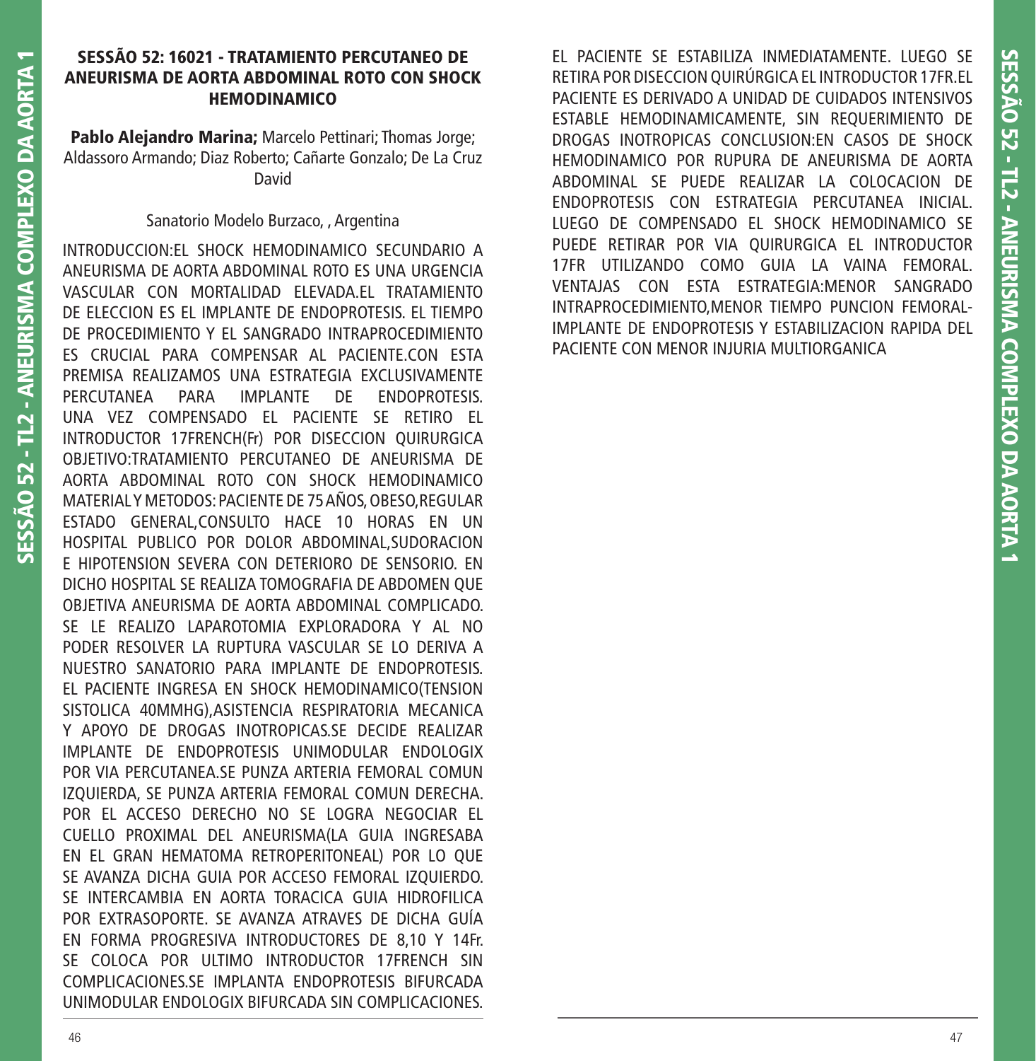## SESSÃO 52: 16021 - TRATAMIENTO PERCUTANEO DE ANEURISMA DE AORTA ABDOMINAL ROTO CON SHOCK HEMODINAMICO

**Pablo Alejandro Marina;** Marcelo Pettinari; Thomas Jorge; Aldassoro Armando; Diaz Roberto; Cañarte Gonzalo; De La Cruz David

Sanatorio Modelo Burzaco, , Argentina

INTRODUCCION:EL SHOCK HEMODINAMICO SECUNDARIO A ANEURISMA DE AORTA ABDOMINAL ROTO ES UNA URGENCIA VASCULAR CON MORTALIDAD ELEVADA.EL TRATAMIENTO DE ELECCION ES EL IMPLANTE DE ENDOPROTESIS. EL TIEMPO DE PROCEDIMIENTO Y EL SANGRADO INTRAPROCEDIMIENTO ES CRUCIAL PARA COMPENSAR AL PACIENTE.CON ESTA PREMISA REALIZAMOS UNA ESTRATEGIA EXCLUSIVAMENTE PERCUTANEA PARA IMPLANTE DE ENDOPROTESIS. UNA VEZ COMPENSADO EL PACIENTE SE RETIRO EL INTRODUCTOR 17FRENCH(Fr) POR DISECCION QUIRURGICA OBJETIVO:TRATAMIENTO PERCUTANEO DE ANEURISMA DE AORTA ABDOMINAL ROTO CON SHOCK HEMODINAMICO MATERIAL Y METODOS: PACIENTE DE 75 AÑOS, OBESO,REGULAR ESTADO GENERAL,CONSULTO HACE 10 HORAS EN UN HOSPITAL PUBLICO POR DOLOR ABDOMINAL,SUDORACION E HIPOTENSION SEVERA CON DETERIORO DE SENSORIO. EN DICHO HOSPITAL SE REALIZA TOMOGRAFIA DE ABDOMEN QUE OBJETIVA ANEURISMA DE AORTA ABDOMINAL COMPLICADO. SE LE REALIZO LAPAROTOMIA EXPLORADORA Y AL NO PODER RESOLVER LA RUPTURA VASCULAR SE LO DERIVA A NUESTRO SANATORIO PARA IMPLANTE DE ENDOPROTESIS. EL PACIENTE INGRESA EN SHOCK HEMODINAMICO(TENSION SISTOLICA 40MMHG),ASISTENCIA RESPIRATORIA MECANICA Y APOYO DE DROGAS INOTROPICAS.SE DECIDE REALIZAR IMPLANTE DE ENDOPROTESIS UNIMODULAR ENDOLOGIX POR VIA PERCUTANEA.SE PUNZA ARTERIA FEMORAL COMUN IZQUIERDA, SE PUNZA ARTERIA FEMORAL COMUN DERECHA. POR EL ACCESO DERECHO NO SE LOGRA NEGOCIAR EL CUELLO PROXIMAL DEL ANEURISMA(LA GUIA INGRESABA EN EL GRAN HEMATOMA RETROPERITONEAL) POR LO QUE SE AVANZA DICHA GUIA POR ACCESO FEMORAL IZQUIERDO. SE INTERCAMBIA EN AORTA TORACICA GUIA HIDROFILICA POR EXTRASOPORTE. SE AVANZA ATRAVES DE DICHA GUÍA EN FORMA PROGRESIVA INTRODUCTORES DE 8,10 Y 14Fr. SE COLOCA POR ULTIMO INTRODUCTOR 17FRENCH SIN COMPLICACIONES.SE IMPLANTA ENDOPROTESIS BIFURCADA UNIMODULAR ENDOLOGIX BIFURCADA SIN COMPLICACIONES. EL PACIENTE SE ESTABILIZA INMEDIATAMENTE. LUEGO SE RETIRA POR DISECCION QUIRÚRGICA EL INTRODUCTOR 17FR.EL PACIENTE ES DERIVADO A UNIDAD DE CUIDADOS INTENSIVOS ESTABLE HEMODINAMICAMENTE, SIN REQUERIMIENTO DE DROGAS INOTROPICAS CONCLUSION:EN CASOS DE SHOCK HEMODINAMICO POR RUPURA DE ANEURISMA DE AORTA ABDOMINAL SE PUEDE REALIZAR LA COLOCACION DE ENDOPROTESIS CON ESTRATEGIA PERCUTANEA INICIAL. LUEGO DE COMPENSADO EL SHOCK HEMODINAMICO SE PUEDE RETIRAR POR VIA QUIRURGICA EL INTRODUCTOR 17FR UTILIZANDO COMO GUIA LA VAINA FEMORAL. VENTAJAS CON ESTA ESTRATEGIA:MENOR SANGRADO INTRAPROCEDIMIENTO,MENOR TIEMPO PUNCION FEMORAL-IMPLANTE DE ENDOPROTESIS Y ESTABILIZACION RAPIDA DEL PACIENTE CON MENOR INJURIA MULTIORGANICA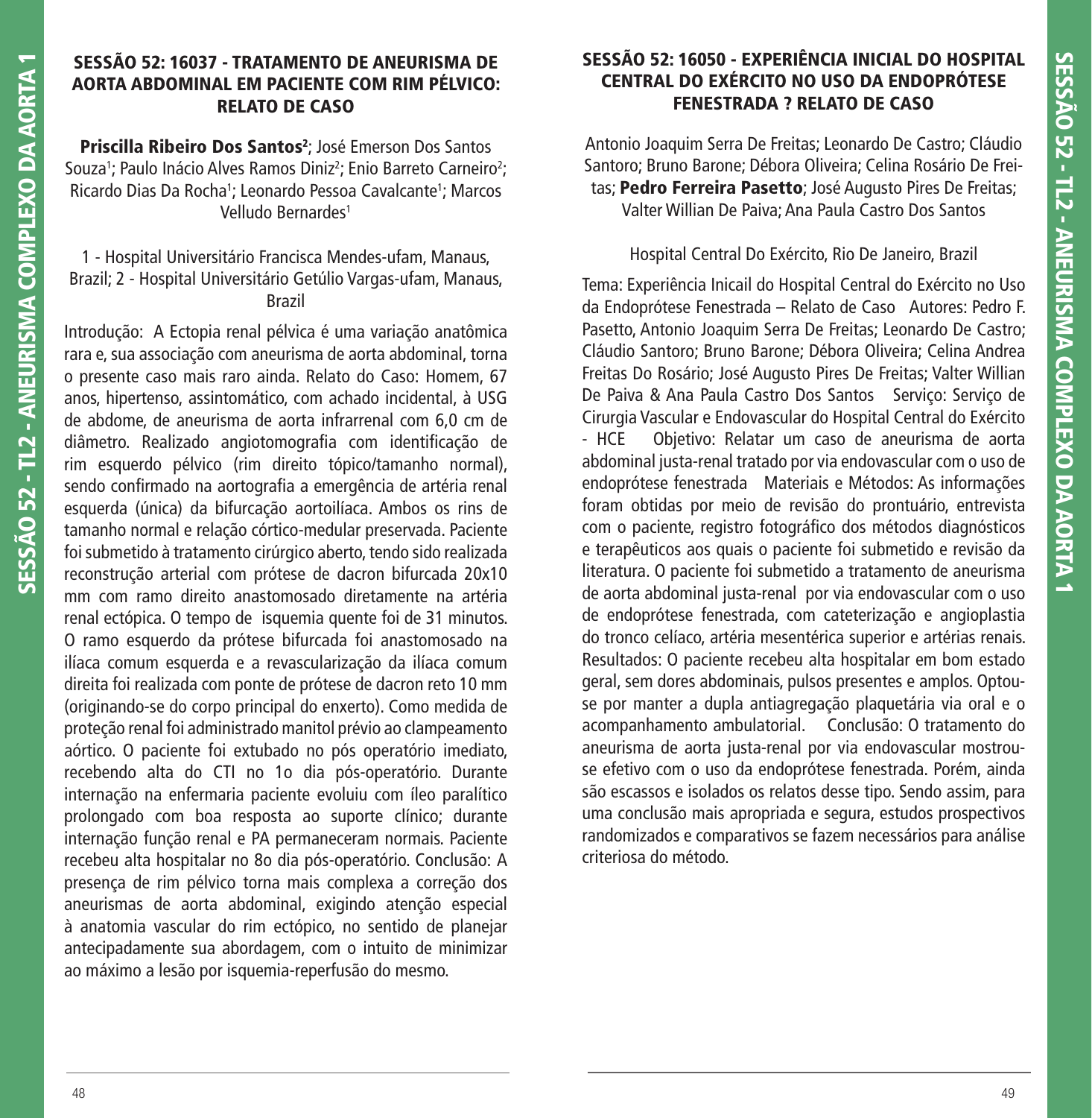## SESSÃO 52: 16037 - TRATAMENTO DE ANEURISMA DE AORTA ABDOMINAL EM PACIENTE COM RIM PÉLVICO: RELATO DE CASO

**Priscilla Ribeiro Dos Santos**[2]; José Emerson Dos Santos Souza[1]; Paulo Inácio Alves Ramos Diniz[2]; Enio Barreto Carneiro[2]; Ricardo Dias Da Rocha[1]; Leonardo Pessoa Cavalcante[1]; Marcos Velludo Bernardes[1]

1 - Hospital Universitário Francisca Mendes-ufam, Manaus, Brazil; 2 - Hospital Universitário Getúlio Vargas-ufam, Manaus, Brazil

Introdução: A Ectopia renal pélvica é uma variação anatômica rara e, sua associação com aneurisma de aorta abdominal, torna o presente caso mais raro ainda. Relato do Caso: Homem, 67 anos, hipertenso, assintomático, com achado incidental, à USG de abdome, de aneurisma de aorta infrarrenal com 6,0 cm de diâmetro. Realizado angiotomografia com identificação de rim esquerdo pélvico (rim direito tópico/tamanho normal), sendo confirmado na aortografia a emergência de artéria renal esquerda (única) da bifurcação aortoilíaca. Ambos os rins de tamanho normal e relação córtico-medular preservada. Paciente foi submetido à tratamento cirúrgico aberto, tendo sido realizada reconstrução arterial com prótese de dacron bifurcada 20x10 mm com ramo direito anastomosado diretamente na artéria renal ectópica. O tempo de isquemia quente foi de 31 minutos. O ramo esquerdo da prótese bifurcada foi anastomosado na ilíaca comum esquerda e a revascularização da ilíaca comum direita foi realizada com ponte de prótese de dacron reto 10 mm (originando-se do corpo principal do enxerto). Como medida de proteção renal foi administrado manitol prévio ao clampeamento aórtico. O paciente foi extubado no pós operatório imediato, recebendo alta do CTI no 1o dia pós-operatório. Durante internação na enfermaria paciente evoluiu com íleo paralítico prolongado com boa resposta ao suporte clínico; durante internação função renal e PA permaneceram normais. Paciente recebeu alta hospitalar no 8o dia pós-operatório. Conclusão: A presença de rim pélvico torna mais complexa a correção dos aneurismas de aorta abdominal, exigindo atenção especial à anatomia vascular do rim ectópico, no sentido de planejar antecipadamente sua abordagem, com o intuito de minimizar ao máximo a lesão por isquemia-reperfusão do mesmo.

## SESSÃO 52: 16050 - EXPERIÊNCIA INICIAL DO HOSPITAL CENTRAL DO EXÉRCITO NO USO DA ENDOPRÓTESE FENESTRADA ? RELATO DE CASO

Antonio Joaquim Serra De Freitas; Leonardo De Castro; Cláudio Santoro; Bruno Barone; Débora Oliveira; Celina Rosário De Freitas; **Pedro Ferreira Pasetto**; José Augusto Pires De Freitas; Valter Willian De Paiva; Ana Paula Castro Dos Santos

Hospital Central Do Exército, Rio De Janeiro, Brazil

Tema: Experiência Inicail do Hospital Central do Exército no Uso da Endoprótese Fenestrada – Relato de Caso Autores: Pedro F. Pasetto, Antonio Joaquim Serra De Freitas; Leonardo De Castro; Cláudio Santoro; Bruno Barone; Débora Oliveira; Celina Andrea Freitas Do Rosário; José Augusto Pires De Freitas; Valter Willian De Paiva & Ana Paula Castro Dos Santos Serviço: Serviço de Cirurgia Vascular e Endovascular do Hospital Central do Exército - HCE Objetivo: Relatar um caso de aneurisma de aorta abdominal justa-renal tratado por via endovascular com o uso de endoprótese fenestrada Materiais e Métodos: As informações foram obtidas por meio de revisão do prontuário, entrevista com o paciente, registro fotográfico dos métodos diagnósticos e terapêuticos aos quais o paciente foi submetido e revisão da literatura. O paciente foi submetido a tratamento de aneurisma de aorta abdominal justa-renal por via endovascular com o uso de endoprótese fenestrada, com cateterização e angioplastia do tronco celíaco, artéria mesentérica superior e artérias renais. Resultados: O paciente recebeu alta hospitalar em bom estado geral, sem dores abdominais, pulsos presentes e amplos. Optou-se por manter a dupla antiagregação plaquetária via oral e o acompanhamento ambulatorial. Conclusão: O tratamento do aneurisma de aorta justa-renal por via endovascular mostrou-se efetivo com o uso da endoprótese fenestrada. Porém, ainda são escassos e isolados os relatos desse tipo. Sendo assim, para uma conclusão mais apropriada e segura, estudos prospectivos randomizados e comparativos se fazem necessários para análise criteriosa do método.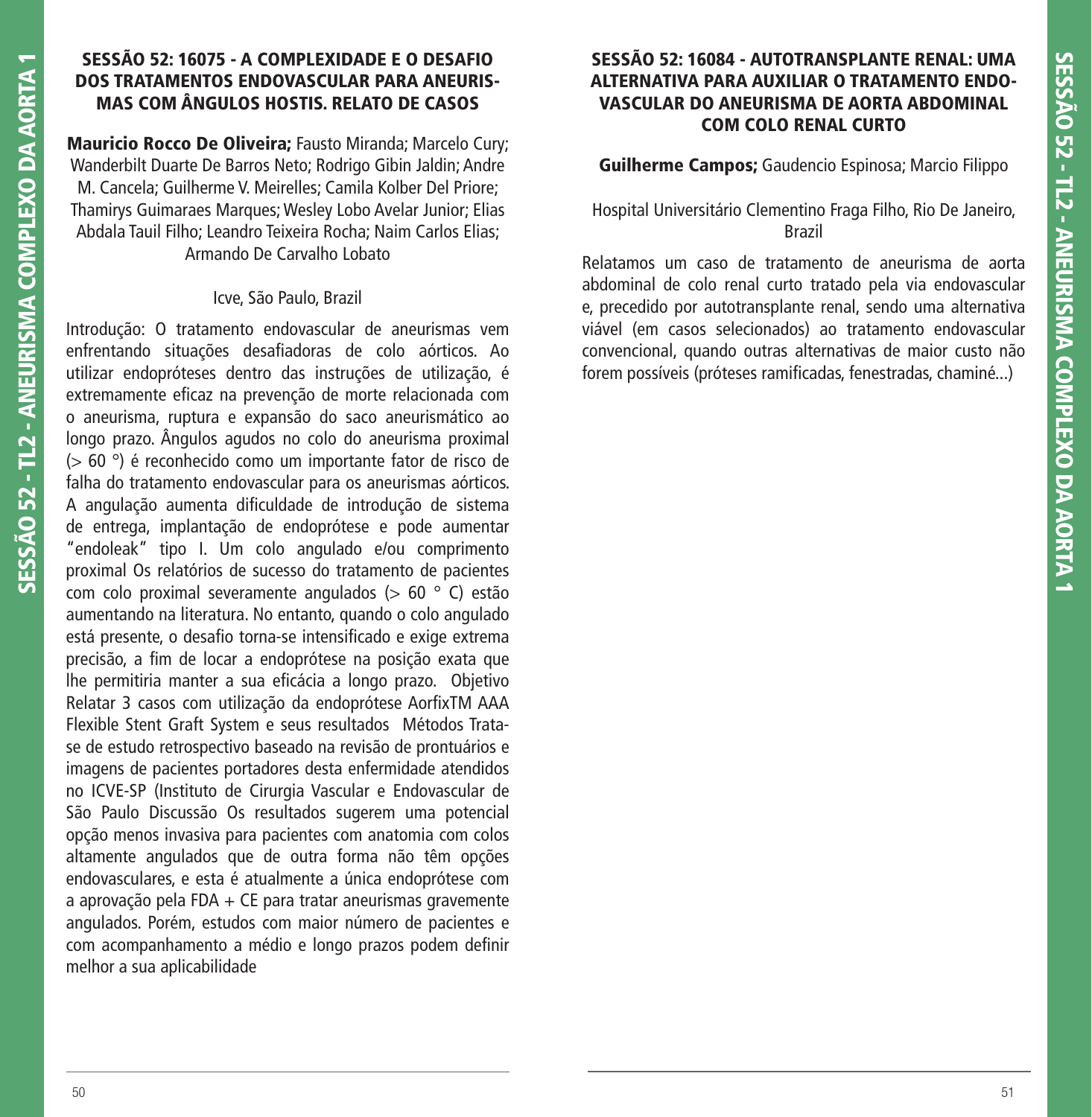## SESSÃO 52: 16075 - A COMPLEXIDADE E O DESAFIO DOS TRATAMENTOS ENDOVASCULAR PARA ANEURISMAS COM ÂNGULOS HOSTIS. RELATO DE CASOS

**Mauricio Rocco De Oliveira;** Fausto Miranda; Marcelo Cury; Wanderbilt Duarte De Barros Neto; Rodrigo Gibin Jaldin; Andre M. Cancela; Guilherme V. Meirelles; Camila Kolber Del Priore; Thamirys Guimaraes Marques; Wesley Lobo Avelar Junior; Elias Abdala Tauil Filho; Leandro Teixeira Rocha; Naim Carlos Elias; Armando De Carvalho Lobato

Icve, São Paulo, Brazil

Introdução: O tratamento endovascular de aneurismas vem enfrentando situações desafiadoras de colo aórticos. Ao utilizar endopróteses dentro das instruções de utilização, é extremamente eficaz na prevenção de morte relacionada com o aneurisma, ruptura e expansão do saco aneurismático ao longo prazo. Ângulos agudos no colo do aneurisma proximal (> 60 °) é reconhecido como um importante fator de risco de falha do tratamento endovascular para os aneurismas aórticos. A angulação aumenta dificuldade de introdução de sistema de entrega, implantação de endoprótese e pode aumentar "endoleak" tipo I. Um colo angulado e/ou comprimento proximal Os relatórios de sucesso do tratamento de pacientes com colo proximal severamente angulados (> 60 ° C) estão aumentando na literatura. No entanto, quando o colo angulado está presente, o desafio torna-se intensificado e exige extrema precisão, a fim de locar a endoprótese na posição exata que lhe permitiria manter a sua eficácia a longo prazo. Objetivo Relatar 3 casos com utilização da endoprótese AorfixTM AAA Flexible Stent Graft System e seus resultados Métodos Trata-se de estudo retrospectivo baseado na revisão de prontuários e imagens de pacientes portadores desta enfermidade atendidos no ICVE-SP (Instituto de Cirurgia Vascular e Endovascular de São Paulo Discussão Os resultados sugerem uma potencial opção menos invasiva para pacientes com anatomia com colos altamente angulados que de outra forma não têm opções endovasculares, e esta é atualmente a única endoprótese com a aprovação pela FDA + CE para tratar aneurismas gravemente angulados. Porém, estudos com maior número de pacientes e com acompanhamento a médio e longo prazos podem definir melhor a sua aplicabilidade

## SESSÃO 52: 16084 - AUTOTRANSPLANTE RENAL: UMA ALTERNATIVA PARA AUXILIAR O TRATAMENTO ENDOVASCULAR DO ANEURISMA DE AORTA ABDOMINAL COM COLO RENAL CURTO

**Guilherme Campos;** Gaudencio Espinosa; Marcio Filippo

Hospital Universitário Clementino Fraga Filho, Rio De Janeiro, Brazil

Relatamos um caso de tratamento de aneurisma de aorta abdominal de colo renal curto tratado pela via endovascular e, precedido por autotransplante renal, sendo uma alternativa viável (em casos selecionados) ao tratamento endovascular convencional, quando outras alternativas de maior custo não forem possíveis (próteses ramificadas, fenestradas, chaminé...)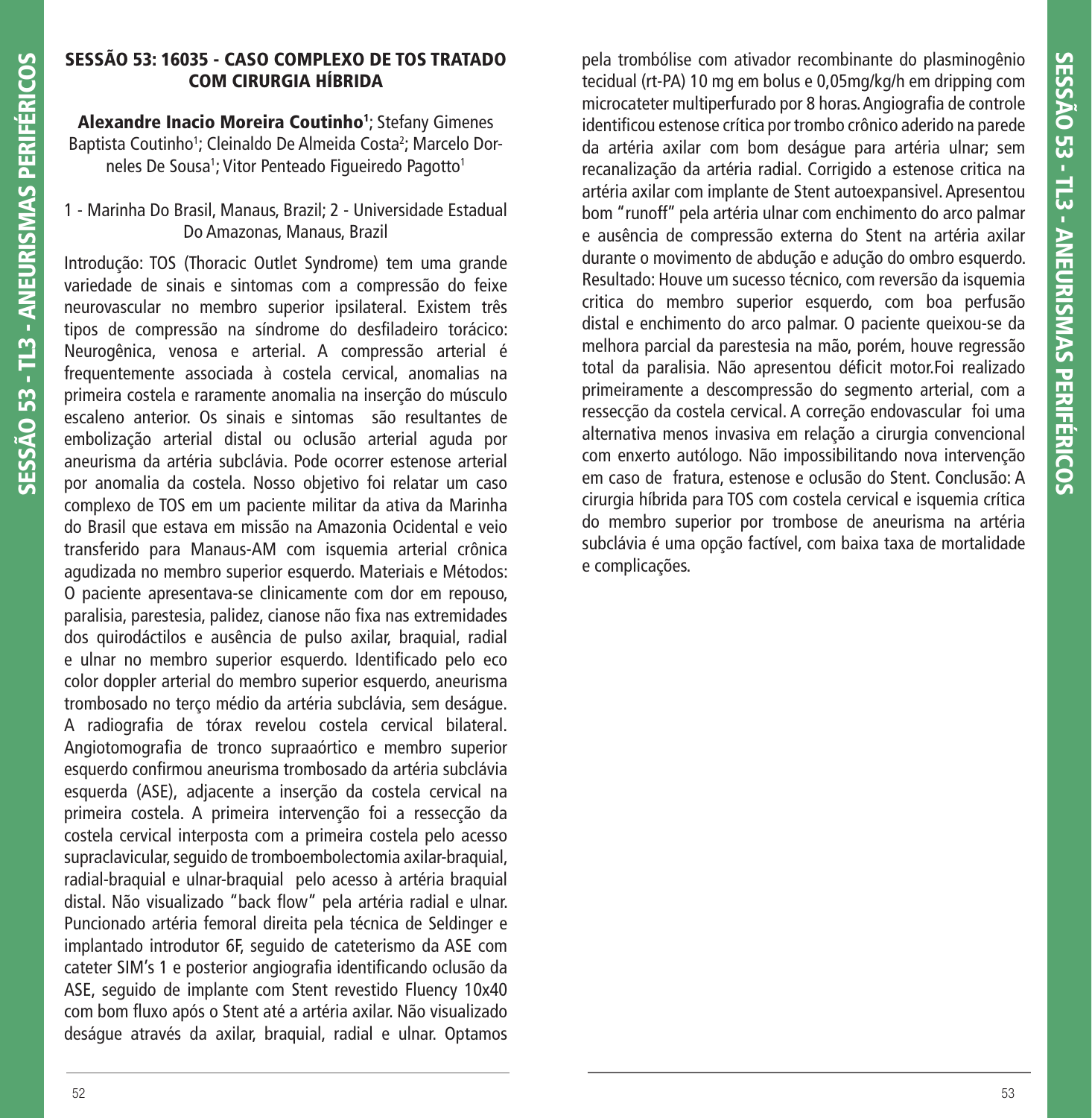## SESSÃO 53: 16035 - CASO COMPLEXO DE TOS TRATADO COM CIRURGIA HÍBRIDA

**Alexandre Inacio Moreira Coutinho[1]**; Stefany Gimenes Baptista Coutinho[1]; Cleinaldo De Almeida Costa[2]; Marcelo Dorneles De Sousa[1]; Vitor Penteado Figueiredo Pagotto[1]

1 - Marinha Do Brasil, Manaus, Brazil; 2 - Universidade Estadual Do Amazonas, Manaus, Brazil

Introdução: TOS (Thoracic Outlet Syndrome) tem uma grande variedade de sinais e sintomas com a compressão do feixe neurovascular no membro superior ipsilateral. Existem três tipos de compressão na síndrome do desfiladeiro torácico: Neurogênica, venosa e arterial. A compressão arterial é frequentemente associada à costela cervical, anomalias na primeira costela e raramente anomalia na inserção do músculo escaleno anterior. Os sinais e sintomas são resultantes de embolização arterial distal ou oclusão arterial aguda por aneurisma da artéria subclávia. Pode ocorrer estenose arterial por anomalia da costela. Nosso objetivo foi relatar um caso complexo de TOS em um paciente militar da ativa da Marinha do Brasil que estava em missão na Amazonia Ocidental e veio transferido para Manaus-AM com isquemia arterial crônica agudizada no membro superior esquerdo. Materiais e Métodos: O paciente apresentava-se clinicamente com dor em repouso, paralisia, parestesia, palidez, cianose não fixa nas extremidades dos quirodáctilos e ausência de pulso axilar, braquial, radial e ulnar no membro superior esquerdo. Identificado pelo eco color doppler arterial do membro superior esquerdo, aneurisma trombosado no terço médio da artéria subclávia, sem deságue. A radiografia de tórax revelou costela cervical bilateral. Angiotomografia de tronco supraaórtico e membro superior esquerdo confirmou aneurisma trombosado da artéria subclávia esquerda (ASE), adjacente a inserção da costela cervical na primeira costela. A primeira intervenção foi a ressecção da costela cervical interposta com a primeira costela pelo acesso supraclavicular, seguido de tromboembolectomia axilar-braquial, radial-braquial e ulnar-braquial pelo acesso à artéria braquial distal. Não visualizado "back flow" pela artéria radial e ulnar. Puncionado artéria femoral direita pela técnica de Seldinger e implantado introdutor 6F, seguido de cateterismo da ASE com cateter SIM's 1 e posterior angiografia identificando oclusão da ASE, seguido de implante com Stent revestido Fluency 10x40 com bom fluxo após o Stent até a artéria axilar. Não visualizado deságue através da axilar, braquial, radial e ulnar. Optamos pela trombólise com ativador recombinante do plasminogênio tecidual (rt-PA) 10 mg em bolus e 0,05mg/kg/h em dripping com microcateter multiperfurado por 8 horas. Angiografia de controle identificou estenose crítica por trombo crônico aderido na parede da artéria axilar com bom deságue para artéria ulnar; sem recanalização da artéria radial. Corrigido a estenose critica na artéria axilar com implante de Stent autoexpansivel. Apresentou bom "runoff" pela artéria ulnar com enchimento do arco palmar e ausência de compressão externa do Stent na artéria axilar durante o movimento de abdução e adução do ombro esquerdo. Resultado: Houve um sucesso técnico, com reversão da isquemia critica do membro superior esquerdo, com boa perfusão distal e enchimento do arco palmar. O paciente queixou-se da melhora parcial da parestesia na mão, porém, houve regressão total da paralisia. Não apresentou déficit motor.Foi realizado primeiramente a descompressão do segmento arterial, com a ressecção da costela cervical. A correção endovascular foi uma alternativa menos invasiva em relação a cirurgia convencional com enxerto autólogo. Não impossibilitando nova intervenção em caso de fratura, estenose e oclusão do Stent. Conclusão: A cirurgia híbrida para TOS com costela cervical e isquemia crítica do membro superior por trombose de aneurisma na artéria subclávia é uma opção factível, com baixa taxa de mortalidade e complicações.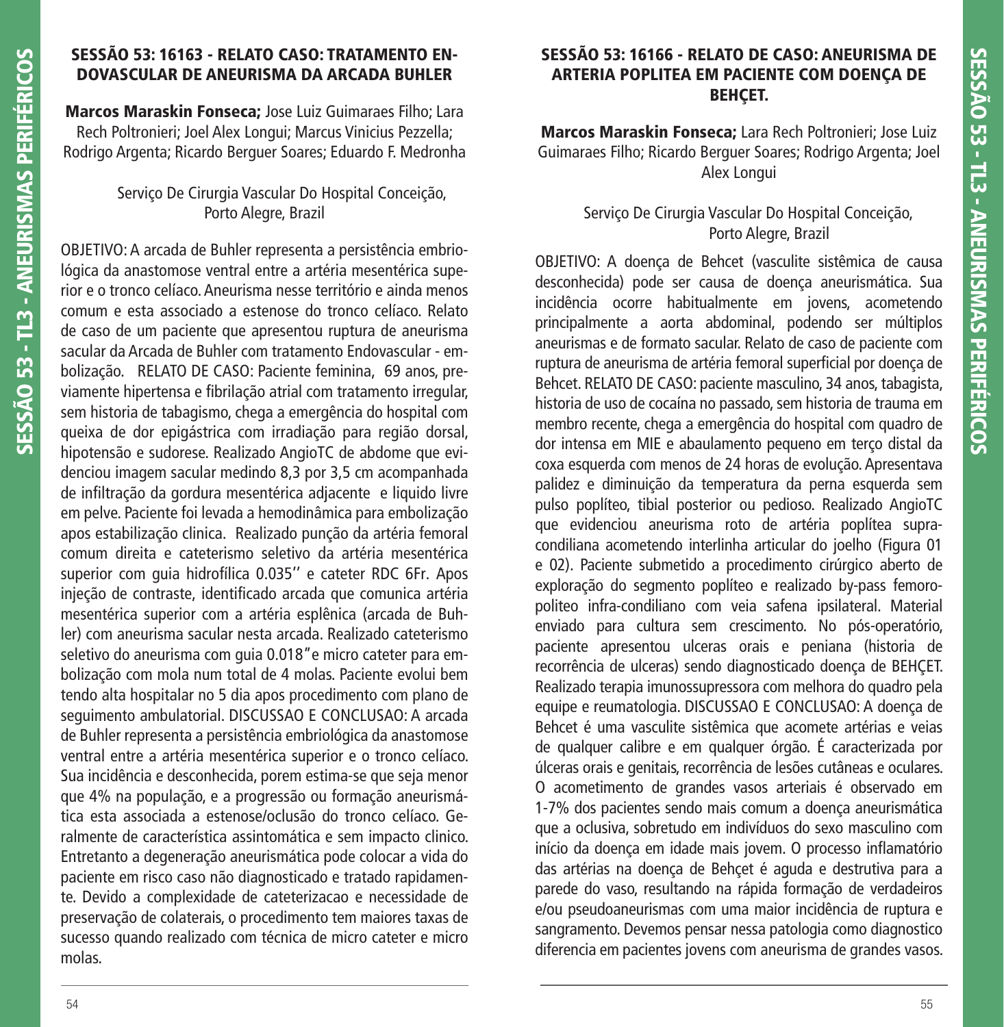## SESSÃO 53: 16163 - RELATO CASO: TRATAMENTO ENDOVASCULAR DE ANEURISMA DA ARCADA BUHLER

**Marcos Maraskin Fonseca;** Jose Luiz Guimaraes Filho; Lara Rech Poltronieri; Joel Alex Longui; Marcus Vinicius Pezzella; Rodrigo Argenta; Ricardo Berguer Soares; Eduardo F. Medronha

Serviço De Cirurgia Vascular Do Hospital Conceição, Porto Alegre, Brazil

OBJETIVO: A arcada de Buhler representa a persistência embriológica da anastomose ventral entre a artéria mesentérica superior e o tronco celíaco. Aneurisma nesse território e ainda menos comum e esta associado a estenose do tronco celíaco. Relato de caso de um paciente que apresentou ruptura de aneurisma sacular da Arcada de Buhler com tratamento Endovascular - embolização. RELATO DE CASO: Paciente feminina, 69 anos, previamente hipertensa e fibrilação atrial com tratamento irregular, sem historia de tabagismo, chega a emergência do hospital com queixa de dor epigástrica com irradiação para região dorsal, hipotensão e sudorese. Realizado AngioTC de abdome que evidenciou imagem sacular medindo 8,3 por 3,5 cm acompanhada de infiltração da gordura mesentérica adjacente e liquido livre em pelve. Paciente foi levada a hemodinâmica para embolização apos estabilização clinica. Realizado punção da artéria femoral comum direita e cateterismo seletivo da artéria mesentérica superior com guia hidrofílica 0.035'' e cateter RDC 6Fr. Apos injeção de contraste, identificado arcada que comunica artéria mesentérica superior com a artéria esplênica (arcada de Buhler) com aneurisma sacular nesta arcada. Realizado cateterismo seletivo do aneurisma com guia 0.018" e micro cateter para embolização com mola num total de 4 molas. Paciente evolui bem tendo alta hospitalar no 5 dia apos procedimento com plano de seguimento ambulatorial. DISCUSSAO E CONCLUSAO: A arcada de Buhler representa a persistência embriológica da anastomose ventral entre a artéria mesentérica superior e o tronco celíaco. Sua incidência e desconhecida, porem estima-se que seja menor que 4% na população, e a progressão ou formação aneurismática esta associada a estenose/oclusão do tronco celíaco. Geralmente de característica assintomática e sem impacto clinico. Entretanto a degeneração aneurismática pode colocar a vida do paciente em risco caso não diagnosticado e tratado rapidamente. Devido a complexidade de cateterizacao e necessidade de preservação de colaterais, o procedimento tem maiores taxas de sucesso quando realizado com técnica de micro cateter e micro molas.

## SESSÃO 53: 16166 - RELATO DE CASO: ANEURISMA DE ARTERIA POPLITEA EM PACIENTE COM DOENÇA DE BEHÇET.

**Marcos Maraskin Fonseca;** Lara Rech Poltronieri; Jose Luiz Guimaraes Filho; Ricardo Berguer Soares; Rodrigo Argenta; Joel Alex Longui

Serviço De Cirurgia Vascular Do Hospital Conceição, Porto Alegre, Brazil

OBJETIVO: A doença de Behcet (vasculite sistêmica de causa desconhecida) pode ser causa de doença aneurismática. Sua incidência ocorre habitualmente em jovens, acometendo principalmente a aorta abdominal, podendo ser múltiplos aneurismas e de formato sacular. Relato de caso de paciente com ruptura de aneurisma de artéria femoral superficial por doença de Behcet. RELATO DE CASO: paciente masculino, 34 anos, tabagista, historia de uso de cocaína no passado, sem historia de trauma em membro recente, chega a emergência do hospital com quadro de dor intensa em MIE e abaulamento pequeno em terço distal da coxa esquerda com menos de 24 horas de evolução. Apresentava palidez e diminuição da temperatura da perna esquerda sem pulso poplíteo, tibial posterior ou pedioso. Realizado AngioTC que evidenciou aneurisma roto de artéria poplítea supracondiliana acometendo interlinha articular do joelho (Figura 01 e 02). Paciente submetido a procedimento cirúrgico aberto de exploração do segmento poplíteo e realizado by-pass femoropoliteo infra-condiliano com veia safena ipsilateral. Material enviado para cultura sem crescimento. No pós-operatório, paciente apresentou ulceras orais e peniana (historia de recorrência de ulceras) sendo diagnosticado doença de BEHÇET. Realizado terapia imunossupressora com melhora do quadro pela equipe e reumatologia. DISCUSSAO E CONCLUSAO: A doença de Behcet é uma vasculite sistêmica que acomete artérias e veias de qualquer calibre e em qualquer órgão. É caracterizada por úlceras orais e genitais, recorrência de lesões cutâneas e oculares. O acometimento de grandes vasos arteriais é observado em 1-7% dos pacientes sendo mais comum a doença aneurismática que a oclusiva, sobretudo em indivíduos do sexo masculino com início da doença em idade mais jovem. O processo inflamatório das artérias na doença de Behçet é aguda e destrutiva para a parede do vaso, resultando na rápida formação de verdadeiros e/ou pseudoaneurismas com uma maior incidência de ruptura e sangramento. Devemos pensar nessa patologia como diagnostico diferencia em pacientes jovens com aneurisma de grandes vasos.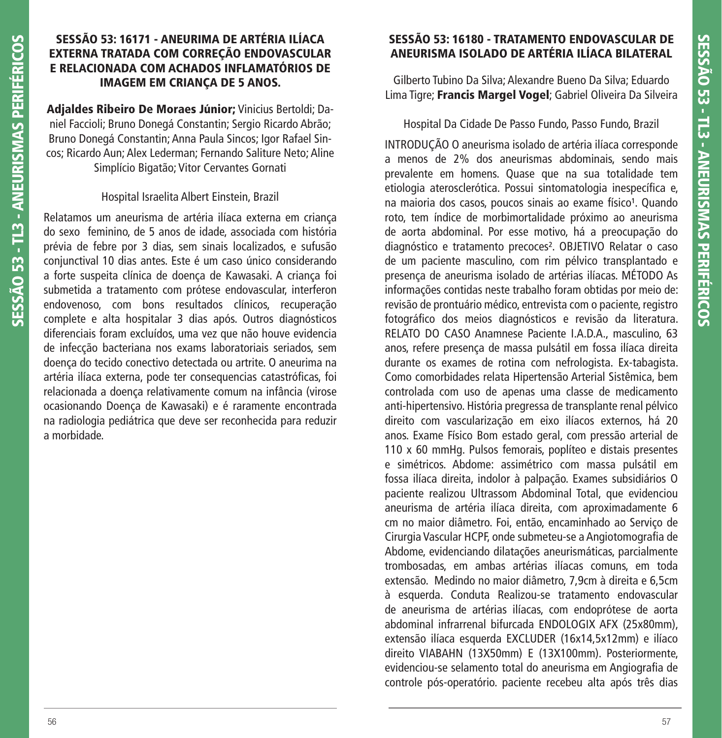## SESSÃO 53: 16171 - ANEURIMA DE ARTÉRIA ILÍACA EXTERNA TRATADA COM CORREÇÃO ENDOVASCULAR E RELACIONADA COM ACHADOS INFLAMATÓRIOS DE IMAGEM EM CRIANÇA DE 5 ANOS.

**Adjaldes Ribeiro De Moraes Júnior;** Vinicius Bertoldi; Daniel Faccioli; Bruno Donegá Constantin; Sergio Ricardo Abrão; Bruno Donegá Constantin; Anna Paula Sincos; Igor Rafael Sincos; Ricardo Aun; Alex Lederman; Fernando Saliture Neto; Aline Simplício Bigatão; Vitor Cervantes Gornati

Hospital Israelita Albert Einstein, Brazil

Relatamos um aneurisma de artéria ilíaca externa em criança do sexo feminino, de 5 anos de idade, associada com história prévia de febre por 3 dias, sem sinais localizados, e sufusão conjunctival 10 dias antes. Este é um caso único considerando a forte suspeita clínica de doença de Kawasaki. A criança foi submetida a tratamento com prótese endovascular, interferon endovenoso, com bons resultados clínicos, recuperação complete e alta hospitalar 3 dias após. Outros diagnósticos diferenciais foram excluídos, uma vez que não houve evidencia de infecção bacteriana nos exams laboratoriais seriados, sem doença do tecido conectivo detectada ou artrite. O aneurima na artéria ilíaca externa, pode ter consequencias catastróficas, foi relacionada a doença relativamente comum na infância (virose ocasionando Doença de Kawasaki) e é raramente encontrada na radiologia pediátrica que deve ser reconhecida para reduzir a morbidade.

## SESSÃO 53: 16180 - TRATAMENTO ENDOVASCULAR DE ANEURISMA ISOLADO DE ARTÉRIA ILÍACA BILATERAL

Gilberto Tubino Da Silva; Alexandre Bueno Da Silva; Eduardo Lima Tigre; **Francis Margel Vogel**; Gabriel Oliveira Da Silveira

Hospital Da Cidade De Passo Fundo, Passo Fundo, Brazil

INTRODUÇÃO O aneurisma isolado de artéria ilíaca corresponde a menos de 2% dos aneurismas abdominais, sendo mais prevalente em homens. Quase que na sua totalidade tem etiologia aterosclerótica. Possui sintomatologia inespecífica e, na maioria dos casos, poucos sinais ao exame físico[1]. Quando roto, tem índice de morbimortalidade próximo ao aneurisma de aorta abdominal. Por esse motivo, há a preocupação do diagnóstico e tratamento precoces[2]. OBJETIVO Relatar o caso de um paciente masculino, com rim pélvico transplantado e presença de aneurisma isolado de artérias ilíacas. MÉTODO As informações contidas neste trabalho foram obtidas por meio de: revisão de prontuário médico, entrevista com o paciente, registro fotográfico dos meios diagnósticos e revisão da literatura. RELATO DO CASO Anamnese Paciente I.A.D.A., masculino, 63 anos, refere presença de massa pulsátil em fossa ilíaca direita durante os exames de rotina com nefrologista. Ex-tabagista. Como comorbidades relata Hipertensão Arterial Sistêmica, bem controlada com uso de apenas uma classe de medicamento anti-hipertensivo. História pregressa de transplante renal pélvico direito com vascularização em eixo ilíacos externos, há 20 anos. Exame Físico Bom estado geral, com pressão arterial de 110 x 60 mmHg. Pulsos femorais, poplíteo e distais presentes e simétricos. Abdome: assimétrico com massa pulsátil em fossa ilíaca direita, indolor à palpação. Exames subsidiários O paciente realizou Ultrassom Abdominal Total, que evidenciou aneurisma de artéria ilíaca direita, com aproximadamente 6 cm no maior diâmetro. Foi, então, encaminhado ao Serviço de Cirurgia Vascular HCPF, onde submeteu-se a Angiotomografia de Abdome, evidenciando dilatações aneurismáticas, parcialmente trombosadas, em ambas artérias ilíacas comuns, em toda extensão. Medindo no maior diâmetro, 7,9cm à direita e 6,5cm à esquerda. Conduta Realizou-se tratamento endovascular de aneurisma de artérias ilíacas, com endoprótese de aorta abdominal infrarrenal bifurcada ENDOLOGIX AFX (25x80mm), extensão ilíaca esquerda EXCLUDER (16x14,5x12mm) e ilíaco direito VIABAHN (13X50mm) E (13X100mm). Posteriormente, evidenciou-se selamento total do aneurisma em Angiografia de controle pós-operatório. paciente recebeu alta após três dias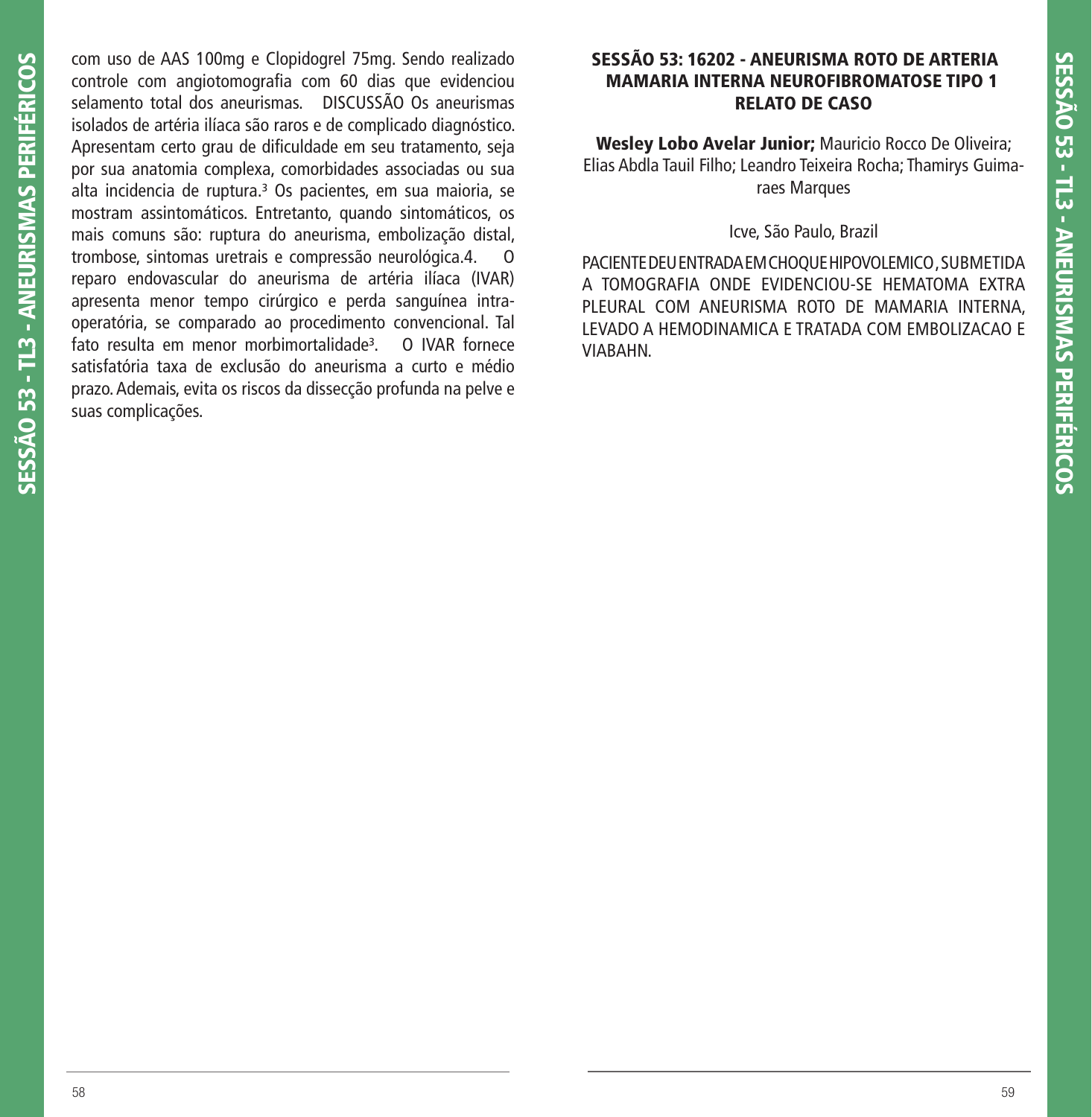com uso de AAS 100mg e Clopidogrel 75mg. Sendo realizado controle com angiotomografia com 60 dias que evidenciou selamento total dos aneurismas. DISCUSSÃO Os aneurismas isolados de artéria ilíaca são raros e de complicado diagnóstico. Apresentam certo grau de dificuldade em seu tratamento, seja por sua anatomia complexa, comorbidades associadas ou sua alta incidencia de ruptura.[3] Os pacientes, em sua maioria, se mostram assintomáticos. Entretanto, quando sintomáticos, os mais comuns são: ruptura do aneurisma, embolização distal, trombose, sintomas uretrais e compressão neurológica.4. O reparo endovascular do aneurisma de artéria ilíaca (IVAR) apresenta menor tempo cirúrgico e perda sanguínea intra-operatória, se comparado ao procedimento convencional. Tal fato resulta em menor morbimortalidade[3]. O IVAR fornece satisfatória taxa de exclusão do aneurisma a curto e médio prazo. Ademais, evita os riscos da dissecção profunda na pelve e suas complicações.

## SESSÃO 53: 16202 - ANEURISMA ROTO DE ARTERIA MAMARIA INTERNA NEUROFIBROMATOSE TIPO 1 RELATO DE CASO

**Wesley Lobo Avelar Junior;** Mauricio Rocco De Oliveira; Elias Abdla Tauil Filho; Leandro Teixeira Rocha; Thamirys Guimaraes Marques

Icve, São Paulo, Brazil

PACIENTE DEU ENTRADA EM CHOQUE HIPOVOLEMICO , SUBMETIDA A TOMOGRAFIA ONDE EVIDENCIOU-SE HEMATOMA EXTRA PLEURAL COM ANEURISMA ROTO DE MAMARIA INTERNA, LEVADO A HEMODINAMICA E TRATADA COM EMBOLIZACAO E VIABAHN.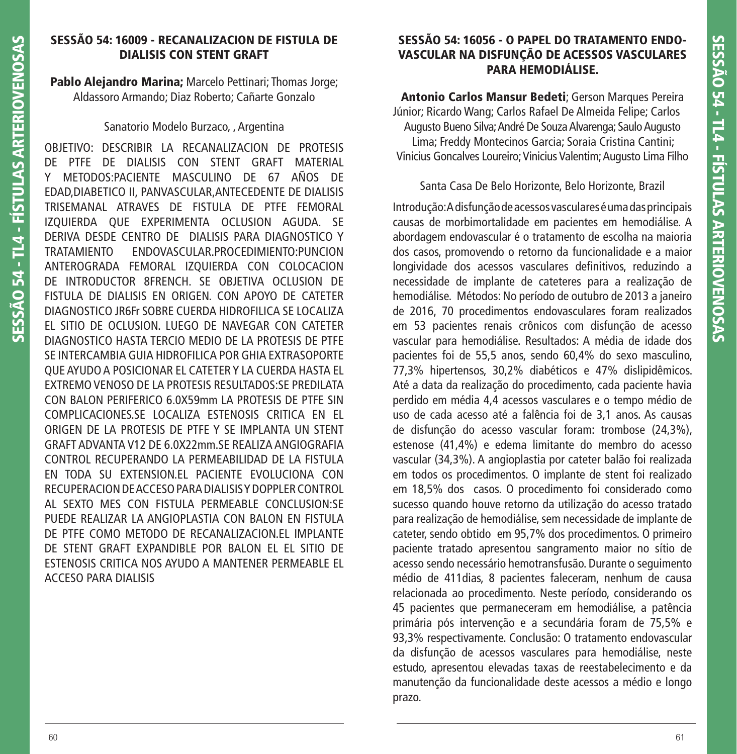## SESSÃO 54: 16009 - RECANALIZACION DE FISTULA DE DIALISIS CON STENT GRAFT

**Pablo Alejandro Marina;** Marcelo Pettinari; Thomas Jorge; Aldassoro Armando; Diaz Roberto; Cañarte Gonzalo

Sanatorio Modelo Burzaco, , Argentina

OBJETIVO: DESCRIBIR LA RECANALIZACION DE PROTESIS DE PTFE DE DIALISIS CON STENT GRAFT MATERIAL Y METODOS:PACIENTE MASCULINO DE 67 AÑOS DE EDAD,DIABETICO II, PANVASCULAR,ANTECEDENTE DE DIALISIS TRISEMANAL ATRAVES DE FISTULA DE PTFE FEMORAL IZQUIERDA QUE EXPERIMENTA OCLUSION AGUDA. SE DERIVA DESDE CENTRO DE DIALISIS PARA DIAGNOSTICO Y TRATAMIENTO ENDOVASCULAR.PROCEDIMIENTO:PUNCION ANTEROGRADA FEMORAL IZQUIERDA CON COLOCACION DE INTRODUCTOR 8FRENCH. SE OBJETIVA OCLUSION DE FISTULA DE DIALISIS EN ORIGEN. CON APOYO DE CATETER DIAGNOSTICO JR6Fr SOBRE CUERDA HIDROFILICA SE LOCALIZA EL SITIO DE OCLUSION. LUEGO DE NAVEGAR CON CATETER DIAGNOSTICO HASTA TERCIO MEDIO DE LA PROTESIS DE PTFE SE INTERCAMBIA GUIA HIDROFILICA POR GHIA EXTRASOPORTE QUE AYUDO A POSICIONAR EL CATETER Y LA CUERDA HASTA EL EXTREMO VENOSO DE LA PROTESIS RESULTADOS:SE PREDILATA CON BALON PERIFERICO 6.0X59mm LA PROTESIS DE PTFE SIN COMPLICACIONES.SE LOCALIZA ESTENOSIS CRITICA EN EL ORIGEN DE LA PROTESIS DE PTFE Y SE IMPLANTA UN STENT GRAFT ADVANTA V12 DE 6.0X22mm.SE REALIZA ANGIOGRAFIA CONTROL RECUPERANDO LA PERMEABILIDAD DE LA FISTULA EN TODA SU EXTENSION.EL PACIENTE EVOLUCIONA CON RECUPERACION DE ACCESO PARA DIALISIS Y DOPPLER CONTROL AL SEXTO MES CON FISTULA PERMEABLE CONCLUSION:SE PUEDE REALIZAR LA ANGIOPLASTIA CON BALON EN FISTULA DE PTFE COMO METODO DE RECANALIZACION.EL IMPLANTE DE STENT GRAFT EXPANDIBLE POR BALON EL EL SITIO DE ESTENOSIS CRITICA NOS AYUDO A MANTENER PERMEABLE EL ACCESO PARA DIALISIS

## SESSÃO 54: 16056 - O PAPEL DO TRATAMENTO ENDOVASCULAR NA DISFUNÇÃO DE ACESSOS VASCULARES PARA HEMODIÁLISE.

**Antonio Carlos Mansur Bedeti**; Gerson Marques Pereira Júnior; Ricardo Wang; Carlos Rafael De Almeida Felipe; Carlos Augusto Bueno Silva; André De Souza Alvarenga; Saulo Augusto Lima; Freddy Montecinos Garcia; Soraia Cristina Cantini; Vinicius Goncalves Loureiro; Vinicius Valentim; Augusto Lima Filho

Santa Casa De Belo Horizonte, Belo Horizonte, Brazil

Introdução: A disfunção de acessos vasculares é uma das principais causas de morbimortalidade em pacientes em hemodiálise. A abordagem endovascular é o tratamento de escolha na maioria dos casos, promovendo o retorno da funcionalidade e a maior longividade dos acessos vasculares definitivos, reduzindo a necessidade de implante de cateteres para a realização de hemodiálise. Métodos: No período de outubro de 2013 a janeiro de 2016, 70 procedimentos endovasculares foram realizados em 53 pacientes renais crônicos com disfunção de acesso vascular para hemodiálise. Resultados: A média de idade dos pacientes foi de 55,5 anos, sendo 60,4% do sexo masculino, 77,3% hipertensos, 30,2% diabéticos e 47% dislipidêmicos. Até a data da realização do procedimento, cada paciente havia perdido em média 4,4 acessos vasculares e o tempo médio de uso de cada acesso até a falência foi de 3,1 anos. As causas de disfunção do acesso vascular foram: trombose (24,3%), estenose (41,4%) e edema limitante do membro do acesso vascular (34,3%). A angioplastia por cateter balão foi realizada em todos os procedimentos. O implante de stent foi realizado em 18,5% dos casos. O procedimento foi considerado como sucesso quando houve retorno da utilização do acesso tratado para realização de hemodiálise, sem necessidade de implante de cateter, sendo obtido em 95,7% dos procedimentos. O primeiro paciente tratado apresentou sangramento maior no sítio de acesso sendo necessário hemotransfusão. Durante o seguimento médio de 411dias, 8 pacientes faleceram, nenhum de causa relacionada ao procedimento. Neste período, considerando os 45 pacientes que permaneceram em hemodiálise, a patência primária pós intervenção e a secundária foram de 75,5% e 93,3% respectivamente. Conclusão: O tratamento endovascular da disfunção de acessos vasculares para hemodiálise, neste estudo, apresentou elevadas taxas de reestabelecimento e da manutenção da funcionalidade deste acessos a médio e longo prazo.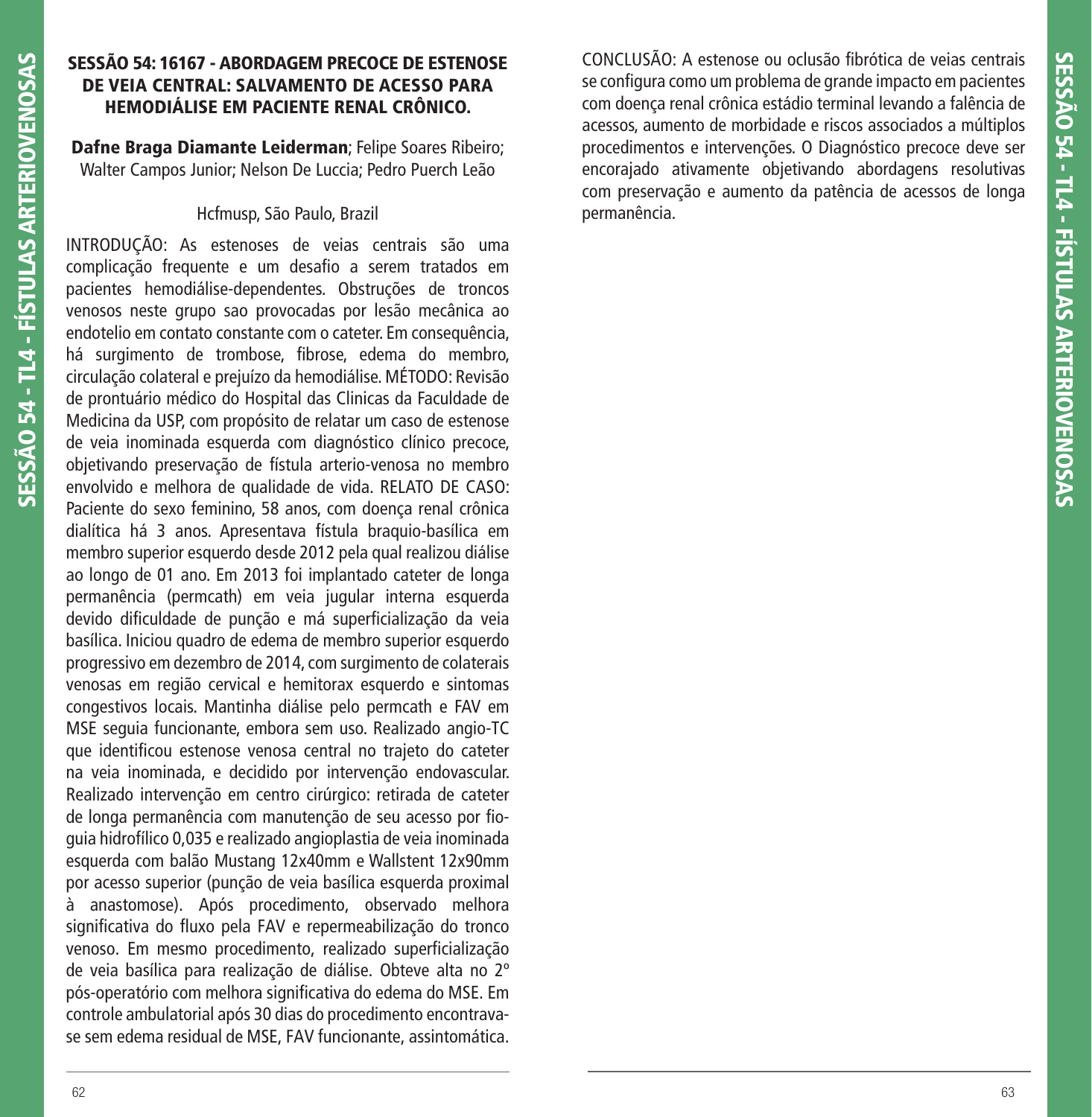## SESSÃO 54: 16167 - ABORDAGEM PRECOCE DE ESTENOSE DE VEIA CENTRAL: SALVAMENTO DE ACESSO PARA HEMODIÁLISE EM PACIENTE RENAL CRÔNICO.

**Dafne Braga Diamante Leiderman**; Felipe Soares Ribeiro; Walter Campos Junior; Nelson De Luccia; Pedro Puerch Leão

Hcfmusp, São Paulo, Brazil

INTRODUÇÃO: As estenoses de veias centrais são uma complicação frequente e um desafio a serem tratados em pacientes hemodiálise-dependentes. Obstruções de troncos venosos neste grupo sao provocadas por lesão mecânica ao endotelio em contato constante com o cateter. Em consequência, há surgimento de trombose, fibrose, edema do membro, circulação colateral e prejuízo da hemodiálise. MÉTODO: Revisão de prontuário médico do Hospital das Clinicas da Faculdade de Medicina da USP, com propósito de relatar um caso de estenose de veia inominada esquerda com diagnóstico clínico precoce, objetivando preservação de fístula arterio-venosa no membro envolvido e melhora de qualidade de vida. RELATO DE CASO: Paciente do sexo feminino, 58 anos, com doença renal crônica dialítica há 3 anos. Apresentava fístula braquio-basílica em membro superior esquerdo desde 2012 pela qual realizou diálise ao longo de 01 ano. Em 2013 foi implantado cateter de longa permanência (permcath) em veia jugular interna esquerda devido dificuldade de punção e má superficialização da veia basílica. Iniciou quadro de edema de membro superior esquerdo progressivo em dezembro de 2014, com surgimento de colaterais venosas em região cervical e hemitorax esquerdo e sintomas congestivos locais. Mantinha diálise pelo permcath e FAV em MSE seguia funcionante, embora sem uso. Realizado angio-TC que identificou estenose venosa central no trajeto do cateter na veia inominada, e decidido por intervenção endovascular. Realizado intervenção em centro cirúrgico: retirada de cateter de longa permanência com manutenção de seu acesso por fio-guia hidrofílico 0,035 e realizado angioplastia de veia inominada esquerda com balão Mustang 12x40mm e Wallstent 12x90mm por acesso superior (punção de veia basílica esquerda proximal à anastomose). Após procedimento, observado melhora significativa do fluxo pela FAV e repermeabilização do tronco venoso. Em mesmo procedimento, realizado superficialização de veia basílica para realização de diálise. Obteve alta no 2º pós-operatório com melhora significativa do edema do MSE. Em controle ambulatorial após 30 dias do procedimento encontrava-se sem edema residual de MSE, FAV funcionante, assintomática. CONCLUSÃO: A estenose ou oclusão fibrótica de veias centrais se configura como um problema de grande impacto em pacientes com doença renal crônica estádio terminal levando a falência de acessos, aumento de morbidade e riscos associados a múltiplos procedimentos e intervenções. O Diagnóstico precoce deve ser encorajado ativamente objetivando abordagens resolutivas com preservação e aumento da patência de acessos de longa permanência.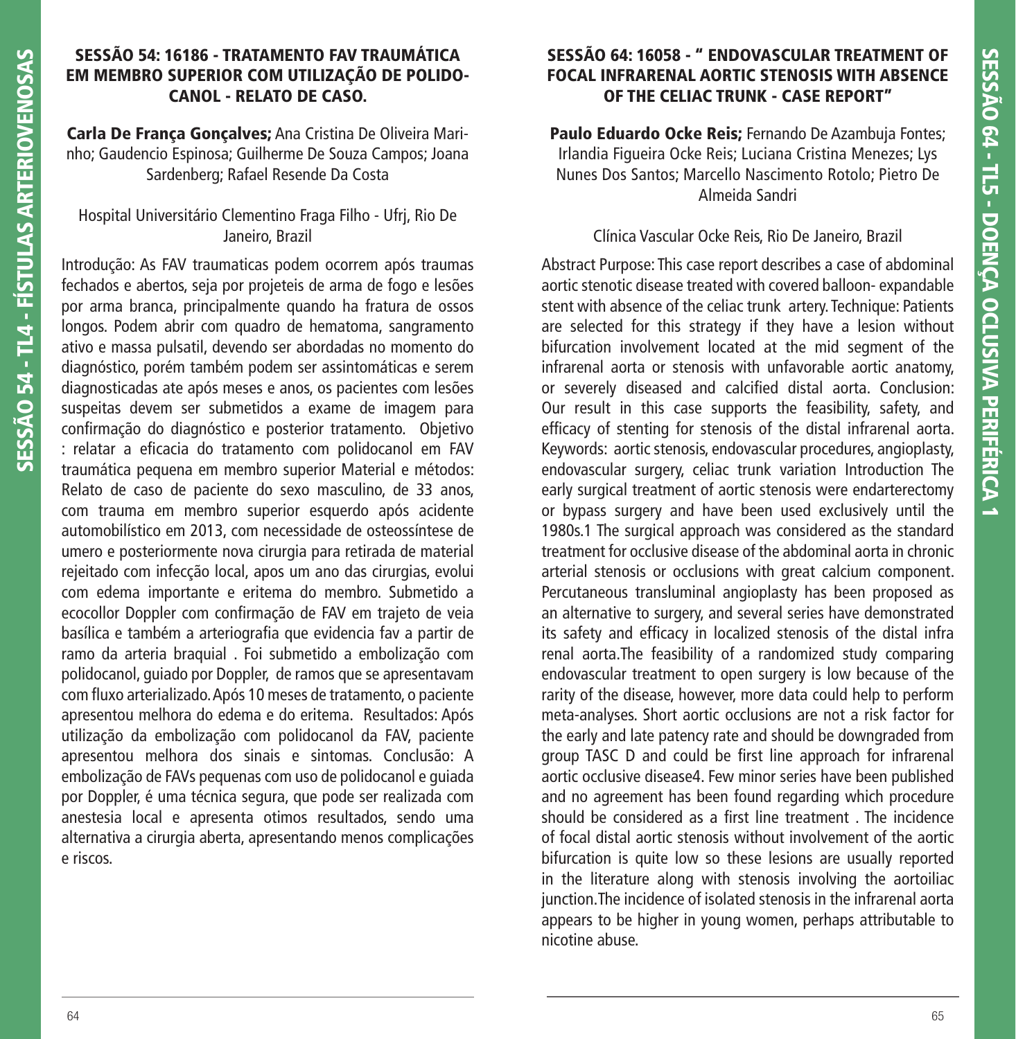## SESSÃO 54: 16186 - TRATAMENTO FAV TRAUMÁTICA EM MEMBRO SUPERIOR COM UTILIZAÇÃO DE POLIDOCANOL - RELATO DE CASO.

**Carla De França Gonçalves;** Ana Cristina De Oliveira Marinho; Gaudencio Espinosa; Guilherme De Souza Campos; Joana Sardenberg; Rafael Resende Da Costa

Hospital Universitário Clementino Fraga Filho - Ufrj, Rio De Janeiro, Brazil

Introdução: As FAV traumaticas podem ocorrem após traumas fechados e abertos, seja por projeteis de arma de fogo e lesões por arma branca, principalmente quando ha fratura de ossos longos. Podem abrir com quadro de hematoma, sangramento ativo e massa pulsatil, devendo ser abordadas no momento do diagnóstico, porém também podem ser assintomáticas e serem diagnosticadas ate após meses e anos, os pacientes com lesões suspeitas devem ser submetidos a exame de imagem para confirmação do diagnóstico e posterior tratamento. Objetivo : relatar a eficacia do tratamento com polidocanol em FAV traumática pequena em membro superior Material e métodos: Relato de caso de paciente do sexo masculino, de 33 anos, com trauma em membro superior esquerdo após acidente automobilístico em 2013, com necessidade de osteossíntese de umero e posteriormente nova cirurgia para retirada de material rejeitado com infecção local, apos um ano das cirurgias, evolui com edema importante e eritema do membro. Submetido a ecocollor Doppler com confirmação de FAV em trajeto de veia basílica e também a arteriografia que evidencia fav a partir de ramo da arteria braquial . Foi submetido a embolização com polidocanol, guiado por Doppler, de ramos que se apresentavam com fluxo arterializado. Após 10 meses de tratamento, o paciente apresentou melhora do edema e do eritema. Resultados: Após utilização da embolização com polidocanol da FAV, paciente apresentou melhora dos sinais e sintomas. Conclusão: A embolização de FAVs pequenas com uso de polidocanol e guiada por Doppler, é uma técnica segura, que pode ser realizada com anestesia local e apresenta otimos resultados, sendo uma alternativa a cirurgia aberta, apresentando menos complicações e riscos.

## SESSÃO 64: 16058 - " ENDOVASCULAR TREATMENT OF FOCAL INFRARENAL AORTIC STENOSIS WITH ABSENCE OF THE CELIAC TRUNK - CASE REPORT"

**Paulo Eduardo Ocke Reis;** Fernando De Azambuja Fontes; Irlandia Figueira Ocke Reis; Luciana Cristina Menezes; Lys Nunes Dos Santos; Marcello Nascimento Rotolo; Pietro De Almeida Sandri

Clínica Vascular Ocke Reis, Rio De Janeiro, Brazil

Abstract Purpose: This case report describes a case of abdominal aortic stenotic disease treated with covered balloon- expandable stent with absence of the celiac trunk artery. Technique: Patients are selected for this strategy if they have a lesion without bifurcation involvement located at the mid segment of the infrarenal aorta or stenosis with unfavorable aortic anatomy, or severely diseased and calcified distal aorta. Conclusion: Our result in this case supports the feasibility, safety, and efficacy of stenting for stenosis of the distal infrarenal aorta. Keywords: aortic stenosis, endovascular procedures, angioplasty, endovascular surgery, celiac trunk variation Introduction The early surgical treatment of aortic stenosis were endarterectomy or bypass surgery and have been used exclusively until the 1980s.1 The surgical approach was considered as the standard treatment for occlusive disease of the abdominal aorta in chronic arterial stenosis or occlusions with great calcium component. Percutaneous transluminal angioplasty has been proposed as an alternative to surgery, and several series have demonstrated its safety and efficacy in localized stenosis of the distal infra renal aorta.The feasibility of a randomized study comparing endovascular treatment to open surgery is low because of the rarity of the disease, however, more data could help to perform meta-analyses. Short aortic occlusions are not a risk factor for the early and late patency rate and should be downgraded from group TASC D and could be first line approach for infrarenal aortic occlusive disease4. Few minor series have been published and no agreement has been found regarding which procedure should be considered as a first line treatment . The incidence of focal distal aortic stenosis without involvement of the aortic bifurcation is quite low so these lesions are usually reported in the literature along with stenosis involving the aortoiliac junction.The incidence of isolated stenosis in the infrarenal aorta appears to be higher in young women, perhaps attributable to nicotine abuse.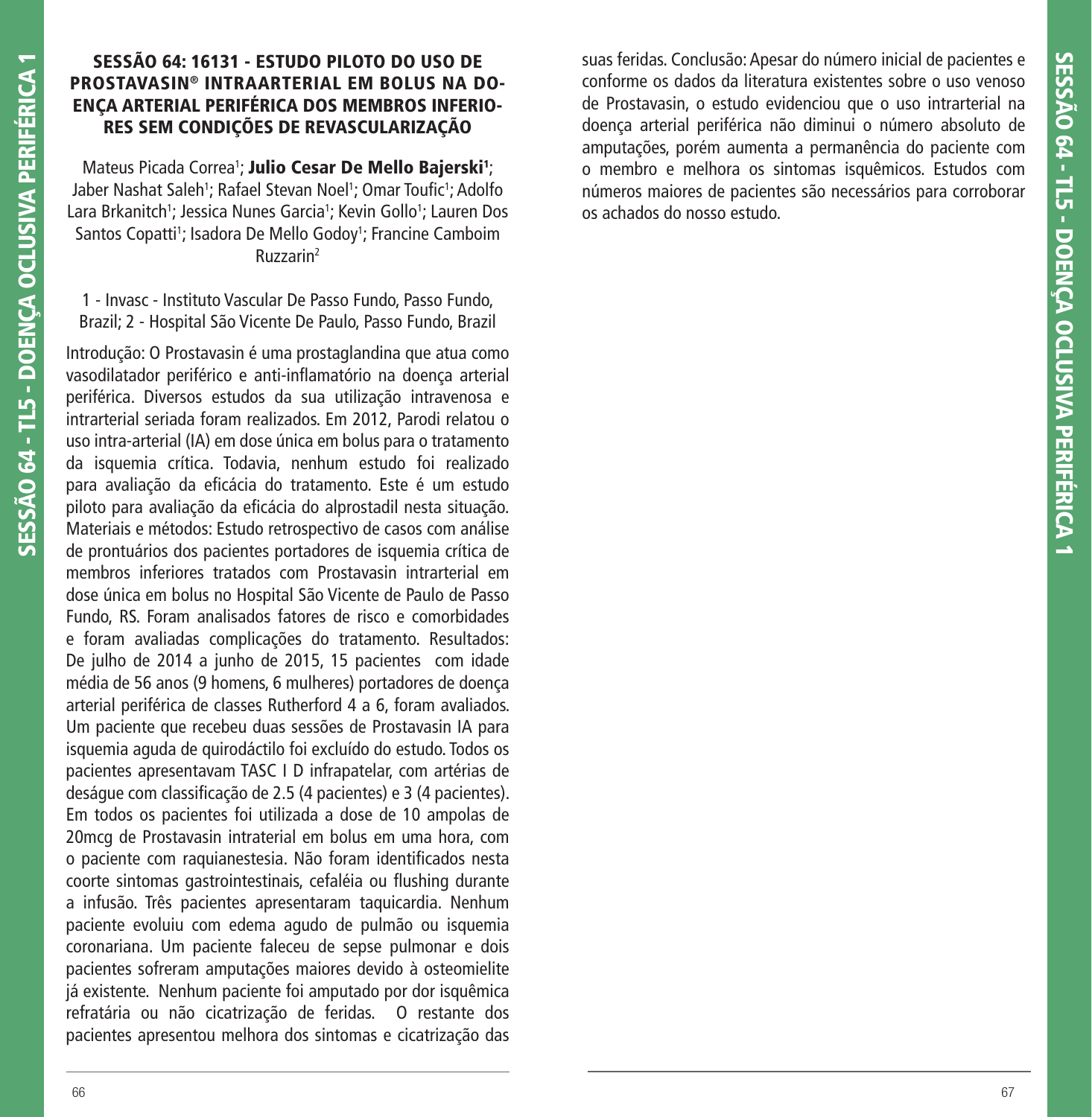## SESSÃO 64: 16131 - ESTUDO PILOTO DO USO DE PROSTAVASIN® INTRAARTERIAL EM BOLUS NA DOENÇA ARTERIAL PERIFÉRICA DOS MEMBROS INFERIORES SEM CONDIÇÕES DE REVASCULARIZAÇÃO

Mateus Picada Correa[1]; **Julio Cesar De Mello Bajerski[1]**; Jaber Nashat Saleh[1]; Rafael Stevan Noel[1]; Omar Toufic[1]; Adolfo Lara Brkanitch[1]; Jessica Nunes Garcia[1]; Kevin Gollo[1]; Lauren Dos Santos Copatti[1]; Isadora De Mello Godoy[1]; Francine Camboim Ruzzarin[2]

1 - Invasc - Instituto Vascular De Passo Fundo, Passo Fundo, Brazil; 2 - Hospital São Vicente De Paulo, Passo Fundo, Brazil

Introdução: O Prostavasin é uma prostaglandina que atua como vasodilatador periférico e anti-inflamatório na doença arterial periférica. Diversos estudos da sua utilização intravenosa e intrarterial seriada foram realizados. Em 2012, Parodi relatou o uso intra-arterial (IA) em dose única em bolus para o tratamento da isquemia crítica. Todavia, nenhum estudo foi realizado para avaliação da eficácia do tratamento. Este é um estudo piloto para avaliação da eficácia do alprostadil nesta situação. Materiais e métodos: Estudo retrospectivo de casos com análise de prontuários dos pacientes portadores de isquemia crítica de membros inferiores tratados com Prostavasin intrarterial em dose única em bolus no Hospital São Vicente de Paulo de Passo Fundo, RS. Foram analisados fatores de risco e comorbidades e foram avaliadas complicações do tratamento. Resultados: De julho de 2014 a junho de 2015, 15 pacientes com idade média de 56 anos (9 homens, 6 mulheres) portadores de doença arterial periférica de classes Rutherford 4 a 6, foram avaliados. Um paciente que recebeu duas sessões de Prostavasin IA para isquemia aguda de quirodáctilo foi excluído do estudo. Todos os pacientes apresentavam TASC I D infrapatelar, com artérias de deságue com classificação de 2.5 (4 pacientes) e 3 (4 pacientes). Em todos os pacientes foi utilizada a dose de 10 ampolas de 20mcg de Prostavasin intraterial em bolus em uma hora, com o paciente com raquianestesia. Não foram identificados nesta coorte sintomas gastrointestinais, cefaléia ou flushing durante a infusão. Três pacientes apresentaram taquicardia. Nenhum paciente evoluiu com edema agudo de pulmão ou isquemia coronariana. Um paciente faleceu de sepse pulmonar e dois pacientes sofreram amputações maiores devido à osteomielite já existente. Nenhum paciente foi amputado por dor isquêmica refratária ou não cicatrização de feridas. O restante dos pacientes apresentou melhora dos sintomas e cicatrização das suas feridas. Conclusão: Apesar do número inicial de pacientes e conforme os dados da literatura existentes sobre o uso venoso de Prostavasin, o estudo evidenciou que o uso intrarterial na doença arterial periférica não diminui o número absoluto de amputações, porém aumenta a permanência do paciente com o membro e melhora os sintomas isquêmicos. Estudos com números maiores de pacientes são necessários para corroborar os achados do nosso estudo.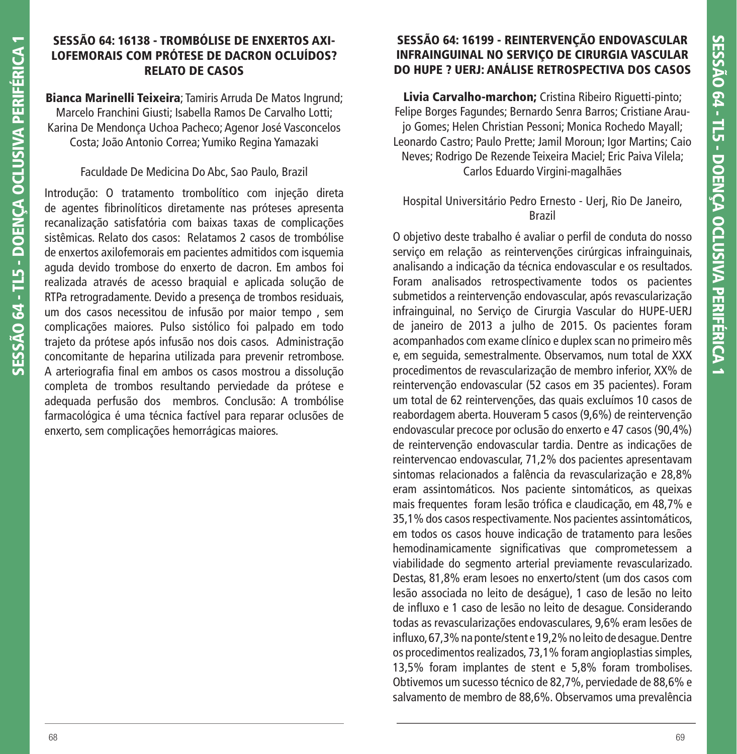## SESSÃO 64: 16138 - TROMBÓLISE DE ENXERTOS AXI-LOFEMORAIS COM PRÓTESE DE DACRON OCLUÍDOS? RELATO DE CASOS

**Bianca Marinelli Teixeira**; Tamiris Arruda De Matos Ingrund; Marcelo Franchini Giusti; Isabella Ramos De Carvalho Lotti; Karina De Mendonça Uchoa Pacheco; Agenor José Vasconcelos Costa; João Antonio Correa; Yumiko Regina Yamazaki

Faculdade De Medicina Do Abc, Sao Paulo, Brazil

Introdução: O tratamento trombolítico com injeção direta de agentes fibrinolíticos diretamente nas próteses apresenta recanalização satisfatória com baixas taxas de complicações sistêmicas. Relato dos casos: Relatamos 2 casos de trombólise de enxertos axilofemorais em pacientes admitidos com isquemia aguda devido trombose do enxerto de dacron. Em ambos foi realizada através de acesso braquial e aplicada solução de RTPa retrogradamente. Devido a presença de trombos residuais, um dos casos necessitou de infusão por maior tempo , sem complicações maiores. Pulso sistólico foi palpado em todo trajeto da prótese após infusão nos dois casos. Administração concomitante de heparina utilizada para prevenir retrombose. A arteriografia final em ambos os casos mostrou a dissolução completa de trombos resultando perviedade da prótese e adequada perfusão dos membros. Conclusão: A trombólise farmacológica é uma técnica factível para reparar oclusões de enxerto, sem complicações hemorrágicas maiores.

## SESSÃO 64: 16199 - REINTERVENÇÃO ENDOVASCULAR INFRAINGUINAL NO SERVIÇO DE CIRURGIA VASCULAR DO HUPE ? UERJ: ANÁLISE RETROSPECTIVA DOS CASOS

**Livia Carvalho-marchon;** Cristina Ribeiro Riguetti-pinto; Felipe Borges Fagundes; Bernardo Senra Barros; Cristiane Araujo Gomes; Helen Christian Pessoni; Monica Rochedo Mayall; Leonardo Castro; Paulo Prette; Jamil Moroun; Igor Martins; Caio Neves; Rodrigo De Rezende Teixeira Maciel; Eric Paiva Vilela; Carlos Eduardo Virgini-magalhães

Hospital Universitário Pedro Ernesto - Uerj, Rio De Janeiro, Brazil

O objetivo deste trabalho é avaliar o perfil de conduta do nosso serviço em relação as reintervenções cirúrgicas infrainguinais, analisando a indicação da técnica endovascular e os resultados. Foram analisados retrospectivamente todos os pacientes submetidos a reintervenção endovascular, após revascularização infrainguinal, no Serviço de Cirurgia Vascular do HUPE-UERJ de janeiro de 2013 a julho de 2015. Os pacientes foram acompanhados com exame clínico e duplex scan no primeiro mês e, em seguida, semestralmente. Observamos, num total de XXX procedimentos de revascularização de membro inferior, XX% de reintervenção endovascular (52 casos em 35 pacientes). Foram um total de 62 reintervenções, das quais excluímos 10 casos de reabordagem aberta. Houveram 5 casos (9,6%) de reintervenção endovascular precoce por oclusão do enxerto e 47 casos (90,4%) de reintervenção endovascular tardia. Dentre as indicações de reintervencao endovascular, 71,2% dos pacientes apresentavam sintomas relacionados a falência da revascularização e 28,8% eram assintomáticos. Nos paciente sintomáticos, as queixas mais frequentes foram lesão trófica e claudicação, em 48,7% e 35,1% dos casos respectivamente. Nos pacientes assintomáticos, em todos os casos houve indicação de tratamento para lesões hemodinamicamente significativas que comprometessem a viabilidade do segmento arterial previamente revascularizado. Destas, 81,8% eram lesoes no enxerto/stent (um dos casos com lesão associada no leito de deságue), 1 caso de lesão no leito de influxo e 1 caso de lesão no leito de desague. Considerando todas as revascularizações endovasculares, 9,6% eram lesões de influxo, 67,3% na ponte/stent e 19,2% no leito de desague. Dentre os procedimentos realizados, 73,1% foram angioplastias simples, 13,5% foram implantes de stent e 5,8% foram trombolises. Obtivemos um sucesso técnico de 82,7%, perviedade de 88,6% e salvamento de membro de 88,6%. Observamos uma prevalência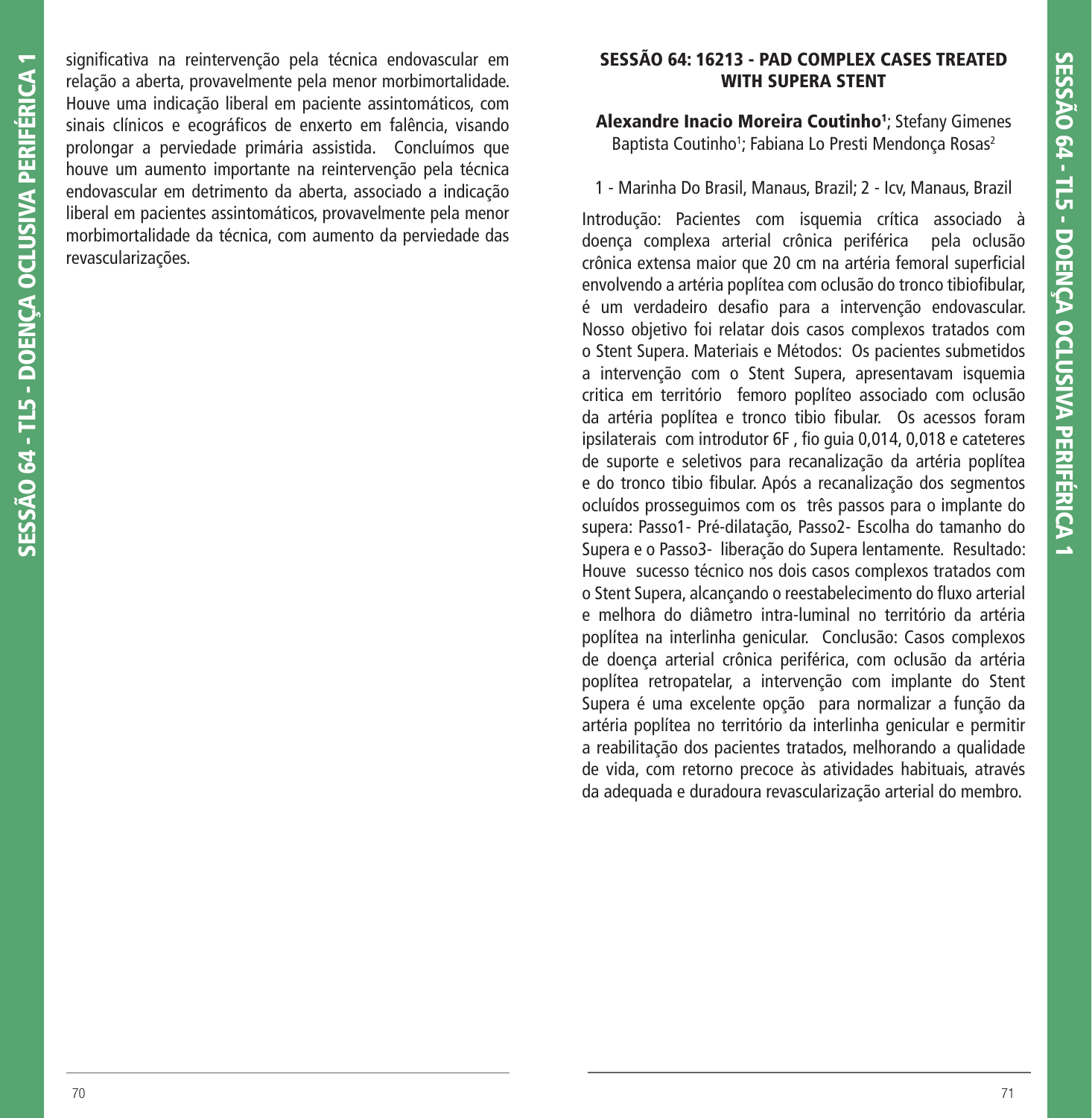significativa na reintervenção pela técnica endovascular em relação a aberta, provavelmente pela menor morbimortalidade. Houve uma indicação liberal em paciente assintomáticos, com sinais clínicos e ecográficos de enxerto em falência, visando prolongar a perviedade primária assistida. Concluímos que houve um aumento importante na reintervenção pela técnica endovascular em detrimento da aberta, associado a indicação liberal em pacientes assintomáticos, provavelmente pela menor morbimortalidade da técnica, com aumento da perviedade das revascularizações.

## SESSÃO 64: 16213 - PAD COMPLEX CASES TREATED WITH SUPERA STENT

**Alexandre Inacio Moreira Coutinho**[1]; Stefany Gimenes Baptista Coutinho[1]; Fabiana Lo Presti Mendonça Rosas[2]

1 - Marinha Do Brasil, Manaus, Brazil; 2 - Icv, Manaus, Brazil

Introdução: Pacientes com isquemia crítica associado à doença complexa arterial crônica periférica pela oclusão crônica extensa maior que 20 cm na artéria femoral superficial envolvendo a artéria poplítea com oclusão do tronco tibiofibular, é um verdadeiro desafio para a intervenção endovascular. Nosso objetivo foi relatar dois casos complexos tratados com o Stent Supera. Materiais e Métodos: Os pacientes submetidos a intervenção com o Stent Supera, apresentavam isquemia critica em território femoro poplíteo associado com oclusão da artéria poplítea e tronco tibio fibular. Os acessos foram ipsilaterais com introdutor 6F , fio guia 0,014, 0,018 e cateteres de suporte e seletivos para recanalização da artéria poplítea e do tronco tibio fibular. Após a recanalização dos segmentos ocluídos prosseguimos com os três passos para o implante do supera: Passo1- Pré-dilatação, Passo2- Escolha do tamanho do Supera e o Passo3- liberação do Supera lentamente. Resultado: Houve sucesso técnico nos dois casos complexos tratados com o Stent Supera, alcançando o reestabelecimento do fluxo arterial e melhora do diâmetro intra-luminal no território da artéria poplítea na interlinha genicular. Conclusão: Casos complexos de doença arterial crônica periférica, com oclusão da artéria poplítea retropatelar, a intervenção com implante do Stent Supera é uma excelente opção para normalizar a função da artéria poplítea no território da interlinha genicular e permitir a reabilitação dos pacientes tratados, melhorando a qualidade de vida, com retorno precoce às atividades habituais, através da adequada e duradoura revascularização arterial do membro.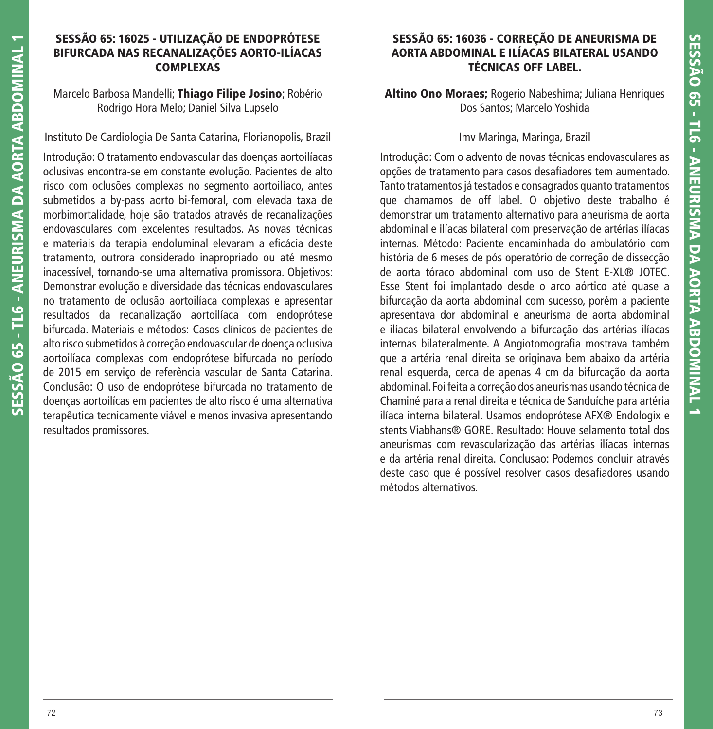## SESSÃO 65: 16025 - UTILIZAÇÃO DE ENDOPRÓTESE BIFURCADA NAS RECANALIZAÇÕES AORTO-ILÍACAS COMPLEXAS

Marcelo Barbosa Mandelli; **Thiago Filipe Josino**; Robério Rodrigo Hora Melo; Daniel Silva Lupselo

Instituto De Cardiologia De Santa Catarina, Florianopolis, Brazil

Introdução: O tratamento endovascular das doenças aortoilíacas oclusivas encontra-se em constante evolução. Pacientes de alto risco com oclusões complexas no segmento aortoilíaco, antes submetidos a by-pass aorto bi-femoral, com elevada taxa de morbimortalidade, hoje são tratados através de recanalizações endovasculares com excelentes resultados. As novas técnicas e materiais da terapia endoluminal elevaram a eficácia deste tratamento, outrora considerado inapropriado ou até mesmo inacessível, tornando-se uma alternativa promissora. Objetivos: Demonstrar evolução e diversidade das técnicas endovasculares no tratamento de oclusão aortoilíaca complexas e apresentar resultados da recanalização aortoilíaca com endoprótese bifurcada. Materiais e métodos: Casos clínicos de pacientes de alto risco submetidos à correção endovascular de doença oclusiva aortoilíaca complexas com endoprótese bifurcada no período de 2015 em serviço de referência vascular de Santa Catarina. Conclusão: O uso de endoprótese bifurcada no tratamento de doenças aortoilícas em pacientes de alto risco é uma alternativa terapêutica tecnicamente viável e menos invasiva apresentando resultados promissores.

## SESSÃO 65: 16036 - CORREÇÃO DE ANEURISMA DE AORTA ABDOMINAL E ILÍACAS BILATERAL USANDO TÉCNICAS OFF LABEL.

**Altino Ono Moraes;** Rogerio Nabeshima; Juliana Henriques Dos Santos; Marcelo Yoshida

Imv Maringa, Maringa, Brazil

Introdução: Com o advento de novas técnicas endovasculares as opções de tratamento para casos desafiadores tem aumentado. Tanto tratamentos já testados e consagrados quanto tratamentos que chamamos de off label. O objetivo deste trabalho é demonstrar um tratamento alternativo para aneurisma de aorta abdominal e ilíacas bilateral com preservação de artérias ilíacas internas. Método: Paciente encaminhada do ambulatório com história de 6 meses de pós operatório de correção de dissecção de aorta tóraco abdominal com uso de Stent E-XL® JOTEC. Esse Stent foi implantado desde o arco aórtico até quase a bifurcação da aorta abdominal com sucesso, porém a paciente apresentava dor abdominal e aneurisma de aorta abdominal e ilíacas bilateral envolvendo a bifurcação das artérias ilíacas internas bilateralmente. A Angiotomografia mostrava também que a artéria renal direita se originava bem abaixo da artéria renal esquerda, cerca de apenas 4 cm da bifurcação da aorta abdominal. Foi feita a correção dos aneurismas usando técnica de Chaminé para a renal direita e técnica de Sanduíche para artéria ilíaca interna bilateral. Usamos endoprótese AFX® Endologix e stents Viabhans® GORE. Resultado: Houve selamento total dos aneurismas com revascularização das artérias ilíacas internas e da artéria renal direita. Conclusao: Podemos concluir através deste caso que é possível resolver casos desafiadores usando métodos alternativos.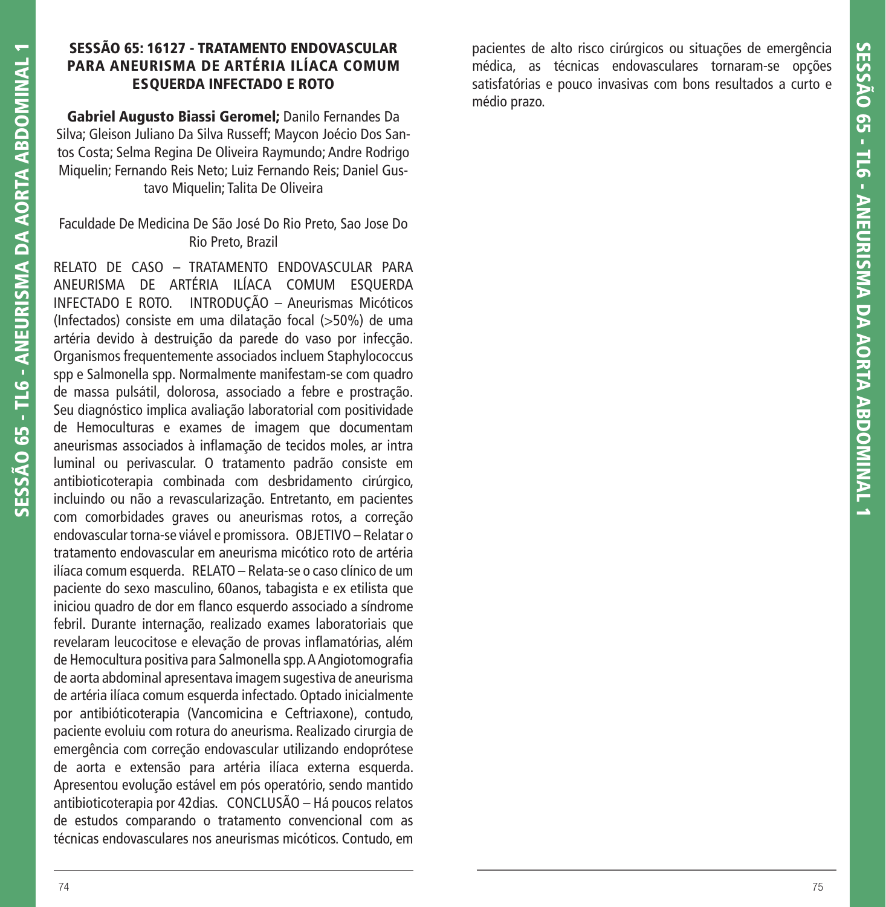## SESSÃO 65: 16127 - TRATAMENTO ENDOVASCULAR PARA ANEURISMA DE ARTÉRIA ILÍACA COMUM ESQUERDA INFECTADO E ROTO

**Gabriel Augusto Biassi Geromel;** Danilo Fernandes Da Silva; Gleison Juliano Da Silva Russeff; Maycon Joécio Dos Santos Costa; Selma Regina De Oliveira Raymundo; Andre Rodrigo Miquelin; Fernando Reis Neto; Luiz Fernando Reis; Daniel Gustavo Miquelin; Talita De Oliveira

Faculdade De Medicina De São José Do Rio Preto, Sao Jose Do Rio Preto, Brazil

RELATO DE CASO – TRATAMENTO ENDOVASCULAR PARA ANEURISMA DE ARTÉRIA ILÍACA COMUM ESQUERDA INFECTADO E ROTO. INTRODUÇÃO – Aneurismas Micóticos (Infectados) consiste em uma dilatação focal (>50%) de uma artéria devido à destruição da parede do vaso por infecção. Organismos frequentemente associados incluem Staphylococcus spp e Salmonella spp. Normalmente manifestam-se com quadro de massa pulsátil, dolorosa, associado a febre e prostração. Seu diagnóstico implica avaliação laboratorial com positividade de Hemoculturas e exames de imagem que documentam aneurismas associados à inflamação de tecidos moles, ar intra luminal ou perivascular. O tratamento padrão consiste em antibioticoterapia combinada com desbridamento cirúrgico, incluindo ou não a revascularização. Entretanto, em pacientes com comorbidades graves ou aneurismas rotos, a correção endovascular torna-se viável e promissora. OBJETIVO – Relatar o tratamento endovascular em aneurisma micótico roto de artéria ilíaca comum esquerda. RELATO – Relata-se o caso clínico de um paciente do sexo masculino, 60anos, tabagista e ex etilista que iniciou quadro de dor em flanco esquerdo associado a síndrome febril. Durante internação, realizado exames laboratoriais que revelaram leucocitose e elevação de provas inflamatórias, além de Hemocultura positiva para Salmonella spp. A Angiotomografia de aorta abdominal apresentava imagem sugestiva de aneurisma de artéria ilíaca comum esquerda infectado. Optado inicialmente por antibióticoterapia (Vancomicina e Ceftriaxone), contudo, paciente evoluiu com rotura do aneurisma. Realizado cirurgia de emergência com correção endovascular utilizando endoprótese de aorta e extensão para artéria ilíaca externa esquerda. Apresentou evolução estável em pós operatório, sendo mantido antibioticoterapia por 42dias. CONCLUSÃO – Há poucos relatos de estudos comparando o tratamento convencional com as técnicas endovasculares nos aneurismas micóticos. Contudo, em pacientes de alto risco cirúrgicos ou situações de emergência médica, as técnicas endovasculares tornaram-se opções satisfatórias e pouco invasivas com bons resultados a curto e médio prazo.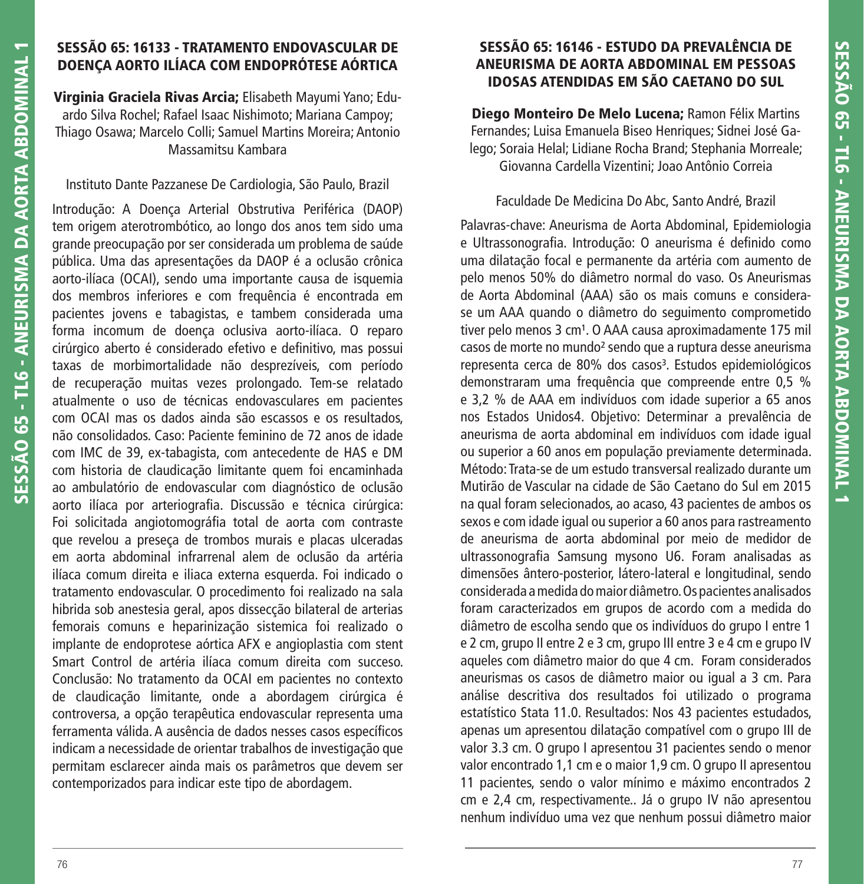## SESSÃO 65: 16133 - TRATAMENTO ENDOVASCULAR DE DOENÇA AORTO ILÍACA COM ENDOPRÓTESE AÓRTICA

**Virginia Graciela Rivas Arcia;** Elisabeth Mayumi Yano; Eduardo Silva Rochel; Rafael Isaac Nishimoto; Mariana Campoy; Thiago Osawa; Marcelo Colli; Samuel Martins Moreira; Antonio Massamitsu Kambara

Instituto Dante Pazzanese De Cardiologia, São Paulo, Brazil

Introdução: A Doença Arterial Obstrutiva Periférica (DAOP) tem origem aterotrombótico, ao longo dos anos tem sido uma grande preocupação por ser considerada um problema de saúde pública. Uma das apresentações da DAOP é a oclusão crônica aorto-ilíaca (OCAI), sendo uma importante causa de isquemia dos membros inferiores e com frequência é encontrada em pacientes jovens e tabagistas, e tambem considerada uma forma incomum de doença oclusiva aorto-ilíaca. O reparo cirúrgico aberto é considerado efetivo e definitivo, mas possui taxas de morbimortalidade não desprezíveis, com período de recuperação muitas vezes prolongado. Tem-se relatado atualmente o uso de técnicas endovasculares em pacientes com OCAI mas os dados ainda são escassos e os resultados, não consolidados. Caso: Paciente feminino de 72 anos de idade com IMC de 39, ex-tabagista, com antecedente de HAS e DM com historia de claudicação limitante quem foi encaminhada ao ambulatório de endovascular com diagnóstico de oclusão aorto ilíaca por arteriografia. Discussão e técnica cirúrgica: Foi solicitada angiotomográfia total de aorta com contraste que revelou a preseça de trombos murais e placas ulceradas em aorta abdominal infrarrenal alem de oclusão da artéria ilíaca comum direita e iliaca externa esquerda. Foi indicado o tratamento endovascular. O procedimento foi realizado na sala hibrida sob anestesia geral, apos dissecção bilateral de arterias femorais comuns e heparinização sistemica foi realizado o implante de endoprotese aórtica AFX e angioplastia com stent Smart Control de artéria ilíaca comum direita com succeso. Conclusão: No tratamento da OCAI em pacientes no contexto de claudicação limitante, onde a abordagem cirúrgica é controversa, a opção terapêutica endovascular representa uma ferramenta válida. A ausência de dados nesses casos específicos indicam a necessidade de orientar trabalhos de investigação que permitam esclarecer ainda mais os parâmetros que devem ser contemporizados para indicar este tipo de abordagem.

## SESSÃO 65: 16146 - ESTUDO DA PREVALÊNCIA DE ANEURISMA DE AORTA ABDOMINAL EM PESSOAS IDOSAS ATENDIDAS EM SÃO CAETANO DO SUL

**Diego Monteiro De Melo Lucena;** Ramon Félix Martins Fernandes; Luisa Emanuela Biseo Henriques; Sidnei José Galego; Soraia Helal; Lidiane Rocha Brand; Stephania Morreale; Giovanna Cardella Vizentini; Joao Antônio Correia

Faculdade De Medicina Do Abc, Santo André, Brazil

Palavras-chave: Aneurisma de Aorta Abdominal, Epidemiologia e Ultrassonografia. Introdução: O aneurisma é definido como uma dilatação focal e permanente da artéria com aumento de pelo menos 50% do diâmetro normal do vaso. Os Aneurismas de Aorta Abdominal (AAA) são os mais comuns e considera-se um AAA quando o diâmetro do seguimento comprometido tiver pelo menos 3 cm[1]. O AAA causa aproximadamente 175 mil casos de morte no mundo[2] sendo que a ruptura desse aneurisma representa cerca de 80% dos casos[3]. Estudos epidemiológicos demonstraram uma frequência que compreende entre 0,5 % e 3,2 % de AAA em indivíduos com idade superior a 65 anos nos Estados Unidos4. Objetivo: Determinar a prevalência de aneurisma de aorta abdominal em indivíduos com idade igual ou superior a 60 anos em população previamente determinada. Método: Trata-se de um estudo transversal realizado durante um Mutirão de Vascular na cidade de São Caetano do Sul em 2015 na qual foram selecionados, ao acaso, 43 pacientes de ambos os sexos e com idade igual ou superior a 60 anos para rastreamento de aneurisma de aorta abdominal por meio de medidor de ultrassonografia Samsung mysono U6. Foram analisadas as dimensões ântero-posterior, látero-lateral e longitudinal, sendo considerada a medida do maior diâmetro. Os pacientes analisados foram caracterizados em grupos de acordo com a medida do diâmetro de escolha sendo que os indivíduos do grupo I entre 1 e 2 cm, grupo II entre 2 e 3 cm, grupo III entre 3 e 4 cm e grupo IV aqueles com diâmetro maior do que 4 cm. Foram considerados aneurismas os casos de diâmetro maior ou igual a 3 cm. Para análise descritiva dos resultados foi utilizado o programa estatístico Stata 11.0. Resultados: Nos 43 pacientes estudados, apenas um apresentou dilatação compatível com o grupo III de valor 3.3 cm. O grupo I apresentou 31 pacientes sendo o menor valor encontrado 1,1 cm e o maior 1,9 cm. O grupo II apresentou 11 pacientes, sendo o valor mínimo e máximo encontrados 2 cm e 2,4 cm, respectivamente.. Já o grupo IV não apresentou nenhum indivíduo uma vez que nenhum possui diâmetro maior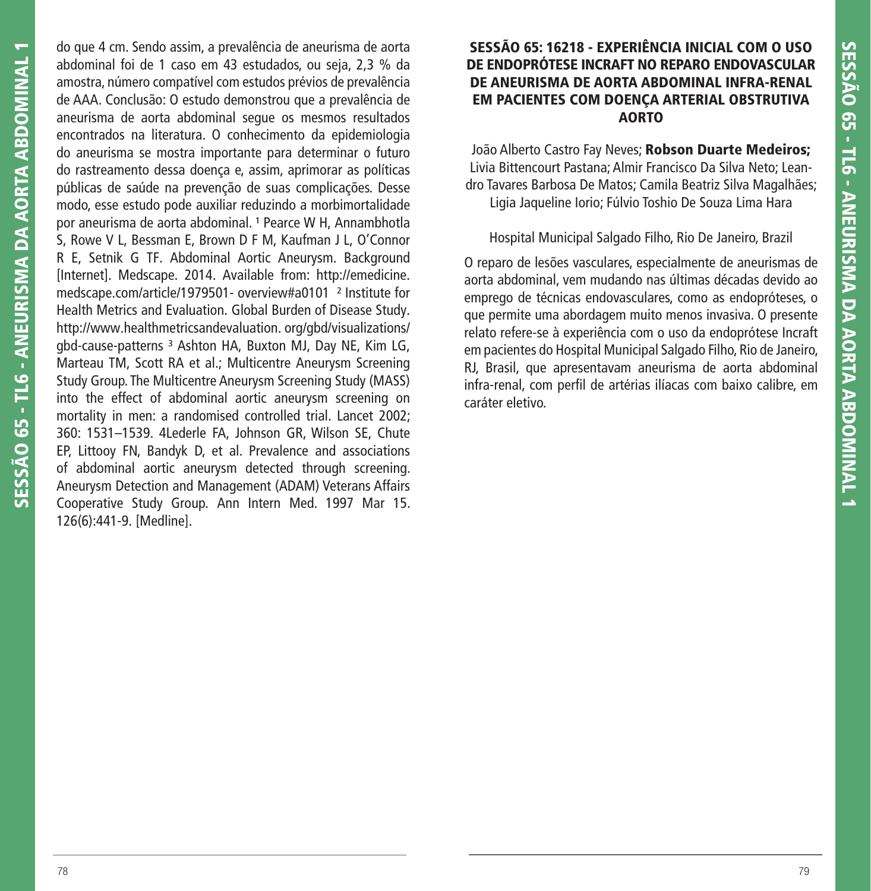do que 4 cm. Sendo assim, a prevalência de aneurisma de aorta abdominal foi de 1 caso em 43 estudados, ou seja, 2,3 % da amostra, número compatível com estudos prévios de prevalência de AAA. Conclusão: O estudo demonstrou que a prevalência de aneurisma de aorta abdominal segue os mesmos resultados encontrados na literatura. O conhecimento da epidemiologia do aneurisma se mostra importante para determinar o futuro do rastreamento dessa doença e, assim, aprimorar as políticas públicas de saúde na prevenção de suas complicações. Desse modo, esse estudo pode auxiliar reduzindo a morbimortalidade por aneurisma de aorta abdominal. [1] Pearce W H, Annambhotla S, Rowe V L, Bessman E, Brown D F M, Kaufman J L, O'Connor R E, Setnik G TF. Abdominal Aortic Aneurysm. Background [Internet]. Medscape. 2014. Available from: http://emedicine.medscape.com/article/1979501- overview#a0101 [2] Institute for Health Metrics and Evaluation. Global Burden of Disease Study. http://www.healthmetricsandevaluation. org/gbd/visualizations/gbd-cause-patterns [3] Ashton HA, Buxton MJ, Day NE, Kim LG, Marteau TM, Scott RA et al.; Multicentre Aneurysm Screening Study Group. The Multicentre Aneurysm Screening Study (MASS) into the effect of abdominal aortic aneurysm screening on mortality in men: a randomised controlled trial. Lancet 2002; 360: 1531–1539. 4Lederle FA, Johnson GR, Wilson SE, Chute EP, Littooy FN, Bandyk D, et al. Prevalence and associations of abdominal aortic aneurysm detected through screening. Aneurysm Detection and Management (ADAM) Veterans Affairs Cooperative Study Group. Ann Intern Med. 1997 Mar 15. 126(6):441-9. [Medline].

## SESSÃO 65: 16218 - EXPERIÊNCIA INICIAL COM O USO DE ENDOPRÓTESE INCRAFT NO REPARO ENDOVASCULAR DE ANEURISMA DE AORTA ABDOMINAL INFRA-RENAL EM PACIENTES COM DOENÇA ARTERIAL OBSTRUTIVA AORTO

João Alberto Castro Fay Neves; **Robson Duarte Medeiros;** Livia Bittencourt Pastana; Almir Francisco Da Silva Neto; Leandro Tavares Barbosa De Matos; Camila Beatriz Silva Magalhães; Ligia Jaqueline Iorio; Fúlvio Toshio De Souza Lima Hara

Hospital Municipal Salgado Filho, Rio De Janeiro, Brazil

O reparo de lesões vasculares, especialmente de aneurismas de aorta abdominal, vem mudando nas últimas décadas devido ao emprego de técnicas endovasculares, como as endopróteses, o que permite uma abordagem muito menos invasiva. O presente relato refere-se à experiência com o uso da endoprótese Incraft em pacientes do Hospital Municipal Salgado Filho, Rio de Janeiro, RJ, Brasil, que apresentavam aneurisma de aorta abdominal infra-renal, com perfil de artérias ilíacas com baixo calibre, em caráter eletivo.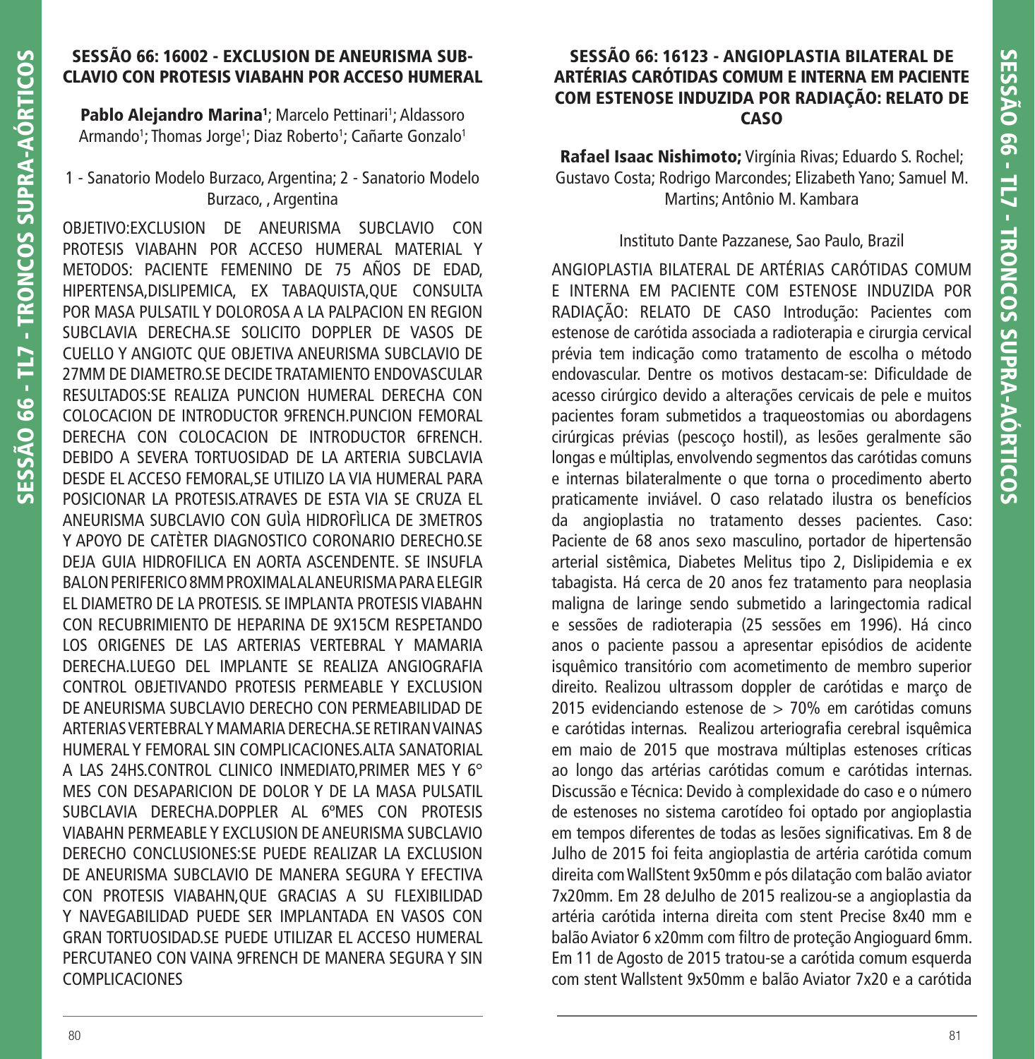## SESSÃO 66: 16002 - EXCLUSION DE ANEURISMA SUB-CLAVIO CON PROTESIS VIABAHN POR ACCESO HUMERAL

**Pablo Alejandro Marina**[1]; Marcelo Pettinari[1]; Aldassoro Armando[1]; Thomas Jorge[1]; Diaz Roberto[1]; Cañarte Gonzalo[1]

1 - Sanatorio Modelo Burzaco, Argentina; 2 - Sanatorio Modelo Burzaco, , Argentina

OBJETIVO:EXCLUSION DE ANEURISMA SUBCLAVIO CON PROTESIS VIABAHN POR ACCESO HUMERAL MATERIAL Y METODOS: PACIENTE FEMENINO DE 75 AÑOS DE EDAD, HIPERTENSA,DISLIPEMICA, EX TABAQUISTA,QUE CONSULTA POR MASA PULSATIL Y DOLOROSA A LA PALPACION EN REGION SUBCLAVIA DERECHA.SE SOLICITO DOPPLER DE VASOS DE CUELLO Y ANGIOTC QUE OBJETIVA ANEURISMA SUBCLAVIO DE 27MM DE DIAMETRO.SE DECIDE TRATAMIENTO ENDOVASCULAR RESULTADOS:SE REALIZA PUNCION HUMERAL DERECHA CON COLOCACION DE INTRODUCTOR 9FRENCH.PUNCION FEMORAL DERECHA CON COLOCACION DE INTRODUCTOR 6FRENCH. DEBIDO A SEVERA TORTUOSIDAD DE LA ARTERIA SUBCLAVIA DESDE EL ACCESO FEMORAL,SE UTILIZO LA VIA HUMERAL PARA POSICIONAR LA PROTESIS.ATRAVES DE ESTA VIA SE CRUZA EL ANEURISMA SUBCLAVIO CON GUÌA HIDROFÌLICA DE 3METROS Y APOYO DE CATÈTER DIAGNOSTICO CORONARIO DERECHO.SE DEJA GUIA HIDROFILICA EN AORTA ASCENDENTE. SE INSUFLA BALON PERIFERICO 8MM PROXIMAL AL ANEURISMA PARA ELEGIR EL DIAMETRO DE LA PROTESIS. SE IMPLANTA PROTESIS VIABAHN CON RECUBRIMIENTO DE HEPARINA DE 9X15CM RESPETANDO LOS ORIGENES DE LAS ARTERIAS VERTEBRAL Y MAMARIA DERECHA.LUEGO DEL IMPLANTE SE REALIZA ANGIOGRAFIA CONTROL OBJETIVANDO PROTESIS PERMEABLE Y EXCLUSION DE ANEURISMA SUBCLAVIO DERECHO CON PERMEABILIDAD DE ARTERIAS VERTEBRAL Y MAMARIA DERECHA.SE RETIRAN VAINAS HUMERAL Y FEMORAL SIN COMPLICACIONES.ALTA SANATORIAL A LAS 24HS.CONTROL CLINICO INMEDIATO,PRIMER MES Y 6° MES CON DESAPARICION DE DOLOR Y DE LA MASA PULSATIL SUBCLAVIA DERECHA.DOPPLER AL 6ºMES CON PROTESIS VIABAHN PERMEABLE Y EXCLUSION DE ANEURISMA SUBCLAVIO DERECHO CONCLUSIONES:SE PUEDE REALIZAR LA EXCLUSION DE ANEURISMA SUBCLAVIO DE MANERA SEGURA Y EFECTIVA CON PROTESIS VIABAHN,QUE GRACIAS A SU FLEXIBILIDAD Y NAVEGABILIDAD PUEDE SER IMPLANTADA EN VASOS CON GRAN TORTUOSIDAD.SE PUEDE UTILIZAR EL ACCESO HUMERAL PERCUTANEO CON VAINA 9FRENCH DE MANERA SEGURA Y SIN COMPLICACIONES

## SESSÃO 66: 16123 - ANGIOPLASTIA BILATERAL DE ARTÉRIAS CARÓTIDAS COMUM E INTERNA EM PACIENTE COM ESTENOSE INDUZIDA POR RADIAÇÃO: RELATO DE CASO

**Rafael Isaac Nishimoto;** Virgínia Rivas; Eduardo S. Rochel; Gustavo Costa; Rodrigo Marcondes; Elizabeth Yano; Samuel M. Martins; Antônio M. Kambara

Instituto Dante Pazzanese, Sao Paulo, Brazil

ANGIOPLASTIA BILATERAL DE ARTÉRIAS CARÓTIDAS COMUM E INTERNA EM PACIENTE COM ESTENOSE INDUZIDA POR RADIAÇÃO: RELATO DE CASO Introdução: Pacientes com estenose de carótida associada a radioterapia e cirurgia cervical prévia tem indicação como tratamento de escolha o método endovascular. Dentre os motivos destacam-se: Dificuldade de acesso cirúrgico devido a alterações cervicais de pele e muitos pacientes foram submetidos a traqueostomias ou abordagens cirúrgicas prévias (pescoço hostil), as lesões geralmente são longas e múltiplas, envolvendo segmentos das carótidas comuns e internas bilateralmente o que torna o procedimento aberto praticamente inviável. O caso relatado ilustra os benefícios da angioplastia no tratamento desses pacientes. Caso: Paciente de 68 anos sexo masculino, portador de hipertensão arterial sistêmica, Diabetes Melitus tipo 2, Dislipidemia e ex tabagista. Há cerca de 20 anos fez tratamento para neoplasia maligna de laringe sendo submetido a laringectomia radical e sessões de radioterapia (25 sessões em 1996). Há cinco anos o paciente passou a apresentar episódios de acidente isquêmico transitório com acometimento de membro superior direito. Realizou ultrassom doppler de carótidas e março de 2015 evidenciando estenose de > 70% em carótidas comuns e carótidas internas. Realizou arteriografia cerebral isquêmica em maio de 2015 que mostrava múltiplas estenoses críticas ao longo das artérias carótidas comum e carótidas internas. Discussão e Técnica: Devido à complexidade do caso e o número de estenoses no sistema carotídeo foi optado por angioplastia em tempos diferentes de todas as lesões significativas. Em 8 de Julho de 2015 foi feita angioplastia de artéria carótida comum direita com WallStent 9x50mm e pós dilatação com balão aviator 7x20mm. Em 28 deJulho de 2015 realizou-se a angioplastia da artéria carótida interna direita com stent Precise 8x40 mm e balão Aviator 6 x20mm com filtro de proteção Angioguard 6mm. Em 11 de Agosto de 2015 tratou-se a carótida comum esquerda com stent Wallstent 9x50mm e balão Aviator 7x20 e a carótida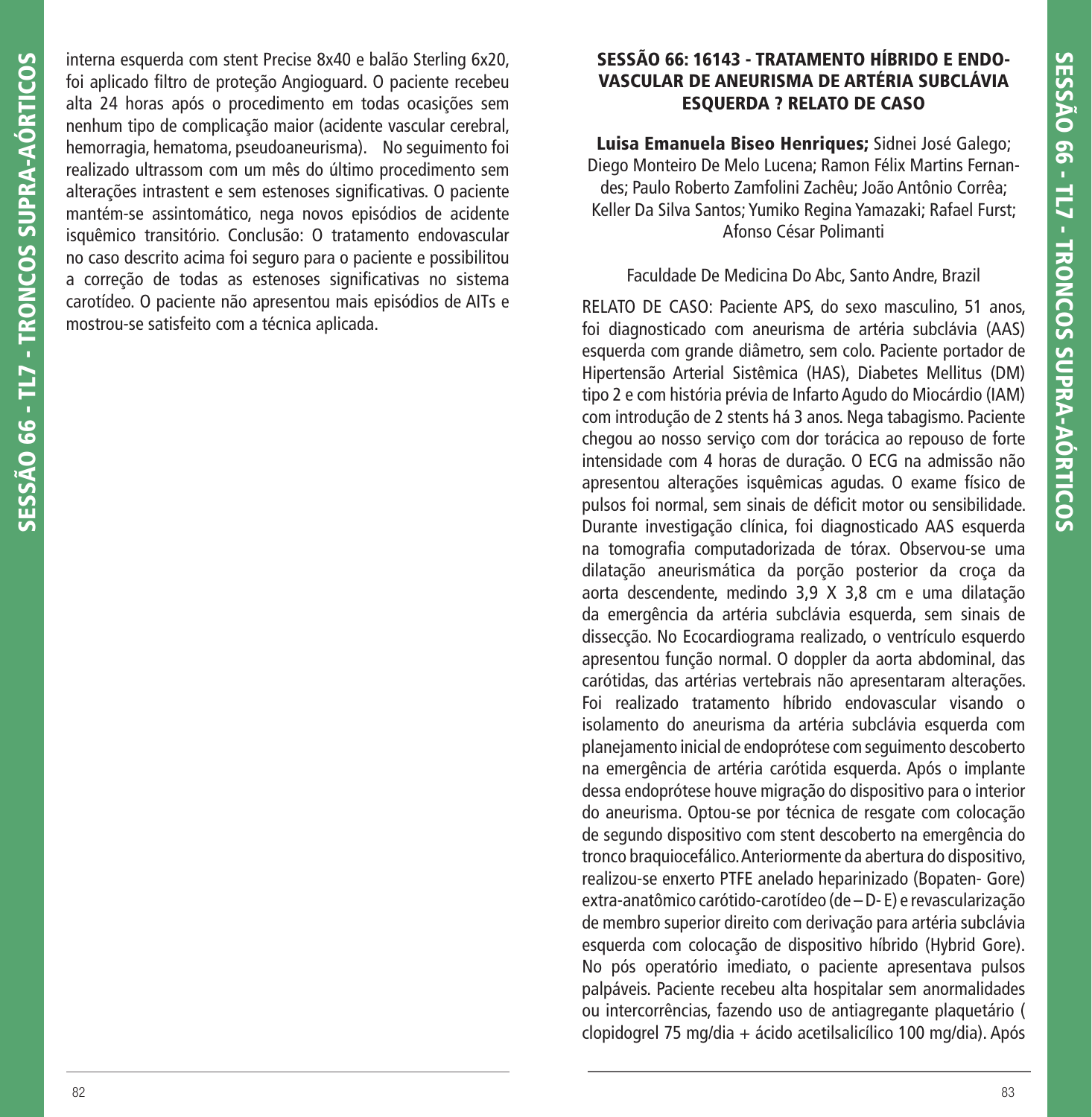interna esquerda com stent Precise 8x40 e balão Sterling 6x20, foi aplicado filtro de proteção Angioguard. O paciente recebeu alta 24 horas após o procedimento em todas ocasições sem nenhum tipo de complicação maior (acidente vascular cerebral, hemorragia, hematoma, pseudoaneurisma). No seguimento foi realizado ultrassom com um mês do último procedimento sem alterações intrastent e sem estenoses significativas. O paciente mantém-se assintomático, nega novos episódios de acidente isquêmico transitório. Conclusão: O tratamento endovascular no caso descrito acima foi seguro para o paciente e possibilitou a correção de todas as estenoses significativas no sistema carotídeo. O paciente não apresentou mais episódios de AITs e mostrou-se satisfeito com a técnica aplicada.

## SESSÃO 66: 16143 - TRATAMENTO HÍBRIDO E ENDOVASCULAR DE ANEURISMA DE ARTÉRIA SUBCLÁVIA ESQUERDA ? RELATO DE CASO

**Luisa Emanuela Biseo Henriques;** Sidnei José Galego; Diego Monteiro De Melo Lucena; Ramon Félix Martins Fernandes; Paulo Roberto Zamfolini Zachêu; João Antônio Corrêa; Keller Da Silva Santos; Yumiko Regina Yamazaki; Rafael Furst; Afonso César Polimanti

Faculdade De Medicina Do Abc, Santo Andre, Brazil

RELATO DE CASO: Paciente APS, do sexo masculino, 51 anos, foi diagnosticado com aneurisma de artéria subclávia (AAS) esquerda com grande diâmetro, sem colo. Paciente portador de Hipertensão Arterial Sistêmica (HAS), Diabetes Mellitus (DM) tipo 2 e com história prévia de Infarto Agudo do Miocárdio (IAM) com introdução de 2 stents há 3 anos. Nega tabagismo. Paciente chegou ao nosso serviço com dor torácica ao repouso de forte intensidade com 4 horas de duração. O ECG na admissão não apresentou alterações isquêmicas agudas. O exame físico de pulsos foi normal, sem sinais de déficit motor ou sensibilidade. Durante investigação clínica, foi diagnosticado AAS esquerda na tomografia computadorizada de tórax. Observou-se uma dilatação aneurismática da porção posterior da croça da aorta descendente, medindo 3,9 X 3,8 cm e uma dilatação da emergência da artéria subclávia esquerda, sem sinais de dissecção. No Ecocardiograma realizado, o ventrículo esquerdo apresentou função normal. O doppler da aorta abdominal, das carótidas, das artérias vertebrais não apresentaram alterações. Foi realizado tratamento híbrido endovascular visando o isolamento do aneurisma da artéria subclávia esquerda com planejamento inicial de endoprótese com seguimento descoberto na emergência de artéria carótida esquerda. Após o implante dessa endoprótese houve migração do dispositivo para o interior do aneurisma. Optou-se por técnica de resgate com colocação de segundo dispositivo com stent descoberto na emergência do tronco braquiocefálico. Anteriormente da abertura do dispositivo, realizou-se enxerto PTFE anelado heparinizado (Bopaten- Gore) extra-anatômico carótido-carotídeo (de – D- E) e revascularização de membro superior direito com derivação para artéria subclávia esquerda com colocação de dispositivo híbrido (Hybrid Gore). No pós operatório imediato, o paciente apresentava pulsos palpáveis. Paciente recebeu alta hospitalar sem anormalidades ou intercorrências, fazendo uso de antiagregante plaquetário ( clopidogrel 75 mg/dia + ácido acetilsalicílico 100 mg/dia). Após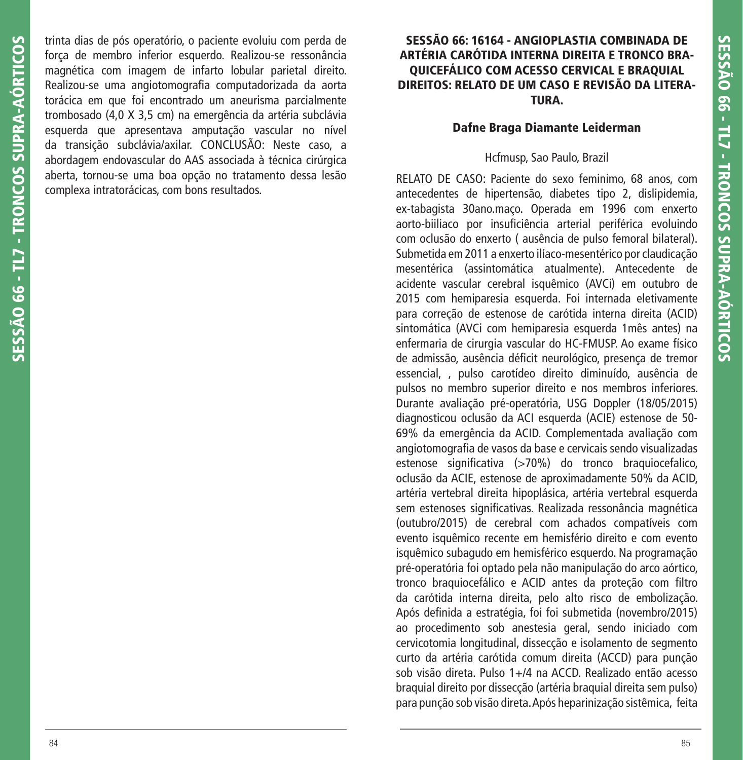trinta dias de pós operatório, o paciente evoluiu com perda de força de membro inferior esquerdo. Realizou-se ressonância magnética com imagem de infarto lobular parietal direito. Realizou-se uma angiotomografia computadorizada da aorta torácica em que foi encontrado um aneurisma parcialmente trombosado (4,0 X 3,5 cm) na emergência da artéria subclávia esquerda que apresentava amputação vascular no nível da transição subclávia/axilar. CONCLUSÃO: Neste caso, a abordagem endovascular do AAS associada à técnica cirúrgica aberta, tornou-se uma boa opção no tratamento dessa lesão complexa intratorácicas, com bons resultados.

## SESSÃO 66: 16164 - ANGIOPLASTIA COMBINADA DE ARTÉRIA CARÓTIDA INTERNA DIREITA E TRONCO BRAQUICEFÁLICO COM ACESSO CERVICAL E BRAQUIAL DIREITOS: RELATO DE UM CASO E REVISÃO DA LITERATURA.

**Dafne Braga Diamante Leiderman**

Hcfmusp, Sao Paulo, Brazil

RELATO DE CASO: Paciente do sexo feminimo, 68 anos, com antecedentes de hipertensão, diabetes tipo 2, dislipidemia, ex-tabagista 30ano.maço. Operada em 1996 com enxerto aorto-biiliaco por insuficiência arterial periférica evoluindo com oclusão do enxerto ( ausência de pulso femoral bilateral). Submetida em 2011 a enxerto ilíaco-mesentérico por claudicação mesentérica (assintomática atualmente). Antecedente de acidente vascular cerebral isquêmico (AVCi) em outubro de 2015 com hemiparesia esquerda. Foi internada eletivamente para correção de estenose de carótida interna direita (ACID) sintomática (AVCi com hemiparesia esquerda 1mês antes) na enfermaria de cirurgia vascular do HC-FMUSP. Ao exame físico de admissão, ausência déficit neurológico, presença de tremor essencial, , pulso carotídeo direito diminuído, ausência de pulsos no membro superior direito e nos membros inferiores. Durante avaliação pré-operatória, USG Doppler (18/05/2015) diagnosticou oclusão da ACI esquerda (ACIE) estenose de 50-69% da emergência da ACID. Complementada avaliação com angiotomografia de vasos da base e cervicais sendo visualizadas estenose significativa (>70%) do tronco braquiocefalico, oclusão da ACIE, estenose de aproximadamente 50% da ACID, artéria vertebral direita hipoplásica, artéria vertebral esquerda sem estenoses significativas. Realizada ressonância magnética (outubro/2015) de cerebral com achados compatíveis com evento isquêmico recente em hemisfério direito e com evento isquêmico subagudo em hemisférico esquerdo. Na programação pré-operatória foi optado pela não manipulação do arco aórtico, tronco braquiocefálico e ACID antes da proteção com filtro da carótida interna direita, pelo alto risco de embolização. Após definida a estratégia, foi foi submetida (novembro/2015) ao procedimento sob anestesia geral, sendo iniciado com cervicotomia longitudinal, dissecção e isolamento de segmento curto da artéria carótida comum direita (ACCD) para punção sob visão direta. Pulso 1+/4 na ACCD. Realizado então acesso braquial direito por dissecção (artéria braquial direita sem pulso) para punção sob visão direta. Após heparinização sistêmica, feita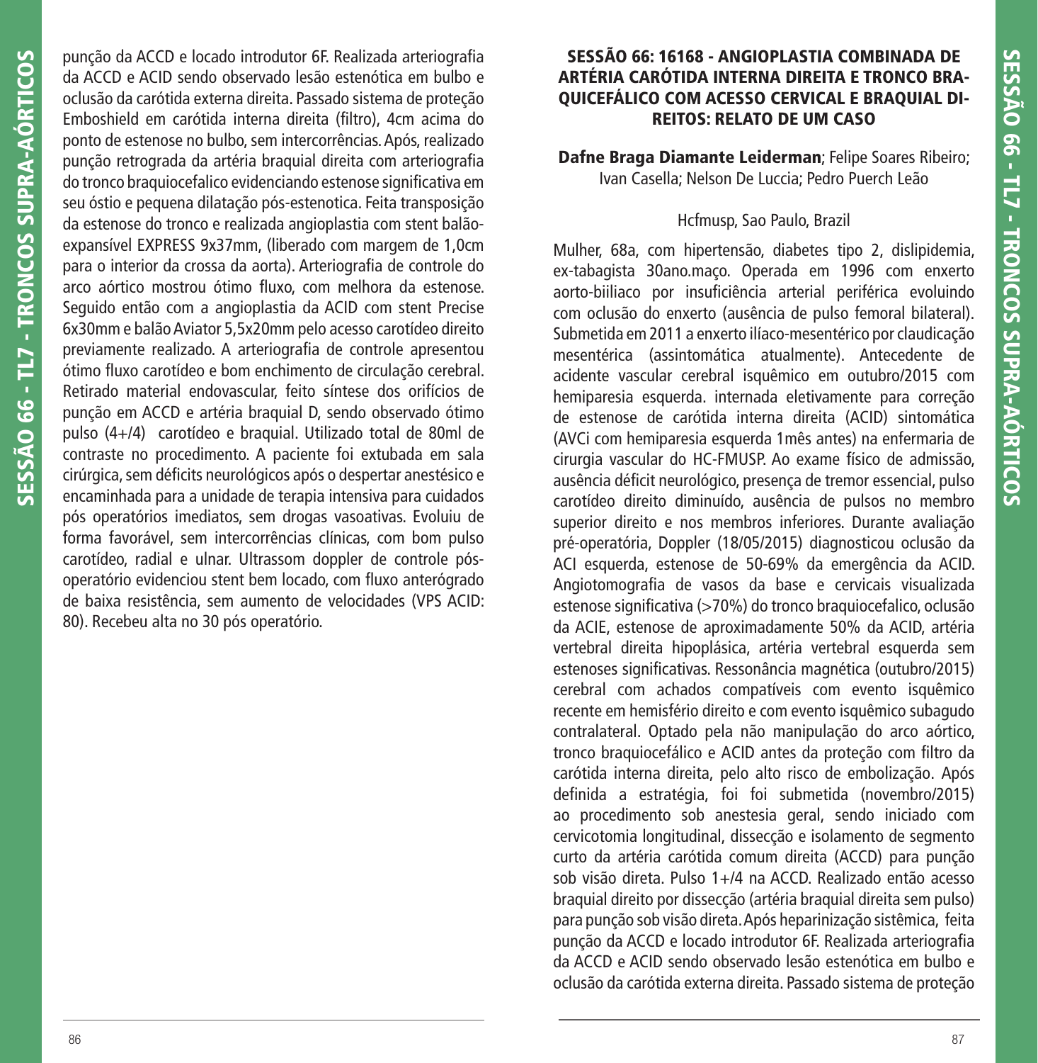punção da ACCD e locado introdutor 6F. Realizada arteriografia da ACCD e ACID sendo observado lesão estenótica em bulbo e oclusão da carótida externa direita. Passado sistema de proteção Emboshield em carótida interna direita (filtro), 4cm acima do ponto de estenose no bulbo, sem intercorrências. Após, realizado punção retrograda da artéria braquial direita com arteriografia do tronco braquiocefalico evidenciando estenose significativa em seu óstio e pequena dilatação pós-estenotica. Feita transposição da estenose do tronco e realizada angioplastia com stent balão-expansível EXPRESS 9x37mm, (liberado com margem de 1,0cm para o interior da crossa da aorta). Arteriografia de controle do arco aórtico mostrou ótimo fluxo, com melhora da estenose. Seguido então com a angioplastia da ACID com stent Precise 6x30mm e balão Aviator 5,5x20mm pelo acesso carotídeo direito previamente realizado. A arteriografia de controle apresentou ótimo fluxo carotídeo e bom enchimento de circulação cerebral. Retirado material endovascular, feito síntese dos orifícios de punção em ACCD e artéria braquial D, sendo observado ótimo pulso (4+/4) carotídeo e braquial. Utilizado total de 80ml de contraste no procedimento. A paciente foi extubada em sala cirúrgica, sem déficits neurológicos após o despertar anestésico e encaminhada para a unidade de terapia intensiva para cuidados pós operatórios imediatos, sem drogas vasoativas. Evoluiu de forma favorável, sem intercorrências clínicas, com bom pulso carotídeo, radial e ulnar. Ultrassom doppler de controle pós-operatório evidenciou stent bem locado, com fluxo anterógrado de baixa resistência, sem aumento de velocidades (VPS ACID: 80). Recebeu alta no 30 pós operatório.

## SESSÃO 66: 16168 - ANGIOPLASTIA COMBINADA DE ARTÉRIA CARÓTIDA INTERNA DIREITA E TRONCO BRAQUICEFÁLICO COM ACESSO CERVICAL E BRAQUIAL DIREITOS: RELATO DE UM CASO

**Dafne Braga Diamante Leiderman**; Felipe Soares Ribeiro; Ivan Casella; Nelson De Luccia; Pedro Puerch Leão

Hcfmusp, Sao Paulo, Brazil

Mulher, 68a, com hipertensão, diabetes tipo 2, dislipidemia, ex-tabagista 30ano.maço. Operada em 1996 com enxerto aorto-biiliaco por insuficiência arterial periférica evoluindo com oclusão do enxerto (ausência de pulso femoral bilateral). Submetida em 2011 a enxerto ilíaco-mesentérico por claudicação mesentérica (assintomática atualmente). Antecedente de acidente vascular cerebral isquêmico em outubro/2015 com hemiparesia esquerda. internada eletivamente para correção de estenose de carótida interna direita (ACID) sintomática (AVCi com hemiparesia esquerda 1mês antes) na enfermaria de cirurgia vascular do HC-FMUSP. Ao exame físico de admissão, ausência déficit neurológico, presença de tremor essencial, pulso carotídeo direito diminuído, ausência de pulsos no membro superior direito e nos membros inferiores. Durante avaliação pré-operatória, Doppler (18/05/2015) diagnosticou oclusão da ACI esquerda, estenose de 50-69% da emergência da ACID. Angiotomografia de vasos da base e cervicais visualizada estenose significativa (>70%) do tronco braquiocefalico, oclusão da ACIE, estenose de aproximadamente 50% da ACID, artéria vertebral direita hipoplásica, artéria vertebral esquerda sem estenoses significativas. Ressonância magnética (outubro/2015) cerebral com achados compatíveis com evento isquêmico recente em hemisfério direito e com evento isquêmico subagudo contralateral. Optado pela não manipulação do arco aórtico, tronco braquiocefálico e ACID antes da proteção com filtro da carótida interna direita, pelo alto risco de embolização. Após definida a estratégia, foi foi submetida (novembro/2015) ao procedimento sob anestesia geral, sendo iniciado com cervicotomia longitudinal, dissecção e isolamento de segmento curto da artéria carótida comum direita (ACCD) para punção sob visão direta. Pulso 1+/4 na ACCD. Realizado então acesso braquial direito por dissecção (artéria braquial direita sem pulso) para punção sob visão direta. Após heparinização sistêmica, feita punção da ACCD e locado introdutor 6F. Realizada arteriografia da ACCD e ACID sendo observado lesão estenótica em bulbo e oclusão da carótida externa direita. Passado sistema de proteção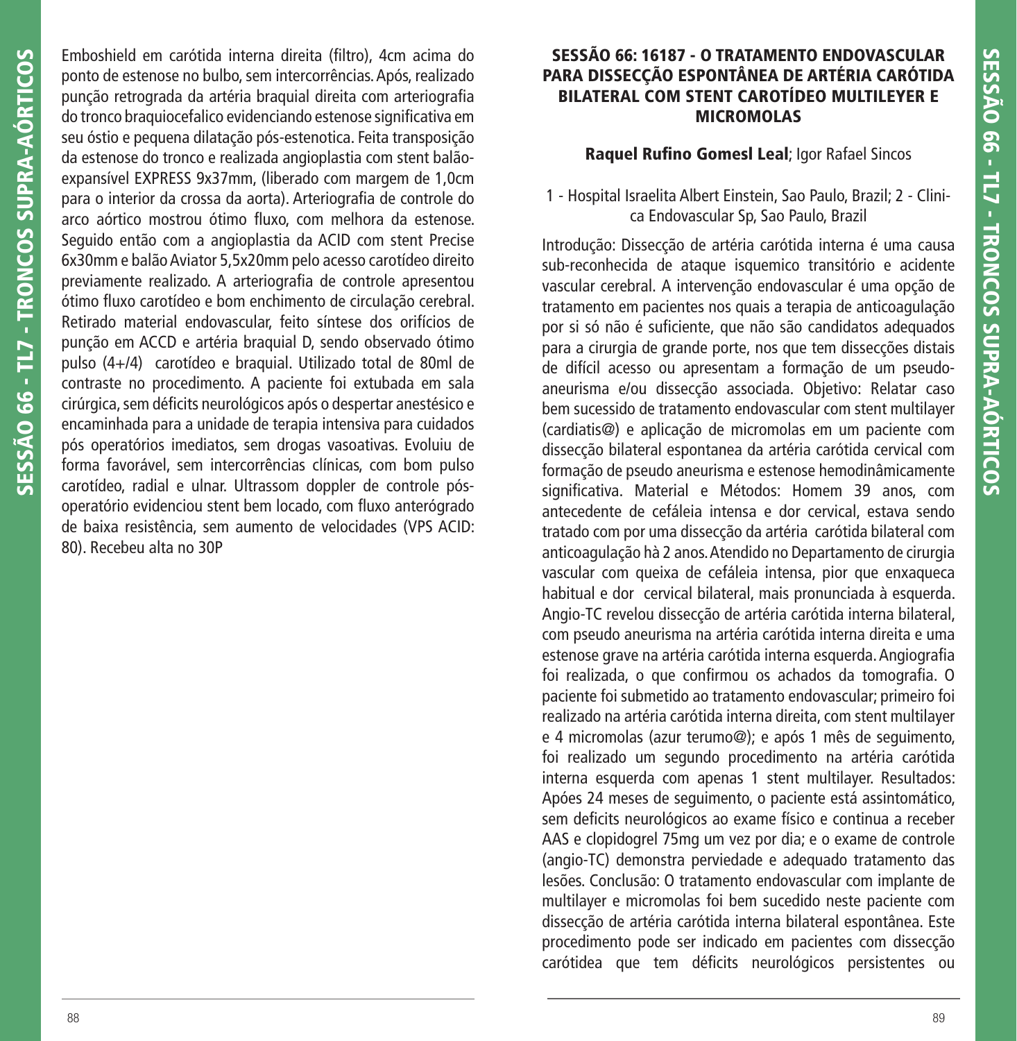Emboshield em carótida interna direita (filtro), 4cm acima do ponto de estenose no bulbo, sem intercorrências. Após, realizado punção retrograda da artéria braquial direita com arteriografia do tronco braquiocefalico evidenciando estenose significativa em seu óstio e pequena dilatação pós-estenotica. Feita transposição da estenose do tronco e realizada angioplastia com stent balão-expansível EXPRESS 9x37mm, (liberado com margem de 1,0cm para o interior da crossa da aorta). Arteriografia de controle do arco aórtico mostrou ótimo fluxo, com melhora da estenose. Seguido então com a angioplastia da ACID com stent Precise 6x30mm e balão Aviator 5,5x20mm pelo acesso carotídeo direito previamente realizado. A arteriografia de controle apresentou ótimo fluxo carotídeo e bom enchimento de circulação cerebral. Retirado material endovascular, feito síntese dos orifícios de punção em ACCD e artéria braquial D, sendo observado ótimo pulso (4+/4) carotídeo e braquial. Utilizado total de 80ml de contraste no procedimento. A paciente foi extubada em sala cirúrgica, sem déficits neurológicos após o despertar anestésico e encaminhada para a unidade de terapia intensiva para cuidados pós operatórios imediatos, sem drogas vasoativas. Evoluiu de forma favorável, sem intercorrências clínicas, com bom pulso carotídeo, radial e ulnar. Ultrassom doppler de controle pós-operatório evidenciou stent bem locado, com fluxo anterógrado de baixa resistência, sem aumento de velocidades (VPS ACID: 80). Recebeu alta no 30P

## SESSÃO 66: 16187 - O TRATAMENTO ENDOVASCULAR PARA DISSECÇÃO ESPONTÂNEA DE ARTÉRIA CARÓTIDA BILATERAL COM STENT CAROTÍDEO MULTILEYER E MICROMOLAS

**Raquel Rufino Gomesl Leal**; Igor Rafael Sincos

1 - Hospital Israelita Albert Einstein, Sao Paulo, Brazil; 2 - Clinica Endovascular Sp, Sao Paulo, Brazil

Introdução: Dissecção de artéria carótida interna é uma causa sub-reconhecida de ataque isquemico transitório e acidente vascular cerebral. A intervenção endovascular é uma opção de tratamento em pacientes nos quais a terapia de anticoagulação por si só não é suficiente, que não são candidatos adequados para a cirurgia de grande porte, nos que tem dissecções distais de difícil acesso ou apresentam a formação de um pseudo-aneurisma e/ou dissecção associada. Objetivo: Relatar caso bem sucessido de tratamento endovascular com stent multilayer (cardiatis@) e aplicação de micromolas em um paciente com dissecção bilateral espontanea da artéria carótida cervical com formação de pseudo aneurisma e estenose hemodinâmicamente significativa. Material e Métodos: Homem 39 anos, com antecedente de cefáleia intensa e dor cervical, estava sendo tratado com por uma dissecção da artéria carótida bilateral com anticoagulação hà 2 anos. Atendido no Departamento de cirurgia vascular com queixa de cefáleia intensa, pior que enxaqueca habitual e dor cervical bilateral, mais pronunciada à esquerda. Angio-TC revelou dissecção de artéria carótida interna bilateral, com pseudo aneurisma na artéria carótida interna direita e uma estenose grave na artéria carótida interna esquerda. Angiografia foi realizada, o que confirmou os achados da tomografia. O paciente foi submetido ao tratamento endovascular; primeiro foi realizado na artéria carótida interna direita, com stent multilayer e 4 micromolas (azur terumo@); e após 1 mês de seguimento, foi realizado um segundo procedimento na artéria carótida interna esquerda com apenas 1 stent multilayer. Resultados: Apóes 24 meses de seguimento, o paciente está assintomático, sem deficits neurológicos ao exame físico e continua a receber AAS e clopidogrel 75mg um vez por dia; e o exame de controle (angio-TC) demonstra perviedade e adequado tratamento das lesões. Conclusão: O tratamento endovascular com implante de multilayer e micromolas foi bem sucedido neste paciente com dissecção de artéria carótida interna bilateral espontânea. Este procedimento pode ser indicado em pacientes com dissecção carótidea que tem déficits neurológicos persistentes ou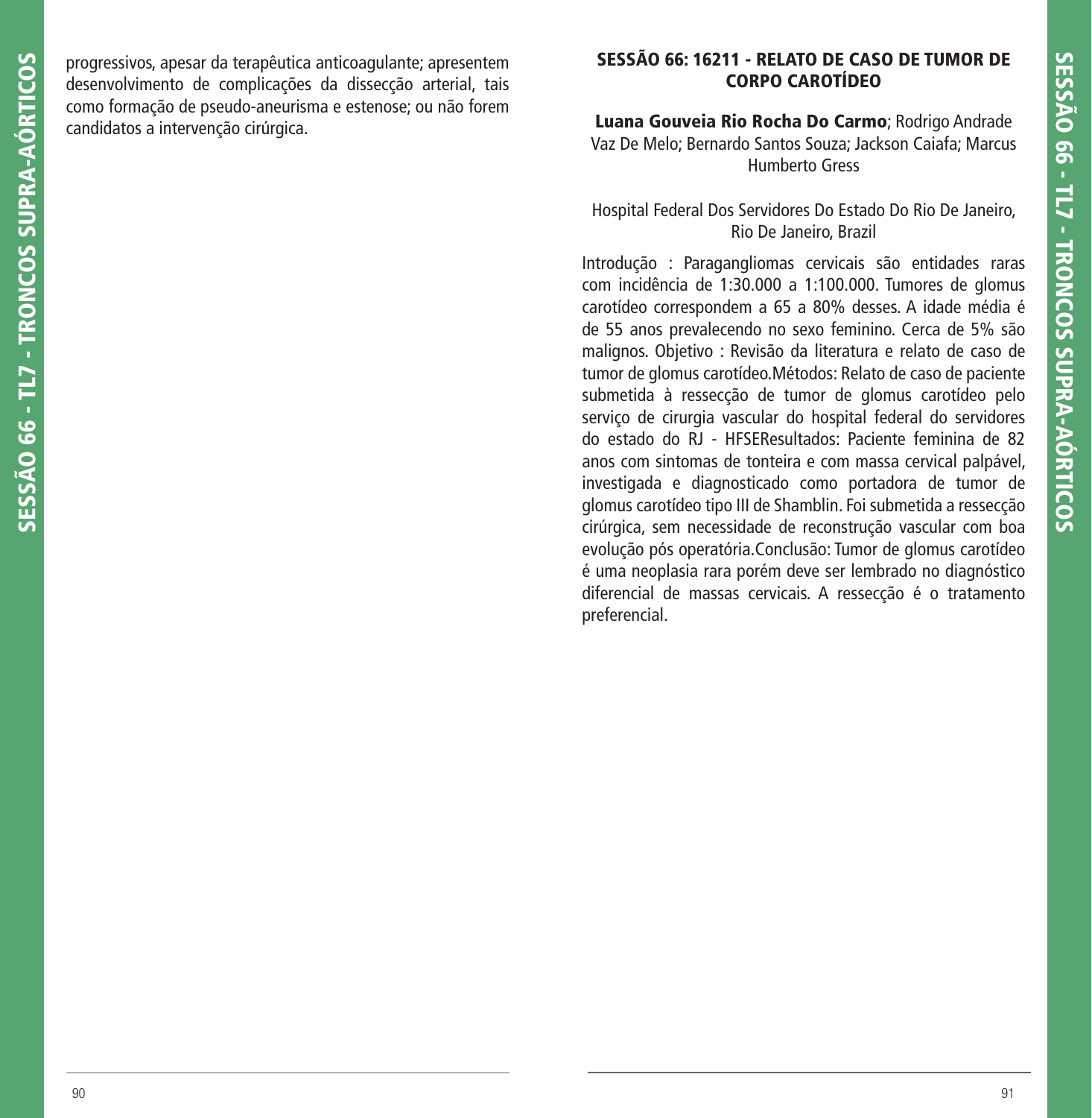progressivos, apesar da terapêutica anticoagulante; apresentem desenvolvimento de complicações da dissecção arterial, tais como formação de pseudo-aneurisma e estenose; ou não forem candidatos a intervenção cirúrgica.

## SESSÃO 66: 16211 - RELATO DE CASO DE TUMOR DE CORPO CAROTÍDEO

**Luana Gouveia Rio Rocha Do Carmo**; Rodrigo Andrade Vaz De Melo; Bernardo Santos Souza; Jackson Caiafa; Marcus Humberto Gress

Hospital Federal Dos Servidores Do Estado Do Rio De Janeiro, Rio De Janeiro, Brazil

Introdução : Paragangliomas cervicais são entidades raras com incidência de 1:30.000 a 1:100.000. Tumores de glomus carotídeo correspondem a 65 a 80% desses. A idade média é de 55 anos prevalecendo no sexo feminino. Cerca de 5% são malignos. Objetivo : Revisão da literatura e relato de caso de tumor de glomus carotídeo.Métodos: Relato de caso de paciente submetida à ressecção de tumor de glomus carotídeo pelo serviço de cirurgia vascular do hospital federal do servidores do estado do RJ - HFSEResultados: Paciente feminina de 82 anos com sintomas de tonteira e com massa cervical palpável, investigada e diagnosticado como portadora de tumor de glomus carotídeo tipo III de Shamblin. Foi submetida a ressecção cirúrgica, sem necessidade de reconstrução vascular com boa evolução pós operatória.Conclusão: Tumor de glomus carotídeo é uma neoplasia rara porém deve ser lembrado no diagnóstico diferencial de massas cervicais. A ressecção é o tratamento preferencial.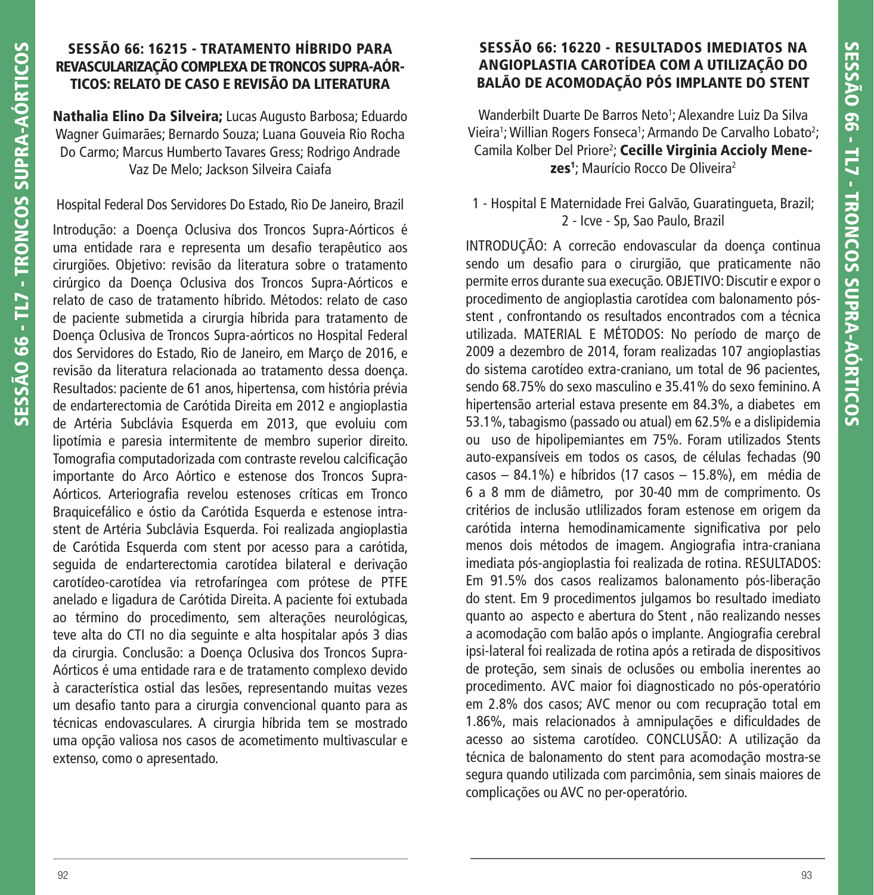## SESSÃO 66: 16215 - TRATAMENTO HÍBRIDO PARA REVASCULARIZAÇÃO COMPLEXA DE TRONCOS SUPRA-AÓRTICOS: RELATO DE CASO E REVISÃO DA LITERATURA

**Nathalia Elino Da Silveira;** Lucas Augusto Barbosa; Eduardo Wagner Guimarães; Bernardo Souza; Luana Gouveia Rio Rocha Do Carmo; Marcus Humberto Tavares Gress; Rodrigo Andrade Vaz De Melo; Jackson Silveira Caiafa

Hospital Federal Dos Servidores Do Estado, Rio De Janeiro, Brazil

Introdução: a Doença Oclusiva dos Troncos Supra-Aórticos é uma entidade rara e representa um desafio terapêutico aos cirurgiões. Objetivo: revisão da literatura sobre o tratamento cirúrgico da Doença Oclusiva dos Troncos Supra-Aórticos e relato de caso de tratamento híbrido. Métodos: relato de caso de paciente submetida a cirurgia híbrida para tratamento de Doença Oclusiva de Troncos Supra-aórticos no Hospital Federal dos Servidores do Estado, Rio de Janeiro, em Março de 2016, e revisão da literatura relacionada ao tratamento dessa doença. Resultados: paciente de 61 anos, hipertensa, com história prévia de endarterectomia de Carótida Direita em 2012 e angioplastia de Artéria Subclávia Esquerda em 2013, que evoluiu com lipotímia e paresia intermitente de membro superior direito. Tomografia computadorizada com contraste revelou calcificação importante do Arco Aórtico e estenose dos Troncos Supra-Aórticos. Arteriografia revelou estenoses críticas em Tronco Braquicefálico e óstio da Carótida Esquerda e estenose intra-stent de Artéria Subclávia Esquerda. Foi realizada angioplastia de Carótida Esquerda com stent por acesso para a carótida, seguida de endarterectomia carotídea bilateral e derivação carotídeo-carotídea via retrofaríngea com prótese de PTFE anelado e ligadura de Carótida Direita. A paciente foi extubada ao término do procedimento, sem alterações neurológicas, teve alta do CTI no dia seguinte e alta hospitalar após 3 dias da cirurgia. Conclusão: a Doença Oclusiva dos Troncos Supra-Aórticos é uma entidade rara e de tratamento complexo devido à característica ostial das lesões, representando muitas vezes um desafio tanto para a cirurgia convencional quanto para as técnicas endovasculares. A cirurgia híbrida tem se mostrado uma opção valiosa nos casos de acometimento multivascular e extenso, como o apresentado.

## SESSÃO 66: 16220 - RESULTADOS IMEDIATOS NA ANGIOPLASTIA CAROTÍDEA COM A UTILIZAÇÃO DO BALÃO DE ACOMODAÇÃO PÓS IMPLANTE DO STENT

Wanderbilt Duarte De Barros Neto[1]; Alexandre Luiz Da Silva Vieira[1]; Willian Rogers Fonseca[1]; Armando De Carvalho Lobato[2]; Camila Kolber Del Priore[2]; **Cecille Virginia Accioly Menezes[1]**; Maurício Rocco De Oliveira[2]

1 - Hospital E Maternidade Frei Galvão, Guaratingueta, Brazil;
2 - Icve - Sp, Sao Paulo, Brazil

INTRODUÇÃO: A correcão endovascular da doença continua sendo um desafio para o cirurgião, que praticamente não permite erros durante sua execução. OBJETIVO: Discutir e expor o procedimento de angioplastia carotídea com balonamento pós-stent , confrontando os resultados encontrados com a técnica utilizada. MATERIAL E MÉTODOS: No período de março de 2009 a dezembro de 2014, foram realizadas 107 angioplastias do sistema carotídeo extra-craniano, um total de 96 pacientes, sendo 68.75% do sexo masculino e 35.41% do sexo feminino. A hipertensão arterial estava presente em 84.3%, a diabetes em 53.1%, tabagismo (passado ou atual) em 62.5% e a dislipidemia ou uso de hipolipemiantes em 75%. Foram utilizados Stents auto-expansíveis em todos os casos, de células fechadas (90 casos – 84.1%) e híbridos (17 casos – 15.8%), em média de 6 a 8 mm de diâmetro, por 30-40 mm de comprimento. Os critérios de inclusão utlilizados foram estenose em origem da carótida interna hemodinamicamente significativa por pelo menos dois métodos de imagem. Angiografia intra-craniana imediata pós-angioplastia foi realizada de rotina. RESULTADOS: Em 91.5% dos casos realizamos balonamento pós-liberação do stent. Em 9 procedimentos julgamos bo resultado imediato quanto ao aspecto e abertura do Stent , não realizando nesses a acomodação com balão após o implante. Angiografia cerebral ipsi-lateral foi realizada de rotina após a retirada de dispositivos de proteção, sem sinais de oclusões ou embolia inerentes ao procedimento. AVC maior foi diagnosticado no pós-operatório em 2.8% dos casos; AVC menor ou com recupração total em 1.86%, mais relacionados à amnipulações e dificuldades de acesso ao sistema carotídeo. CONCLUSÃO: A utilização da técnica de balonamento do stent para acomodação mostra-se segura quando utilizada com parcimônia, sem sinais maiores de complicações ou AVC no per-operatório.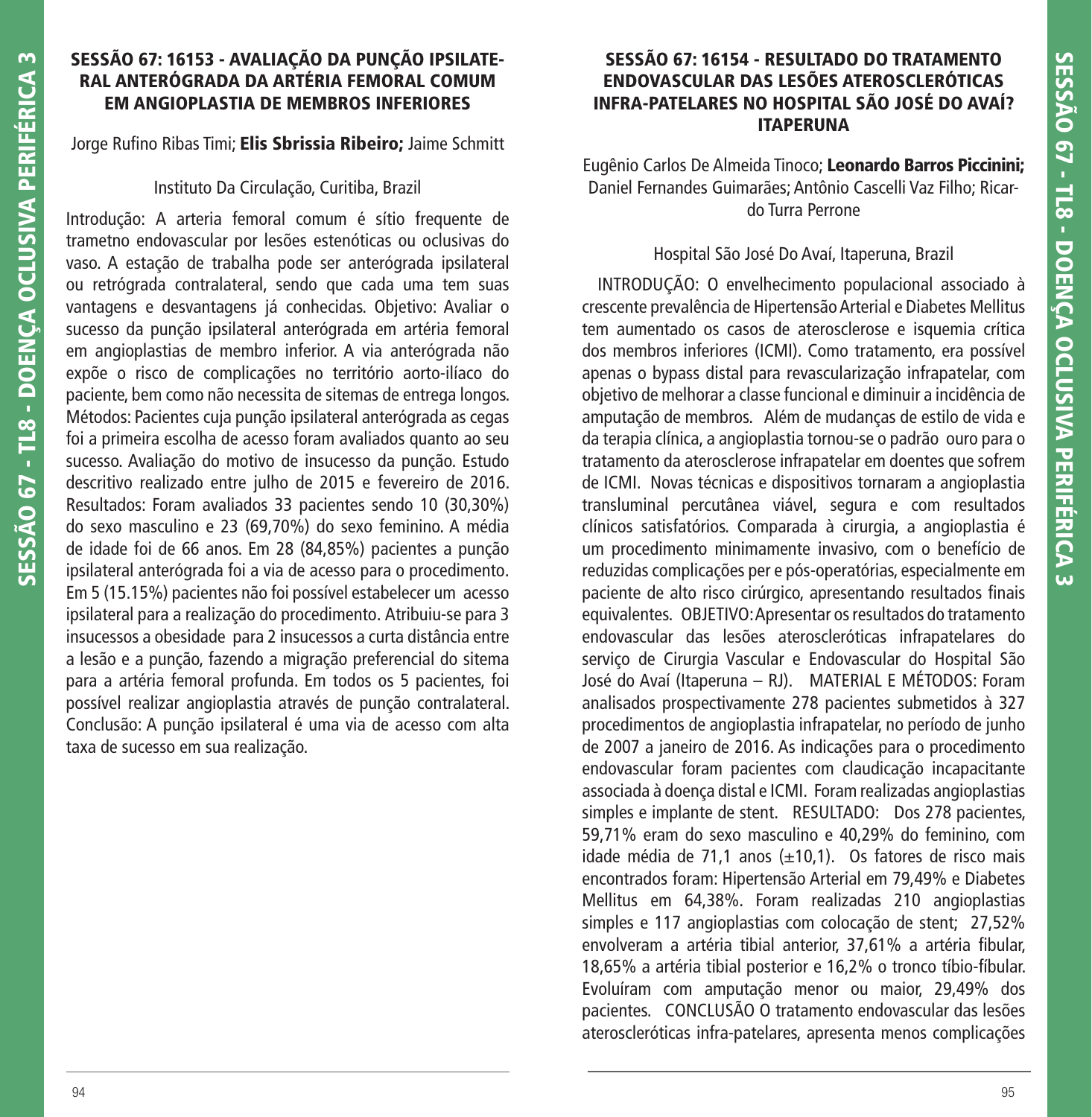## SESSÃO 67: 16153 - AVALIAÇÃO DA PUNÇÃO IPSILATERAL ANTERÓGRADA DA ARTÉRIA FEMORAL COMUM EM ANGIOPLASTIA DE MEMBROS INFERIORES

Jorge Rufino Ribas Timi; **Elis Sbrissia Ribeiro;** Jaime Schmitt

Instituto Da Circulação, Curitiba, Brazil

Introdução: A arteria femoral comum é sítio frequente de trametno endovascular por lesões estenóticas ou oclusivas do vaso. A estação de trabalha pode ser anterógrada ipsilateral ou retrógrada contralateral, sendo que cada uma tem suas vantagens e desvantagens já conhecidas. Objetivo: Avaliar o sucesso da punção ipsilateral anterógrada em artéria femoral em angioplastias de membro inferior. A via anterógrada não expõe o risco de complicações no território aorto-ilíaco do paciente, bem como não necessita de sitemas de entrega longos. Métodos: Pacientes cuja punção ipsilateral anterógrada as cegas foi a primeira escolha de acesso foram avaliados quanto ao seu sucesso. Avaliação do motivo de insucesso da punção. Estudo descritivo realizado entre julho de 2015 e fevereiro de 2016. Resultados: Foram avaliados 33 pacientes sendo 10 (30,30%) do sexo masculino e 23 (69,70%) do sexo feminino. A média de idade foi de 66 anos. Em 28 (84,85%) pacientes a punção ipsilateral anterógrada foi a via de acesso para o procedimento. Em 5 (15.15%) pacientes não foi possível estabelecer um acesso ipsilateral para a realização do procedimento. Atribuiu-se para 3 insucessos a obesidade para 2 insucessos a curta distância entre a lesão e a punção, fazendo a migração preferencial do sitema para a artéria femoral profunda. Em todos os 5 pacientes, foi possível realizar angioplastia através de punção contralateral. Conclusão: A punção ipsilateral é uma via de acesso com alta taxa de sucesso em sua realização.

## SESSÃO 67: 16154 - RESULTADO DO TRATAMENTO ENDOVASCULAR DAS LESÕES ATEROSCLERÓTICAS INFRA-PATELARES NO HOSPITAL SÃO JOSÉ DO AVAÍ? ITAPERUNA

Eugênio Carlos De Almeida Tinoco; **Leonardo Barros Piccinini;** Daniel Fernandes Guimarães; Antônio Cascelli Vaz Filho; Ricardo Turra Perrone

Hospital São José Do Avaí, Itaperuna, Brazil

INTRODUÇÃO: O envelhecimento populacional associado à crescente prevalência de Hipertensão Arterial e Diabetes Mellitus tem aumentado os casos de aterosclerose e isquemia crítica dos membros inferiores (ICMI). Como tratamento, era possível apenas o bypass distal para revascularização infrapatelar, com objetivo de melhorar a classe funcional e diminuir a incidência de amputação de membros. Além de mudanças de estilo de vida e da terapia clínica, a angioplastia tornou-se o padrão ouro para o tratamento da aterosclerose infrapatelar em doentes que sofrem de ICMI. Novas técnicas e dispositivos tornaram a angioplastia transluminal percutânea viável, segura e com resultados clínicos satisfatórios. Comparada à cirurgia, a angioplastia é um procedimento minimamente invasivo, com o benefício de reduzidas complicações per e pós-operatórias, especialmente em paciente de alto risco cirúrgico, apresentando resultados finais equivalentes. OBJETIVO: Apresentar os resultados do tratamento endovascular das lesões ateroscleróticas infrapatelares do serviço de Cirurgia Vascular e Endovascular do Hospital São José do Avaí (Itaperuna – RJ). MATERIAL E MÉTODOS: Foram analisados prospectivamente 278 pacientes submetidos à 327 procedimentos de angioplastia infrapatelar, no período de junho de 2007 a janeiro de 2016. As indicações para o procedimento endovascular foram pacientes com claudicação incapacitante associada à doença distal e ICMI. Foram realizadas angioplastias simples e implante de stent. RESULTADO: Dos 278 pacientes, 59,71% eram do sexo masculino e 40,29% do feminino, com idade média de 71,1 anos (±10,1). Os fatores de risco mais encontrados foram: Hipertensão Arterial em 79,49% e Diabetes Mellitus em 64,38%. Foram realizadas 210 angioplastias simples e 117 angioplastias com colocação de stent; 27,52% envolveram a artéria tibial anterior, 37,61% a artéria fibular, 18,65% a artéria tibial posterior e 16,2% o tronco tíbio-fíbular. Evoluíram com amputação menor ou maior, 29,49% dos pacientes. CONCLUSÃO O tratamento endovascular das lesões ateroscleróticas infra-patelares, apresenta menos complicações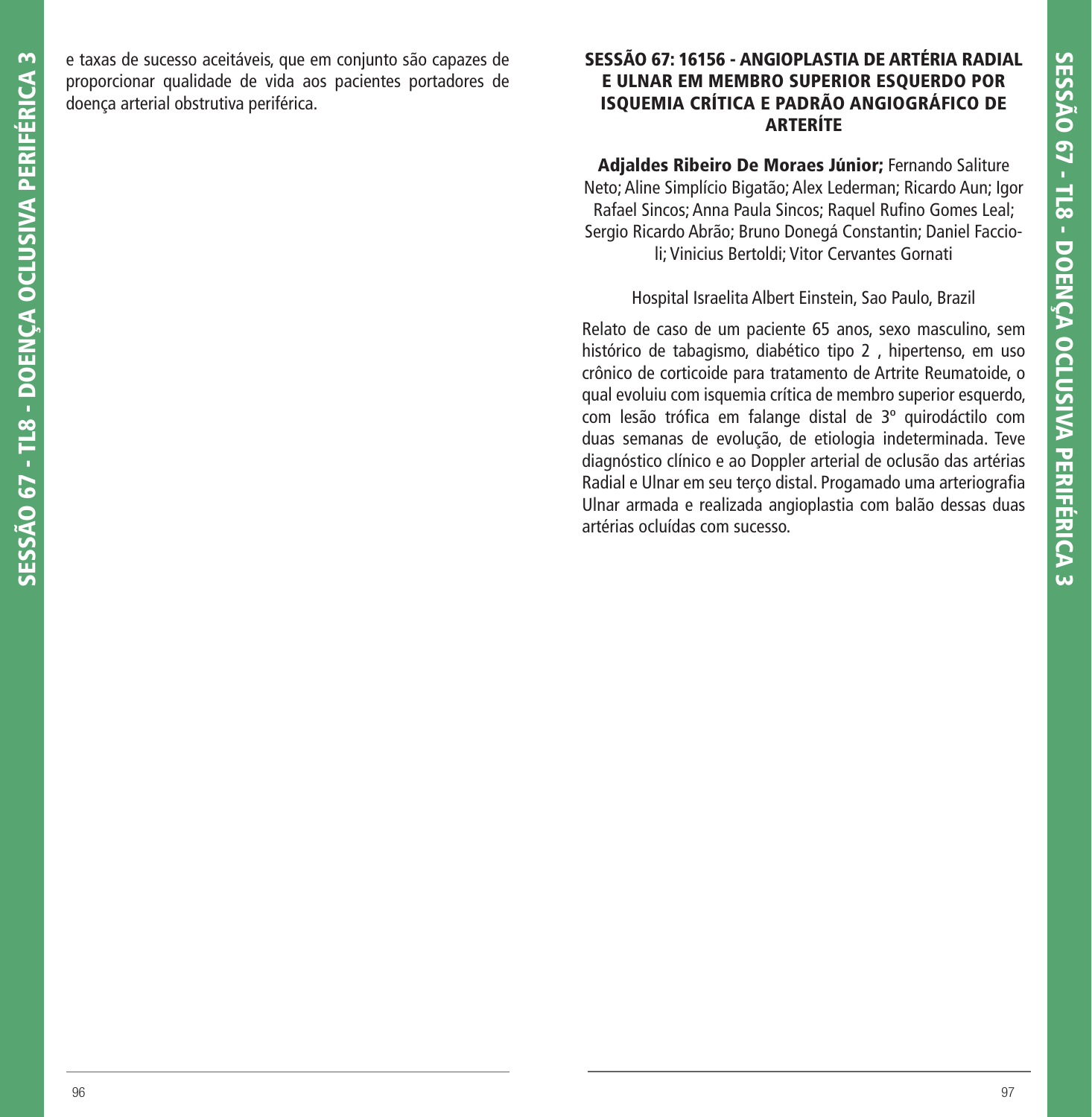e taxas de sucesso aceitáveis, que em conjunto são capazes de proporcionar qualidade de vida aos pacientes portadores de doença arterial obstrutiva periférica.

## SESSÃO 67: 16156 - ANGIOPLASTIA DE ARTÉRIA RADIAL E ULNAR EM MEMBRO SUPERIOR ESQUERDO POR ISQUEMIA CRÍTICA E PADRÃO ANGIOGRÁFICO DE ARTERÍTE

**Adjaldes Ribeiro De Moraes Júnior;** Fernando Saliture Neto; Aline Simplício Bigatão; Alex Lederman; Ricardo Aun; Igor Rafael Sincos; Anna Paula Sincos; Raquel Rufino Gomes Leal; Sergio Ricardo Abrão; Bruno Donegá Constantin; Daniel Faccioli; Vinicius Bertoldi; Vitor Cervantes Gornati

Hospital Israelita Albert Einstein, Sao Paulo, Brazil

Relato de caso de um paciente 65 anos, sexo masculino, sem histórico de tabagismo, diabético tipo 2 , hipertenso, em uso crônico de corticoide para tratamento de Artrite Reumatoide, o qual evoluiu com isquemia crítica de membro superior esquerdo, com lesão trófica em falange distal de 3º quirodáctilo com duas semanas de evolução, de etiologia indeterminada. Teve diagnóstico clínico e ao Doppler arterial de oclusão das artérias Radial e Ulnar em seu terço distal. Progamado uma arteriografia Ulnar armada e realizada angioplastia com balão dessas duas artérias ocluídas com sucesso.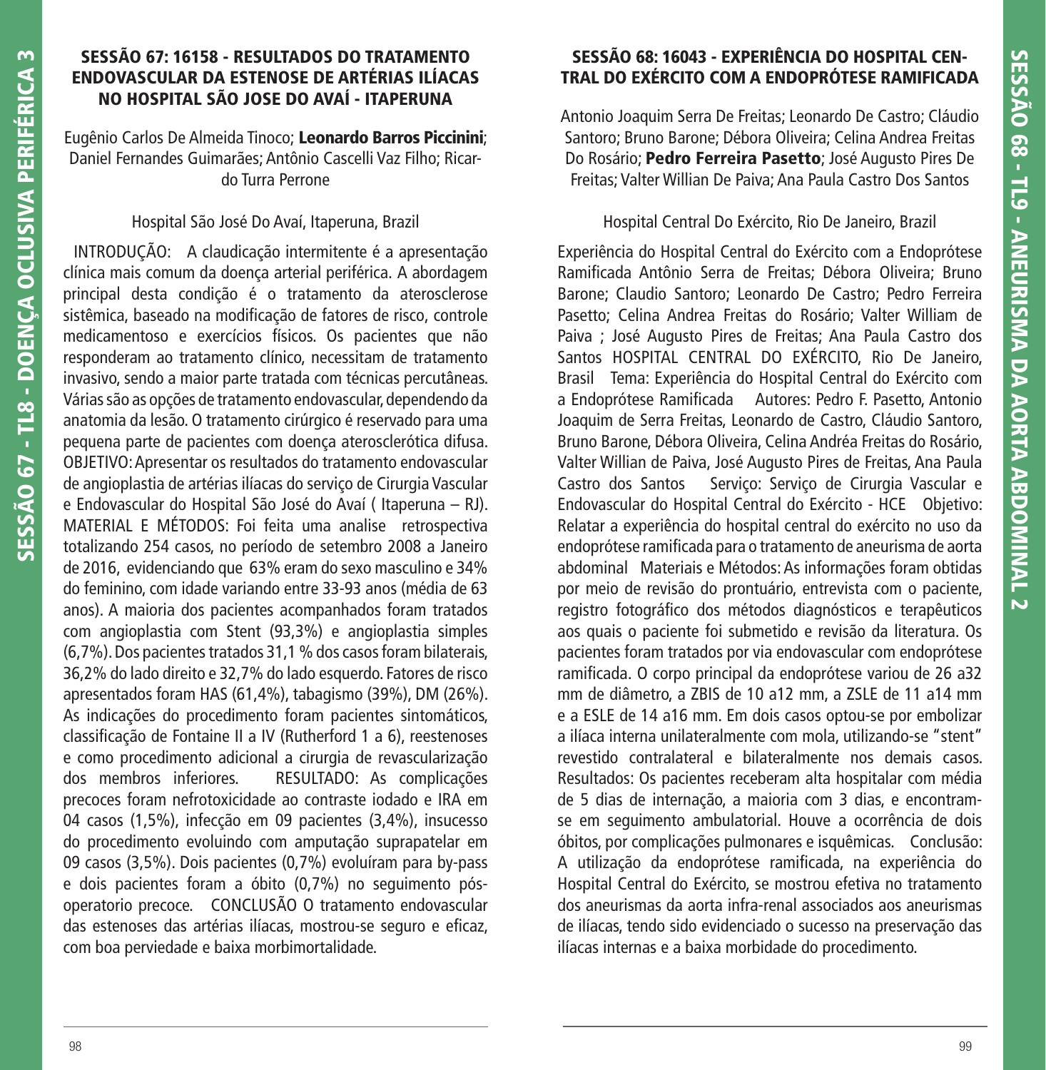## SESSÃO 67: 16158 - RESULTADOS DO TRATAMENTO ENDOVASCULAR DA ESTENOSE DE ARTÉRIAS ILÍACAS NO HOSPITAL SÃO JOSE DO AVAÍ - ITAPERUNA

Eugênio Carlos De Almeida Tinoco; **Leonardo Barros Piccinini**; Daniel Fernandes Guimarães; Antônio Cascelli Vaz Filho; Ricardo Turra Perrone

Hospital São José Do Avaí, Itaperuna, Brazil

INTRODUÇÃO: A claudicação intermitente é a apresentação clínica mais comum da doença arterial periférica. A abordagem principal desta condição é o tratamento da aterosclerose sistêmica, baseado na modificação de fatores de risco, controle medicamentoso e exercícios físicos. Os pacientes que não responderam ao tratamento clínico, necessitam de tratamento invasivo, sendo a maior parte tratada com técnicas percutâneas. Várias são as opções de tratamento endovascular, dependendo da anatomia da lesão. O tratamento cirúrgico é reservado para uma pequena parte de pacientes com doença aterosclerótica difusa. OBJETIVO: Apresentar os resultados do tratamento endovascular de angioplastia de artérias ilíacas do serviço de Cirurgia Vascular e Endovascular do Hospital São José do Avaí ( Itaperuna – RJ). MATERIAL E MÉTODOS: Foi feita uma analise retrospectiva totalizando 254 casos, no período de setembro 2008 a Janeiro de 2016, evidenciando que 63% eram do sexo masculino e 34% do feminino, com idade variando entre 33-93 anos (média de 63 anos). A maioria dos pacientes acompanhados foram tratados com angioplastia com Stent (93,3%) e angioplastia simples (6,7%). Dos pacientes tratados 31,1 % dos casos foram bilaterais, 36,2% do lado direito e 32,7% do lado esquerdo. Fatores de risco apresentados foram HAS (61,4%), tabagismo (39%), DM (26%). As indicações do procedimento foram pacientes sintomáticos, classificação de Fontaine II a IV (Rutherford 1 a 6), reestenoses e como procedimento adicional a cirurgia de revascularização dos membros inferiores. RESULTADO: As complicações precoces foram nefrotoxicidade ao contraste iodado e IRA em 04 casos (1,5%), infecção em 09 pacientes (3,4%), insucesso do procedimento evoluindo com amputação suprapatelar em 09 casos (3,5%). Dois pacientes (0,7%) evoluíram para by-pass e dois pacientes foram a óbito (0,7%) no seguimento pós-operatorio precoce. CONCLUSÃO O tratamento endovascular das estenoses das artérias ilíacas, mostrou-se seguro e eficaz, com boa perviedade e baixa morbimortalidade.

## SESSÃO 68: 16043 - EXPERIÊNCIA DO HOSPITAL CENTRAL DO EXÉRCITO COM A ENDOPRÓTESE RAMIFICADA

Antonio Joaquim Serra De Freitas; Leonardo De Castro; Cláudio Santoro; Bruno Barone; Débora Oliveira; Celina Andrea Freitas Do Rosário; **Pedro Ferreira Pasetto**; José Augusto Pires De Freitas; Valter Willian De Paiva; Ana Paula Castro Dos Santos

Hospital Central Do Exército, Rio De Janeiro, Brazil

Experiência do Hospital Central do Exército com a Endoprótese Ramificada Antônio Serra de Freitas; Débora Oliveira; Bruno Barone; Claudio Santoro; Leonardo De Castro; Pedro Ferreira Pasetto; Celina Andrea Freitas do Rosário; Valter William de Paiva ; José Augusto Pires de Freitas; Ana Paula Castro dos Santos HOSPITAL CENTRAL DO EXÉRCITO, Rio De Janeiro, Brasil Tema: Experiência do Hospital Central do Exército com a Endoprótese Ramificada Autores: Pedro F. Pasetto, Antonio Joaquim de Serra Freitas, Leonardo de Castro, Cláudio Santoro, Bruno Barone, Débora Oliveira, Celina Andréa Freitas do Rosário, Valter Willian de Paiva, José Augusto Pires de Freitas, Ana Paula Castro dos Santos Serviço: Serviço de Cirurgia Vascular e Endovascular do Hospital Central do Exército - HCE Objetivo: Relatar a experiência do hospital central do exército no uso da endoprótese ramificada para o tratamento de aneurisma de aorta abdominal Materiais e Métodos: As informações foram obtidas por meio de revisão do prontuário, entrevista com o paciente, registro fotográfico dos métodos diagnósticos e terapêuticos aos quais o paciente foi submetido e revisão da literatura. Os pacientes foram tratados por via endovascular com endoprótese ramificada. O corpo principal da endoprótese variou de 26 a32 mm de diâmetro, a ZBIS de 10 a12 mm, a ZSLE de 11 a14 mm e a ESLE de 14 a16 mm. Em dois casos optou-se por embolizar a ilíaca interna unilateralmente com mola, utilizando-se "stent" revestido contralateral e bilateralmente nos demais casos. Resultados: Os pacientes receberam alta hospitalar com média de 5 dias de internação, a maioria com 3 dias, e encontram-se em seguimento ambulatorial. Houve a ocorrência de dois óbitos, por complicações pulmonares e isquêmicas. Conclusão: A utilização da endoprótese ramificada, na experiência do Hospital Central do Exército, se mostrou efetiva no tratamento dos aneurismas da aorta infra-renal associados aos aneurismas de ilíacas, tendo sido evidenciado o sucesso na preservação das ilíacas internas e a baixa morbidade do procedimento.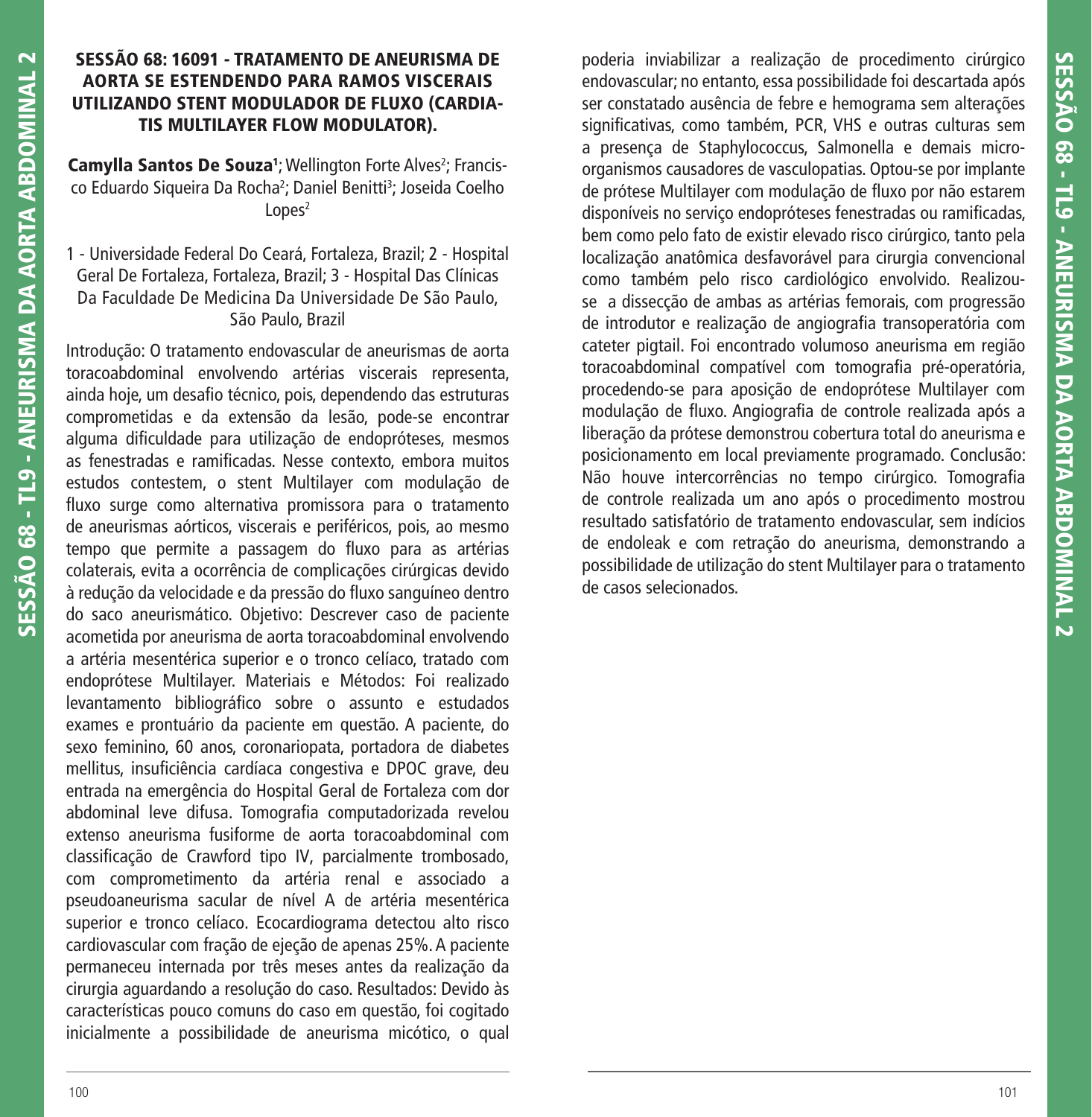## SESSÃO 68: 16091 - TRATAMENTO DE ANEURISMA DE AORTA SE ESTENDENDO PARA RAMOS VISCERAIS UTILIZANDO STENT MODULADOR DE FLUXO (CARDIATIS MULTILAYER FLOW MODULATOR).

**Camylla Santos De Souza**[1]; Wellington Forte Alves[2]; Francisco Eduardo Siqueira Da Rocha[2]; Daniel Benitti[3]; Joseida Coelho Lopes[2]

1 - Universidade Federal Do Ceará, Fortaleza, Brazil; 2 - Hospital Geral De Fortaleza, Fortaleza, Brazil; 3 - Hospital Das Clínicas Da Faculdade De Medicina Da Universidade De São Paulo, São Paulo, Brazil

Introdução: O tratamento endovascular de aneurismas de aorta toracoabdominal envolvendo artérias viscerais representa, ainda hoje, um desafio técnico, pois, dependendo das estruturas comprometidas e da extensão da lesão, pode-se encontrar alguma dificuldade para utilização de endopróteses, mesmos as fenestradas e ramificadas. Nesse contexto, embora muitos estudos contestem, o stent Multilayer com modulação de fluxo surge como alternativa promissora para o tratamento de aneurismas aórticos, viscerais e periféricos, pois, ao mesmo tempo que permite a passagem do fluxo para as artérias colaterais, evita a ocorrência de complicações cirúrgicas devido à redução da velocidade e da pressão do fluxo sanguíneo dentro do saco aneurismático. Objetivo: Descrever caso de paciente acometida por aneurisma de aorta toracoabdominal envolvendo a artéria mesentérica superior e o tronco celíaco, tratado com endoprótese Multilayer. Materiais e Métodos: Foi realizado levantamento bibliográfico sobre o assunto e estudados exames e prontuário da paciente em questão. A paciente, do sexo feminino, 60 anos, coronariopata, portadora de diabetes mellitus, insuficiência cardíaca congestiva e DPOC grave, deu entrada na emergência do Hospital Geral de Fortaleza com dor abdominal leve difusa. Tomografia computadorizada revelou extenso aneurisma fusiforme de aorta toracoabdominal com classificação de Crawford tipo IV, parcialmente trombosado, com comprometimento da artéria renal e associado a pseudoaneurisma sacular de nível A de artéria mesentérica superior e tronco celíaco. Ecocardiograma detectou alto risco cardiovascular com fração de ejeção de apenas 25%. A paciente permaneceu internada por três meses antes da realização da cirurgia aguardando a resolução do caso. Resultados: Devido às características pouco comuns do caso em questão, foi cogitado inicialmente a possibilidade de aneurisma micótico, o qual poderia inviabilizar a realização de procedimento cirúrgico endovascular; no entanto, essa possibilidade foi descartada após ser constatado ausência de febre e hemograma sem alterações significativas, como também, PCR, VHS e outras culturas sem a presença de Staphylococcus, Salmonella e demais micro-organismos causadores de vasculopatias. Optou-se por implante de prótese Multilayer com modulação de fluxo por não estarem disponíveis no serviço endopróteses fenestradas ou ramificadas, bem como pelo fato de existir elevado risco cirúrgico, tanto pela localização anatômica desfavorável para cirurgia convencional como também pelo risco cardiológico envolvido. Realizou-se a dissecção de ambas as artérias femorais, com progressão de introdutor e realização de angiografia transoperatória com cateter pigtail. Foi encontrado volumoso aneurisma em região toracoabdominal compatível com tomografia pré-operatória, procedendo-se para aposição de endoprótese Multilayer com modulação de fluxo. Angiografia de controle realizada após a liberação da prótese demonstrou cobertura total do aneurisma e posicionamento em local previamente programado. Conclusão: Não houve intercorrências no tempo cirúrgico. Tomografia de controle realizada um ano após o procedimento mostrou resultado satisfatório de tratamento endovascular, sem indícios de endoleak e com retração do aneurisma, demonstrando a possibilidade de utilização do stent Multilayer para o tratamento de casos selecionados.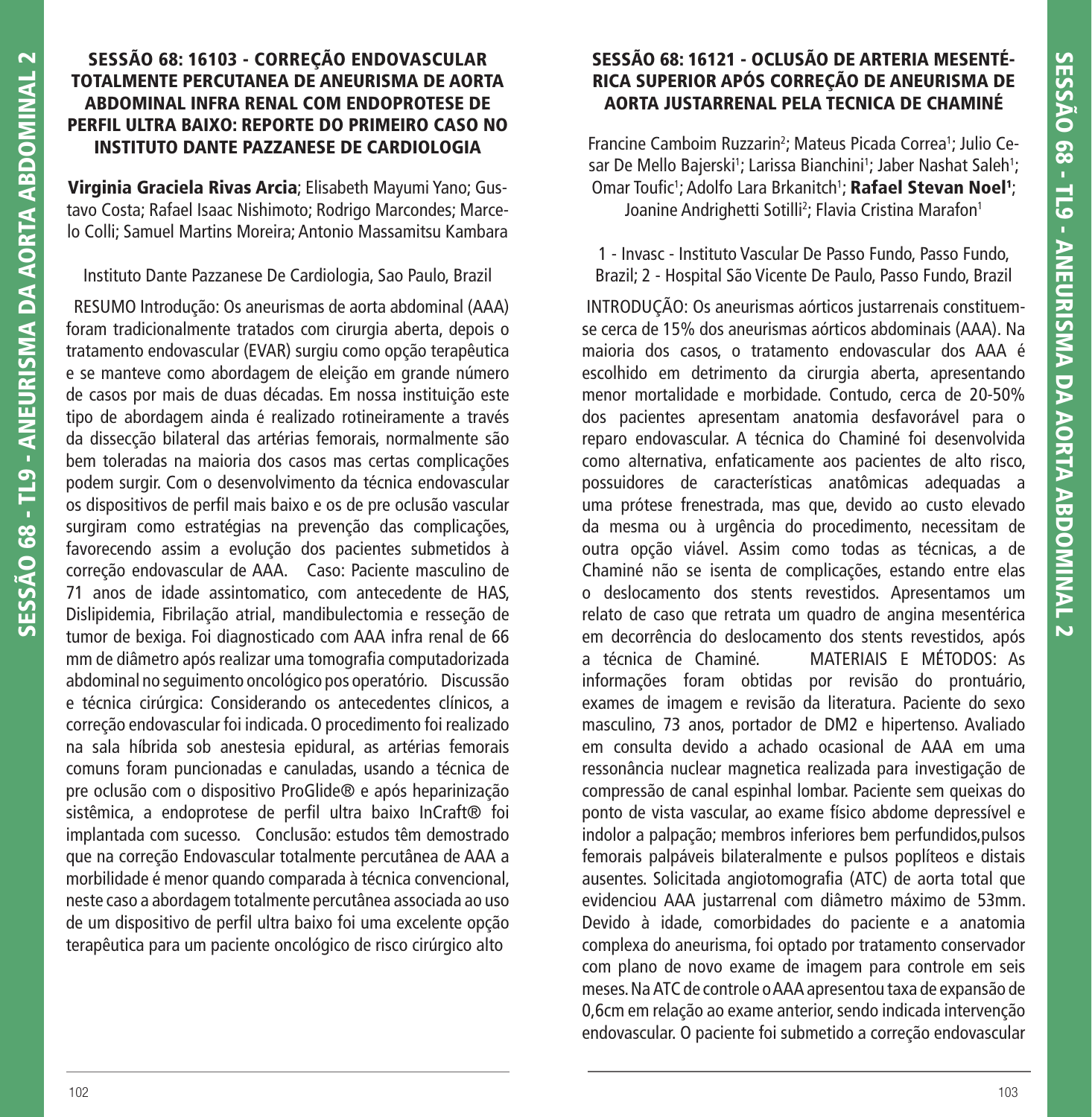## SESSÃO 68: 16103 - CORREÇÃO ENDOVASCULAR TOTALMENTE PERCUTANEA DE ANEURISMA DE AORTA ABDOMINAL INFRA RENAL COM ENDOPROTESE DE PERFIL ULTRA BAIXO: REPORTE DO PRIMEIRO CASO NO INSTITUTO DANTE PAZZANESE DE CARDIOLOGIA

**Virginia Graciela Rivas Arcia**; Elisabeth Mayumi Yano; Gustavo Costa; Rafael Isaac Nishimoto; Rodrigo Marcondes; Marcelo Colli; Samuel Martins Moreira; Antonio Massamitsu Kambara

Instituto Dante Pazzanese De Cardiologia, Sao Paulo, Brazil

RESUMO Introdução: Os aneurismas de aorta abdominal (AAA) foram tradicionalmente tratados com cirurgia aberta, depois o tratamento endovascular (EVAR) surgiu como opção terapêutica e se manteve como abordagem de eleição em grande número de casos por mais de duas décadas. Em nossa instituição este tipo de abordagem ainda é realizado rotineiramente a través da dissecção bilateral das artérias femorais, normalmente são bem toleradas na maioria dos casos mas certas complicações podem surgir. Com o desenvolvimento da técnica endovascular os dispositivos de perfil mais baixo e os de pre oclusão vascular surgiram como estratégias na prevenção das complicações, favorecendo assim a evolução dos pacientes submetidos à correção endovascular de AAA. Caso: Paciente masculino de 71 anos de idade assintomatico, com antecedente de HAS, Dislipidemia, Fibrilação atrial, mandibulectomia e resseção de tumor de bexiga. Foi diagnosticado com AAA infra renal de 66 mm de diâmetro após realizar uma tomografia computadorizada abdominal no seguimento oncológico pos operatório. Discussão e técnica cirúrgica: Considerando os antecedentes clínicos, a correção endovascular foi indicada. O procedimento foi realizado na sala híbrida sob anestesia epidural, as artérias femorais comuns foram puncionadas e canuladas, usando a técnica de pre oclusão com o dispositivo ProGlide® e após heparinização sistêmica, a endoprotese de perfil ultra baixo InCraft® foi implantada com sucesso. Conclusão: estudos têm demostrado que na correção Endovascular totalmente percutânea de AAA a morbilidade é menor quando comparada à técnica convencional, neste caso a abordagem totalmente percutânea associada ao uso de um dispositivo de perfil ultra baixo foi uma excelente opção terapêutica para um paciente oncológico de risco cirúrgico alto

## SESSÃO 68: 16121 - OCLUSÃO DE ARTERIA MESENTÉRICA SUPERIOR APÓS CORREÇÃO DE ANEURISMA DE AORTA JUSTARRENAL PELA TECNICA DE CHAMINÉ

Francine Camboim Ruzzarin[2]; Mateus Picada Correa[1]; Julio Cesar De Mello Bajerski[1]; Larissa Bianchini[1]; Jaber Nashat Saleh[1]; Omar Toufic[1]; Adolfo Lara Brkanitch[1]; **Rafael Stevan Noel[1]**; Joanine Andrighetti Sotilli[2]; Flavia Cristina Marafon[1]

1 - Invasc - Instituto Vascular De Passo Fundo, Passo Fundo, Brazil; 2 - Hospital São Vicente De Paulo, Passo Fundo, Brazil

INTRODUÇÃO: Os aneurismas aórticos justarrenais constituem-se cerca de 15% dos aneurismas aórticos abdominais (AAA). Na maioria dos casos, o tratamento endovascular dos AAA é escolhido em detrimento da cirurgia aberta, apresentando menor mortalidade e morbidade. Contudo, cerca de 20-50% dos pacientes apresentam anatomia desfavorável para o reparo endovascular. A técnica do Chaminé foi desenvolvida como alternativa, enfaticamente aos pacientes de alto risco, possuidores de características anatômicas adequadas a uma prótese frenestrada, mas que, devido ao custo elevado da mesma ou à urgência do procedimento, necessitam de outra opção viável. Assim como todas as técnicas, a de Chaminé não se isenta de complicações, estando entre elas o deslocamento dos stents revestidos. Apresentamos um relato de caso que retrata um quadro de angina mesentérica em decorrência do deslocamento dos stents revestidos, após a técnica de Chaminé. MATERIAIS E MÉTODOS: As informações foram obtidas por revisão do prontuário, exames de imagem e revisão da literatura. Paciente do sexo masculino, 73 anos, portador de DM2 e hipertenso. Avaliado em consulta devido a achado ocasional de AAA em uma ressonância nuclear magnetica realizada para investigação de compressão de canal espinhal lombar. Paciente sem queixas do ponto de vista vascular, ao exame físico abdome depressível e indolor a palpação; membros inferiores bem perfundidos,pulsos femorais palpáveis bilateralmente e pulsos poplíteos e distais ausentes. Solicitada angiotomografia (ATC) de aorta total que evidenciou AAA justarrenal com diâmetro máximo de 53mm. Devido à idade, comorbidades do paciente e a anatomia complexa do aneurisma, foi optado por tratamento conservador com plano de novo exame de imagem para controle em seis meses. Na ATC de controle o AAA apresentou taxa de expansão de 0,6cm em relação ao exame anterior, sendo indicada intervenção endovascular. O paciente foi submetido a correção endovascular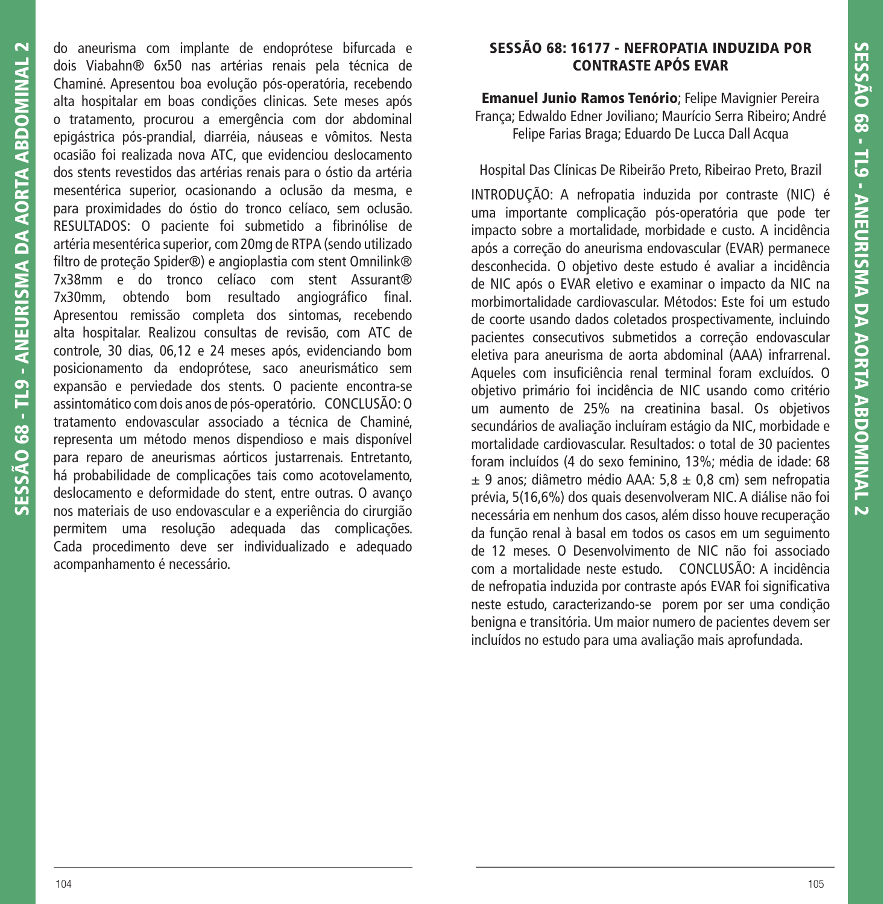do aneurisma com implante de endoprótese bifurcada e dois Viabahn® 6x50 nas artérias renais pela técnica de Chaminé. Apresentou boa evolução pós-operatória, recebendo alta hospitalar em boas condições clinicas. Sete meses após o tratamento, procurou a emergência com dor abdominal epigástrica pós-prandial, diarréia, náuseas e vômitos. Nesta ocasião foi realizada nova ATC, que evidenciou deslocamento dos stents revestidos das artérias renais para o óstio da artéria mesentérica superior, ocasionando a oclusão da mesma, e para proximidades do óstio do tronco celíaco, sem oclusão. RESULTADOS: O paciente foi submetido a fibrinólise de artéria mesentérica superior, com 20mg de RTPA (sendo utilizado filtro de proteção Spider®) e angioplastia com stent Omnilink® 7x38mm e do tronco celíaco com stent Assurant® 7x30mm, obtendo bom resultado angiográfico final. Apresentou remissão completa dos sintomas, recebendo alta hospitalar. Realizou consultas de revisão, com ATC de controle, 30 dias, 06,12 e 24 meses após, evidenciando bom posicionamento da endoprótese, saco aneurismático sem expansão e perviedade dos stents. O paciente encontra-se assintomático com dois anos de pós-operatório. CONCLUSÃO: O tratamento endovascular associado a técnica de Chaminé, representa um método menos dispendioso e mais disponível para reparo de aneurismas aórticos justarrenais. Entretanto, há probabilidade de complicações tais como acotovelamento, deslocamento e deformidade do stent, entre outras. O avanço nos materiais de uso endovascular e a experiência do cirurgião permitem uma resolução adequada das complicações. Cada procedimento deve ser individualizado e adequado acompanhamento é necessário.

## SESSÃO 68: 16177 - NEFROPATIA INDUZIDA POR CONTRASTE APÓS EVAR

**Emanuel Junio Ramos Tenório**; Felipe Mavignier Pereira França; Edwaldo Edner Joviliano; Maurício Serra Ribeiro; André Felipe Farias Braga; Eduardo De Lucca Dall Acqua

Hospital Das Clínicas De Ribeirão Preto, Ribeirao Preto, Brazil

INTRODUÇÃO: A nefropatia induzida por contraste (NIC) é uma importante complicação pós-operatória que pode ter impacto sobre a mortalidade, morbidade e custo. A incidência após a correção do aneurisma endovascular (EVAR) permanece desconhecida. O objetivo deste estudo é avaliar a incidência de NIC após o EVAR eletivo e examinar o impacto da NIC na morbimortalidade cardiovascular. Métodos: Este foi um estudo de coorte usando dados coletados prospectivamente, incluindo pacientes consecutivos submetidos a correção endovascular eletiva para aneurisma de aorta abdominal (AAA) infrarrenal. Aqueles com insuficiência renal terminal foram excluídos. O objetivo primário foi incidência de NIC usando como critério um aumento de 25% na creatinina basal. Os objetivos secundários de avaliação incluíram estágio da NIC, morbidade e mortalidade cardiovascular. Resultados: o total de 30 pacientes foram incluídos (4 do sexo feminino, 13%; média de idade: 68 ± 9 anos; diâmetro médio AAA: 5,8 ± 0,8 cm) sem nefropatia prévia, 5(16,6%) dos quais desenvolveram NIC. A diálise não foi necessária em nenhum dos casos, além disso houve recuperação da função renal à basal em todos os casos em um seguimento de 12 meses. O Desenvolvimento de NIC não foi associado com a mortalidade neste estudo. CONCLUSÃO: A incidência de nefropatia induzida por contraste após EVAR foi significativa neste estudo, caracterizando-se porem por ser uma condição benigna e transitória. Um maior numero de pacientes devem ser incluídos no estudo para uma avaliação mais aprofundada.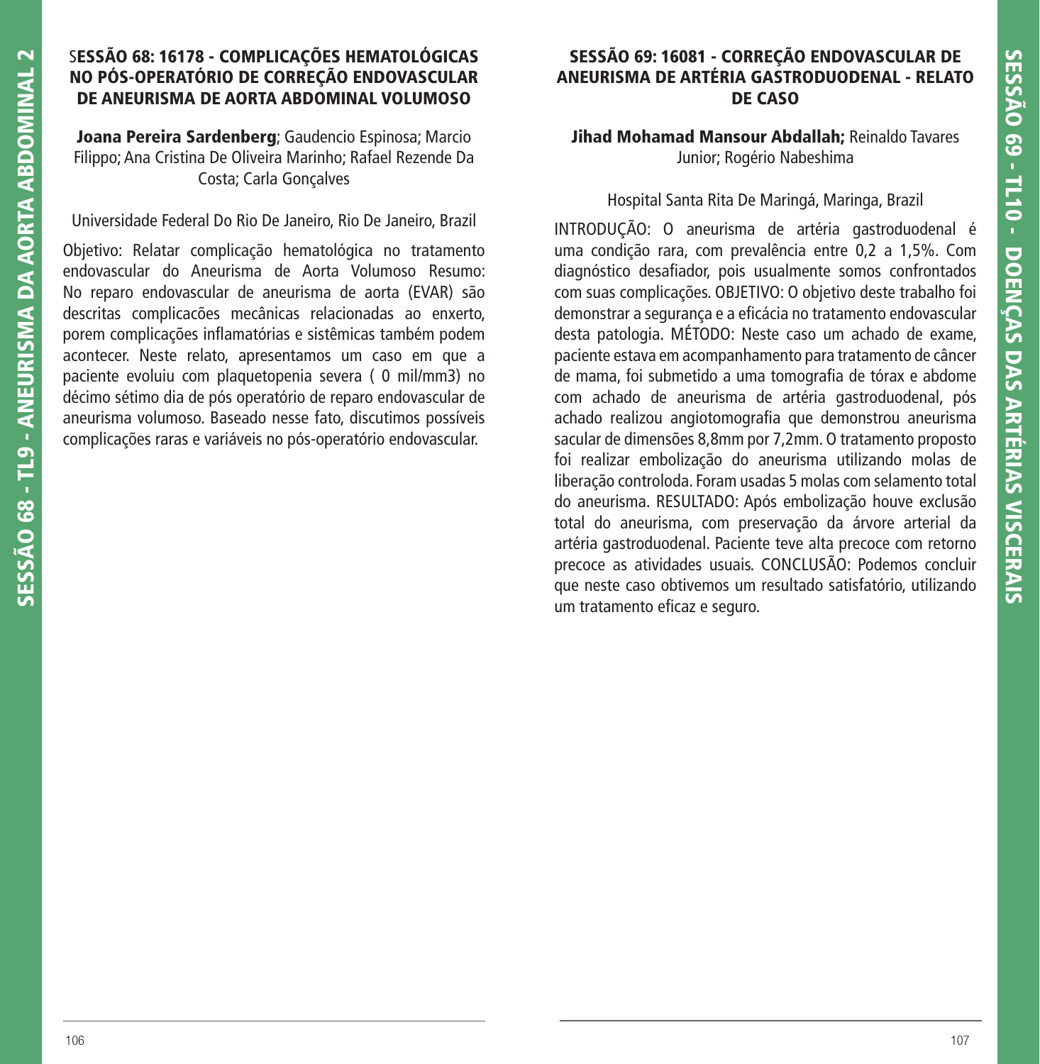## SESSÃO 68: 16178 - COMPLICAÇÕES HEMATOLÓGICAS NO PÓS-OPERATÓRIO DE CORREÇÃO ENDOVASCULAR DE ANEURISMA DE AORTA ABDOMINAL VOLUMOSO

**Joana Pereira Sardenberg**; Gaudencio Espinosa; Marcio Filippo; Ana Cristina De Oliveira Marinho; Rafael Rezende Da Costa; Carla Gonçalves

Universidade Federal Do Rio De Janeiro, Rio De Janeiro, Brazil

Objetivo: Relatar complicação hematológica no tratamento endovascular do Aneurisma de Aorta Volumoso Resumo: No reparo endovascular de aneurisma de aorta (EVAR) são descritas complicacões mecânicas relacionadas ao enxerto, porem complicações inflamatórias e sistêmicas também podem acontecer. Neste relato, apresentamos um caso em que a paciente evoluiu com plaquetopenia severa ( 0 mil/mm3) no décimo sétimo dia de pós operatório de reparo endovascular de aneurisma volumoso. Baseado nesse fato, discutimos possíveis complicações raras e variáveis no pós-operatório endovascular.

## SESSÃO 69: 16081 - CORREÇÃO ENDOVASCULAR DE ANEURISMA DE ARTÉRIA GASTRODUODENAL - RELATO DE CASO

**Jihad Mohamad Mansour Abdallah;** Reinaldo Tavares Junior; Rogério Nabeshima

Hospital Santa Rita De Maringá, Maringa, Brazil

INTRODUÇÃO: O aneurisma de artéria gastroduodenal é uma condição rara, com prevalência entre 0,2 a 1,5%. Com diagnóstico desafiador, pois usualmente somos confrontados com suas complicações. OBJETIVO: O objetivo deste trabalho foi demonstrar a segurança e a eficácia no tratamento endovascular desta patologia. MÉTODO: Neste caso um achado de exame, paciente estava em acompanhamento para tratamento de câncer de mama, foi submetido a uma tomografia de tórax e abdome com achado de aneurisma de artéria gastroduodenal, pós achado realizou angiotomografia que demonstrou aneurisma sacular de dimensões 8,8mm por 7,2mm. O tratamento proposto foi realizar embolização do aneurisma utilizando molas de liberação controloda. Foram usadas 5 molas com selamento total do aneurisma. RESULTADO: Após embolização houve exclusão total do aneurisma, com preservação da árvore arterial da artéria gastroduodenal. Paciente teve alta precoce com retorno precoce as atividades usuais. CONCLUSÃO: Podemos concluir que neste caso obtivemos um resultado satisfatório, utilizando um tratamento eficaz e seguro.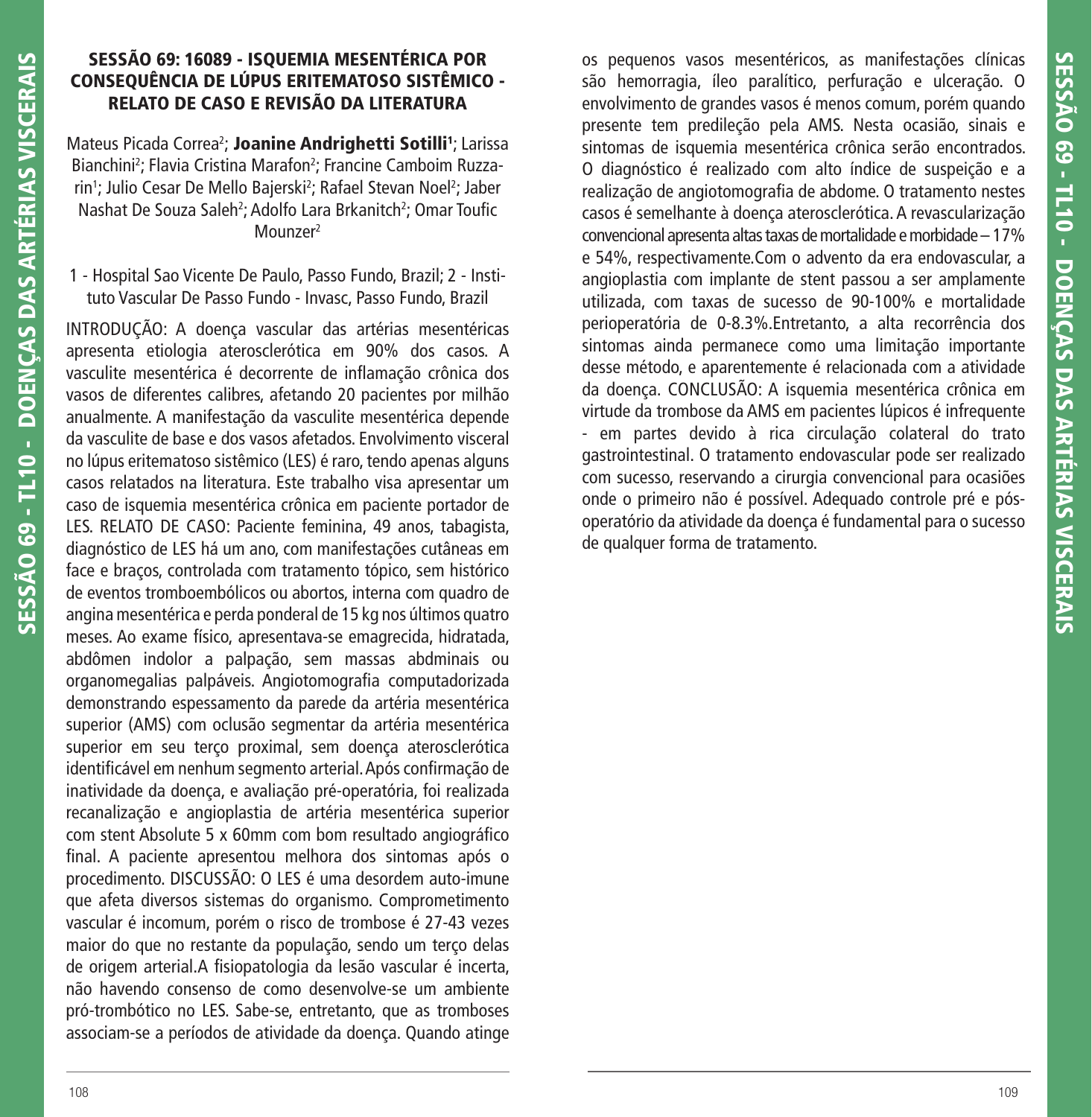## SESSÃO 69: 16089 - ISQUEMIA MESENTÉRICA POR CONSEQUÊNCIA DE LÚPUS ERITEMATOSO SISTÊMICO - RELATO DE CASO E REVISÃO DA LITERATURA

Mateus Picada Correa[2]; **Joanine Andrighetti Sotilli[1]**; Larissa Bianchini[2]; Flavia Cristina Marafon[2]; Francine Camboim Ruzzarin[1]; Julio Cesar De Mello Bajerski[2]; Rafael Stevan Noel[2]; Jaber Nashat De Souza Saleh[2]; Adolfo Lara Brkanitch[2]; Omar Toufic Mounzer[2]

1 - Hospital Sao Vicente De Paulo, Passo Fundo, Brazil; 2 - Instituto Vascular De Passo Fundo - Invasc, Passo Fundo, Brazil

INTRODUÇÃO: A doença vascular das artérias mesentéricas apresenta etiologia aterosclerótica em 90% dos casos. A vasculite mesentérica é decorrente de inflamação crônica dos vasos de diferentes calibres, afetando 20 pacientes por milhão anualmente. A manifestação da vasculite mesentérica depende da vasculite de base e dos vasos afetados. Envolvimento visceral no lúpus eritematoso sistêmico (LES) é raro, tendo apenas alguns casos relatados na literatura. Este trabalho visa apresentar um caso de isquemia mesentérica crônica em paciente portador de LES. RELATO DE CASO: Paciente feminina, 49 anos, tabagista, diagnóstico de LES há um ano, com manifestações cutâneas em face e braços, controlada com tratamento tópico, sem histórico de eventos tromboembólicos ou abortos, interna com quadro de angina mesentérica e perda ponderal de 15 kg nos últimos quatro meses. Ao exame físico, apresentava-se emagrecida, hidratada, abdômen indolor a palpação, sem massas abdminais ou organomegalias palpáveis. Angiotomografia computadorizada demonstrando espessamento da parede da artéria mesentérica superior (AMS) com oclusão segmentar da artéria mesentérica superior em seu terço proximal, sem doença aterosclerótica identificável em nenhum segmento arterial. Após confirmação de inatividade da doença, e avaliação pré-operatória, foi realizada recanalização e angioplastia de artéria mesentérica superior com stent Absolute 5 x 60mm com bom resultado angiográfico final. A paciente apresentou melhora dos sintomas após o procedimento. DISCUSSÃO: O LES é uma desordem auto-imune que afeta diversos sistemas do organismo. Comprometimento vascular é incomum, porém o risco de trombose é 27-43 vezes maior do que no restante da população, sendo um terço delas de origem arterial.A fisiopatologia da lesão vascular é incerta, não havendo consenso de como desenvolve-se um ambiente pró-trombótico no LES. Sabe-se, entretanto, que as tromboses associam-se a períodos de atividade da doença. Quando atinge os pequenos vasos mesentéricos, as manifestações clínicas são hemorragia, íleo paralítico, perfuração e ulceração. O envolvimento de grandes vasos é menos comum, porém quando presente tem predileção pela AMS. Nesta ocasião, sinais e sintomas de isquemia mesentérica crônica serão encontrados. O diagnóstico é realizado com alto índice de suspeição e a realização de angiotomografia de abdome. O tratamento nestes casos é semelhante à doença aterosclerótica. A revascularização convencional apresenta altas taxas de mortalidade e morbidade – 17% e 54%, respectivamente.Com o advento da era endovascular, a angioplastia com implante de stent passou a ser amplamente utilizada, com taxas de sucesso de 90-100% e mortalidade perioperatória de 0-8.3%.Entretanto, a alta recorrência dos sintomas ainda permanece como uma limitação importante desse método, e aparentemente é relacionada com a atividade da doença. CONCLUSÃO: A isquemia mesentérica crônica em virtude da trombose da AMS em pacientes lúpicos é infrequente - em partes devido à rica circulação colateral do trato gastrointestinal. O tratamento endovascular pode ser realizado com sucesso, reservando a cirurgia convencional para ocasiões onde o primeiro não é possível. Adequado controle pré e pós-operatório da atividade da doença é fundamental para o sucesso de qualquer forma de tratamento.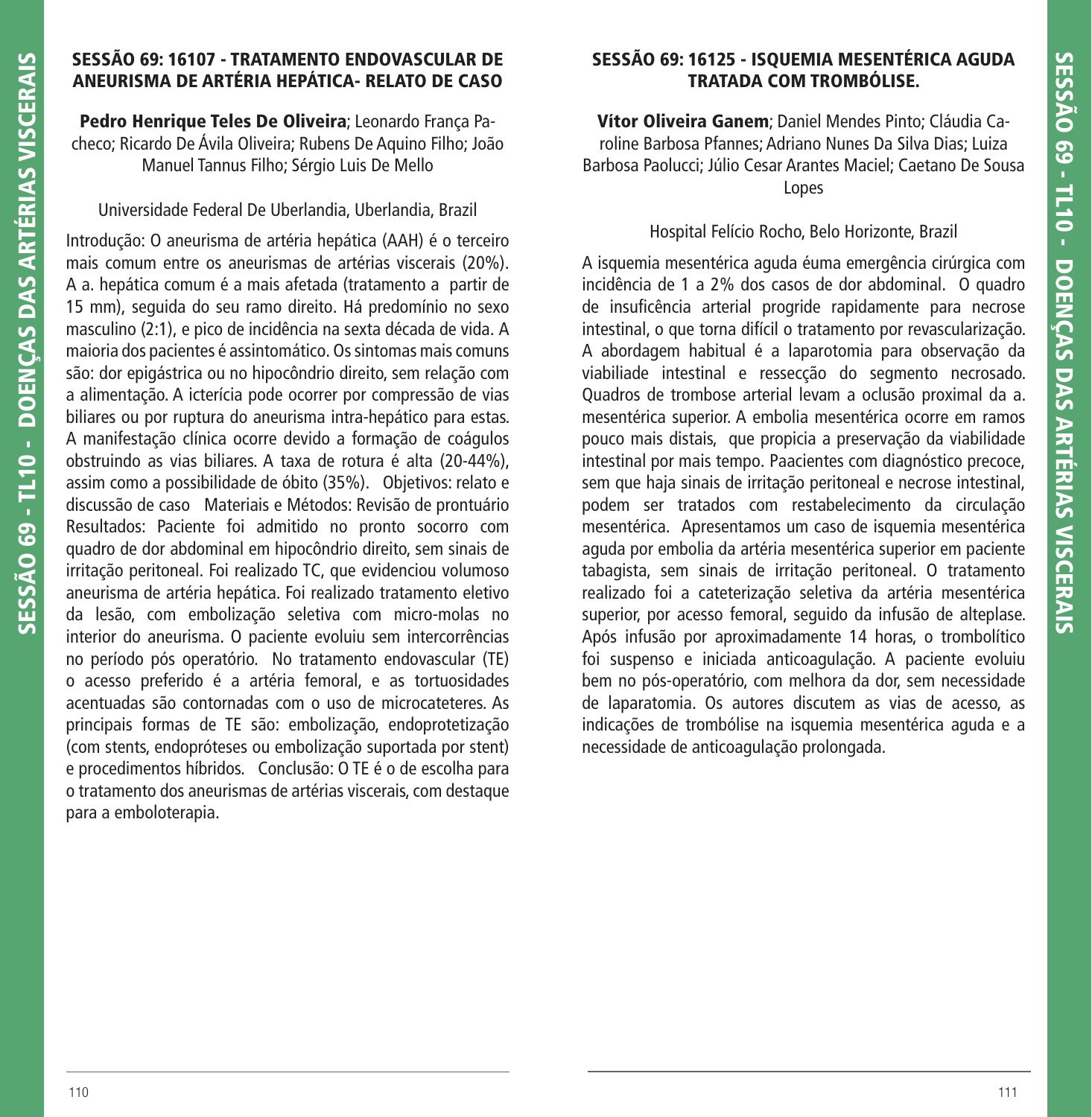## SESSÃO 69: 16107 - TRATAMENTO ENDOVASCULAR DE ANEURISMA DE ARTÉRIA HEPÁTICA- RELATO DE CASO

**Pedro Henrique Teles De Oliveira**; Leonardo França Pacheco; Ricardo De Ávila Oliveira; Rubens De Aquino Filho; João Manuel Tannus Filho; Sérgio Luis De Mello

Universidade Federal De Uberlandia, Uberlandia, Brazil

Introdução: O aneurisma de artéria hepática (AAH) é o terceiro mais comum entre os aneurismas de artérias viscerais (20%). A a. hepática comum é a mais afetada (tratamento a partir de 15 mm), seguida do seu ramo direito. Há predomínio no sexo masculino (2:1), e pico de incidência na sexta década de vida. A maioria dos pacientes é assintomático. Os sintomas mais comuns são: dor epigástrica ou no hipocôndrio direito, sem relação com a alimentação. A icterícia pode ocorrer por compressão de vias biliares ou por ruptura do aneurisma intra-hepático para estas. A manifestação clínica ocorre devido a formação de coágulos obstruindo as vias biliares. A taxa de rotura é alta (20-44%), assim como a possibilidade de óbito (35%). Objetivos: relato e discussão de caso Materiais e Métodos: Revisão de prontuário Resultados: Paciente foi admitido no pronto socorro com quadro de dor abdominal em hipocôndrio direito, sem sinais de irritação peritoneal. Foi realizado TC, que evidenciou volumoso aneurisma de artéria hepática. Foi realizado tratamento eletivo da lesão, com embolização seletiva com micro-molas no interior do aneurisma. O paciente evoluiu sem intercorrências no período pós operatório. No tratamento endovascular (TE) o acesso preferido é a artéria femoral, e as tortuosidades acentuadas são contornadas com o uso de microcateteres. As principais formas de TE são: embolização, endoprotetização (com stents, endopróteses ou embolização suportada por stent) e procedimentos híbridos. Conclusão: O TE é o de escolha para o tratamento dos aneurismas de artérias viscerais, com destaque para a emboloterapia.

## SESSÃO 69: 16125 - ISQUEMIA MESENTÉRICA AGUDA TRATADA COM TROMBÓLISE.

**Vítor Oliveira Ganem**; Daniel Mendes Pinto; Cláudia Caroline Barbosa Pfannes; Adriano Nunes Da Silva Dias; Luiza Barbosa Paolucci; Júlio Cesar Arantes Maciel; Caetano De Sousa Lopes

Hospital Felício Rocho, Belo Horizonte, Brazil

A isquemia mesentérica aguda éuma emergência cirúrgica com incidência de 1 a 2% dos casos de dor abdominal. O quadro de insuficência arterial progride rapidamente para necrose intestinal, o que torna difícil o tratamento por revascularização. A abordagem habitual é a laparotomia para observação da viabiliade intestinal e ressecção do segmento necrosado. Quadros de trombose arterial levam a oclusão proximal da a. mesentérica superior. A embolia mesentérica ocorre em ramos pouco mais distais, que propicia a preservação da viabilidade intestinal por mais tempo. Paacientes com diagnóstico precoce, sem que haja sinais de irritação peritoneal e necrose intestinal, podem ser tratados com restabelecimento da circulação mesentérica. Apresentamos um caso de isquemia mesentérica aguda por embolia da artéria mesentérica superior em paciente tabagista, sem sinais de irritação peritoneal. O tratamento realizado foi a cateterização seletiva da artéria mesentérica superior, por acesso femoral, seguido da infusão de alteplase. Após infusão por aproximadamente 14 horas, o trombolítico foi suspenso e iniciada anticoagulação. A paciente evoluiu bem no pós-operatório, com melhora da dor, sem necessidade de laparatomia. Os autores discutem as vias de acesso, as indicações de trombólise na isquemia mesentérica aguda e a necessidade de anticoagulação prolongada.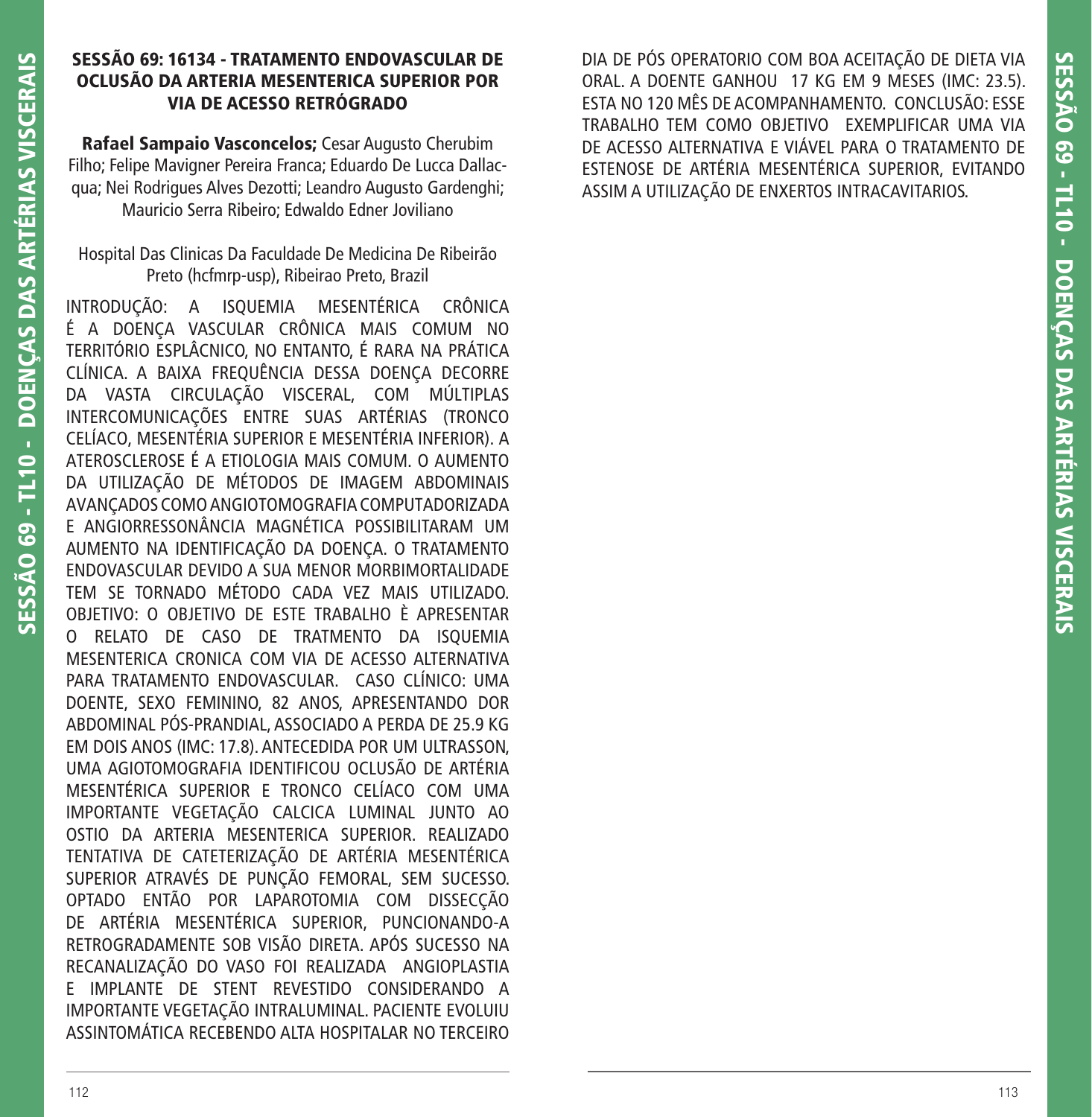## SESSÃO 69: 16134 - TRATAMENTO ENDOVASCULAR DE OCLUSÃO DA ARTERIA MESENTERICA SUPERIOR POR VIA DE ACESSO RETRÓGRADO

**Rafael Sampaio Vasconcelos;** Cesar Augusto Cherubim Filho; Felipe Mavigner Pereira Franca; Eduardo De Lucca Dallacqua; Nei Rodrigues Alves Dezotti; Leandro Augusto Gardenghi; Mauricio Serra Ribeiro; Edwaldo Edner Joviliano

Hospital Das Clinicas Da Faculdade De Medicina De Ribeirão Preto (hcfmrp-usp), Ribeirao Preto, Brazil

INTRODUÇÃO: A ISQUEMIA MESENTÉRICA CRÔNICA É A DOENÇA VASCULAR CRÔNICA MAIS COMUM NO TERRITÓRIO ESPLÂCNICO, NO ENTANTO, É RARA NA PRÁTICA CLÍNICA. A BAIXA FREQUÊNCIA DESSA DOENÇA DECORRE DA VASTA CIRCULAÇÃO VISCERAL, COM MÚLTIPLAS INTERCOMUNICAÇÕES ENTRE SUAS ARTÉRIAS (TRONCO CELÍACO, MESENTÉRIA SUPERIOR E MESENTÉRIA INFERIOR). A ATEROSCLEROSE É A ETIOLOGIA MAIS COMUM. O AUMENTO DA UTILIZAÇÃO DE MÉTODOS DE IMAGEM ABDOMINAIS AVANÇADOS COMO ANGIOTOMOGRAFIA COMPUTADORIZADA E ANGIORRESSONÂNCIA MAGNÉTICA POSSIBILITARAM UM AUMENTO NA IDENTIFICAÇÃO DA DOENÇA. O TRATAMENTO ENDOVASCULAR DEVIDO A SUA MENOR MORBIMORTALIDADE TEM SE TORNADO MÉTODO CADA VEZ MAIS UTILIZADO. OBJETIVO: O OBJETIVO DE ESTE TRABALHO È APRESENTAR O RELATO DE CASO DE TRATMENTO DA ISQUEMIA MESENTERICA CRONICA COM VIA DE ACESSO ALTERNATIVA PARA TRATAMENTO ENDOVASCULAR. CASO CLÍNICO: UMA DOENTE, SEXO FEMININO, 82 ANOS, APRESENTANDO DOR ABDOMINAL PÓS-PRANDIAL, ASSOCIADO A PERDA DE 25.9 KG EM DOIS ANOS (IMC: 17.8). ANTECEDIDA POR UM ULTRASSON, UMA AGIOTOMOGRAFIA IDENTIFICOU OCLUSÃO DE ARTÉRIA MESENTÉRICA SUPERIOR E TRONCO CELÍACO COM UMA IMPORTANTE VEGETAÇÃO CALCICA LUMINAL JUNTO AO OSTIO DA ARTERIA MESENTERICA SUPERIOR. REALIZADO TENTATIVA DE CATETERIZAÇÃO DE ARTÉRIA MESENTÉRICA SUPERIOR ATRAVÉS DE PUNÇÃO FEMORAL, SEM SUCESSO. OPTADO ENTÃO POR LAPAROTOMIA COM DISSECÇÃO DE ARTÉRIA MESENTÉRICA SUPERIOR, PUNCIONANDO-A RETROGRADAMENTE SOB VISÃO DIRETA. APÓS SUCESSO NA RECANALIZAÇÃO DO VASO FOI REALIZADA ANGIOPLASTIA E IMPLANTE DE STENT REVESTIDO CONSIDERANDO A IMPORTANTE VEGETAÇÃO INTRALUMINAL. PACIENTE EVOLUIU ASSINTOMÁTICA RECEBENDO ALTA HOSPITALAR NO TERCEIRO DIA DE PÓS OPERATORIO COM BOA ACEITAÇÃO DE DIETA VIA ORAL. A DOENTE GANHOU 17 KG EM 9 MESES (IMC: 23.5). ESTA NO 120 MÊS DE ACOMPANHAMENTO. CONCLUSÃO: ESSE TRABALHO TEM COMO OBJETIVO EXEMPLIFICAR UMA VIA DE ACESSO ALTERNATIVA E VIÁVEL PARA O TRATAMENTO DE ESTENOSE DE ARTÉRIA MESENTÉRICA SUPERIOR, EVITANDO ASSIM A UTILIZAÇÃO DE ENXERTOS INTRACAVITARIOS.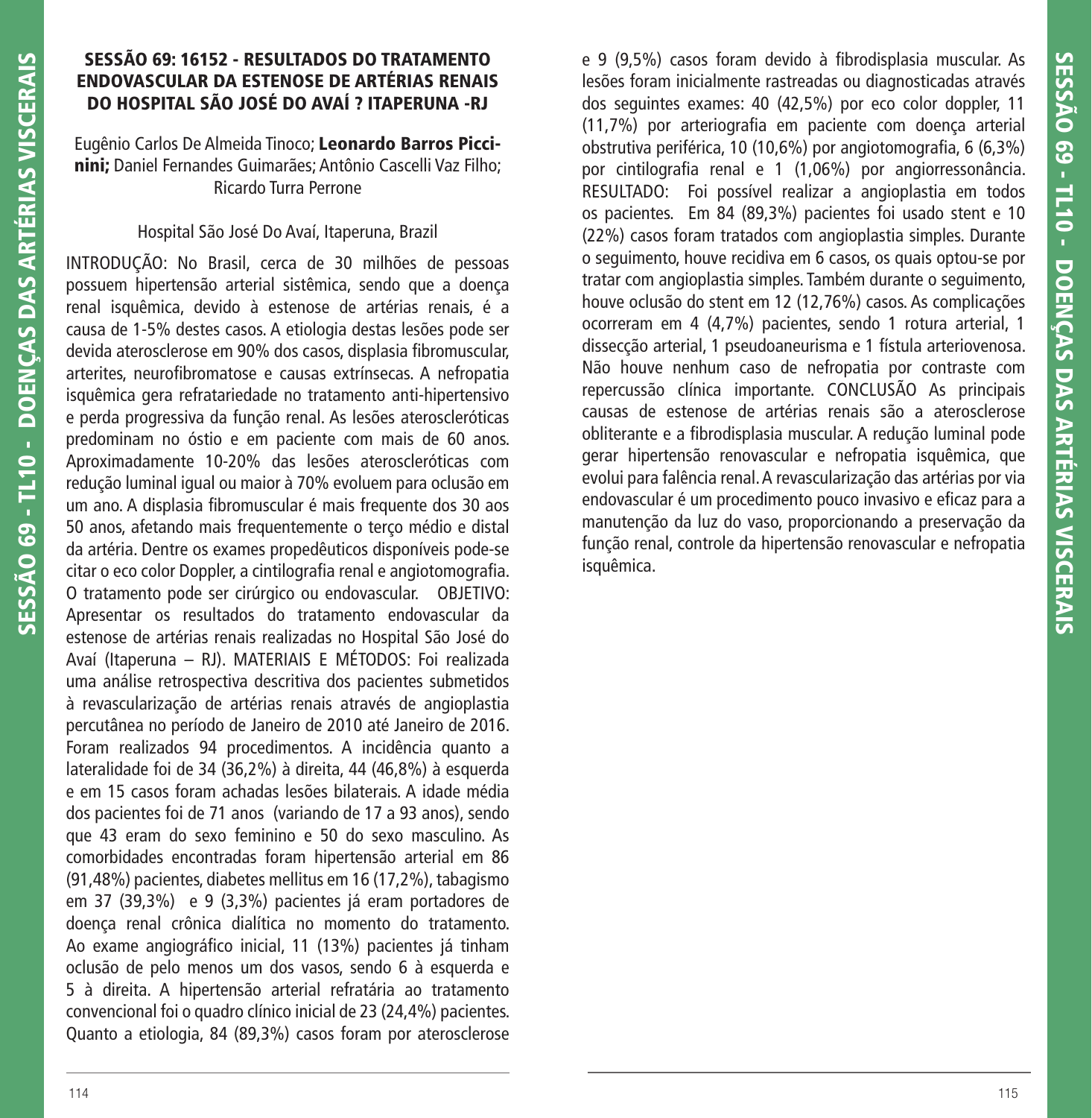## SESSÃO 69: 16152 - RESULTADOS DO TRATAMENTO ENDOVASCULAR DA ESTENOSE DE ARTÉRIAS RENAIS DO HOSPITAL SÃO JOSÉ DO AVAÍ ? ITAPERUNA -RJ

Eugênio Carlos De Almeida Tinoco; **Leonardo Barros Piccininí;** Daniel Fernandes Guimarães; Antônio Cascelli Vaz Filho; Ricardo Turra Perrone

Hospital São José Do Avaí, Itaperuna, Brazil

INTRODUÇÃO: No Brasil, cerca de 30 milhões de pessoas possuem hipertensão arterial sistêmica, sendo que a doença renal isquêmica, devido à estenose de artérias renais, é a causa de 1-5% destes casos. A etiologia destas lesões pode ser devida aterosclerose em 90% dos casos, displasia fibromuscular, arterites, neurofibromatose e causas extrínsecas. A nefropatia isquêmica gera refratariedade no tratamento anti-hipertensivo e perda progressiva da função renal. As lesões ateroscleróticas predominam no óstio e em paciente com mais de 60 anos. Aproximadamente 10-20% das lesões ateroscleróticas com redução luminal igual ou maior à 70% evoluem para oclusão em um ano. A displasia fibromuscular é mais frequente dos 30 aos 50 anos, afetando mais frequentemente o terço médio e distal da artéria. Dentre os exames propedêuticos disponíveis pode-se citar o eco color Doppler, a cintilografia renal e angiotomografia. O tratamento pode ser cirúrgico ou endovascular. OBJETIVO: Apresentar os resultados do tratamento endovascular da estenose de artérias renais realizadas no Hospital São José do Avaí (Itaperuna – RJ). MATERIAIS E MÉTODOS: Foi realizada uma análise retrospectiva descritiva dos pacientes submetidos à revascularização de artérias renais através de angioplastia percutânea no período de Janeiro de 2010 até Janeiro de 2016. Foram realizados 94 procedimentos. A incidência quanto a lateralidade foi de 34 (36,2%) à direita, 44 (46,8%) à esquerda e em 15 casos foram achadas lesões bilaterais. A idade média dos pacientes foi de 71 anos (variando de 17 a 93 anos), sendo que 43 eram do sexo feminino e 50 do sexo masculino. As comorbidades encontradas foram hipertensão arterial em 86 (91,48%) pacientes, diabetes mellitus em 16 (17,2%), tabagismo em 37 (39,3%) e 9 (3,3%) pacientes já eram portadores de doença renal crônica dialítica no momento do tratamento. Ao exame angiográfico inicial, 11 (13%) pacientes já tinham oclusão de pelo menos um dos vasos, sendo 6 à esquerda e 5 à direita. A hipertensão arterial refratária ao tratamento convencional foi o quadro clínico inicial de 23 (24,4%) pacientes. Quanto a etiologia, 84 (89,3%) casos foram por aterosclerose e 9 (9,5%) casos foram devido à fibrodisplasia muscular. As lesões foram inicialmente rastreadas ou diagnosticadas através dos seguintes exames: 40 (42,5%) por eco color doppler, 11 (11,7%) por arteriografia em paciente com doença arterial obstrutiva periférica, 10 (10,6%) por angiotomografia, 6 (6,3%) por cintilografia renal e 1 (1,06%) por angiorressonância. RESULTADO: Foi possível realizar a angioplastia em todos os pacientes. Em 84 (89,3%) pacientes foi usado stent e 10 (22%) casos foram tratados com angioplastia simples. Durante o seguimento, houve recidiva em 6 casos, os quais optou-se por tratar com angioplastia simples. Também durante o seguimento, houve oclusão do stent em 12 (12,76%) casos. As complicações ocorreram em 4 (4,7%) pacientes, sendo 1 rotura arterial, 1 dissecção arterial, 1 pseudoaneurisma e 1 fístula arteriovenosa. Não houve nenhum caso de nefropatia por contraste com repercussão clínica importante. CONCLUSÃO As principais causas de estenose de artérias renais são a aterosclerose obliterante e a fibrodisplasia muscular. A redução luminal pode gerar hipertensão renovascular e nefropatia isquêmica, que evolui para falência renal. A revascularização das artérias por via endovascular é um procedimento pouco invasivo e eficaz para a manutenção da luz do vaso, proporcionando a preservação da função renal, controle da hipertensão renovascular e nefropatia isquêmica.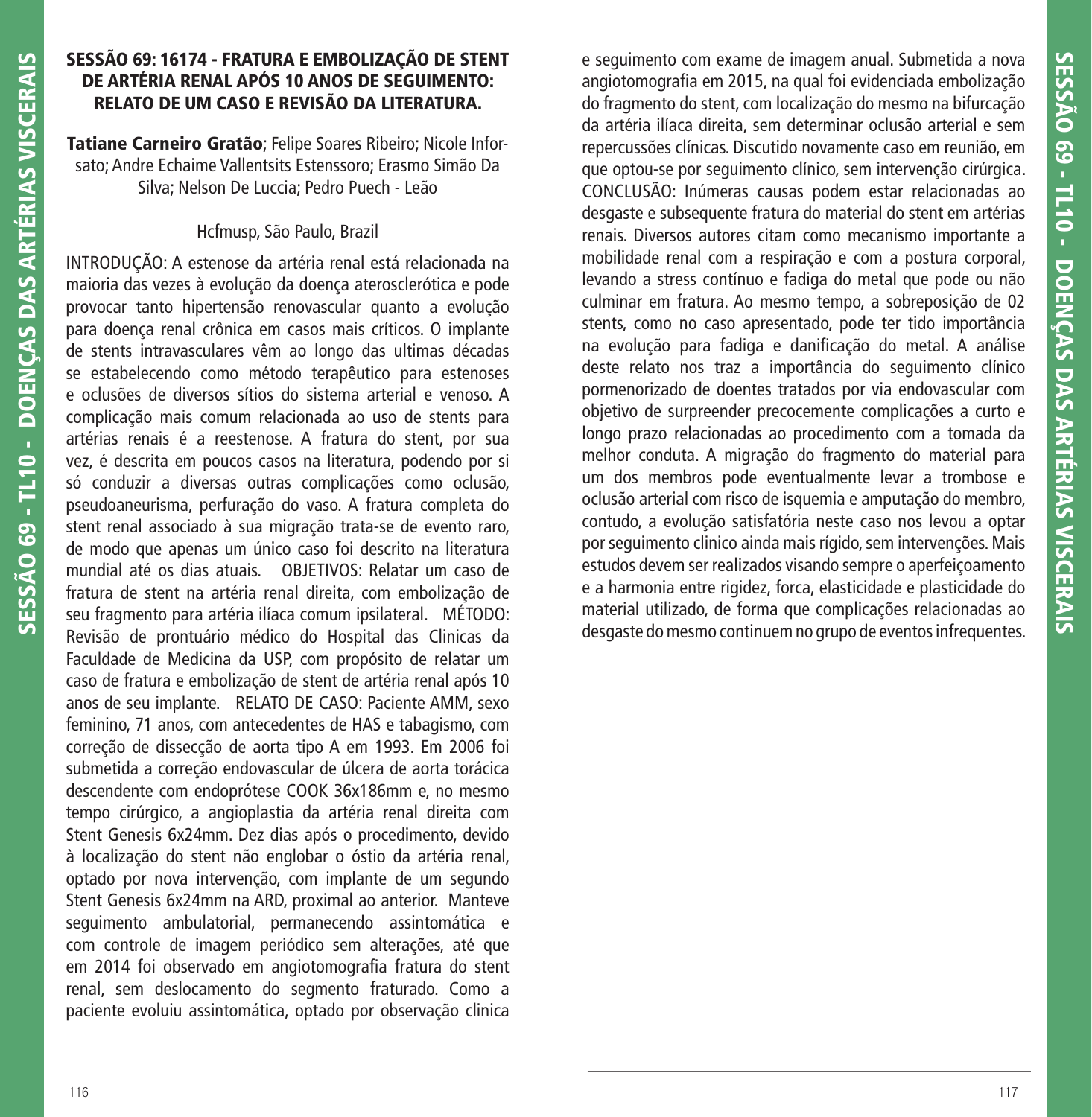## SESSÃO 69: 16174 - FRATURA E EMBOLIZAÇÃO DE STENT DE ARTÉRIA RENAL APÓS 10 ANOS DE SEGUIMENTO: RELATO DE UM CASO E REVISÃO DA LITERATURA.

**Tatiane Carneiro Gratão**; Felipe Soares Ribeiro; Nicole Inforsato; Andre Echaime Vallentsits Estenssoro; Erasmo Simão Da Silva; Nelson De Luccia; Pedro Puech - Leão

Hcfmusp, São Paulo, Brazil

INTRODUÇÃO: A estenose da artéria renal está relacionada na maioria das vezes à evolução da doença aterosclerótica e pode provocar tanto hipertensão renovascular quanto a evolução para doença renal crônica em casos mais críticos. O implante de stents intravasculares vêm ao longo das ultimas décadas se estabelecendo como método terapêutico para estenoses e oclusões de diversos sítios do sistema arterial e venoso. A complicação mais comum relacionada ao uso de stents para artérias renais é a reestenose. A fratura do stent, por sua vez, é descrita em poucos casos na literatura, podendo por si só conduzir a diversas outras complicações como oclusão, pseudoaneurisma, perfuração do vaso. A fratura completa do stent renal associado à sua migração trata-se de evento raro, de modo que apenas um único caso foi descrito na literatura mundial até os dias atuais. OBJETIVOS: Relatar um caso de fratura de stent na artéria renal direita, com embolização de seu fragmento para artéria ilíaca comum ipsilateral. MÉTODO: Revisão de prontuário médico do Hospital das Clinicas da Faculdade de Medicina da USP, com propósito de relatar um caso de fratura e embolização de stent de artéria renal após 10 anos de seu implante. RELATO DE CASO: Paciente AMM, sexo feminino, 71 anos, com antecedentes de HAS e tabagismo, com correção de dissecção de aorta tipo A em 1993. Em 2006 foi submetida a correção endovascular de úlcera de aorta torácica descendente com endoprótese COOK 36x186mm e, no mesmo tempo cirúrgico, a angioplastia da artéria renal direita com Stent Genesis 6x24mm. Dez dias após o procedimento, devido à localização do stent não englobar o óstio da artéria renal, optado por nova intervenção, com implante de um segundo Stent Genesis 6x24mm na ARD, proximal ao anterior. Manteve seguimento ambulatorial, permanecendo assintomática e com controle de imagem periódico sem alterações, até que em 2014 foi observado em angiotomografia fratura do stent renal, sem deslocamento do segmento fraturado. Como a paciente evoluiu assintomática, optado por observação clinica e seguimento com exame de imagem anual. Submetida a nova angiotomografia em 2015, na qual foi evidenciada embolização do fragmento do stent, com localização do mesmo na bifurcação da artéria ilíaca direita, sem determinar oclusão arterial e sem repercussões clínicas. Discutido novamente caso em reunião, em que optou-se por seguimento clínico, sem intervenção cirúrgica. CONCLUSÃO: Inúmeras causas podem estar relacionadas ao desgaste e subsequente fratura do material do stent em artérias renais. Diversos autores citam como mecanismo importante a mobilidade renal com a respiração e com a postura corporal, levando a stress contínuo e fadiga do metal que pode ou não culminar em fratura. Ao mesmo tempo, a sobreposição de 02 stents, como no caso apresentado, pode ter tido importância na evolução para fadiga e danificação do metal. A análise deste relato nos traz a importância do seguimento clínico pormenorizado de doentes tratados por via endovascular com objetivo de surpreender precocemente complicações a curto e longo prazo relacionadas ao procedimento com a tomada da melhor conduta. A migração do fragmento do material para um dos membros pode eventualmente levar a trombose e oclusão arterial com risco de isquemia e amputação do membro, contudo, a evolução satisfatória neste caso nos levou a optar por seguimento clinico ainda mais rígido, sem intervenções. Mais estudos devem ser realizados visando sempre o aperfeiçoamento e a harmonia entre rigidez, forca, elasticidade e plasticidade do material utilizado, de forma que complicações relacionadas ao desgaste do mesmo continuem no grupo de eventos infrequentes.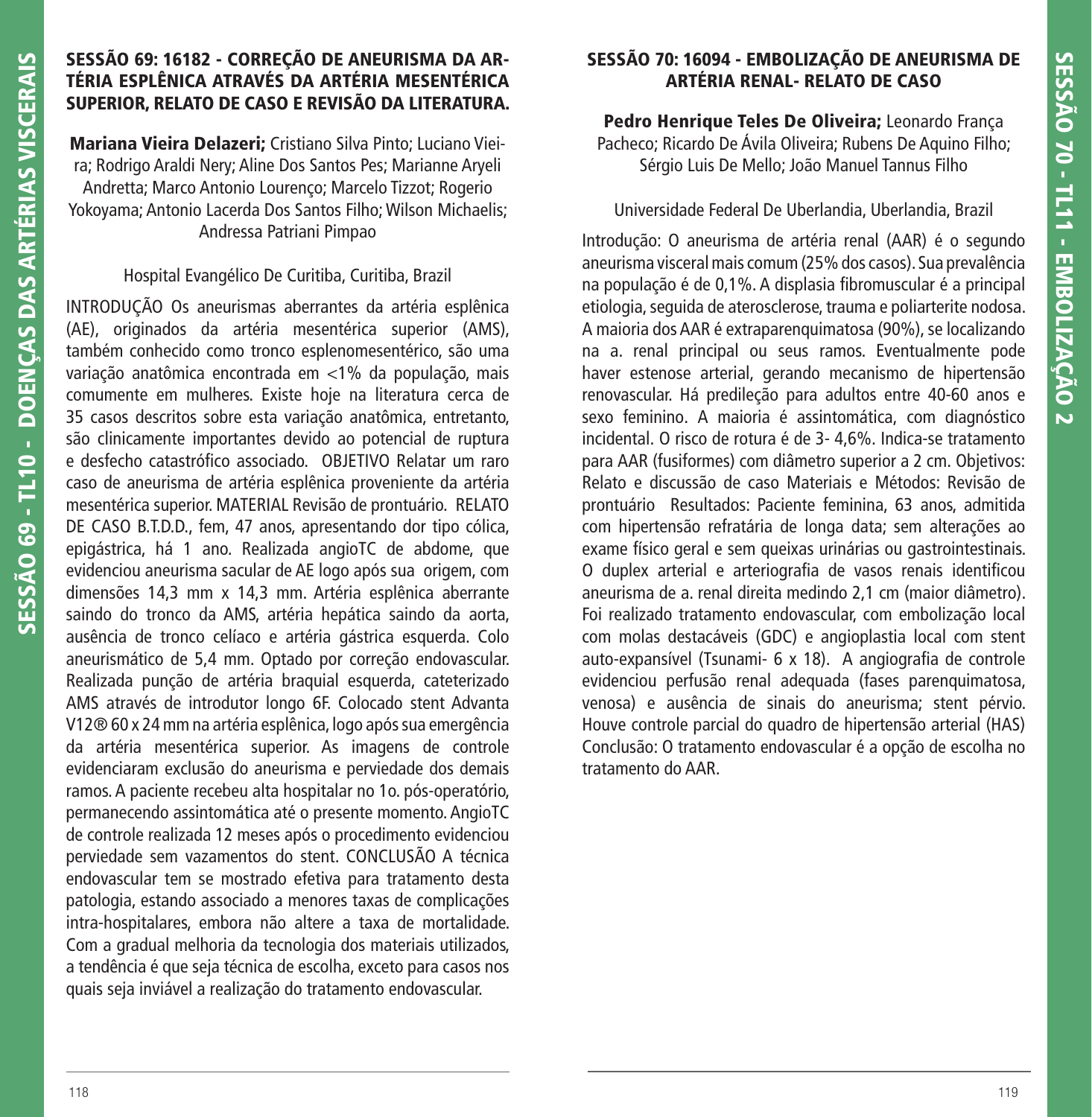## SESSÃO 69: 16182 - CORREÇÃO DE ANEURISMA DA ARTÉRIA ESPLÊNICA ATRAVÉS DA ARTÉRIA MESENTÉRICA SUPERIOR, RELATO DE CASO E REVISÃO DA LITERATURA.

**Mariana Vieira Delazeri;** Cristiano Silva Pinto; Luciano Vieira; Rodrigo Araldi Nery; Aline Dos Santos Pes; Marianne Aryeli Andretta; Marco Antonio Lourenço; Marcelo Tizzot; Rogerio Yokoyama; Antonio Lacerda Dos Santos Filho; Wilson Michaelis; Andressa Patriani Pimpao

Hospital Evangélico De Curitiba, Curitiba, Brazil

INTRODUÇÃO Os aneurismas aberrantes da artéria esplênica (AE), originados da artéria mesentérica superior (AMS), também conhecido como tronco esplenomesentérico, são uma variação anatômica encontrada em <1% da população, mais comumente em mulheres. Existe hoje na literatura cerca de 35 casos descritos sobre esta variação anatômica, entretanto, são clinicamente importantes devido ao potencial de ruptura e desfecho catastrófico associado. OBJETIVO Relatar um raro caso de aneurisma de artéria esplênica proveniente da artéria mesentérica superior. MATERIAL Revisão de prontuário. RELATO DE CASO B.T.D.D., fem, 47 anos, apresentando dor tipo cólica, epigástrica, há 1 ano. Realizada angioTC de abdome, que evidenciou aneurisma sacular de AE logo após sua origem, com dimensões 14,3 mm x 14,3 mm. Artéria esplênica aberrante saindo do tronco da AMS, artéria hepática saindo da aorta, ausência de tronco celíaco e artéria gástrica esquerda. Colo aneurismático de 5,4 mm. Optado por correção endovascular. Realizada punção de artéria braquial esquerda, cateterizado AMS através de introdutor longo 6F. Colocado stent Advanta V12® 60 x 24 mm na artéria esplênica, logo após sua emergência da artéria mesentérica superior. As imagens de controle evidenciaram exclusão do aneurisma e perviedade dos demais ramos. A paciente recebeu alta hospitalar no 1o. pós-operatório, permanecendo assintomática até o presente momento. AngioTC de controle realizada 12 meses após o procedimento evidenciou perviedade sem vazamentos do stent. CONCLUSÃO A técnica endovascular tem se mostrado efetiva para tratamento desta patologia, estando associado a menores taxas de complicações intra-hospitalares, embora não altere a taxa de mortalidade. Com a gradual melhoria da tecnologia dos materiais utilizados, a tendência é que seja técnica de escolha, exceto para casos nos quais seja inviável a realização do tratamento endovascular.

## SESSÃO 70: 16094 - EMBOLIZAÇÃO DE ANEURISMA DE ARTÉRIA RENAL- RELATO DE CASO

**Pedro Henrique Teles De Oliveira;** Leonardo França Pacheco; Ricardo De Ávila Oliveira; Rubens De Aquino Filho; Sérgio Luis De Mello; João Manuel Tannus Filho

Universidade Federal De Uberlandia, Uberlandia, Brazil

Introdução: O aneurisma de artéria renal (AAR) é o segundo aneurisma visceral mais comum (25% dos casos). Sua prevalência na população é de 0,1%. A displasia fibromuscular é a principal etiologia, seguida de aterosclerose, trauma e poliarterite nodosa. A maioria dos AAR é extraparenquimatosa (90%), se localizando na a. renal principal ou seus ramos. Eventualmente pode haver estenose arterial, gerando mecanismo de hipertensão renovascular. Há predileção para adultos entre 40-60 anos e sexo feminino. A maioria é assintomática, com diagnóstico incidental. O risco de rotura é de 3- 4,6%. Indica-se tratamento para AAR (fusiformes) com diâmetro superior a 2 cm. Objetivos: Relato e discussão de caso Materiais e Métodos: Revisão de prontuário Resultados: Paciente feminina, 63 anos, admitida com hipertensão refratária de longa data; sem alterações ao exame físico geral e sem queixas urinárias ou gastrointestinais. O duplex arterial e arteriografia de vasos renais identificou aneurisma de a. renal direita medindo 2,1 cm (maior diâmetro). Foi realizado tratamento endovascular, com embolização local com molas destacáveis (GDC) e angioplastia local com stent auto-expansível (Tsunami- 6 x 18). A angiografia de controle evidenciou perfusão renal adequada (fases parenquimatosa, venosa) e ausência de sinais do aneurisma; stent pérvio. Houve controle parcial do quadro de hipertensão arterial (HAS) Conclusão: O tratamento endovascular é a opção de escolha no tratamento do AAR.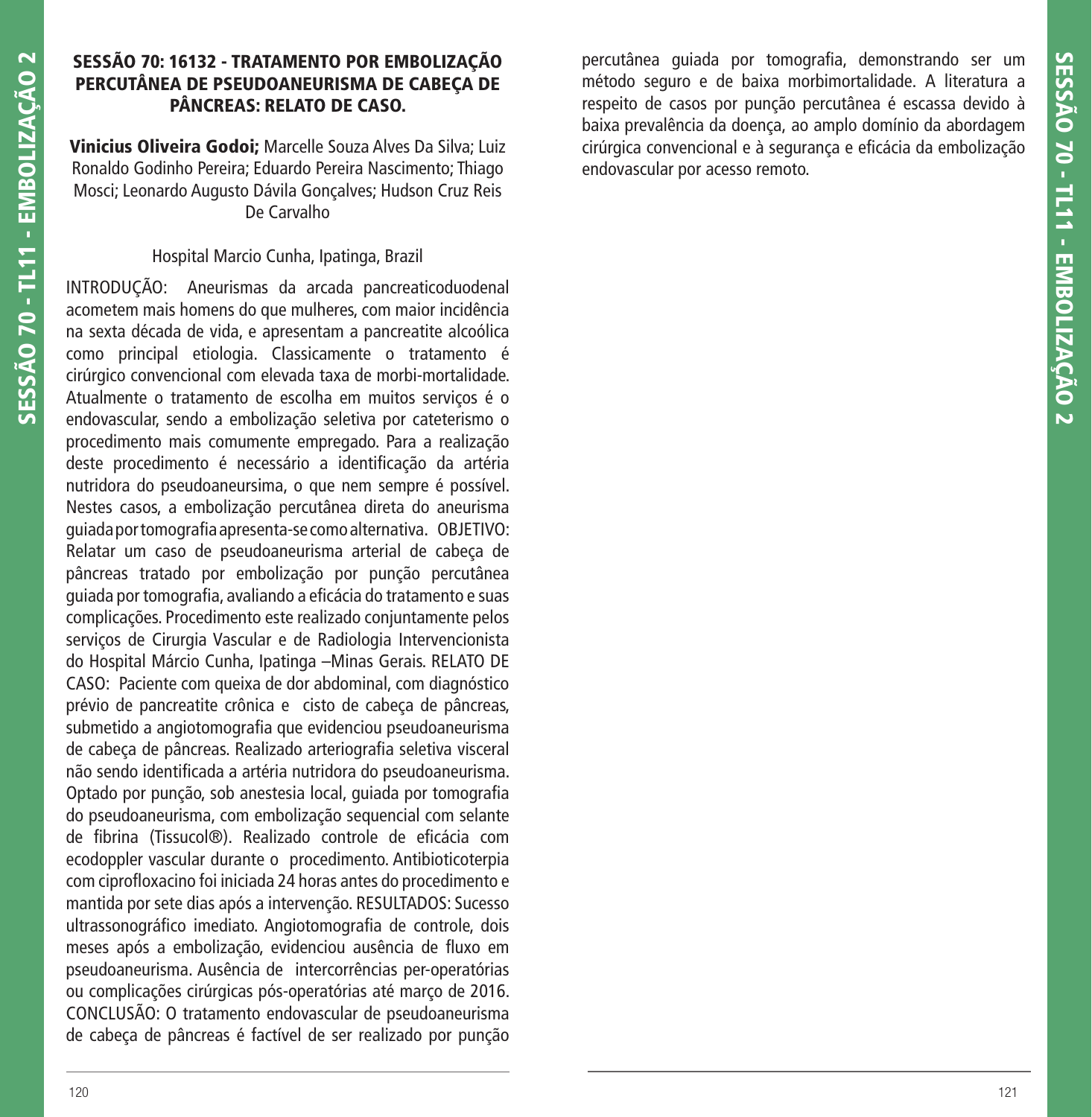## SESSÃO 70: 16132 - TRATAMENTO POR EMBOLIZAÇÃO PERCUTÂNEA DE PSEUDOANEURISMA DE CABEÇA DE PÂNCREAS: RELATO DE CASO.

**Vinicius Oliveira Godoi;** Marcelle Souza Alves Da Silva; Luiz Ronaldo Godinho Pereira; Eduardo Pereira Nascimento; Thiago Mosci; Leonardo Augusto Dávila Gonçalves; Hudson Cruz Reis De Carvalho

Hospital Marcio Cunha, Ipatinga, Brazil

INTRODUÇÃO: Aneurismas da arcada pancreaticoduodenal acometem mais homens do que mulheres, com maior incidência na sexta década de vida, e apresentam a pancreatite alcoólica como principal etiologia. Classicamente o tratamento é cirúrgico convencional com elevada taxa de morbi-mortalidade. Atualmente o tratamento de escolha em muitos serviços é o endovascular, sendo a embolização seletiva por cateterismo o procedimento mais comumente empregado. Para a realização deste procedimento é necessário a identificação da artéria nutridora do pseudoaneursima, o que nem sempre é possível. Nestes casos, a embolização percutânea direta do aneurisma guiada por tomografia apresenta-se como alternativa. OBJETIVO: Relatar um caso de pseudoaneurisma arterial de cabeça de pâncreas tratado por embolização por punção percutânea guiada por tomografia, avaliando a eficácia do tratamento e suas complicações. Procedimento este realizado conjuntamente pelos serviços de Cirurgia Vascular e de Radiologia Intervencionista do Hospital Márcio Cunha, Ipatinga –Minas Gerais. RELATO DE CASO: Paciente com queixa de dor abdominal, com diagnóstico prévio de pancreatite crônica e cisto de cabeça de pâncreas, submetido a angiotomografia que evidenciou pseudoaneurisma de cabeça de pâncreas. Realizado arteriografia seletiva visceral não sendo identificada a artéria nutridora do pseudoaneurisma. Optado por punção, sob anestesia local, guiada por tomografia do pseudoaneurisma, com embolização sequencial com selante de fibrina (Tissucol®). Realizado controle de eficácia com ecodoppler vascular durante o procedimento. Antibioticoterpia com ciprofloxacino foi iniciada 24 horas antes do procedimento e mantida por sete dias após a intervenção. RESULTADOS: Sucesso ultrassonográfico imediato. Angiotomografia de controle, dois meses após a embolização, evidenciou ausência de fluxo em pseudoaneurisma. Ausência de intercorrências per-operatórias ou complicações cirúrgicas pós-operatórias até março de 2016. CONCLUSÃO: O tratamento endovascular de pseudoaneurisma de cabeça de pâncreas é factível de ser realizado por punção percutânea guiada por tomografia, demonstrando ser um método seguro e de baixa morbimortalidade. A literatura a respeito de casos por punção percutânea é escassa devido à baixa prevalência da doença, ao amplo domínio da abordagem cirúrgica convencional e à segurança e eficácia da embolização endovascular por acesso remoto.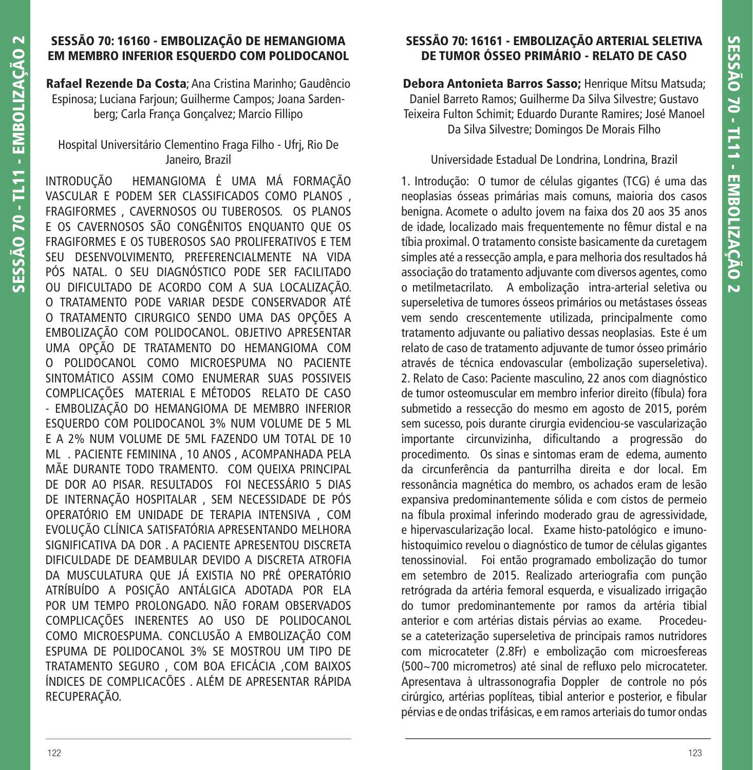## SESSÃO 70: 16160 - EMBOLIZAÇÃO DE HEMANGIOMA EM MEMBRO INFERIOR ESQUERDO COM POLIDOCANOL

**Rafael Rezende Da Costa**; Ana Cristina Marinho; Gaudêncio Espinosa; Luciana Farjoun; Guilherme Campos; Joana Sardenberg; Carla França Gonçalvez; Marcio Fillipo

Hospital Universitário Clementino Fraga Filho - Ufrj, Rio De Janeiro, Brazil

INTRODUÇÃO HEMANGIOMA É UMA MÁ FORMAÇÃO VASCULAR E PODEM SER CLASSIFICADOS COMO PLANOS , FRAGIFORMES , CAVERNOSOS OU TUBEROSOS. OS PLANOS E OS CAVERNOSOS SÃO CONGÊNITOS ENQUANTO QUE OS FRAGIFORMES E OS TUBEROSOS SAO PROLIFERATIVOS E TEM SEU DESENVOLVIMENTO, PREFERENCIALMENTE NA VIDA PÓS NATAL. O SEU DIAGNÓSTICO PODE SER FACILITADO OU DIFICULTADO DE ACORDO COM A SUA LOCALIZAÇÃO. O TRATAMENTO PODE VARIAR DESDE CONSERVADOR ATÉ O TRATAMENTO CIRURGICO SENDO UMA DAS OPÇÕES A EMBOLIZAÇÃO COM POLIDOCANOL. OBJETIVO APRESENTAR UMA OPÇÃO DE TRATAMENTO DO HEMANGIOMA COM O POLIDOCANOL COMO MICROESPUMA NO PACIENTE SINTOMÁTICO ASSIM COMO ENUMERAR SUAS POSSIVEIS COMPLICAÇÕES MATERIAL E MÉTODOS RELATO DE CASO - EMBOLIZAÇÃO DO HEMANGIOMA DE MEMBRO INFERIOR ESQUERDO COM POLIDOCANOL 3% NUM VOLUME DE 5 ML E A 2% NUM VOLUME DE 5ML FAZENDO UM TOTAL DE 10 ML . PACIENTE FEMININA , 10 ANOS , ACOMPANHADA PELA MÃE DURANTE TODO TRAMENTO. COM QUEIXA PRINCIPAL DE DOR AO PISAR. RESULTADOS FOI NECESSÁRIO 5 DIAS DE INTERNAÇÃO HOSPITALAR , SEM NECESSIDADE DE PÓS OPERATÓRIO EM UNIDADE DE TERAPIA INTENSIVA , COM EVOLUÇÃO CLÍNICA SATISFATÓRIA APRESENTANDO MELHORA SIGNIFICATIVA DA DOR . A PACIENTE APRESENTOU DISCRETA DIFICULDADE DE DEAMBULAR DEVIDO A DISCRETA ATROFIA DA MUSCULATURA QUE JÁ EXISTIA NO PRÉ OPERATÓRIO ATRÍBUÍDO A POSIÇÃO ANTÁLGICA ADOTADA POR ELA POR UM TEMPO PROLONGADO. NÃO FORAM OBSERVADOS COMPLICAÇÕES INERENTES AO USO DE POLIDOCANOL COMO MICROESPUMA. CONCLUSÃO A EMBOLIZAÇÃO COM ESPUMA DE POLIDOCANOL 3% SE MOSTROU UM TIPO DE TRATAMENTO SEGURO , COM BOA EFICÁCIA ,COM BAIXOS ÍNDICES DE COMPLICACÕES . ALÉM DE APRESENTAR RÁPIDA RECUPERAÇÃO.

## SESSÃO 70: 16161 - EMBOLIZAÇÃO ARTERIAL SELETIVA DE TUMOR ÓSSEO PRIMÁRIO - RELATO DE CASO

**Debora Antonieta Barros Sasso;** Henrique Mitsu Matsuda; Daniel Barreto Ramos; Guilherme Da Silva Silvestre; Gustavo Teixeira Fulton Schimit; Eduardo Durante Ramires; José Manoel Da Silva Silvestre; Domingos De Morais Filho

Universidade Estadual De Londrina, Londrina, Brazil

1. Introdução: O tumor de células gigantes (TCG) é uma das neoplasias ósseas primárias mais comuns, maioria dos casos benigna. Acomete o adulto jovem na faixa dos 20 aos 35 anos de idade, localizado mais frequentemente no fêmur distal e na tíbia proximal. O tratamento consiste basicamente da curetagem simples até a ressecção ampla, e para melhoria dos resultados há associação do tratamento adjuvante com diversos agentes, como o metilmetacrilato. A embolização intra-arterial seletiva ou superseletiva de tumores ósseos primários ou metástases ósseas vem sendo crescentemente utilizada, principalmente como tratamento adjuvante ou paliativo dessas neoplasias. Este é um relato de caso de tratamento adjuvante de tumor ósseo primário através de técnica endovascular (embolização superseletiva). 2. Relato de Caso: Paciente masculino, 22 anos com diagnóstico de tumor osteomuscular em membro inferior direito (fíbula) fora submetido a ressecção do mesmo em agosto de 2015, porém sem sucesso, pois durante cirurgia evidenciou-se vascularização importante circunvizinha, dificultando a progressão do procedimento. Os sinas e sintomas eram de edema, aumento da circunferência da panturrilha direita e dor local. Em ressonância magnética do membro, os achados eram de lesão expansiva predominantemente sólida e com cistos de permeio na fíbula proximal inferindo moderado grau de agressividade, e hipervascularização local. Exame histo-patológico e imuno-histoquimico revelou o diagnóstico de tumor de células gigantes tenossinovial. Foi então programado embolização do tumor em setembro de 2015. Realizado arteriografia com punção retrógrada da artéria femoral esquerda, e visualizado irrigação do tumor predominantemente por ramos da artéria tibial anterior e com artérias distais pérvias ao exame. Procedeu-se a cateterização superseletiva de principais ramos nutridores com microcateter (2.8Fr) e embolização com microesfereas (500~700 micrometros) até sinal de refluxo pelo microcateter. Apresentava à ultrassonografia Doppler de controle no pós cirúrgico, artérias poplíteas, tibial anterior e posterior, e fibular pérvias e de ondas trifásicas, e em ramos arteriais do tumor ondas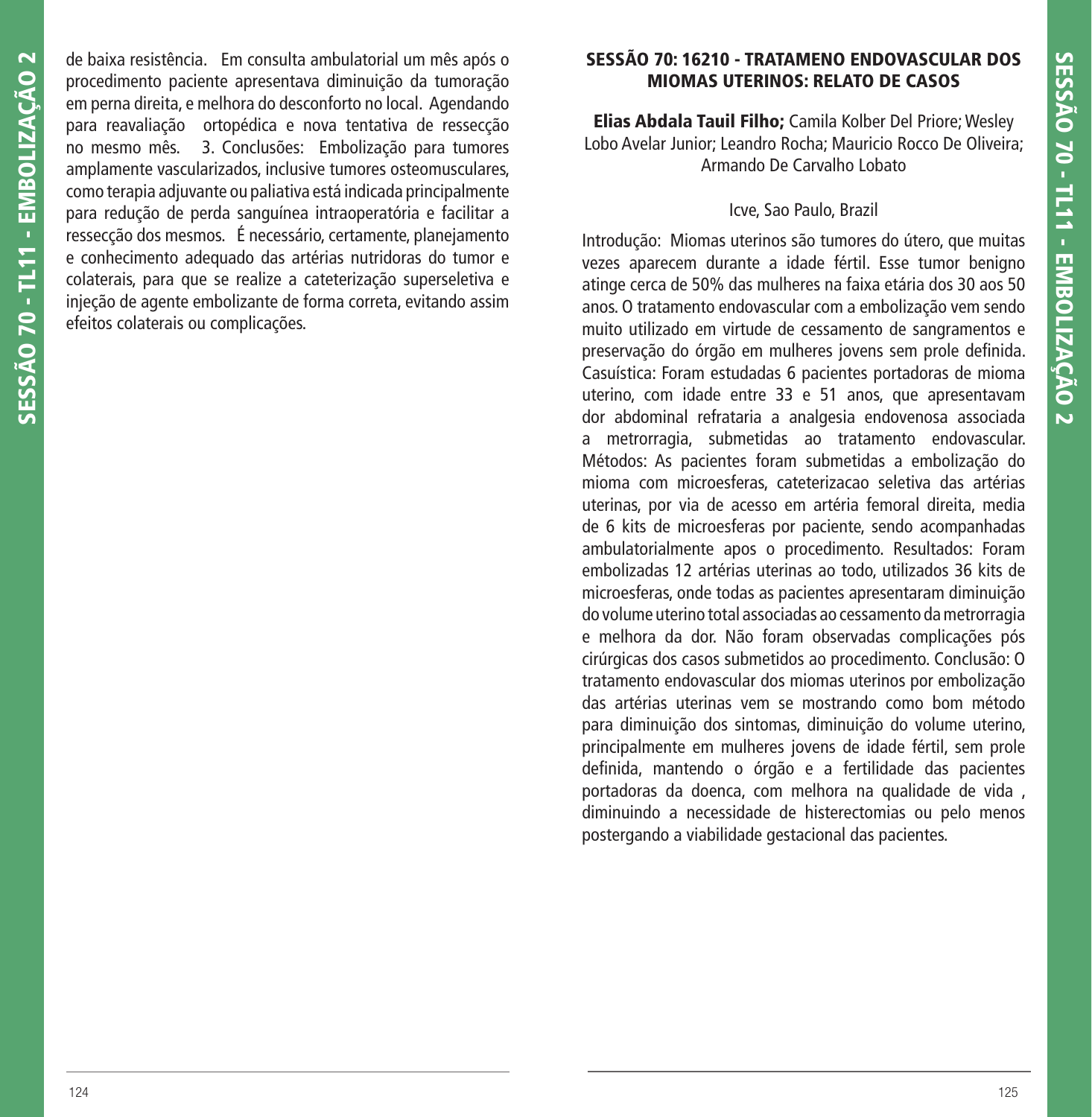de baixa resistência. Em consulta ambulatorial um mês após o procedimento paciente apresentava diminuição da tumoração em perna direita, e melhora do desconforto no local. Agendando para reavaliação ortopédica e nova tentativa de ressecção no mesmo mês. 3. Conclusões: Embolização para tumores amplamente vascularizados, inclusive tumores osteomusculares, como terapia adjuvante ou paliativa está indicada principalmente para redução de perda sanguínea intraoperatória e facilitar a ressecção dos mesmos. É necessário, certamente, planejamento e conhecimento adequado das artérias nutridoras do tumor e colaterais, para que se realize a cateterização superseletiva e injeção de agente embolizante de forma correta, evitando assim efeitos colaterais ou complicações.

## SESSÃO 70: 16210 - TRATAMENO ENDOVASCULAR DOS MIOMAS UTERINOS: RELATO DE CASOS

**Elias Abdala Tauil Filho;** Camila Kolber Del Priore; Wesley Lobo Avelar Junior; Leandro Rocha; Mauricio Rocco De Oliveira; Armando De Carvalho Lobato

Icve, Sao Paulo, Brazil

Introdução: Miomas uterinos são tumores do útero, que muitas vezes aparecem durante a idade fértil. Esse tumor benigno atinge cerca de 50% das mulheres na faixa etária dos 30 aos 50 anos. O tratamento endovascular com a embolização vem sendo muito utilizado em virtude de cessamento de sangramentos e preservação do órgão em mulheres jovens sem prole definida. Casuística: Foram estudadas 6 pacientes portadoras de mioma uterino, com idade entre 33 e 51 anos, que apresentavam dor abdominal refrataria a analgesia endovenosa associada a metrorragia, submetidas ao tratamento endovascular. Métodos: As pacientes foram submetidas a embolização do mioma com microesferas, cateterizacao seletiva das artérias uterinas, por via de acesso em artéria femoral direita, media de 6 kits de microesferas por paciente, sendo acompanhadas ambulatorialmente apos o procedimento. Resultados: Foram embolizadas 12 artérias uterinas ao todo, utilizados 36 kits de microesferas, onde todas as pacientes apresentaram diminuição do volume uterino total associadas ao cessamento da metrorragia e melhora da dor. Não foram observadas complicações pós cirúrgicas dos casos submetidos ao procedimento. Conclusão: O tratamento endovascular dos miomas uterinos por embolização das artérias uterinas vem se mostrando como bom método para diminuição dos sintomas, diminuição do volume uterino, principalmente em mulheres jovens de idade fértil, sem prole definida, mantendo o órgão e a fertilidade das pacientes portadoras da doenca, com melhora na qualidade de vida , diminuindo a necessidade de histerectomias ou pelo menos postergando a viabilidade gestacional das pacientes.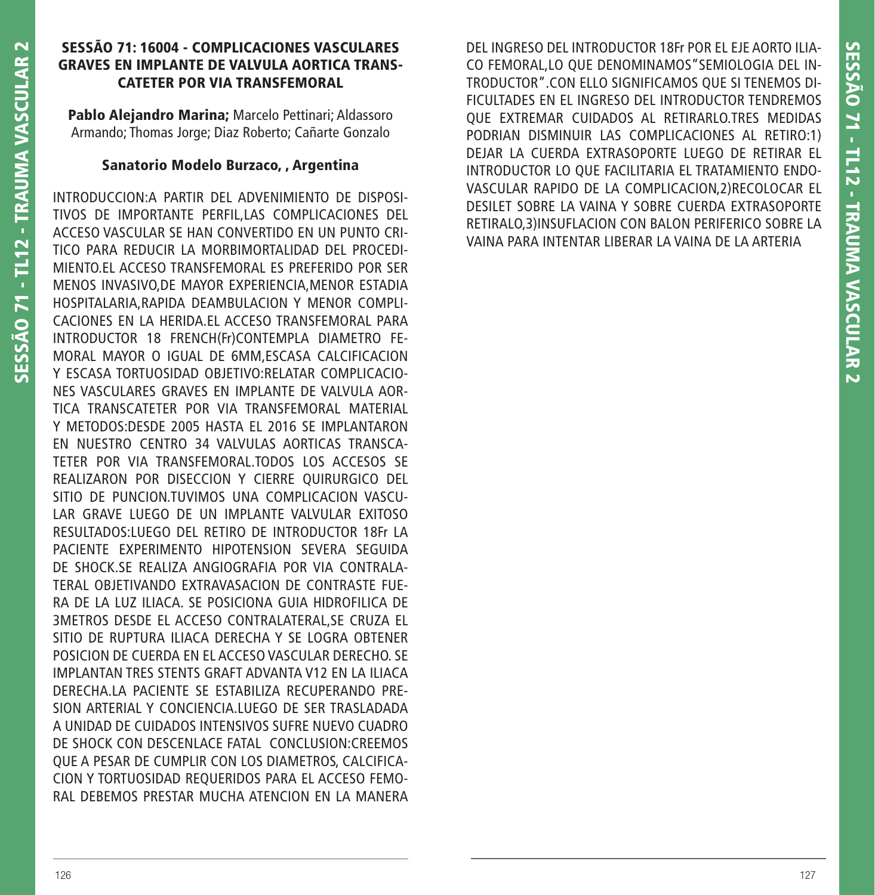## SESSÃO 71: 16004 - COMPLICACIONES VASCULARES GRAVES EN IMPLANTE DE VALVULA AORTICA TRANSCATETER POR VIA TRANSFEMORAL

**Pablo Alejandro Marina;** Marcelo Pettinari; Aldassoro Armando; Thomas Jorge; Diaz Roberto; Cañarte Gonzalo

**Sanatorio Modelo Burzaco, , Argentina**

INTRODUCCION:A PARTIR DEL ADVENIMIENTO DE DISPOSITIVOS DE IMPORTANTE PERFIL,LAS COMPLICACIONES DEL ACCESO VASCULAR SE HAN CONVERTIDO EN UN PUNTO CRITICO PARA REDUCIR LA MORBIMORTALIDAD DEL PROCEDIMIENTO.EL ACCESO TRANSFEMORAL ES PREFERIDO POR SER MENOS INVASIVO,DE MAYOR EXPERIENCIA,MENOR ESTADIA HOSPITALARIA,RAPIDA DEAMBULACION Y MENOR COMPLICACIONES EN LA HERIDA.EL ACCESO TRANSFEMORAL PARA INTRODUCTOR 18 FRENCH(Fr)CONTEMPLA DIAMETRO FEMORAL MAYOR O IGUAL DE 6MM,ESCASA CALCIFICACION Y ESCASA TORTUOSIDAD OBJETIVO:RELATAR COMPLICACIONES VASCULARES GRAVES EN IMPLANTE DE VALVULA AORTICA TRANSCATETER POR VIA TRANSFEMORAL MATERIAL Y METODOS:DESDE 2005 HASTA EL 2016 SE IMPLANTARON EN NUESTRO CENTRO 34 VALVULAS AORTICAS TRANSCATETER POR VIA TRANSFEMORAL.TODOS LOS ACCESOS SE REALIZARON POR DISECCION Y CIERRE QUIRURGICO DEL SITIO DE PUNCION.TUVIMOS UNA COMPLICACION VASCULAR GRAVE LUEGO DE UN IMPLANTE VALVULAR EXITOSO RESULTADOS:LUEGO DEL RETIRO DE INTRODUCTOR 18Fr LA PACIENTE EXPERIMENTO HIPOTENSION SEVERA SEGUIDA DE SHOCK.SE REALIZA ANGIOGRAFIA POR VIA CONTRALATERAL OBJETIVANDO EXTRAVASACION DE CONTRASTE FUERA DE LA LUZ ILIACA. SE POSICIONA GUIA HIDROFILICA DE 3METROS DESDE EL ACCESO CONTRALATERAL,SE CRUZA EL SITIO DE RUPTURA ILIACA DERECHA Y SE LOGRA OBTENER POSICION DE CUERDA EN EL ACCESO VASCULAR DERECHO. SE IMPLANTAN TRES STENTS GRAFT ADVANTA V12 EN LA ILIACA DERECHA.LA PACIENTE SE ESTABILIZA RECUPERANDO PRESION ARTERIAL Y CONCIENCIA.LUEGO DE SER TRASLADADA A UNIDAD DE CUIDADOS INTENSIVOS SUFRE NUEVO CUADRO DE SHOCK CON DESCENLACE FATAL CONCLUSION:CREEMOS QUE A PESAR DE CUMPLIR CON LOS DIAMETROS, CALCIFICACION Y TORTUOSIDAD REQUERIDOS PARA EL ACCESO FEMORAL DEBEMOS PRESTAR MUCHA ATENCION EN LA MANERA DEL INGRESO DEL INTRODUCTOR 18Fr POR EL EJE AORTO ILIACO FEMORAL,LO QUE DENOMINAMOS"SEMIOLOGIA DEL INTRODUCTOR".CON ELLO SIGNIFICAMOS QUE SI TENEMOS DIFICULTADES EN EL INGRESO DEL INTRODUCTOR TENDREMOS QUE EXTREMAR CUIDADOS AL RETIRARLO.TRES MEDIDAS PODRIAN DISMINUIR LAS COMPLICACIONES AL RETIRO:1) DEJAR LA CUERDA EXTRASOPORTE LUEGO DE RETIRAR EL INTRODUCTOR LO QUE FACILITARIA EL TRATAMIENTO ENDOVASCULAR RAPIDO DE LA COMPLICACION,2)RECOLOCAR EL DESILET SOBRE LA VAINA Y SOBRE CUERDA EXTRASOPORTE RETIRALO,3)INSUFLACION CON BALON PERIFERICO SOBRE LA VAINA PARA INTENTAR LIBERAR LA VAINA DE LA ARTERIA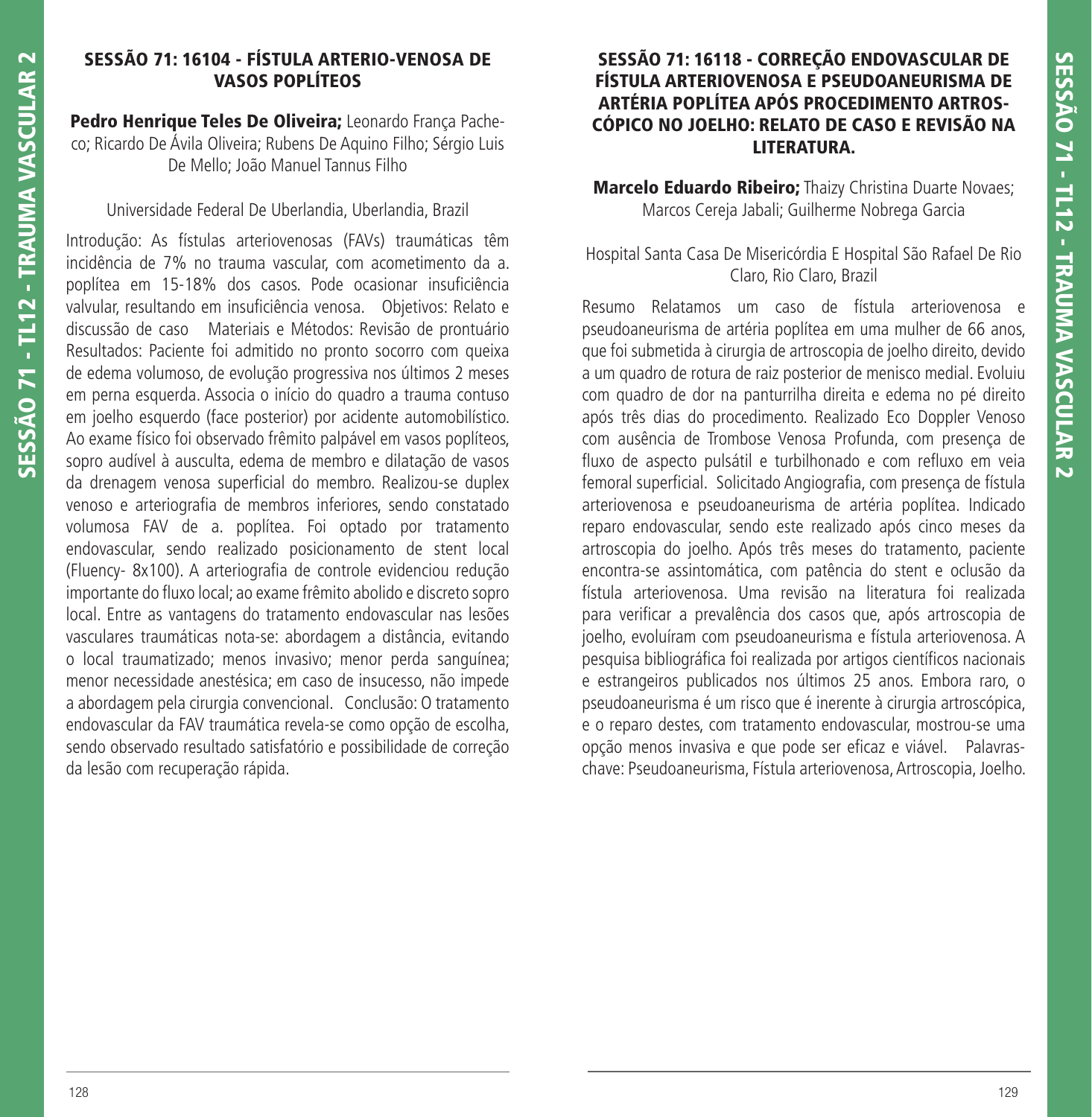## SESSÃO 71: 16104 - FÍSTULA ARTERIO-VENOSA DE VASOS POPLÍTEOS

**Pedro Henrique Teles De Oliveira;** Leonardo França Pacheco; Ricardo De Ávila Oliveira; Rubens De Aquino Filho; Sérgio Luis De Mello; João Manuel Tannus Filho

Universidade Federal De Uberlandia, Uberlandia, Brazil

Introdução: As fístulas arteriovenosas (FAVs) traumáticas têm incidência de 7% no trauma vascular, com acometimento da a. poplítea em 15-18% dos casos. Pode ocasionar insuficiência valvular, resultando em insuficiência venosa. Objetivos: Relato e discussão de caso Materiais e Métodos: Revisão de prontuário Resultados: Paciente foi admitido no pronto socorro com queixa de edema volumoso, de evolução progressiva nos últimos 2 meses em perna esquerda. Associa o início do quadro a trauma contuso em joelho esquerdo (face posterior) por acidente automobilístico. Ao exame físico foi observado frêmito palpável em vasos poplíteos, sopro audível à ausculta, edema de membro e dilatação de vasos da drenagem venosa superficial do membro. Realizou-se duplex venoso e arteriografia de membros inferiores, sendo constatado volumosa FAV de a. poplítea. Foi optado por tratamento endovascular, sendo realizado posicionamento de stent local (Fluency- 8x100). A arteriografia de controle evidenciou redução importante do fluxo local; ao exame frêmito abolido e discreto sopro local. Entre as vantagens do tratamento endovascular nas lesões vasculares traumáticas nota-se: abordagem a distância, evitando o local traumatizado; menos invasivo; menor perda sanguínea; menor necessidade anestésica; em caso de insucesso, não impede a abordagem pela cirurgia convencional. Conclusão: O tratamento endovascular da FAV traumática revela-se como opção de escolha, sendo observado resultado satisfatório e possibilidade de correção da lesão com recuperação rápida.

## SESSÃO 71: 16118 - CORREÇÃO ENDOVASCULAR DE FÍSTULA ARTERIOVENOSA E PSEUDOANEURISMA DE ARTÉRIA POPLÍTEA APÓS PROCEDIMENTO ARTROSCÓPICO NO JOELHO: RELATO DE CASO E REVISÃO NA LITERATURA.

**Marcelo Eduardo Ribeiro;** Thaizy Christina Duarte Novaes; Marcos Cereja Jabali; Guilherme Nobrega Garcia

Hospital Santa Casa De Misericórdia E Hospital São Rafael De Rio Claro, Rio Claro, Brazil

Resumo Relatamos um caso de fístula arteriovenosa e pseudoaneurisma de artéria poplítea em uma mulher de 66 anos, que foi submetida à cirurgia de artroscopia de joelho direito, devido a um quadro de rotura de raiz posterior de menisco medial. Evoluiu com quadro de dor na panturrilha direita e edema no pé direito após três dias do procedimento. Realizado Eco Doppler Venoso com ausência de Trombose Venosa Profunda, com presença de fluxo de aspecto pulsátil e turbilhonado e com refluxo em veia femoral superficial. Solicitado Angiografia, com presença de fístula arteriovenosa e pseudoaneurisma de artéria poplítea. Indicado reparo endovascular, sendo este realizado após cinco meses da artroscopia do joelho. Após três meses do tratamento, paciente encontra-se assintomática, com patência do stent e oclusão da fístula arteriovenosa. Uma revisão na literatura foi realizada para verificar a prevalência dos casos que, após artroscopia de joelho, evoluíram com pseudoaneurisma e fístula arteriovenosa. A pesquisa bibliográfica foi realizada por artigos científicos nacionais e estrangeiros publicados nos últimos 25 anos. Embora raro, o pseudoaneurisma é um risco que é inerente à cirurgia artroscópica, e o reparo destes, com tratamento endovascular, mostrou-se uma opção menos invasiva e que pode ser eficaz e viável. Palavras-chave: Pseudoaneurisma, Fístula arteriovenosa, Artroscopia, Joelho.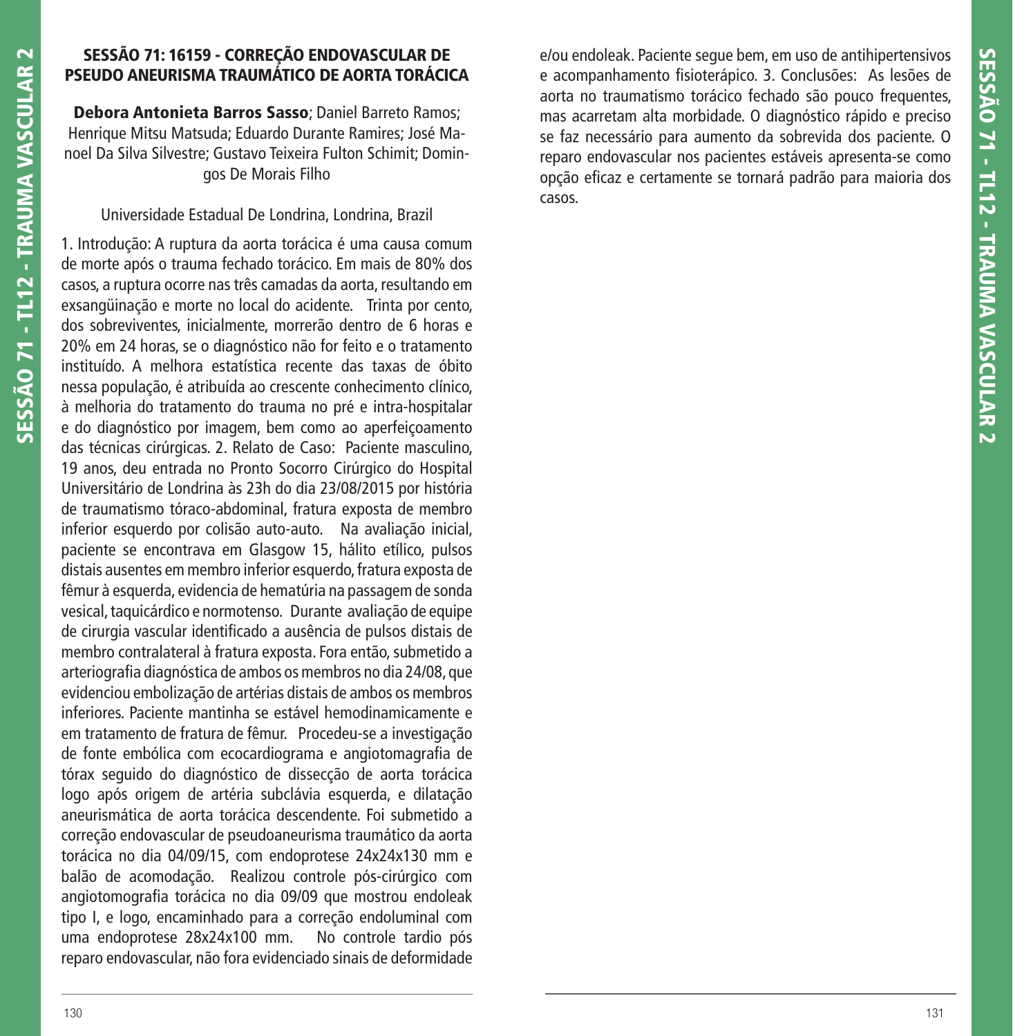## SESSÃO 71: 16159 - CORREÇÃO ENDOVASCULAR DE PSEUDO ANEURISMA TRAUMÁTICO DE AORTA TORÁCICA

**Debora Antonieta Barros Sasso**; Daniel Barreto Ramos; Henrique Mitsu Matsuda; Eduardo Durante Ramires; José Manoel Da Silva Silvestre; Gustavo Teixeira Fulton Schimit; Domingos De Morais Filho

Universidade Estadual De Londrina, Londrina, Brazil

1. Introdução: A ruptura da aorta torácica é uma causa comum de morte após o trauma fechado torácico. Em mais de 80% dos casos, a ruptura ocorre nas três camadas da aorta, resultando em exsangüinação e morte no local do acidente. Trinta por cento, dos sobreviventes, inicialmente, morrerão dentro de 6 horas e 20% em 24 horas, se o diagnóstico não for feito e o tratamento instituído. A melhora estatística recente das taxas de óbito nessa população, é atribuída ao crescente conhecimento clínico, à melhoria do tratamento do trauma no pré e intra-hospitalar e do diagnóstico por imagem, bem como ao aperfeiçoamento das técnicas cirúrgicas. 2. Relato de Caso: Paciente masculino, 19 anos, deu entrada no Pronto Socorro Cirúrgico do Hospital Universitário de Londrina às 23h do dia 23/08/2015 por história de traumatismo tóraco-abdominal, fratura exposta de membro inferior esquerdo por colisão auto-auto. Na avaliação inicial, paciente se encontrava em Glasgow 15, hálito etílico, pulsos distais ausentes em membro inferior esquerdo, fratura exposta de fêmur à esquerda, evidencia de hematúria na passagem de sonda vesical, taquicárdico e normotenso. Durante avaliação de equipe de cirurgia vascular identificado a ausência de pulsos distais de membro contralateral à fratura exposta. Fora então, submetido a arteriografia diagnóstica de ambos os membros no dia 24/08, que evidenciou embolização de artérias distais de ambos os membros inferiores. Paciente mantinha se estável hemodinamicamente e em tratamento de fratura de fêmur. Procedeu-se a investigação de fonte embólica com ecocardiograma e angiotomagrafia de tórax seguido do diagnóstico de dissecção de aorta torácica logo após origem de artéria subclávia esquerda, e dilatação aneurismática de aorta torácica descendente. Foi submetido a correção endovascular de pseudoaneurisma traumático da aorta torácica no dia 04/09/15, com endoprotese 24x24x130 mm e balão de acomodação. Realizou controle pós-cirúrgico com angiotomografia torácica no dia 09/09 que mostrou endoleak tipo I, e logo, encaminhado para a correção endoluminal com uma endoprotese 28x24x100 mm. No controle tardio pós reparo endovascular, não fora evidenciado sinais de deformidade e/ou endoleak. Paciente segue bem, em uso de antihipertensivos e acompanhamento fisioterápico. 3. Conclusões: As lesões de aorta no traumatismo torácico fechado são pouco frequentes, mas acarretam alta morbidade. O diagnóstico rápido e preciso se faz necessário para aumento da sobrevida dos paciente. O reparo endovascular nos pacientes estáveis apresenta-se como opção eficaz e certamente se tornará padrão para maioria dos casos.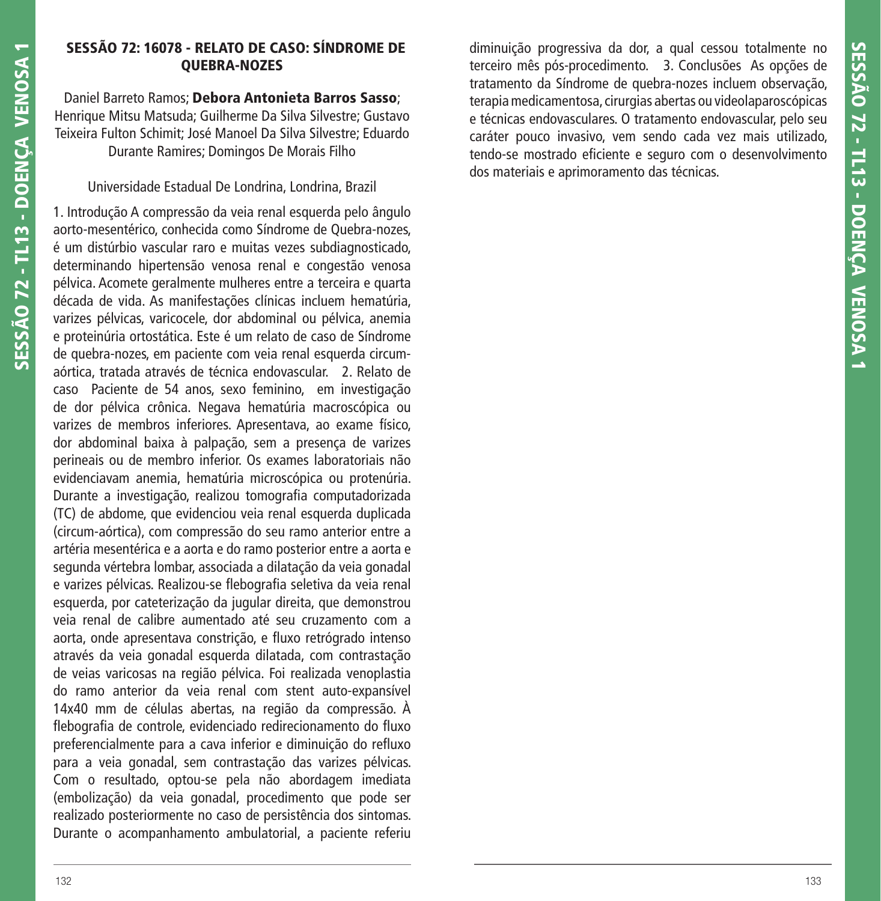## SESSÃO 72: 16078 - RELATO DE CASO: SÍNDROME DE QUEBRA-NOZES

Daniel Barreto Ramos; **Debora Antonieta Barros Sasso**; Henrique Mitsu Matsuda; Guilherme Da Silva Silvestre; Gustavo Teixeira Fulton Schimit; José Manoel Da Silva Silvestre; Eduardo Durante Ramires; Domingos De Morais Filho

Universidade Estadual De Londrina, Londrina, Brazil

1. Introdução A compressão da veia renal esquerda pelo ângulo aorto-mesentérico, conhecida como Síndrome de Quebra-nozes, é um distúrbio vascular raro e muitas vezes subdiagnosticado, determinando hipertensão venosa renal e congestão venosa pélvica. Acomete geralmente mulheres entre a terceira e quarta década de vida. As manifestações clínicas incluem hematúria, varizes pélvicas, varicocele, dor abdominal ou pélvica, anemia e proteinúria ortostática. Este é um relato de caso de Síndrome de quebra-nozes, em paciente com veia renal esquerda circum-aórtica, tratada através de técnica endovascular. 2. Relato de caso Paciente de 54 anos, sexo feminino, em investigação de dor pélvica crônica. Negava hematúria macroscópica ou varizes de membros inferiores. Apresentava, ao exame físico, dor abdominal baixa à palpação, sem a presença de varizes perineais ou de membro inferior. Os exames laboratoriais não evidenciavam anemia, hematúria microscópica ou protenúria. Durante a investigação, realizou tomografia computadorizada (TC) de abdome, que evidenciou veia renal esquerda duplicada (circum-aórtica), com compressão do seu ramo anterior entre a artéria mesentérica e a aorta e do ramo posterior entre a aorta e segunda vértebra lombar, associada a dilatação da veia gonadal e varizes pélvicas. Realizou-se flebografia seletiva da veia renal esquerda, por cateterização da jugular direita, que demonstrou veia renal de calibre aumentado até seu cruzamento com a aorta, onde apresentava constrição, e fluxo retrógrado intenso através da veia gonadal esquerda dilatada, com contrastação de veias varicosas na região pélvica. Foi realizada venoplastia do ramo anterior da veia renal com stent auto-expansível 14x40 mm de células abertas, na região da compressão. À flebografia de controle, evidenciado redirecionamento do fluxo preferencialmente para a cava inferior e diminuição do refluxo para a veia gonadal, sem contrastação das varizes pélvicas. Com o resultado, optou-se pela não abordagem imediata (embolização) da veia gonadal, procedimento que pode ser realizado posteriormente no caso de persistência dos sintomas. Durante o acompanhamento ambulatorial, a paciente referiu diminuição progressiva da dor, a qual cessou totalmente no terceiro mês pós-procedimento. 3. Conclusões As opções de tratamento da Síndrome de quebra-nozes incluem observação, terapia medicamentosa, cirurgias abertas ou videolaparoscópicas e técnicas endovasculares. O tratamento endovascular, pelo seu caráter pouco invasivo, vem sendo cada vez mais utilizado, tendo-se mostrado eficiente e seguro com o desenvolvimento dos materiais e aprimoramento das técnicas.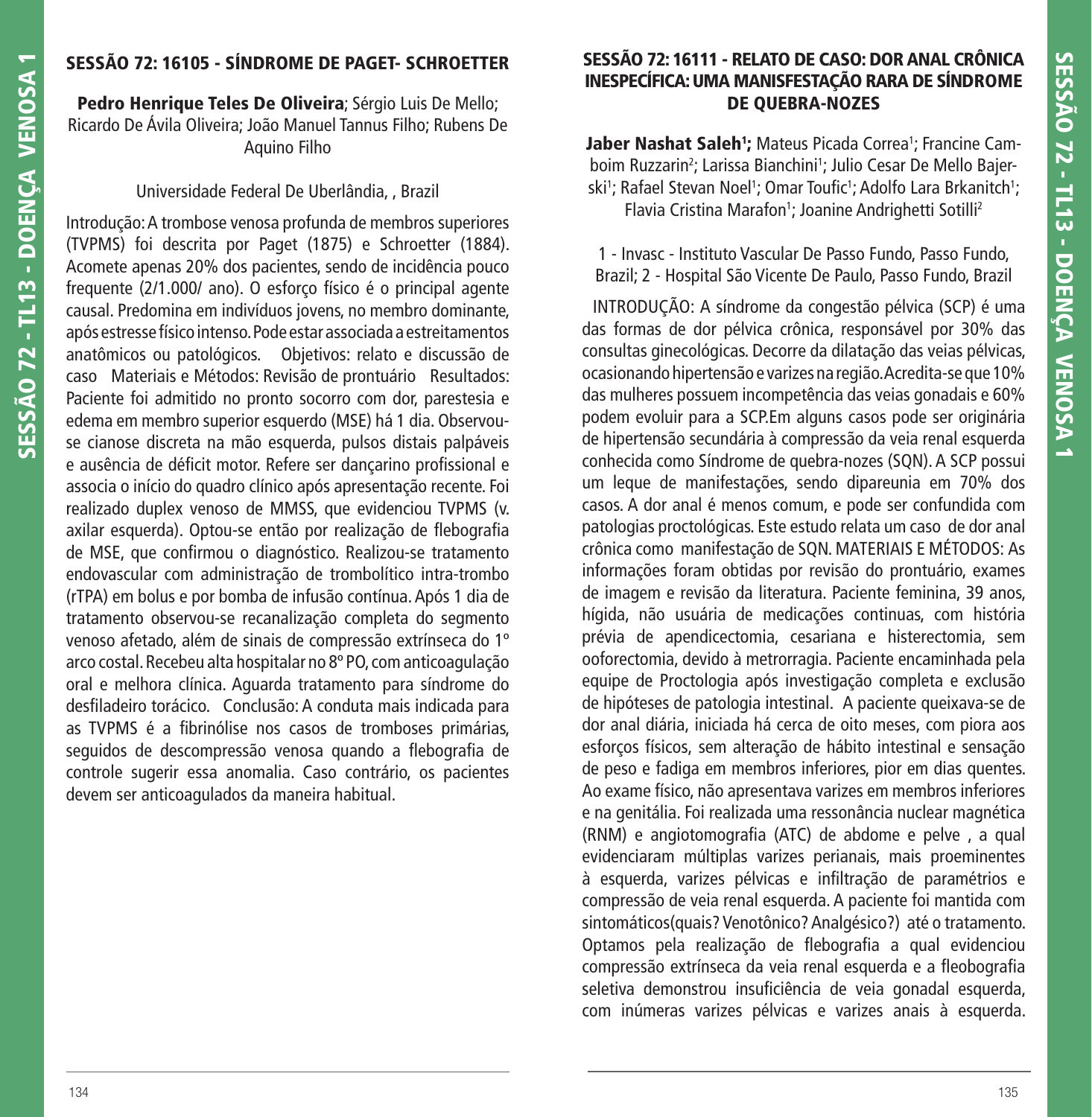## SESSÃO 72: 16105 - SÍNDROME DE PAGET- SCHROETTER

**Pedro Henrique Teles De Oliveira**; Sérgio Luis De Mello; Ricardo De Ávila Oliveira; João Manuel Tannus Filho; Rubens De Aquino Filho

Universidade Federal De Uberlândia, , Brazil

Introdução: A trombose venosa profunda de membros superiores (TVPMS) foi descrita por Paget (1875) e Schroetter (1884). Acomete apenas 20% dos pacientes, sendo de incidência pouco frequente (2/1.000/ ano). O esforço físico é o principal agente causal. Predomina em indivíduos jovens, no membro dominante, após estresse físico intenso. Pode estar associada a estreitamentos anatômicos ou patológicos. Objetivos: relato e discussão de caso Materiais e Métodos: Revisão de prontuário Resultados: Paciente foi admitido no pronto socorro com dor, parestesia e edema em membro superior esquerdo (MSE) há 1 dia. Observou-se cianose discreta na mão esquerda, pulsos distais palpáveis e ausência de déficit motor. Refere ser dançarino profissional e associa o início do quadro clínico após apresentação recente. Foi realizado duplex venoso de MMSS, que evidenciou TVPMS (v. axilar esquerda). Optou-se então por realização de flebografia de MSE, que confirmou o diagnóstico. Realizou-se tratamento endovascular com administração de trombolítico intra-trombo (rTPA) em bolus e por bomba de infusão contínua. Após 1 dia de tratamento observou-se recanalização completa do segmento venoso afetado, além de sinais de compressão extrínseca do 1º arco costal. Recebeu alta hospitalar no 8º PO, com anticoagulação oral e melhora clínica. Aguarda tratamento para síndrome do desfiladeiro torácico. Conclusão: A conduta mais indicada para as TVPMS é a fibrinólise nos casos de tromboses primárias, seguidos de descompressão venosa quando a flebografia de controle sugerir essa anomalia. Caso contrário, os pacientes devem ser anticoagulados da maneira habitual.

## SESSÃO 72: 16111 - RELATO DE CASO: DOR ANAL CRÔNICA INESPECÍFICA: UMA MANISFESTAÇÃO RARA DE SÍNDROME DE QUEBRA-NOZES

**Jaber Nashat Saleh[1];** Mateus Picada Correa[1]; Francine Camboim Ruzzarin[2]; Larissa Bianchini[1]; Julio Cesar De Mello Bajerski[1]; Rafael Stevan Noel[1]; Omar Toufic[1]; Adolfo Lara Brkanitch[1]; Flavia Cristina Marafon[1]; Joanine Andrighetti Sotilli[2]

1 - Invasc - Instituto Vascular De Passo Fundo, Passo Fundo, Brazil; 2 - Hospital São Vicente De Paulo, Passo Fundo, Brazil

INTRODUÇÃO: A síndrome da congestão pélvica (SCP) é uma das formas de dor pélvica crônica, responsável por 30% das consultas ginecológicas. Decorre da dilatação das veias pélvicas, ocasionando hipertensão e varizes na região. Acredita-se que 10% das mulheres possuem incompetência das veias gonadais e 60% podem evoluir para a SCP.Em alguns casos pode ser originária de hipertensão secundária à compressão da veia renal esquerda conhecida como Síndrome de quebra-nozes (SQN). A SCP possui um leque de manifestações, sendo dipareunia em 70% dos casos. A dor anal é menos comum, e pode ser confundida com patologias proctológicas. Este estudo relata um caso de dor anal crônica como manifestação de SQN. MATERIAIS E MÉTODOS: As informações foram obtidas por revisão do prontuário, exames de imagem e revisão da literatura. Paciente feminina, 39 anos, hígida, não usuária de medicações continuas, com história prévia de apendicectomia, cesariana e histerectomia, sem ooforectomia, devido à metrorragia. Paciente encaminhada pela equipe de Proctologia após investigação completa e exclusão de hipóteses de patologia intestinal. A paciente queixava-se de dor anal diária, iniciada há cerca de oito meses, com piora aos esforços físicos, sem alteração de hábito intestinal e sensação de peso e fadiga em membros inferiores, pior em dias quentes. Ao exame físico, não apresentava varizes em membros inferiores e na genitália. Foi realizada uma ressonância nuclear magnética (RNM) e angiotomografia (ATC) de abdome e pelve , a qual evidenciaram múltiplas varizes perianais, mais proeminentes à esquerda, varizes pélvicas e infiltração de paramétrios e compressão de veia renal esquerda. A paciente foi mantida com sintomáticos(quais? Venotônico? Analgésico?) até o tratamento. Optamos pela realização de flebografia a qual evidenciou compressão extrínseca da veia renal esquerda e a fleobografia seletiva demonstrou insuficiência de veia gonadal esquerda, com inúmeras varizes pélvicas e varizes anais à esquerda.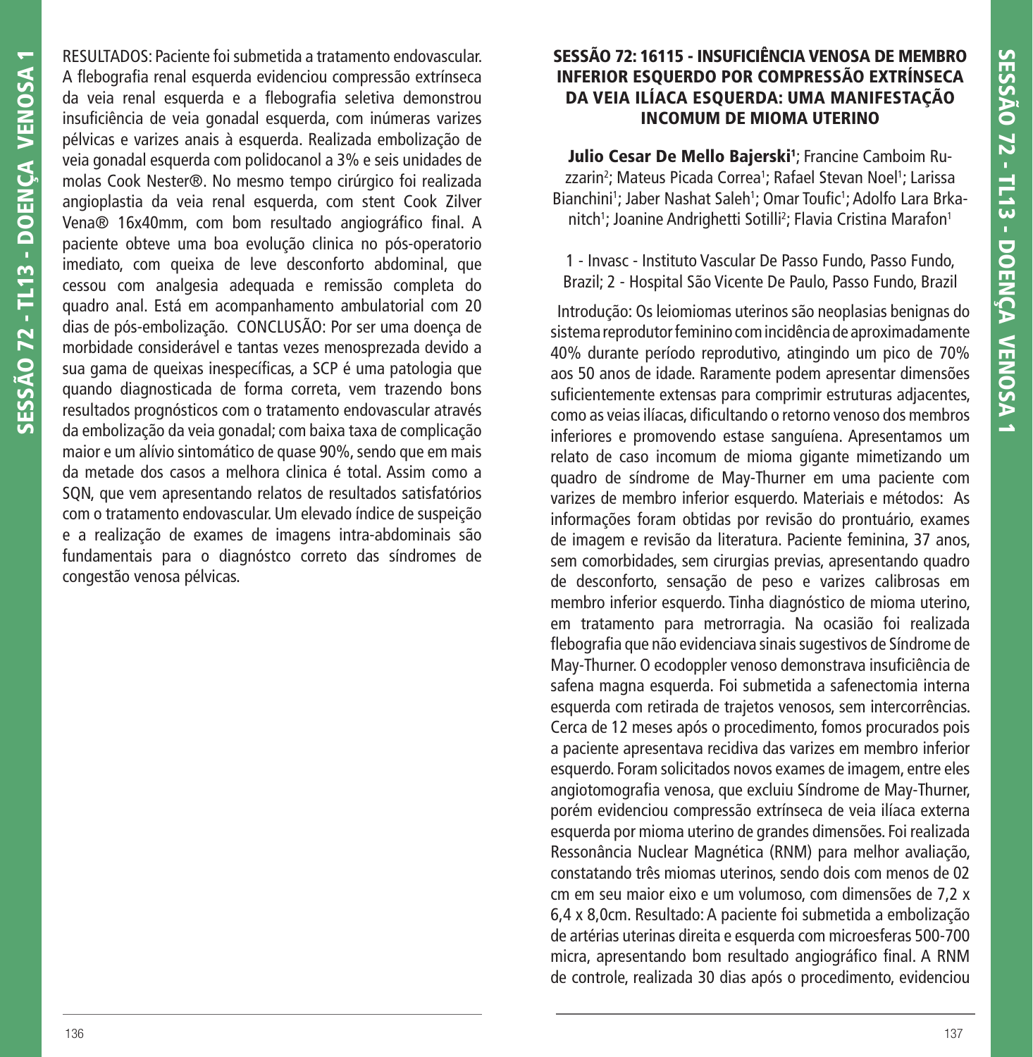RESULTADOS: Paciente foi submetida a tratamento endovascular. A flebografia renal esquerda evidenciou compressão extrínseca da veia renal esquerda e a flebografia seletiva demonstrou insuficiência de veia gonadal esquerda, com inúmeras varizes pélvicas e varizes anais à esquerda. Realizada embolização de veia gonadal esquerda com polidocanol a 3% e seis unidades de molas Cook Nester®. No mesmo tempo cirúrgico foi realizada angioplastia da veia renal esquerda, com stent Cook Zilver Vena® 16x40mm, com bom resultado angiográfico final. A paciente obteve uma boa evolução clinica no pós-operatorio imediato, com queixa de leve desconforto abdominal, que cessou com analgesia adequada e remissão completa do quadro anal. Está em acompanhamento ambulatorial com 20 dias de pós-embolização. CONCLUSÃO: Por ser uma doença de morbidade considerável e tantas vezes menosprezada devido a sua gama de queixas inespecíficas, a SCP é uma patologia que quando diagnosticada de forma correta, vem trazendo bons resultados prognósticos com o tratamento endovascular através da embolização da veia gonadal; com baixa taxa de complicação maior e um alívio sintomático de quase 90%, sendo que em mais da metade dos casos a melhora clinica é total. Assim como a SQN, que vem apresentando relatos de resultados satisfatórios com o tratamento endovascular. Um elevado índice de suspeição e a realização de exames de imagens intra-abdominais são fundamentais para o diagnóstco correto das síndromes de congestão venosa pélvicas.

## SESSÃO 72: 16115 - INSUFICIÊNCIA VENOSA DE MEMBRO INFERIOR ESQUERDO POR COMPRESSÃO EXTRÍNSECA DA VEIA ILÍACA ESQUERDA: UMA MANIFESTAÇÃO INCOMUM DE MIOMA UTERINO

**Julio Cesar De Mello Bajerski[1]**; Francine Camboim Ruzzarin[2]; Mateus Picada Correa[1]; Rafael Stevan Noel[1]; Larissa Bianchini[1]; Jaber Nashat Saleh[1]; Omar Toufic[1]; Adolfo Lara Brkanitch[1]; Joanine Andrighetti Sotilli[2]; Flavia Cristina Marafon[1]

1 - Invasc - Instituto Vascular De Passo Fundo, Passo Fundo, Brazil; 2 - Hospital São Vicente De Paulo, Passo Fundo, Brazil

Introdução: Os leiomiomas uterinos são neoplasias benignas do sistema reprodutor feminino com incidência de aproximadamente 40% durante período reprodutivo, atingindo um pico de 70% aos 50 anos de idade. Raramente podem apresentar dimensões suficientemente extensas para comprimir estruturas adjacentes, como as veias ilíacas, dificultando o retorno venoso dos membros inferiores e promovendo estase sanguíena. Apresentamos um relato de caso incomum de mioma gigante mimetizando um quadro de síndrome de May-Thurner em uma paciente com varizes de membro inferior esquerdo. Materiais e métodos: As informações foram obtidas por revisão do prontuário, exames de imagem e revisão da literatura. Paciente feminina, 37 anos, sem comorbidades, sem cirurgias previas, apresentando quadro de desconforto, sensação de peso e varizes calibrosas em membro inferior esquerdo. Tinha diagnóstico de mioma uterino, em tratamento para metrorragia. Na ocasião foi realizada flebografia que não evidenciava sinais sugestivos de Síndrome de May-Thurner. O ecodoppler venoso demonstrava insuficiência de safena magna esquerda. Foi submetida a safenectomia interna esquerda com retirada de trajetos venosos, sem intercorrências. Cerca de 12 meses após o procedimento, fomos procurados pois a paciente apresentava recidiva das varizes em membro inferior esquerdo. Foram solicitados novos exames de imagem, entre eles angiotomografia venosa, que excluiu Síndrome de May-Thurner, porém evidenciou compressão extrínseca de veia ilíaca externa esquerda por mioma uterino de grandes dimensões. Foi realizada Ressonância Nuclear Magnética (RNM) para melhor avaliação, constatando três miomas uterinos, sendo dois com menos de 02 cm em seu maior eixo e um volumoso, com dimensões de 7,2 x 6,4 x 8,0cm. Resultado: A paciente foi submetida a embolização de artérias uterinas direita e esquerda com microesferas 500-700 micra, apresentando bom resultado angiográfico final. A RNM de controle, realizada 30 dias após o procedimento, evidenciou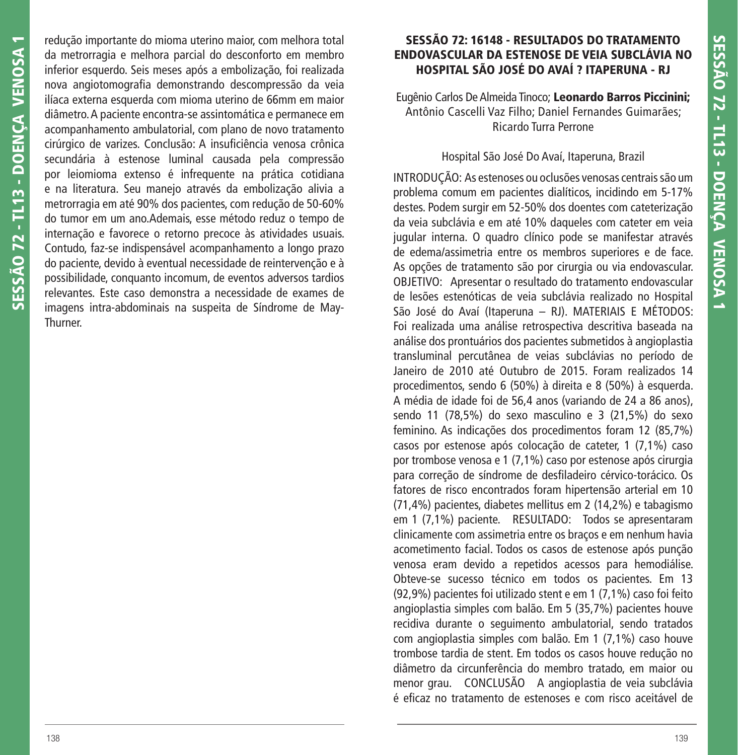redução importante do mioma uterino maior, com melhora total da metrorragia e melhora parcial do desconforto em membro inferior esquerdo. Seis meses após a embolização, foi realizada nova angiotomografia demonstrando descompressão da veia ilíaca externa esquerda com mioma uterino de 66mm em maior diâmetro. A paciente encontra-se assintomática e permanece em acompanhamento ambulatorial, com plano de novo tratamento cirúrgico de varizes. Conclusão: A insuficiência venosa crônica secundária à estenose luminal causada pela compressão por leiomioma extenso é infrequente na prática cotidiana e na literatura. Seu manejo através da embolização alivia a metrorragia em até 90% dos pacientes, com redução de 50-60% do tumor em um ano.Ademais, esse método reduz o tempo de internação e favorece o retorno precoce às atividades usuais. Contudo, faz-se indispensável acompanhamento a longo prazo do paciente, devido à eventual necessidade de reintervenção e à possibilidade, conquanto incomum, de eventos adversos tardios relevantes. Este caso demonstra a necessidade de exames de imagens intra-abdominais na suspeita de Síndrome de May-Thurner.

## SESSÃO 72: 16148 - RESULTADOS DO TRATAMENTO ENDOVASCULAR DA ESTENOSE DE VEIA SUBCLÁVIA NO HOSPITAL SÃO JOSÉ DO AVAÍ ? ITAPERUNA - RJ

Eugênio Carlos De Almeida Tinoco; **Leonardo Barros Piccinini;** Antônio Cascelli Vaz Filho; Daniel Fernandes Guimarães; Ricardo Turra Perrone

Hospital São José Do Avaí, Itaperuna, Brazil

INTRODUÇÃO: As estenoses ou oclusões venosas centrais são um problema comum em pacientes dialíticos, incidindo em 5-17% destes. Podem surgir em 52-50% dos doentes com cateterização da veia subclávia e em até 10% daqueles com cateter em veia jugular interna. O quadro clínico pode se manifestar através de edema/assimetria entre os membros superiores e de face. As opções de tratamento são por cirurgia ou via endovascular. OBJETIVO: Apresentar o resultado do tratamento endovascular de lesões estenóticas de veia subclávia realizado no Hospital São José do Avaí (Itaperuna – RJ). MATERIAIS E MÉTODOS: Foi realizada uma análise retrospectiva descritiva baseada na análise dos prontuários dos pacientes submetidos à angioplastia transluminal percutânea de veias subclávias no período de Janeiro de 2010 até Outubro de 2015. Foram realizados 14 procedimentos, sendo 6 (50%) à direita e 8 (50%) à esquerda. A média de idade foi de 56,4 anos (variando de 24 a 86 anos), sendo 11 (78,5%) do sexo masculino e 3 (21,5%) do sexo feminino. As indicações dos procedimentos foram 12 (85,7%) casos por estenose após colocação de cateter, 1 (7,1%) caso por trombose venosa e 1 (7,1%) caso por estenose após cirurgia para correção de síndrome de desfiladeiro cérvico-torácico. Os fatores de risco encontrados foram hipertensão arterial em 10 (71,4%) pacientes, diabetes mellitus em 2 (14,2%) e tabagismo em 1 (7,1%) paciente. RESULTADO: Todos se apresentaram clinicamente com assimetria entre os braços e em nenhum havia acometimento facial. Todos os casos de estenose após punção venosa eram devido a repetidos acessos para hemodiálise. Obteve-se sucesso técnico em todos os pacientes. Em 13 (92,9%) pacientes foi utilizado stent e em 1 (7,1%) caso foi feito angioplastia simples com balão. Em 5 (35,7%) pacientes houve recidiva durante o seguimento ambulatorial, sendo tratados com angioplastia simples com balão. Em 1 (7,1%) caso houve trombose tardia de stent. Em todos os casos houve redução no diâmetro da circunferência do membro tratado, em maior ou menor grau. CONCLUSÃO A angioplastia de veia subclávia é eficaz no tratamento de estenoses e com risco aceitável de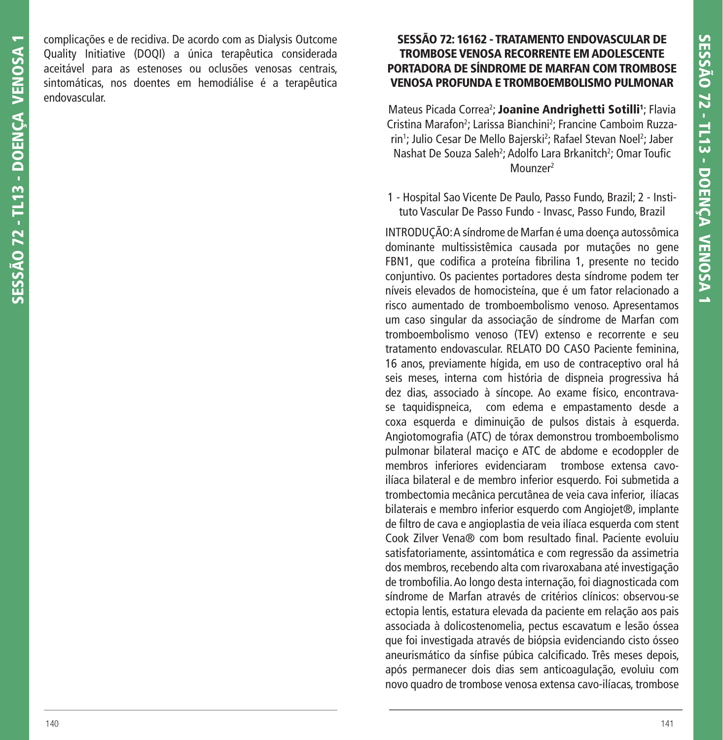complicações e de recidiva. De acordo com as Dialysis Outcome Quality Initiative (DOQI) a única terapêutica considerada aceitável para as estenoses ou oclusões venosas centrais, sintomáticas, nos doentes em hemodiálise é a terapêutica endovascular.

## SESSÃO 72: 16162 - TRATAMENTO ENDOVASCULAR DE TROMBOSE VENOSA RECORRENTE EM ADOLESCENTE PORTADORA DE SÍNDROME DE MARFAN COM TROMBOSE VENOSA PROFUNDA E TROMBOEMBOLISMO PULMONAR

Mateus Picada Correa[2]; **Joanine Andrighetti Sotilli[1]**; Flavia Cristina Marafon[2]; Larissa Bianchini[2]; Francine Camboim Ruzzarin[1]; Julio Cesar De Mello Bajerski[2]; Rafael Stevan Noel[2]; Jaber Nashat De Souza Saleh[2]; Adolfo Lara Brkanitch[2]; Omar Toufic Mounzer[2]

1 - Hospital Sao Vicente De Paulo, Passo Fundo, Brazil; 2 - Instituto Vascular De Passo Fundo - Invasc, Passo Fundo, Brazil

INTRODUÇÃO: A síndrome de Marfan é uma doença autossômica dominante multissistêmica causada por mutações no gene FBN1, que codifica a proteína fibrilina 1, presente no tecido conjuntivo. Os pacientes portadores desta síndrome podem ter níveis elevados de homocisteína, que é um fator relacionado a risco aumentado de tromboembolismo venoso. Apresentamos um caso singular da associação de síndrome de Marfan com tromboembolismo venoso (TEV) extenso e recorrente e seu tratamento endovascular. RELATO DO CASO Paciente feminina, 16 anos, previamente hígida, em uso de contraceptivo oral há seis meses, interna com história de dispneia progressiva há dez dias, associado à síncope. Ao exame físico, encontrava-se taquidispneica, com edema e empastamento desde a coxa esquerda e diminuição de pulsos distais à esquerda. Angiotomografia (ATC) de tórax demonstrou tromboembolismo pulmonar bilateral maciço e ATC de abdome e ecodoppler de membros inferiores evidenciaram trombose extensa cavo-ilíaca bilateral e de membro inferior esquerdo. Foi submetida a trombectomia mecânica percutânea de veia cava inferior, ilíacas bilaterais e membro inferior esquerdo com Angiojet®, implante de filtro de cava e angioplastia de veia ilíaca esquerda com stent Cook Zilver Vena® com bom resultado final. Paciente evoluiu satisfatoriamente, assintomática e com regressão da assimetria dos membros, recebendo alta com rivaroxabana até investigação de trombofilia. Ao longo desta internação, foi diagnosticada com síndrome de Marfan através de critérios clínicos: observou-se ectopia lentis, estatura elevada da paciente em relação aos pais associada à dolicostenomelia, pectus escavatum e lesão óssea que foi investigada através de biópsia evidenciando cisto ósseo aneurismático da sínfise púbica calcificado. Três meses depois, após permanecer dois dias sem anticoagulação, evoluiu com novo quadro de trombose venosa extensa cavo-ilíacas, trombose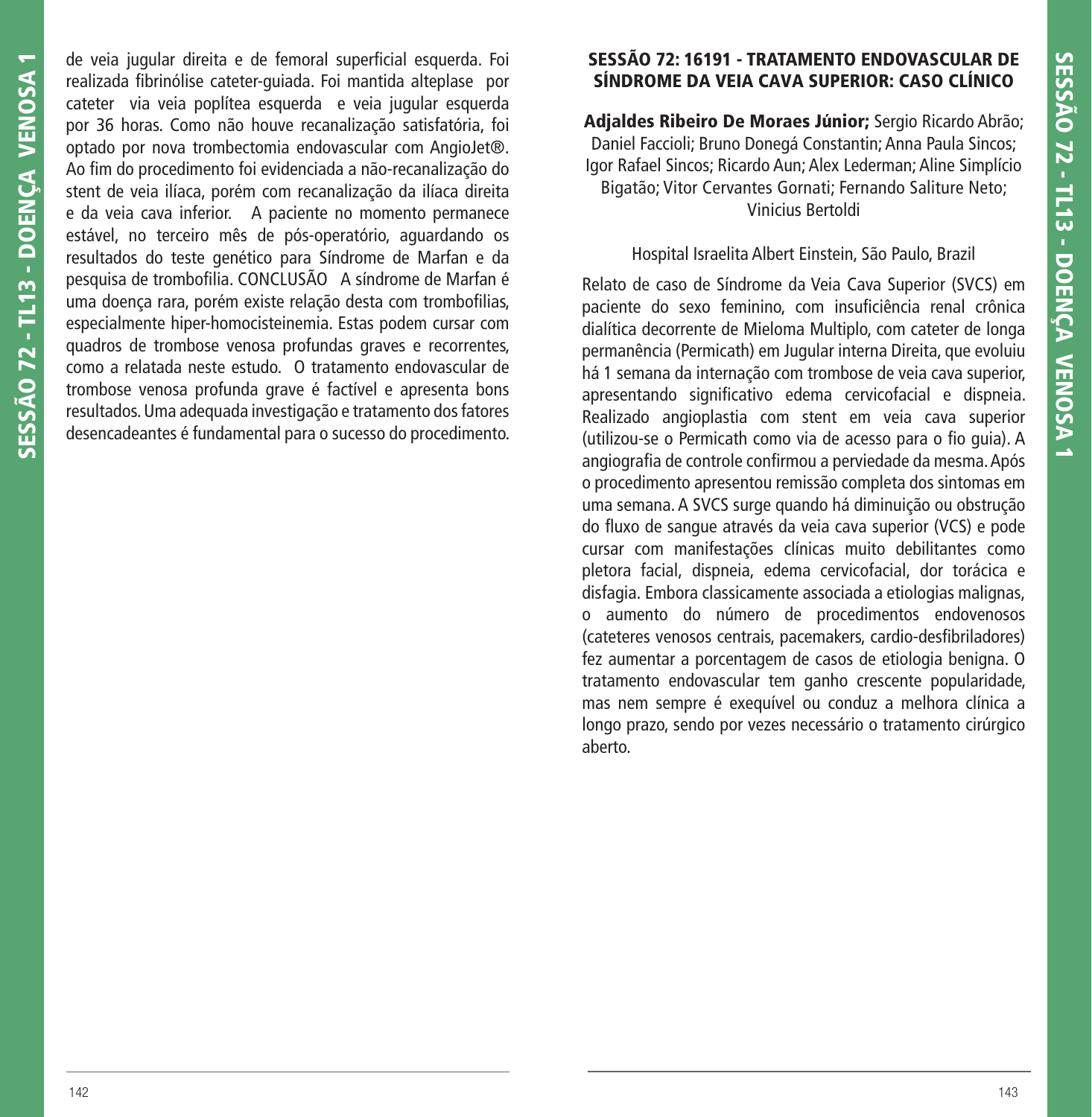de veia jugular direita e de femoral superficial esquerda. Foi realizada fibrinólise cateter-guiada. Foi mantida alteplase por cateter via veia poplítea esquerda e veia jugular esquerda por 36 horas. Como não houve recanalização satisfatória, foi optado por nova trombectomia endovascular com AngioJet®. Ao fim do procedimento foi evidenciada a não-recanalização do stent de veia ilíaca, porém com recanalização da ilíaca direita e da veia cava inferior. A paciente no momento permanece estável, no terceiro mês de pós-operatório, aguardando os resultados do teste genético para Síndrome de Marfan e da pesquisa de trombofilia. CONCLUSÃO A síndrome de Marfan é uma doença rara, porém existe relação desta com trombofilias, especialmente hiper-homocisteinemia. Estas podem cursar com quadros de trombose venosa profundas graves e recorrentes, como a relatada neste estudo. O tratamento endovascular de trombose venosa profunda grave é factível e apresenta bons resultados. Uma adequada investigação e tratamento dos fatores desencadeantes é fundamental para o sucesso do procedimento.

## SESSÃO 72: 16191 - TRATAMENTO ENDOVASCULAR DE SÍNDROME DA VEIA CAVA SUPERIOR: CASO CLÍNICO

**Adjaldes Ribeiro De Moraes Júnior;** Sergio Ricardo Abrão; Daniel Faccioli; Bruno Donegá Constantin; Anna Paula Sincos; Igor Rafael Sincos; Ricardo Aun; Alex Lederman; Aline Simplício Bigatão; Vitor Cervantes Gornati; Fernando Saliture Neto; Vinicius Bertoldi

Hospital Israelita Albert Einstein, São Paulo, Brazil

Relato de caso de Síndrome da Veia Cava Superior (SVCS) em paciente do sexo feminino, com insuficiência renal crônica dialítica decorrente de Mieloma Multiplo, com cateter de longa permanência (Permicath) em Jugular interna Direita, que evoluiu há 1 semana da internação com trombose de veia cava superior, apresentando significativo edema cervicofacial e dispneia. Realizado angioplastia com stent em veia cava superior (utilizou-se o Permicath como via de acesso para o fio guia). A angiografia de controle confirmou a perviedade da mesma. Após o procedimento apresentou remissão completa dos sintomas em uma semana. A SVCS surge quando há diminuição ou obstrução do fluxo de sangue através da veia cava superior (VCS) e pode cursar com manifestações clínicas muito debilitantes como pletora facial, dispneia, edema cervicofacial, dor torácica e disfagia. Embora classicamente associada a etiologias malignas, o aumento do número de procedimentos endovenosos (cateteres venosos centrais, pacemakers, cardio-desfibriladores) fez aumentar a porcentagem de casos de etiologia benigna. O tratamento endovascular tem ganho crescente popularidade, mas nem sempre é exequível ou conduz a melhora clínica a longo prazo, sendo por vezes necessário o tratamento cirúrgico aberto.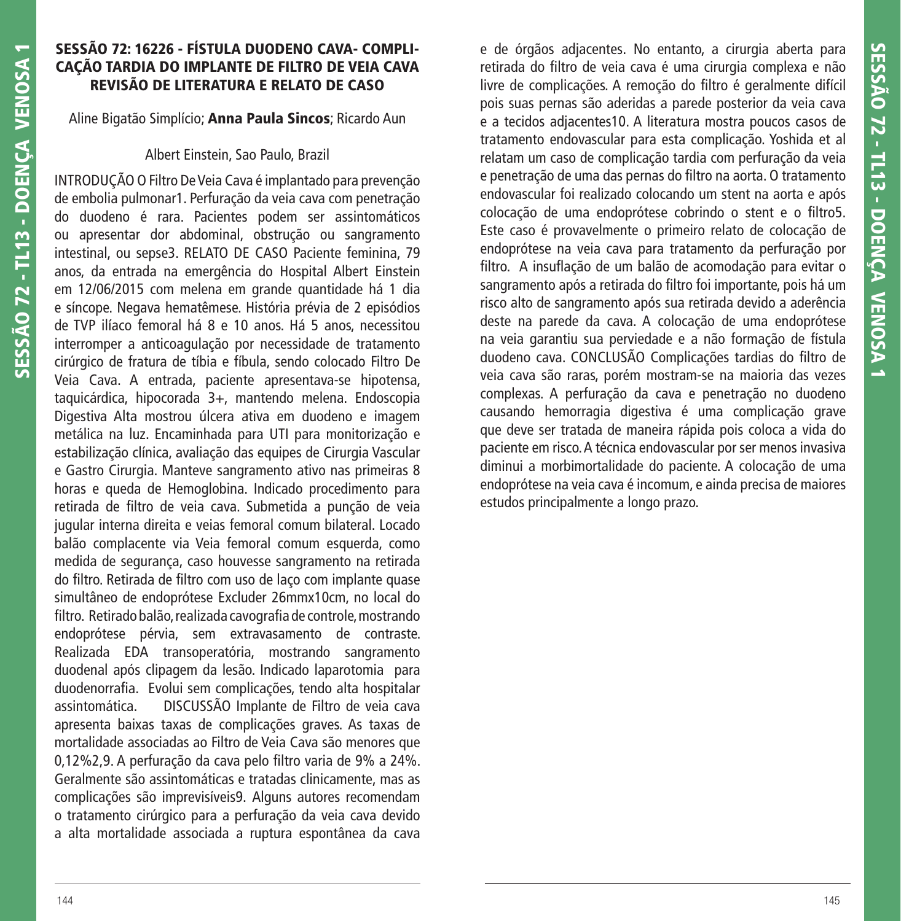## SESSÃO 72: 16226 - FÍSTULA DUODENO CAVA- COMPLICAÇÃO TARDIA DO IMPLANTE DE FILTRO DE VEIA CAVA REVISÃO DE LITERATURA E RELATO DE CASO

Aline Bigatão Simplício; **Anna Paula Sincos**; Ricardo Aun

Albert Einstein, Sao Paulo, Brazil

INTRODUÇÃO O Filtro De Veia Cava é implantado para prevenção de embolia pulmonar1. Perfuração da veia cava com penetração do duodeno é rara. Pacientes podem ser assintomáticos ou apresentar dor abdominal, obstrução ou sangramento intestinal, ou sepse3. RELATO DE CASO Paciente feminina, 79 anos, da entrada na emergência do Hospital Albert Einstein em 12/06/2015 com melena em grande quantidade há 1 dia e síncope. Negava hematêmese. História prévia de 2 episódios de TVP ilíaco femoral há 8 e 10 anos. Há 5 anos, necessitou interromper a anticoagulação por necessidade de tratamento cirúrgico de fratura de tíbia e fíbula, sendo colocado Filtro De Veia Cava. A entrada, paciente apresentava-se hipotensa, taquicárdica, hipocorada 3+, mantendo melena. Endoscopia Digestiva Alta mostrou úlcera ativa em duodeno e imagem metálica na luz. Encaminhada para UTI para monitorização e estabilização clínica, avaliação das equipes de Cirurgia Vascular e Gastro Cirurgia. Manteve sangramento ativo nas primeiras 8 horas e queda de Hemoglobina. Indicado procedimento para retirada de filtro de veia cava. Submetida a punção de veia jugular interna direita e veias femoral comum bilateral. Locado balão complacente via Veia femoral comum esquerda, como medida de segurança, caso houvesse sangramento na retirada do filtro. Retirada de filtro com uso de laço com implante quase simultâneo de endoprótese Excluder 26mmx10cm, no local do filtro. Retirado balão, realizada cavografia de controle, mostrando endoprótese pérvia, sem extravasamento de contraste. Realizada EDA transoperatória, mostrando sangramento duodenal após clipagem da lesão. Indicado laparotomia para duodenorrafia. Evolui sem complicações, tendo alta hospitalar assintomática. DISCUSSÃO Implante de Filtro de veia cava apresenta baixas taxas de complicações graves. As taxas de mortalidade associadas ao Filtro de Veia Cava são menores que 0,12%2,9. A perfuração da cava pelo filtro varia de 9% a 24%. Geralmente são assintomáticas e tratadas clinicamente, mas as complicações são imprevisíveis9. Alguns autores recomendam o tratamento cirúrgico para a perfuração da veia cava devido a alta mortalidade associada a ruptura espontânea da cava e de órgãos adjacentes. No entanto, a cirurgia aberta para retirada do filtro de veia cava é uma cirurgia complexa e não livre de complicações. A remoção do filtro é geralmente difícil pois suas pernas são aderidas a parede posterior da veia cava e a tecidos adjacentes10. A literatura mostra poucos casos de tratamento endovascular para esta complicação. Yoshida et al relatam um caso de complicação tardia com perfuração da veia e penetração de uma das pernas do filtro na aorta. O tratamento endovascular foi realizado colocando um stent na aorta e após colocação de uma endoprótese cobrindo o stent e o filtro5. Este caso é provavelmente o primeiro relato de colocação de endoprótese na veia cava para tratamento da perfuração por filtro. A insuflação de um balão de acomodação para evitar o sangramento após a retirada do filtro foi importante, pois há um risco alto de sangramento após sua retirada devido a aderência deste na parede da cava. A colocação de uma endoprótese na veia garantiu sua perviedade e a não formação de fístula duodeno cava. CONCLUSÃO Complicações tardias do filtro de veia cava são raras, porém mostram-se na maioria das vezes complexas. A perfuração da cava e penetração no duodeno causando hemorragia digestiva é uma complicação grave que deve ser tratada de maneira rápida pois coloca a vida do paciente em risco. A técnica endovascular por ser menos invasiva diminui a morbimortalidade do paciente. A colocação de uma endoprótese na veia cava é incomum, e ainda precisa de maiores estudos principalmente a longo prazo.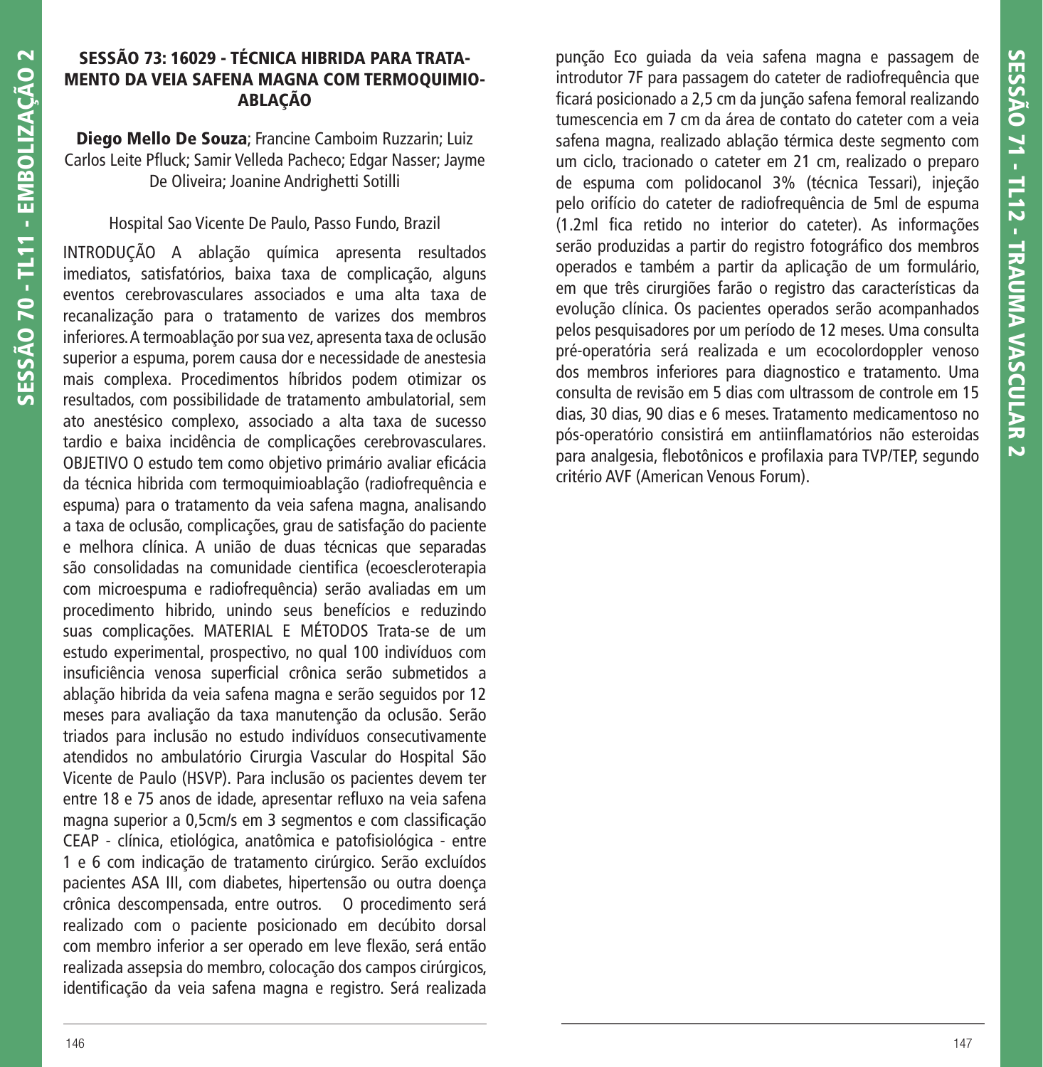## SESSÃO 73: 16029 - TÉCNICA HIBRIDA PARA TRATAMENTO DA VEIA SAFENA MAGNA COM TERMOQUIMIOABLAÇÃO

**Diego Mello De Souza**; Francine Camboim Ruzzarin; Luiz Carlos Leite Pfluck; Samir Velleda Pacheco; Edgar Nasser; Jayme De Oliveira; Joanine Andrighetti Sotilli

Hospital Sao Vicente De Paulo, Passo Fundo, Brazil

INTRODUÇÃO A ablação química apresenta resultados imediatos, satisfatórios, baixa taxa de complicação, alguns eventos cerebrovasculares associados e uma alta taxa de recanalização para o tratamento de varizes dos membros inferiores. A termoablação por sua vez, apresenta taxa de oclusão superior a espuma, porem causa dor e necessidade de anestesia mais complexa. Procedimentos híbridos podem otimizar os resultados, com possibilidade de tratamento ambulatorial, sem ato anestésico complexo, associado a alta taxa de sucesso tardio e baixa incidência de complicações cerebrovasculares. OBJETIVO O estudo tem como objetivo primário avaliar eficácia da técnica hibrida com termoquimioablação (radiofrequência e espuma) para o tratamento da veia safena magna, analisando a taxa de oclusão, complicações, grau de satisfação do paciente e melhora clínica. A união de duas técnicas que separadas são consolidadas na comunidade cientifica (ecoescleroterapia com microespuma e radiofrequência) serão avaliadas em um procedimento hibrido, unindo seus benefícios e reduzindo suas complicações. MATERIAL E MÉTODOS Trata-se de um estudo experimental, prospectivo, no qual 100 indivíduos com insuficiência venosa superficial crônica serão submetidos a ablação hibrida da veia safena magna e serão seguidos por 12 meses para avaliação da taxa manutenção da oclusão. Serão triados para inclusão no estudo indivíduos consecutivamente atendidos no ambulatório Cirurgia Vascular do Hospital São Vicente de Paulo (HSVP). Para inclusão os pacientes devem ter entre 18 e 75 anos de idade, apresentar refluxo na veia safena magna superior a 0,5cm/s em 3 segmentos e com classificação CEAP - clínica, etiológica, anatômica e patofisiológica - entre 1 e 6 com indicação de tratamento cirúrgico. Serão excluídos pacientes ASA III, com diabetes, hipertensão ou outra doença crônica descompensada, entre outros. O procedimento será realizado com o paciente posicionado em decúbito dorsal com membro inferior a ser operado em leve flexão, será então realizada assepsia do membro, colocação dos campos cirúrgicos, identificação da veia safena magna e registro. Será realizada punção Eco guiada da veia safena magna e passagem de introdutor 7F para passagem do cateter de radiofrequência que ficará posicionado a 2,5 cm da junção safena femoral realizando tumescencia em 7 cm da área de contato do cateter com a veia safena magna, realizado ablação térmica deste segmento com um ciclo, tracionado o cateter em 21 cm, realizado o preparo de espuma com polidocanol 3% (técnica Tessari), injeção pelo orifício do cateter de radiofrequência de 5ml de espuma (1.2ml fica retido no interior do cateter). As informações serão produzidas a partir do registro fotográfico dos membros operados e também a partir da aplicação de um formulário, em que três cirurgiões farão o registro das características da evolução clínica. Os pacientes operados serão acompanhados pelos pesquisadores por um período de 12 meses. Uma consulta pré-operatória será realizada e um ecocolordoppler venoso dos membros inferiores para diagnostico e tratamento. Uma consulta de revisão em 5 dias com ultrassom de controle em 15 dias, 30 dias, 90 dias e 6 meses. Tratamento medicamentoso no pós-operatório consistirá em antiinflamatórios não esteroidas para analgesia, flebotônicos e profilaxia para TVP/TEP, segundo critério AVF (American Venous Forum).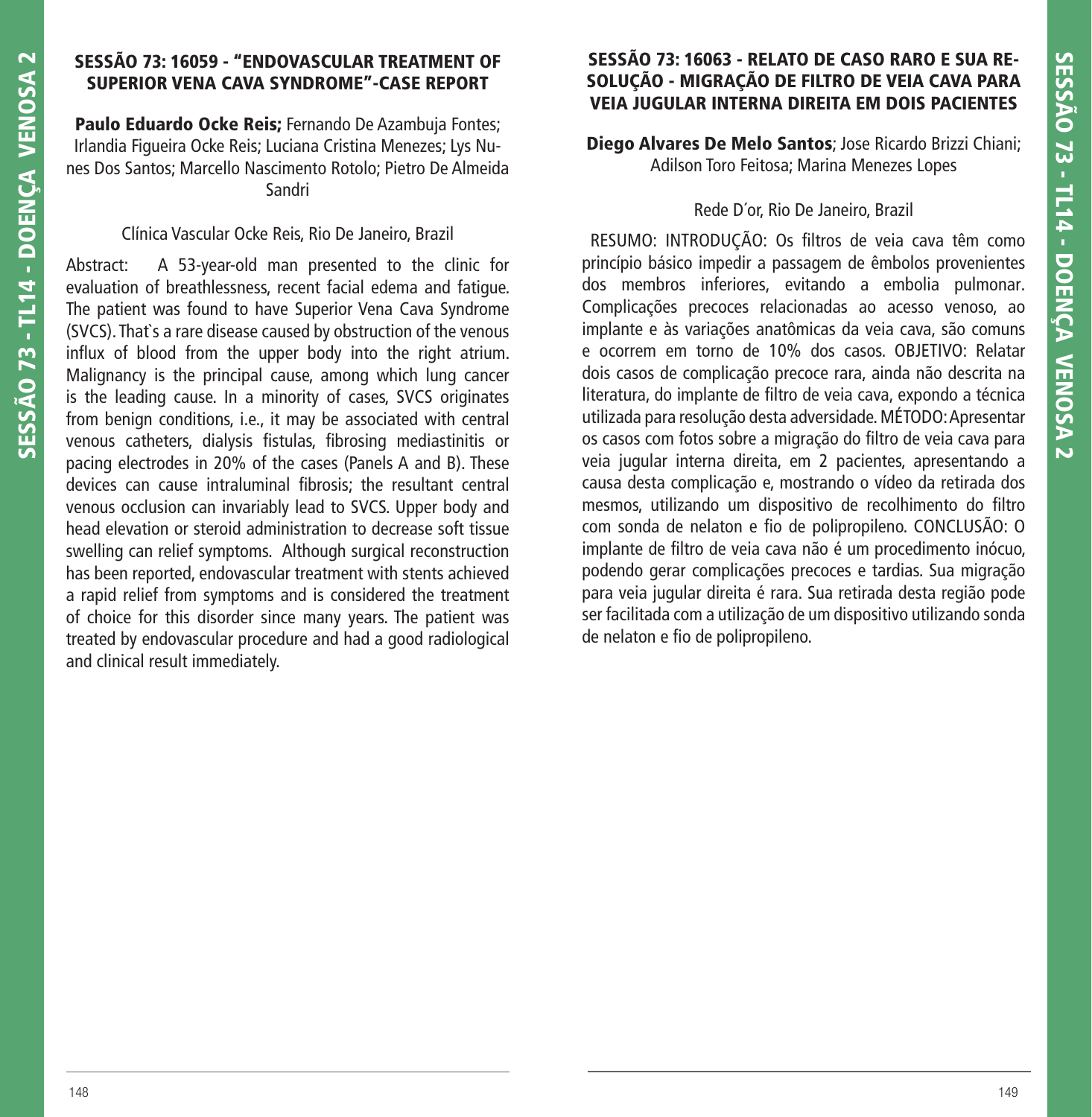## SESSÃO 73: 16059 - "ENDOVASCULAR TREATMENT OF SUPERIOR VENA CAVA SYNDROME"-CASE REPORT

**Paulo Eduardo Ocke Reis;** Fernando De Azambuja Fontes; Irlandia Figueira Ocke Reis; Luciana Cristina Menezes; Lys Nunes Dos Santos; Marcello Nascimento Rotolo; Pietro De Almeida Sandri

Clínica Vascular Ocke Reis, Rio De Janeiro, Brazil

Abstract: A 53-year-old man presented to the clinic for evaluation of breathlessness, recent facial edema and fatigue. The patient was found to have Superior Vena Cava Syndrome (SVCS). That`s a rare disease caused by obstruction of the venous influx of blood from the upper body into the right atrium. Malignancy is the principal cause, among which lung cancer is the leading cause. In a minority of cases, SVCS originates from benign conditions, i.e., it may be associated with central venous catheters, dialysis fistulas, fibrosing mediastinitis or pacing electrodes in 20% of the cases (Panels A and B). These devices can cause intraluminal fibrosis; the resultant central venous occlusion can invariably lead to SVCS. Upper body and head elevation or steroid administration to decrease soft tissue swelling can relief symptoms. Although surgical reconstruction has been reported, endovascular treatment with stents achieved a rapid relief from symptoms and is considered the treatment of choice for this disorder since many years. The patient was treated by endovascular procedure and had a good radiological and clinical result immediately.

## SESSÃO 73: 16063 - RELATO DE CASO RARO E SUA RESOLUÇÃO - MIGRAÇÃO DE FILTRO DE VEIA CAVA PARA VEIA JUGULAR INTERNA DIREITA EM DOIS PACIENTES

**Diego Alvares De Melo Santos**; Jose Ricardo Brizzi Chiani; Adilson Toro Feitosa; Marina Menezes Lopes

Rede D´or, Rio De Janeiro, Brazil

RESUMO: INTRODUÇÃO: Os filtros de veia cava têm como princípio básico impedir a passagem de êmbolos provenientes dos membros inferiores, evitando a embolia pulmonar. Complicações precoces relacionadas ao acesso venoso, ao implante e às variações anatômicas da veia cava, são comuns e ocorrem em torno de 10% dos casos. OBJETIVO: Relatar dois casos de complicação precoce rara, ainda não descrita na literatura, do implante de filtro de veia cava, expondo a técnica utilizada para resolução desta adversidade. MÉTODO: Apresentar os casos com fotos sobre a migração do filtro de veia cava para veia jugular interna direita, em 2 pacientes, apresentando a causa desta complicação e, mostrando o vídeo da retirada dos mesmos, utilizando um dispositivo de recolhimento do filtro com sonda de nelaton e fio de polipropileno. CONCLUSÃO: O implante de filtro de veia cava não é um procedimento inócuo, podendo gerar complicações precoces e tardias. Sua migração para veia jugular direita é rara. Sua retirada desta região pode ser facilitada com a utilização de um dispositivo utilizando sonda de nelaton e fio de polipropileno.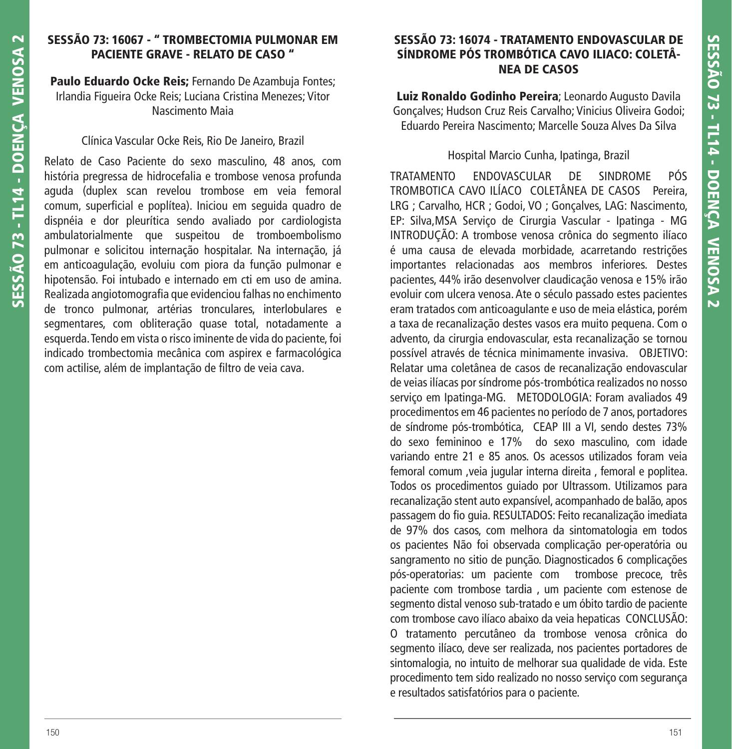## SESSÃO 73: 16067 - " TROMBECTOMIA PULMONAR EM PACIENTE GRAVE - RELATO DE CASO "

**Paulo Eduardo Ocke Reis;** Fernando De Azambuja Fontes; Irlandia Figueira Ocke Reis; Luciana Cristina Menezes; Vitor Nascimento Maia

Clínica Vascular Ocke Reis, Rio De Janeiro, Brazil

Relato de Caso Paciente do sexo masculino, 48 anos, com história pregressa de hidrocefalia e trombose venosa profunda aguda (duplex scan revelou trombose em veia femoral comum, superficial e poplítea). Iniciou em seguida quadro de dispnéia e dor pleurítica sendo avaliado por cardiologista ambulatorialmente que suspeitou de tromboembolismo pulmonar e solicitou internação hospitalar. Na internação, já em anticoagulação, evoluiu com piora da função pulmonar e hipotensão. Foi intubado e internado em cti em uso de amina. Realizada angiotomografia que evidenciou falhas no enchimento de tronco pulmonar, artérias tronculares, interlobulares e segmentares, com obliteração quase total, notadamente a esquerda. Tendo em vista o risco iminente de vida do paciente, foi indicado trombectomia mecânica com aspirex e farmacológica com actilise, além de implantação de filtro de veia cava.

## SESSÃO 73: 16074 - TRATAMENTO ENDOVASCULAR DE SÍNDROME PÓS TROMBÓTICA CAVO ILIACO: COLETÂNEA DE CASOS

**Luiz Ronaldo Godinho Pereira**; Leonardo Augusto Davila Gonçalves; Hudson Cruz Reis Carvalho; Vinicius Oliveira Godoi; Eduardo Pereira Nascimento; Marcelle Souza Alves Da Silva

Hospital Marcio Cunha, Ipatinga, Brazil

TRATAMENTO ENDOVASCULAR DE SINDROME PÓS TROMBOTICA CAVO ILÍACO COLETÂNEA DE CASOS Pereira, LRG ; Carvalho, HCR ; Godoi, VO ; Gonçalves, LAG: Nascimento, EP: Silva,MSA Serviço de Cirurgia Vascular - Ipatinga - MG INTRODUÇÃO: A trombose venosa crônica do segmento ilíaco é uma causa de elevada morbidade, acarretando restrições importantes relacionadas aos membros inferiores. Destes pacientes, 44% irão desenvolver claudicação venosa e 15% irão evoluir com ulcera venosa. Ate o século passado estes pacientes eram tratados com anticoagulante e uso de meia elástica, porém a taxa de recanalização destes vasos era muito pequena. Com o advento, da cirurgia endovascular, esta recanalização se tornou possível através de técnica minimamente invasiva. OBJETIVO: Relatar uma coletânea de casos de recanalização endovascular de veias ilíacas por síndrome pós-trombótica realizados no nosso serviço em Ipatinga-MG. METODOLOGIA: Foram avaliados 49 procedimentos em 46 pacientes no período de 7 anos, portadores de síndrome pós-trombótica, CEAP III a VI, sendo destes 73% do sexo femininoo e 17% do sexo masculino, com idade variando entre 21 e 85 anos. Os acessos utilizados foram veia femoral comum ,veia jugular interna direita , femoral e poplitea. Todos os procedimentos guiado por Ultrassom. Utilizamos para recanalização stent auto expansível, acompanhado de balão, apos passagem do fio guia. RESULTADOS: Feito recanalização imediata de 97% dos casos, com melhora da sintomatologia em todos os pacientes Não foi observada complicação per-operatória ou sangramento no sitio de punção. Diagnosticados 6 complicações pós-operatorias: um paciente com trombose precoce, três paciente com trombose tardia , um paciente com estenose de segmento distal venoso sub-tratado e um óbito tardio de paciente com trombose cavo ilíaco abaixo da veia hepaticas CONCLUSÃO: O tratamento percutâneo da trombose venosa crônica do segmento ilíaco, deve ser realizada, nos pacientes portadores de sintomalogia, no intuito de melhorar sua qualidade de vida. Este procedimento tem sido realizado no nosso serviço com segurança e resultados satisfatórios para o paciente.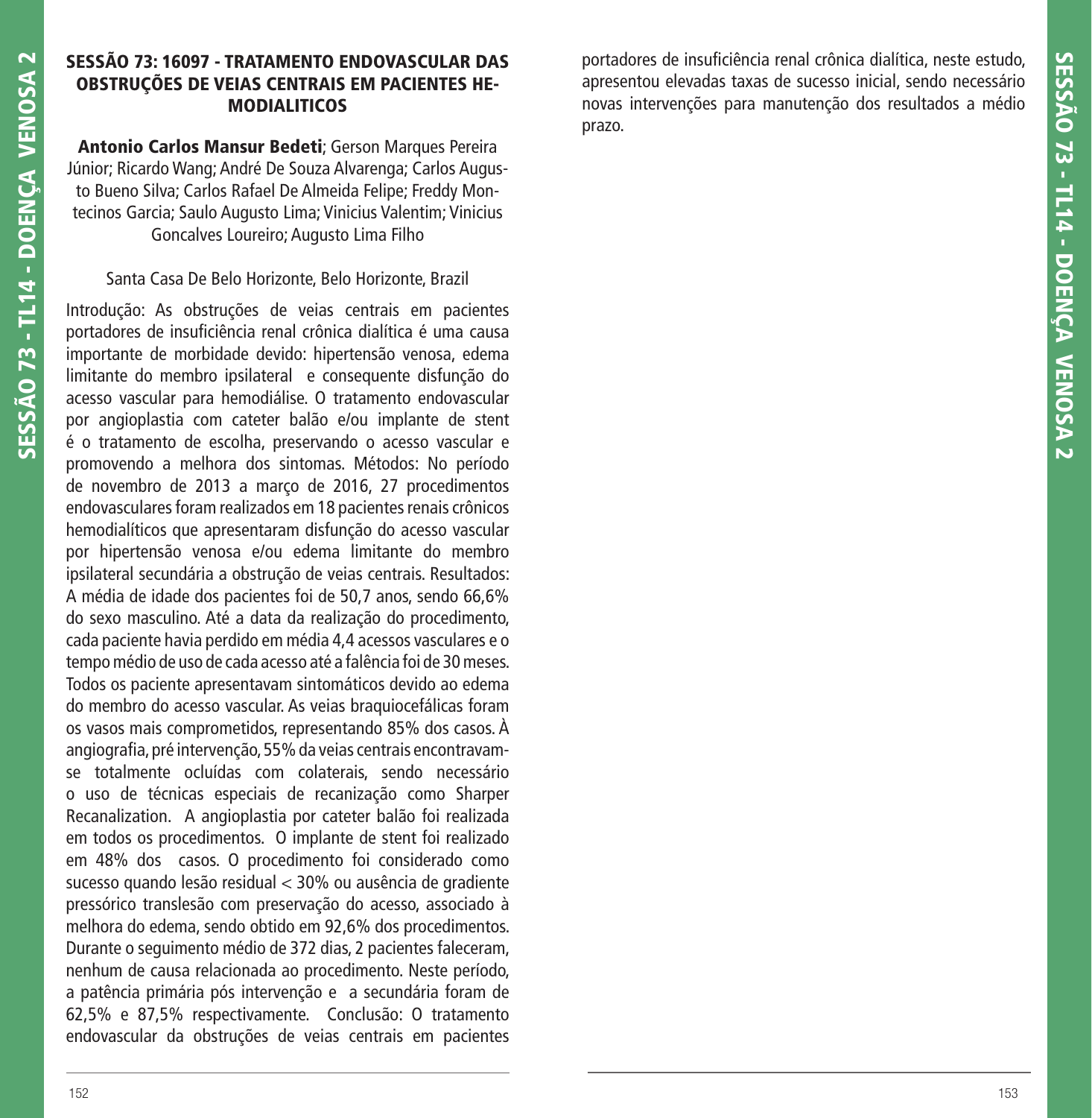## SESSÃO 73: 16097 - TRATAMENTO ENDOVASCULAR DAS OBSTRUÇÕES DE VEIAS CENTRAIS EM PACIENTES HEMODIALITICOS

**Antonio Carlos Mansur Bedeti**; Gerson Marques Pereira Júnior; Ricardo Wang; André De Souza Alvarenga; Carlos Augusto Bueno Silva; Carlos Rafael De Almeida Felipe; Freddy Montecinos Garcia; Saulo Augusto Lima; Vinicius Valentim; Vinicius Goncalves Loureiro; Augusto Lima Filho

Santa Casa De Belo Horizonte, Belo Horizonte, Brazil

Introdução: As obstruções de veias centrais em pacientes portadores de insuficiência renal crônica dialítica é uma causa importante de morbidade devido: hipertensão venosa, edema limitante do membro ipsilateral e consequente disfunção do acesso vascular para hemodiálise. O tratamento endovascular por angioplastia com cateter balão e/ou implante de stent é o tratamento de escolha, preservando o acesso vascular e promovendo a melhora dos sintomas. Métodos: No período de novembro de 2013 a março de 2016, 27 procedimentos endovasculares foram realizados em 18 pacientes renais crônicos hemodialíticos que apresentaram disfunção do acesso vascular por hipertensão venosa e/ou edema limitante do membro ipsilateral secundária a obstrução de veias centrais. Resultados: A média de idade dos pacientes foi de 50,7 anos, sendo 66,6% do sexo masculino. Até a data da realização do procedimento, cada paciente havia perdido em média 4,4 acessos vasculares e o tempo médio de uso de cada acesso até a falência foi de 30 meses. Todos os paciente apresentavam sintomáticos devido ao edema do membro do acesso vascular. As veias braquiocefálicas foram os vasos mais comprometidos, representando 85% dos casos. À angiografia, pré intervenção, 55% da veias centrais encontravam-se totalmente ocluídas com colaterais, sendo necessário o uso de técnicas especiais de recanização como Sharper Recanalization. A angioplastia por cateter balão foi realizada em todos os procedimentos. O implante de stent foi realizado em 48% dos casos. O procedimento foi considerado como sucesso quando lesão residual < 30% ou ausência de gradiente pressórico translesão com preservação do acesso, associado à melhora do edema, sendo obtido em 92,6% dos procedimentos. Durante o seguimento médio de 372 dias, 2 pacientes faleceram, nenhum de causa relacionada ao procedimento. Neste período, a patência primária pós intervenção e a secundária foram de 62,5% e 87,5% respectivamente. Conclusão: O tratamento endovascular da obstruções de veias centrais em pacientes portadores de insuficiência renal crônica dialítica, neste estudo, apresentou elevadas taxas de sucesso inicial, sendo necessário novas intervenções para manutenção dos resultados a médio prazo.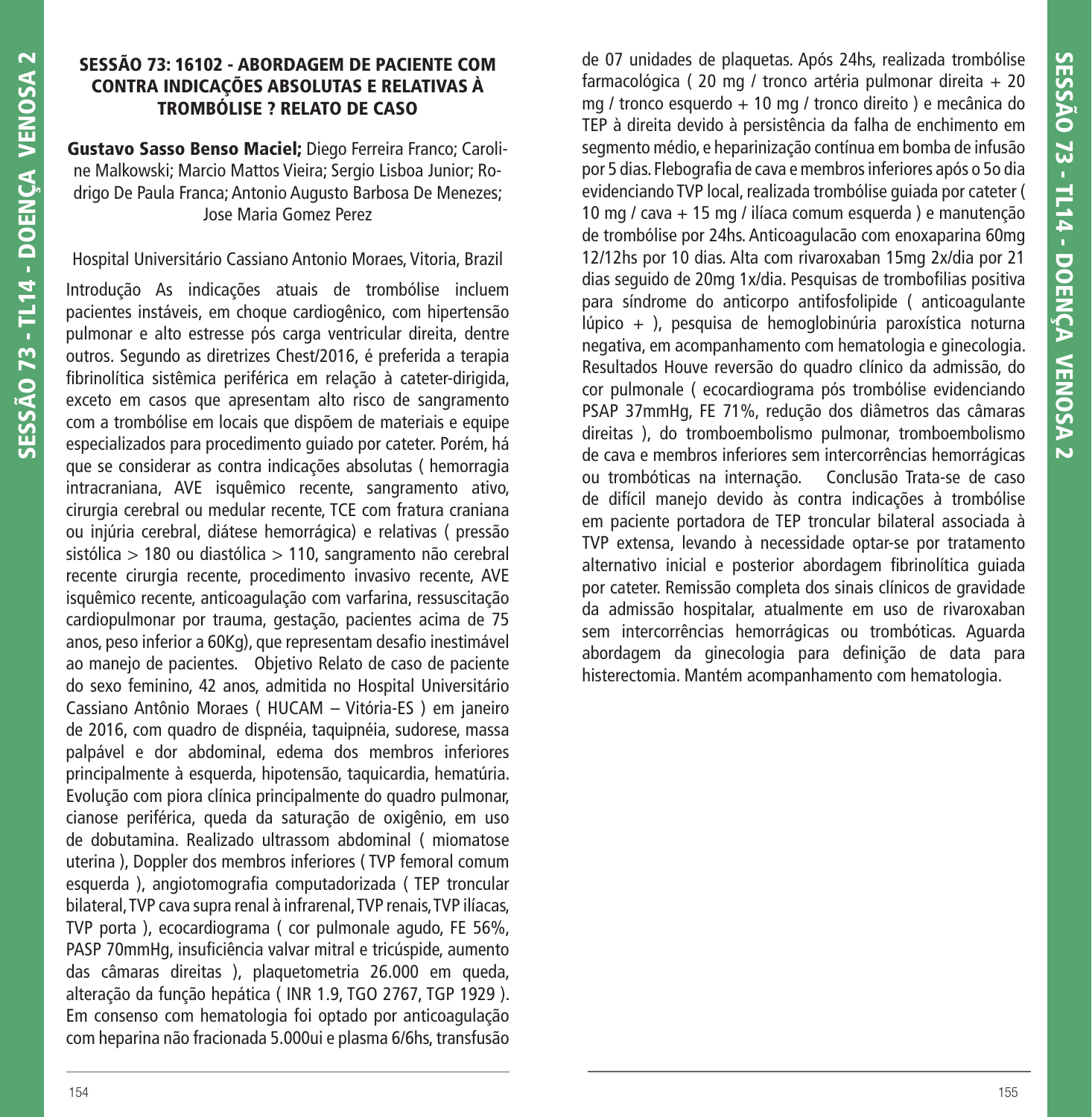## SESSÃO 73: 16102 - ABORDAGEM DE PACIENTE COM CONTRA INDICAÇÕES ABSOLUTAS E RELATIVAS À TROMBÓLISE ? RELATO DE CASO

**Gustavo Sasso Benso Maciel;** Diego Ferreira Franco; Caroline Malkowski; Marcio Mattos Vieira; Sergio Lisboa Junior; Rodrigo De Paula Franca; Antonio Augusto Barbosa De Menezes; Jose Maria Gomez Perez

Hospital Universitário Cassiano Antonio Moraes, Vitoria, Brazil

Introdução As indicações atuais de trombólise incluem pacientes instáveis, em choque cardiogênico, com hipertensão pulmonar e alto estresse pós carga ventricular direita, dentre outros. Segundo as diretrizes Chest/2016, é preferida a terapia fibrinolítica sistêmica periférica em relação à cateter-dirigida, exceto em casos que apresentam alto risco de sangramento com a trombólise em locais que dispõem de materiais e equipe especializados para procedimento guiado por cateter. Porém, há que se considerar as contra indicações absolutas ( hemorragia intracraniana, AVE isquêmico recente, sangramento ativo, cirurgia cerebral ou medular recente, TCE com fratura craniana ou injúria cerebral, diátese hemorrágica) e relativas ( pressão sistólica > 180 ou diastólica > 110, sangramento não cerebral recente cirurgia recente, procedimento invasivo recente, AVE isquêmico recente, anticoagulação com varfarina, ressuscitação cardiopulmonar por trauma, gestação, pacientes acima de 75 anos, peso inferior a 60Kg), que representam desafio inestimável ao manejo de pacientes. Objetivo Relato de caso de paciente do sexo feminino, 42 anos, admitida no Hospital Universitário Cassiano Antônio Moraes ( HUCAM – Vitória-ES ) em janeiro de 2016, com quadro de dispnéia, taquipnéia, sudorese, massa palpável e dor abdominal, edema dos membros inferiores principalmente à esquerda, hipotensão, taquicardia, hematúria. Evolução com piora clínica principalmente do quadro pulmonar, cianose periférica, queda da saturação de oxigênio, em uso de dobutamina. Realizado ultrassom abdominal ( miomatose uterina ), Doppler dos membros inferiores ( TVP femoral comum esquerda ), angiotomografia computadorizada ( TEP troncular bilateral, TVP cava supra renal à infrarenal, TVP renais, TVP ilíacas, TVP porta ), ecocardiograma ( cor pulmonale agudo, FE 56%, PASP 70mmHg, insuficiência valvar mitral e tricúspide, aumento das câmaras direitas ), plaquetometria 26.000 em queda, alteração da função hepática ( INR 1.9, TGO 2767, TGP 1929 ). Em consenso com hematologia foi optado por anticoagulação com heparina não fracionada 5.000ui e plasma 6/6hs, transfusão de 07 unidades de plaquetas. Após 24hs, realizada trombólise farmacológica ( 20 mg / tronco artéria pulmonar direita + 20 mg / tronco esquerdo + 10 mg / tronco direito ) e mecânica do TEP à direita devido à persistência da falha de enchimento em segmento médio, e heparinização contínua em bomba de infusão por 5 dias. Flebografia de cava e membros inferiores após o 5o dia evidenciando TVP local, realizada trombólise guiada por cateter ( 10 mg / cava + 15 mg / ilíaca comum esquerda ) e manutenção de trombólise por 24hs. Anticoagulacão com enoxaparina 60mg 12/12hs por 10 dias. Alta com rivaroxaban 15mg 2x/dia por 21 dias seguido de 20mg 1x/dia. Pesquisas de trombofilias positiva para síndrome do anticorpo antifosfolipide ( anticoagulante lúpico + ), pesquisa de hemoglobinúria paroxística noturna negativa, em acompanhamento com hematologia e ginecologia. Resultados Houve reversão do quadro clínico da admissão, do cor pulmonale ( ecocardiograma pós trombólise evidenciando PSAP 37mmHg, FE 71%, redução dos diâmetros das câmaras direitas ), do tromboembolismo pulmonar, tromboembolismo de cava e membros inferiores sem intercorrências hemorrágicas ou trombóticas na internação. Conclusão Trata-se de caso de difícil manejo devido às contra indicações à trombólise em paciente portadora de TEP troncular bilateral associada à TVP extensa, levando à necessidade optar-se por tratamento alternativo inicial e posterior abordagem fibrinolítica guiada por cateter. Remissão completa dos sinais clínicos de gravidade da admissão hospitalar, atualmente em uso de rivaroxaban sem intercorrências hemorrágicas ou trombóticas. Aguarda abordagem da ginecologia para definição de data para histerectomia. Mantém acompanhamento com hematologia.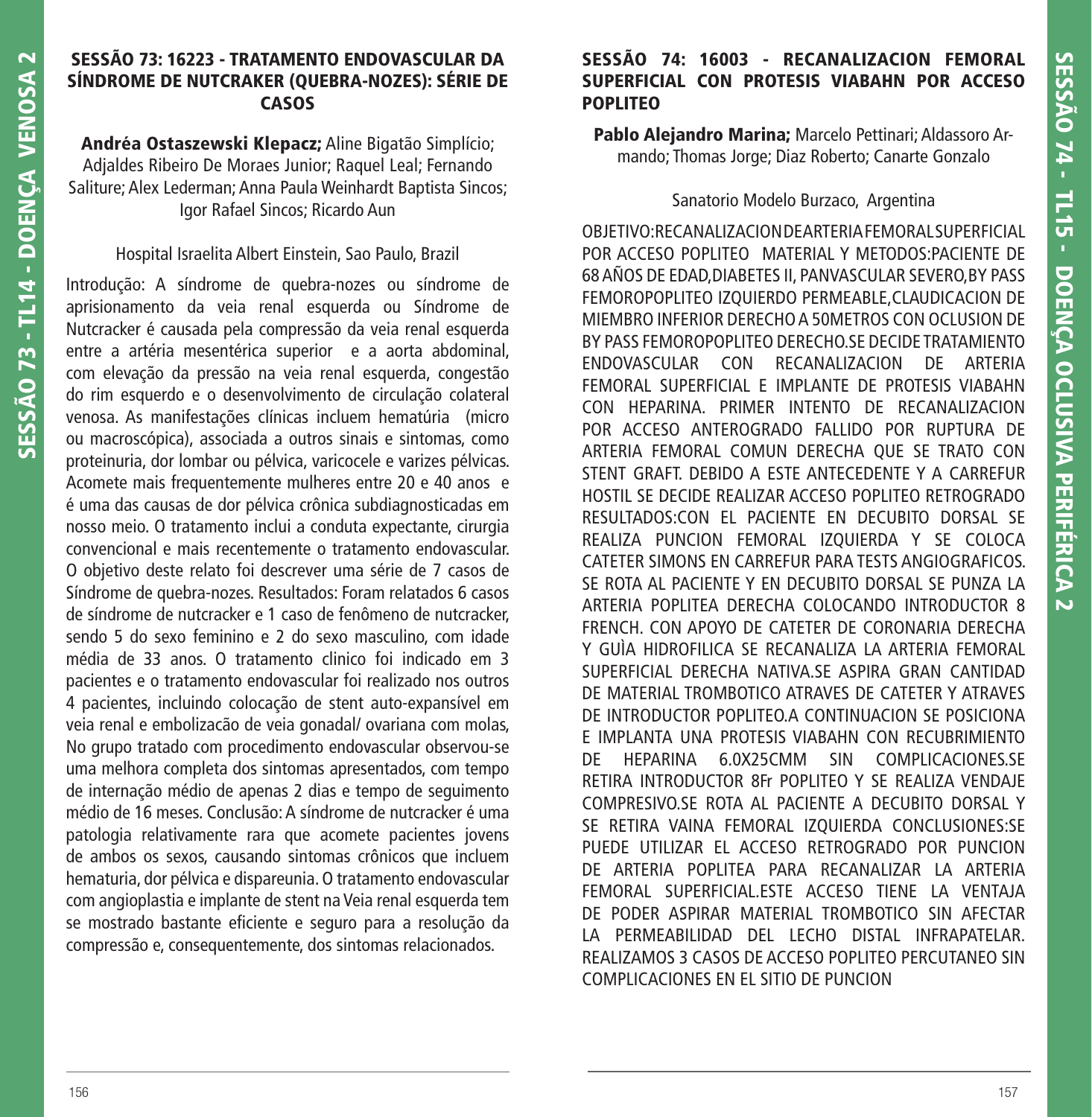## SESSÃO 73: 16223 - TRATAMENTO ENDOVASCULAR DA SÍNDROME DE NUTCRAKER (QUEBRA-NOZES): SÉRIE DE CASOS

**Andréa Ostaszewski Klepacz;** Aline Bigatão Simplício; Adjaldes Ribeiro De Moraes Junior; Raquel Leal; Fernando Saliture; Alex Lederman; Anna Paula Weinhardt Baptista Sincos; Igor Rafael Sincos; Ricardo Aun

Hospital Israelita Albert Einstein, Sao Paulo, Brazil

Introdução: A síndrome de quebra-nozes ou síndrome de aprisionamento da veia renal esquerda ou Síndrome de Nutcracker é causada pela compressão da veia renal esquerda entre a artéria mesentérica superior e a aorta abdominal, com elevação da pressão na veia renal esquerda, congestão do rim esquerdo e o desenvolvimento de circulação colateral venosa. As manifestações clínicas incluem hematúria (micro ou macroscópica), associada a outros sinais e sintomas, como proteinuria, dor lombar ou pélvica, varicocele e varizes pélvicas. Acomete mais frequentemente mulheres entre 20 e 40 anos e é uma das causas de dor pélvica crônica subdiagnosticadas em nosso meio. O tratamento inclui a conduta expectante, cirurgia convencional e mais recentemente o tratamento endovascular. O objetivo deste relato foi descrever uma série de 7 casos de Síndrome de quebra-nozes. Resultados: Foram relatados 6 casos de síndrome de nutcracker e 1 caso de fenômeno de nutcracker, sendo 5 do sexo feminino e 2 do sexo masculino, com idade média de 33 anos. O tratamento clinico foi indicado em 3 pacientes e o tratamento endovascular foi realizado nos outros 4 pacientes, incluindo colocação de stent auto-expansível em veia renal e embolizacão de veia gonadal/ ovariana com molas, No grupo tratado com procedimento endovascular observou-se uma melhora completa dos sintomas apresentados, com tempo de internação médio de apenas 2 dias e tempo de seguimento médio de 16 meses. Conclusão: A síndrome de nutcracker é uma patologia relativamente rara que acomete pacientes jovens de ambos os sexos, causando sintomas crônicos que incluem hematuria, dor pélvica e dispareunia. O tratamento endovascular com angioplastia e implante de stent na Veia renal esquerda tem se mostrado bastante eficiente e seguro para a resolução da compressão e, consequentemente, dos sintomas relacionados.

## SESSÃO 74: 16003 - RECANALIZACION FEMORAL SUPERFICIAL CON PROTESIS VIABAHN POR ACCESO POPLITEO

**Pablo Alejandro Marina;** Marcelo Pettinari; Aldassoro Armando; Thomas Jorge; Diaz Roberto; Canarte Gonzalo

Sanatorio Modelo Burzaco, Argentina

OBJETIVO:RECANALIZACION DE ARTERIA FEMORAL SUPERFICIAL POR ACCESO POPLITEO MATERIAL Y METODOS:PACIENTE DE 68 AÑOS DE EDAD,DIABETES II, PANVASCULAR SEVERO,BY PASS FEMOROPOPLITEO IZQUIERDO PERMEABLE,CLAUDICACION DE MIEMBRO INFERIOR DERECHO A 50METROS CON OCLUSION DE BY PASS FEMOROPOPLITEO DERECHO.SE DECIDE TRATAMIENTO ENDOVASCULAR CON RECANALIZACION DE ARTERIA FEMORAL SUPERFICIAL E IMPLANTE DE PROTESIS VIABAHN CON HEPARINA. PRIMER INTENTO DE RECANALIZACION POR ACCESO ANTEROGRADO FALLIDO POR RUPTURA DE ARTERIA FEMORAL COMUN DERECHA QUE SE TRATO CON STENT GRAFT. DEBIDO A ESTE ANTECEDENTE Y A CARREFUR HOSTIL SE DECIDE REALIZAR ACCESO POPLITEO RETROGRADO RESULTADOS:CON EL PACIENTE EN DECUBITO DORSAL SE REALIZA PUNCION FEMORAL IZQUIERDA Y SE COLOCA CATETER SIMONS EN CARREFUR PARA TESTS ANGIOGRAFICOS. SE ROTA AL PACIENTE Y EN DECUBITO DORSAL SE PUNZA LA ARTERIA POPLITEA DERECHA COLOCANDO INTRODUCTOR 8 FRENCH. CON APOYO DE CATETER DE CORONARIA DERECHA Y GUÌA HIDROFILICA SE RECANALIZA LA ARTERIA FEMORAL SUPERFICIAL DERECHA NATIVA.SE ASPIRA GRAN CANTIDAD DE MATERIAL TROMBOTICO ATRAVES DE CATETER Y ATRAVES DE INTRODUCTOR POPLITEO.A CONTINUACION SE POSICIONA E IMPLANTA UNA PROTESIS VIABAHN CON RECUBRIMIENTO DE HEPARINA 6.0X25CMM SIN COMPLICACIONES.SE RETIRA INTRODUCTOR 8Fr POPLITEO Y SE REALIZA VENDAJE COMPRESIVO.SE ROTA AL PACIENTE A DECUBITO DORSAL Y SE RETIRA VAINA FEMORAL IZQUIERDA CONCLUSIONES:SE PUEDE UTILIZAR EL ACCESO RETROGRADO POR PUNCION DE ARTERIA POPLITEA PARA RECANALIZAR LA ARTERIA FEMORAL SUPERFICIAL.ESTE ACCESO TIENE LA VENTAJA DE PODER ASPIRAR MATERIAL TROMBOTICO SIN AFECTAR LA PERMEABILIDAD DEL LECHO DISTAL INFRAPATELAR. REALIZAMOS 3 CASOS DE ACCESO POPLITEO PERCUTANEO SIN COMPLICACIONES EN EL SITIO DE PUNCION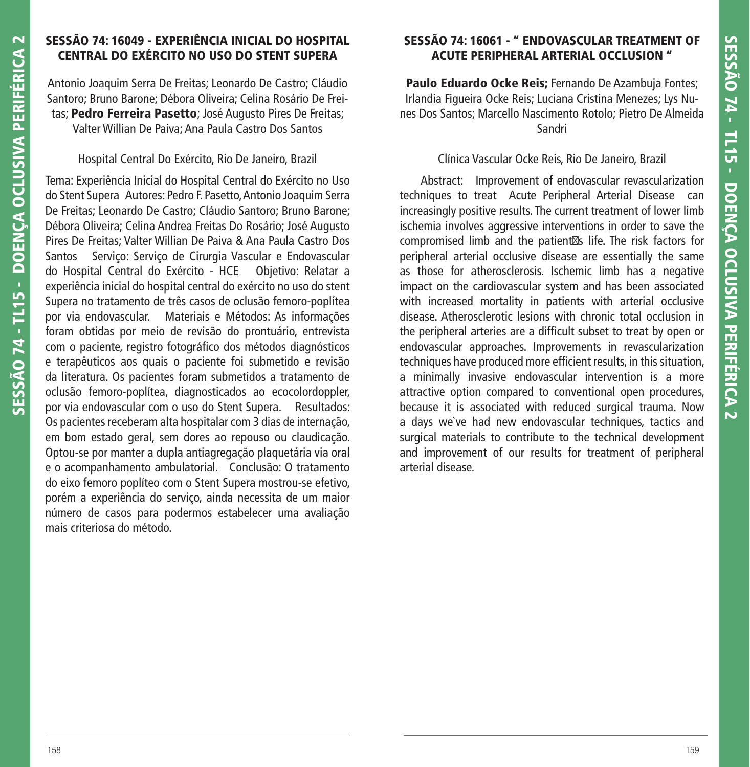## SESSÃO 74: 16049 - EXPERIÊNCIA INICIAL DO HOSPITAL CENTRAL DO EXÉRCITO NO USO DO STENT SUPERA

Antonio Joaquim Serra De Freitas; Leonardo De Castro; Cláudio Santoro; Bruno Barone; Débora Oliveira; Celina Rosário De Freitas; **Pedro Ferreira Pasetto**; José Augusto Pires De Freitas; Valter Willian De Paiva; Ana Paula Castro Dos Santos

Hospital Central Do Exército, Rio De Janeiro, Brazil

Tema: Experiência Inicial do Hospital Central do Exército no Uso do Stent Supera Autores: Pedro F. Pasetto, Antonio Joaquim Serra De Freitas; Leonardo De Castro; Cláudio Santoro; Bruno Barone; Débora Oliveira; Celina Andrea Freitas Do Rosário; José Augusto Pires De Freitas; Valter Willian De Paiva & Ana Paula Castro Dos Santos Serviço: Serviço de Cirurgia Vascular e Endovascular do Hospital Central do Exército - HCE Objetivo: Relatar a experiência inicial do hospital central do exército no uso do stent Supera no tratamento de três casos de oclusão femoro-poplítea por via endovascular. Materiais e Métodos: As informações foram obtidas por meio de revisão do prontuário, entrevista com o paciente, registro fotográfico dos métodos diagnósticos e terapêuticos aos quais o paciente foi submetido e revisão da literatura. Os pacientes foram submetidos a tratamento de oclusão femoro-poplítea, diagnosticados ao ecocolordoppler, por via endovascular com o uso do Stent Supera. Resultados: Os pacientes receberam alta hospitalar com 3 dias de internação, em bom estado geral, sem dores ao repouso ou claudicação. Optou-se por manter a dupla antiagregação plaquetária via oral e o acompanhamento ambulatorial. Conclusão: O tratamento do eixo femoro poplíteo com o Stent Supera mostrou-se efetivo, porém a experiência do serviço, ainda necessita de um maior número de casos para podermos estabelecer uma avaliação mais criteriosa do método.

## SESSÃO 74: 16061 - " ENDOVASCULAR TREATMENT OF ACUTE PERIPHERAL ARTERIAL OCCLUSION "

**Paulo Eduardo Ocke Reis;** Fernando De Azambuja Fontes; Irlandia Figueira Ocke Reis; Luciana Cristina Menezes; Lys Nunes Dos Santos; Marcello Nascimento Rotolo; Pietro De Almeida Sandri

Clínica Vascular Ocke Reis, Rio De Janeiro, Brazil

Abstract: Improvement of endovascular revascularization techniques to treat Acute Peripheral Arterial Disease can increasingly positive results. The current treatment of lower limb ischemia involves aggressive interventions in order to save the compromised limb and the patient�s life. The risk factors for peripheral arterial occlusive disease are essentially the same as those for atherosclerosis. Ischemic limb has a negative impact on the cardiovascular system and has been associated with increased mortality in patients with arterial occlusive disease. Atherosclerotic lesions with chronic total occlusion in the peripheral arteries are a difficult subset to treat by open or endovascular approaches. Improvements in revascularization techniques have produced more efficient results, in this situation, a minimally invasive endovascular intervention is a more attractive option compared to conventional open procedures, because it is associated with reduced surgical trauma. Now a days we`ve had new endovascular techniques, tactics and surgical materials to contribute to the technical development and improvement of our results for treatment of peripheral arterial disease.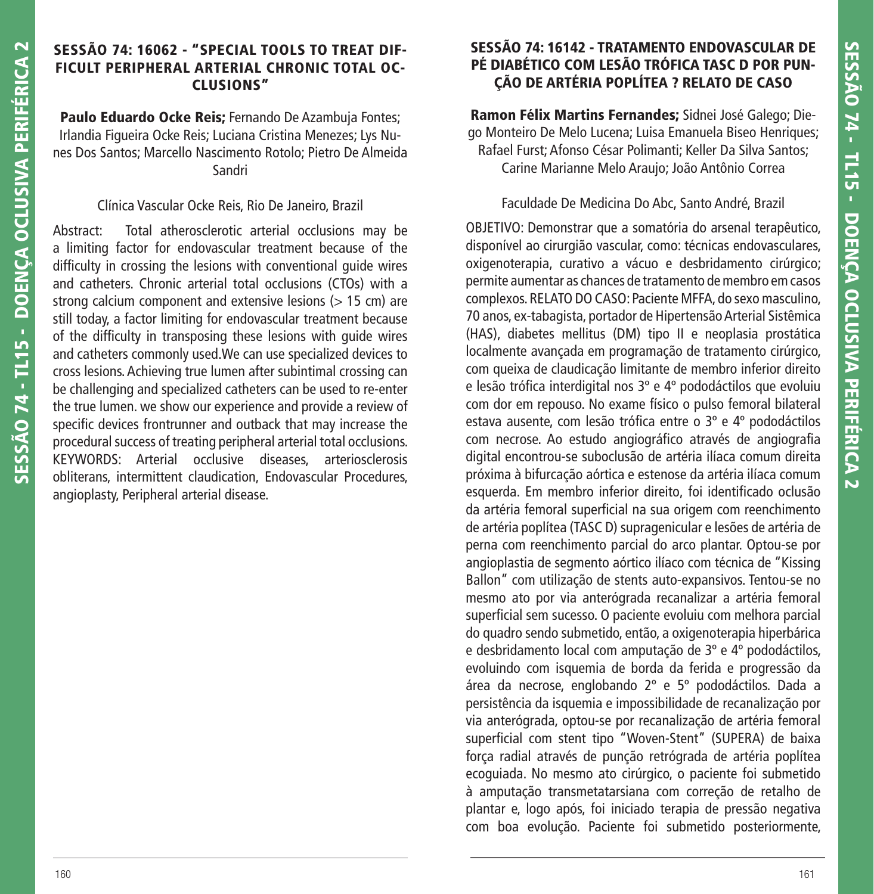## SESSÃO 74: 16062 - "SPECIAL TOOLS TO TREAT DIFFICULT PERIPHERAL ARTERIAL CHRONIC TOTAL OCCLUSIONS"

**Paulo Eduardo Ocke Reis;** Fernando De Azambuja Fontes; Irlandia Figueira Ocke Reis; Luciana Cristina Menezes; Lys Nunes Dos Santos; Marcello Nascimento Rotolo; Pietro De Almeida Sandri

Clínica Vascular Ocke Reis, Rio De Janeiro, Brazil

Abstract: Total atherosclerotic arterial occlusions may be a limiting factor for endovascular treatment because of the difficulty in crossing the lesions with conventional guide wires and catheters. Chronic arterial total occlusions (CTOs) with a strong calcium component and extensive lesions (> 15 cm) are still today, a factor limiting for endovascular treatment because of the difficulty in transposing these lesions with guide wires and catheters commonly used.We can use specialized devices to cross lesions. Achieving true lumen after subintimal crossing can be challenging and specialized catheters can be used to re-enter the true lumen. we show our experience and provide a review of specific devices frontrunner and outback that may increase the procedural success of treating peripheral arterial total occlusions. KEYWORDS: Arterial occlusive diseases, arteriosclerosis obliterans, intermittent claudication, Endovascular Procedures, angioplasty, Peripheral arterial disease.

## SESSÃO 74: 16142 - TRATAMENTO ENDOVASCULAR DE PÉ DIABÉTICO COM LESÃO TRÓFICA TASC D POR PUNÇÃO DE ARTÉRIA POPLÍTEA ? RELATO DE CASO

**Ramon Félix Martins Fernandes;** Sidnei José Galego; Diego Monteiro De Melo Lucena; Luisa Emanuela Biseo Henriques; Rafael Furst; Afonso César Polimanti; Keller Da Silva Santos; Carine Marianne Melo Araujo; João Antônio Correa

Faculdade De Medicina Do Abc, Santo André, Brazil

OBJETIVO: Demonstrar que a somatória do arsenal terapêutico, disponível ao cirurgião vascular, como: técnicas endovasculares, oxigenoterapia, curativo a vácuo e desbridamento cirúrgico; permite aumentar as chances de tratamento de membro em casos complexos. RELATO DO CASO: Paciente MFFA, do sexo masculino, 70 anos, ex-tabagista, portador de Hipertensão Arterial Sistêmica (HAS), diabetes mellitus (DM) tipo II e neoplasia prostática localmente avançada em programação de tratamento cirúrgico, com queixa de claudicação limitante de membro inferior direito e lesão trófica interdigital nos 3º e 4º pododáctilos que evoluiu com dor em repouso. No exame físico o pulso femoral bilateral estava ausente, com lesão trófica entre o 3º e 4º pododáctilos com necrose. Ao estudo angiográfico através de angiografia digital encontrou-se suboclusão de artéria ilíaca comum direita próxima à bifurcação aórtica e estenose da artéria ilíaca comum esquerda. Em membro inferior direito, foi identificado oclusão da artéria femoral superficial na sua origem com reenchimento de artéria poplítea (TASC D) supragenicular e lesões de artéria de perna com reenchimento parcial do arco plantar. Optou-se por angioplastia de segmento aórtico ilíaco com técnica de "Kissing Ballon" com utilização de stents auto-expansivos. Tentou-se no mesmo ato por via anterógrada recanalizar a artéria femoral superficial sem sucesso. O paciente evoluiu com melhora parcial do quadro sendo submetido, então, a oxigenoterapia hiperbárica e desbridamento local com amputação de 3º e 4º pododáctilos, evoluindo com isquemia de borda da ferida e progressão da área da necrose, englobando 2º e 5º pododáctilos. Dada a persistência da isquemia e impossibilidade de recanalização por via anterógrada, optou-se por recanalização de artéria femoral superficial com stent tipo "Woven-Stent" (SUPERA) de baixa força radial através de punção retrógrada de artéria poplítea ecoguiada. No mesmo ato cirúrgico, o paciente foi submetido à amputação transmetatarsiana com correção de retalho de plantar e, logo após, foi iniciado terapia de pressão negativa com boa evolução. Paciente foi submetido posteriormente,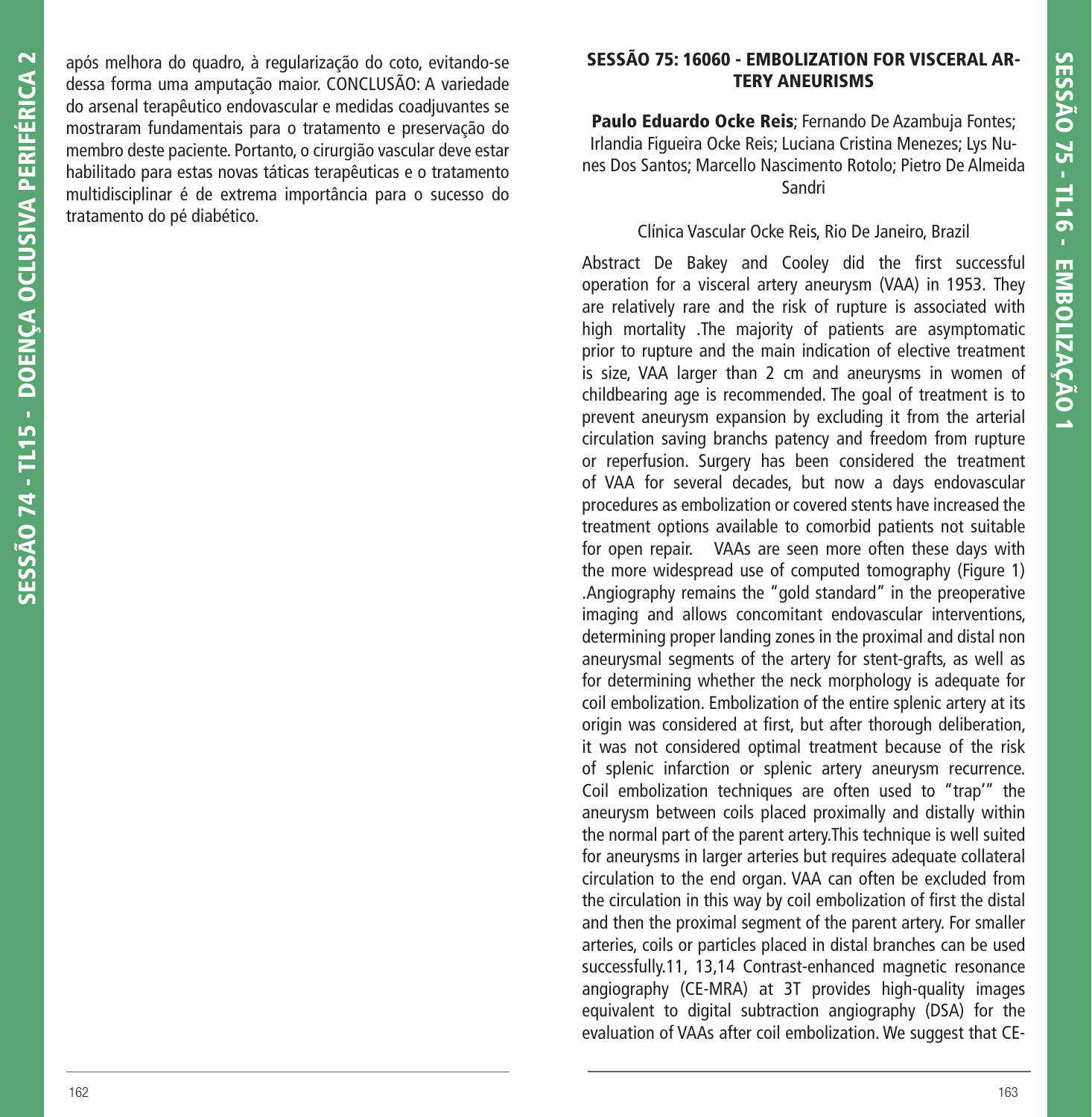após melhora do quadro, à regularização do coto, evitando-se dessa forma uma amputação maior. CONCLUSÃO: A variedade do arsenal terapêutico endovascular e medidas coadjuvantes se mostraram fundamentais para o tratamento e preservação do membro deste paciente. Portanto, o cirurgião vascular deve estar habilitado para estas novas táticas terapêuticas e o tratamento multidisciplinar é de extrema importância para o sucesso do tratamento do pé diabético.

## SESSÃO 75: 16060 - EMBOLIZATION FOR VISCERAL ARTERY ANEURISMS

**Paulo Eduardo Ocke Reis**; Fernando De Azambuja Fontes; Irlandia Figueira Ocke Reis; Luciana Cristina Menezes; Lys Nunes Dos Santos; Marcello Nascimento Rotolo; Pietro De Almeida Sandri

Clínica Vascular Ocke Reis, Rio De Janeiro, Brazil

Abstract De Bakey and Cooley did the first successful operation for a visceral artery aneurysm (VAA) in 1953. They are relatively rare and the risk of rupture is associated with high mortality .The majority of patients are asymptomatic prior to rupture and the main indication of elective treatment is size, VAA larger than 2 cm and aneurysms in women of childbearing age is recommended. The goal of treatment is to prevent aneurysm expansion by excluding it from the arterial circulation saving branchs patency and freedom from rupture or reperfusion. Surgery has been considered the treatment of VAA for several decades, but now a days endovascular procedures as embolization or covered stents have increased the treatment options available to comorbid patients not suitable for open repair. VAAs are seen more often these days with the more widespread use of computed tomography (Figure 1) .Angiography remains the "gold standard" in the preoperative imaging and allows concomitant endovascular interventions, determining proper landing zones in the proximal and distal non aneurysmal segments of the artery for stent-grafts, as well as for determining whether the neck morphology is adequate for coil embolization. Embolization of the entire splenic artery at its origin was considered at first, but after thorough deliberation, it was not considered optimal treatment because of the risk of splenic infarction or splenic artery aneurysm recurrence. Coil embolization techniques are often used to "trap'" the aneurysm between coils placed proximally and distally within the normal part of the parent artery.This technique is well suited for aneurysms in larger arteries but requires adequate collateral circulation to the end organ. VAA can often be excluded from the circulation in this way by coil embolization of first the distal and then the proximal segment of the parent artery. For smaller arteries, coils or particles placed in distal branches can be used successfully.11, 13,14 Contrast-enhanced magnetic resonance angiography (CE-MRA) at 3T provides high-quality images equivalent to digital subtraction angiography (DSA) for the evaluation of VAAs after coil embolization. We suggest that CE-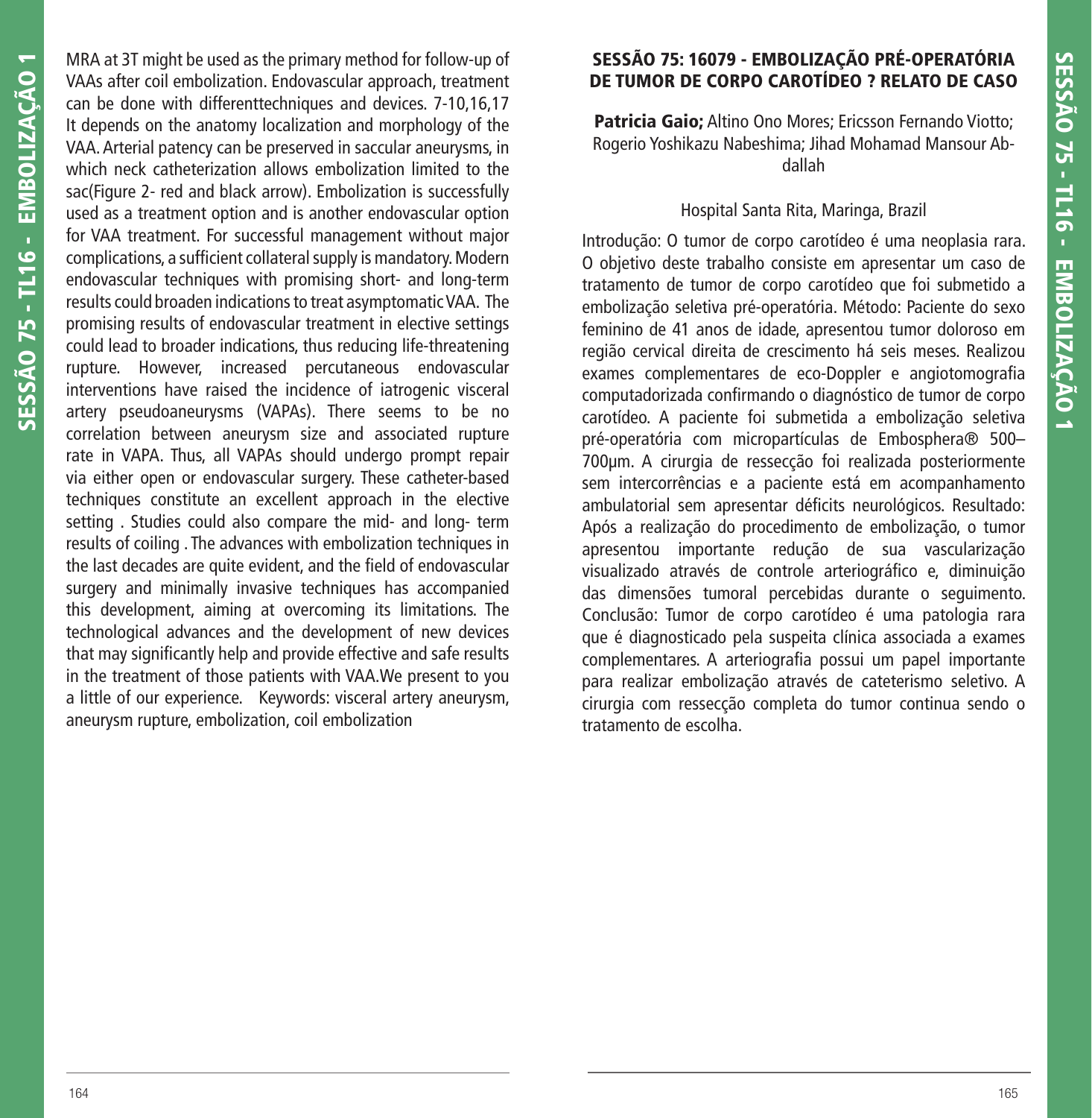MRA at 3T might be used as the primary method for follow-up of VAAs after coil embolization. Endovascular approach, treatment can be done with differenttechniques and devices. 7-10,16,17 It depends on the anatomy localization and morphology of the VAA. Arterial patency can be preserved in saccular aneurysms, in which neck catheterization allows embolization limited to the sac(Figure 2- red and black arrow). Embolization is successfully used as a treatment option and is another endovascular option for VAA treatment. For successful management without major complications, a sufficient collateral supply is mandatory. Modern endovascular techniques with promising short- and long-term results could broaden indications to treat asymptomatic VAA. The promising results of endovascular treatment in elective settings could lead to broader indications, thus reducing life-threatening rupture. However, increased percutaneous endovascular interventions have raised the incidence of iatrogenic visceral artery pseudoaneurysms (VAPAs). There seems to be no correlation between aneurysm size and associated rupture rate in VAPA. Thus, all VAPAs should undergo prompt repair via either open or endovascular surgery. These catheter-based techniques constitute an excellent approach in the elective setting . Studies could also compare the mid- and long- term results of coiling . The advances with embolization techniques in the last decades are quite evident, and the field of endovascular surgery and minimally invasive techniques has accompanied this development, aiming at overcoming its limitations. The technological advances and the development of new devices that may significantly help and provide effective and safe results in the treatment of those patients with VAA.We present to you a little of our experience.   Keywords: visceral artery aneurysm, aneurysm rupture, embolization, coil embolization

## SESSÃO 75: 16079 - EMBOLIZAÇÃO PRÉ-OPERATÓRIA DE TUMOR DE CORPO CAROTÍDEO ? RELATO DE CASO

**Patricia Gaio;** Altino Ono Mores; Ericsson Fernando Viotto; Rogerio Yoshikazu Nabeshima; Jihad Mohamad Mansour Abdallah

Hospital Santa Rita, Maringa, Brazil

Introdução: O tumor de corpo carotídeo é uma neoplasia rara. O objetivo deste trabalho consiste em apresentar um caso de tratamento de tumor de corpo carotídeo que foi submetido a embolização seletiva pré-operatória. Método: Paciente do sexo feminino de 41 anos de idade, apresentou tumor doloroso em região cervical direita de crescimento há seis meses. Realizou exames complementares de eco-Doppler e angiotomografia computadorizada confirmando o diagnóstico de tumor de corpo carotídeo. A paciente foi submetida a embolização seletiva pré-operatória com micropartículas de Embosphera® 500–700μm. A cirurgia de ressecção foi realizada posteriormente sem intercorrências e a paciente está em acompanhamento ambulatorial sem apresentar déficits neurológicos. Resultado: Após a realização do procedimento de embolização, o tumor apresentou importante redução de sua vascularização visualizado através de controle arteriográfico e, diminuição das dimensões tumoral percebidas durante o seguimento. Conclusão: Tumor de corpo carotídeo é uma patologia rara que é diagnosticado pela suspeita clínica associada a exames complementares. A arteriografia possui um papel importante para realizar embolização através de cateterismo seletivo. A cirurgia com ressecção completa do tumor continua sendo o tratamento de escolha.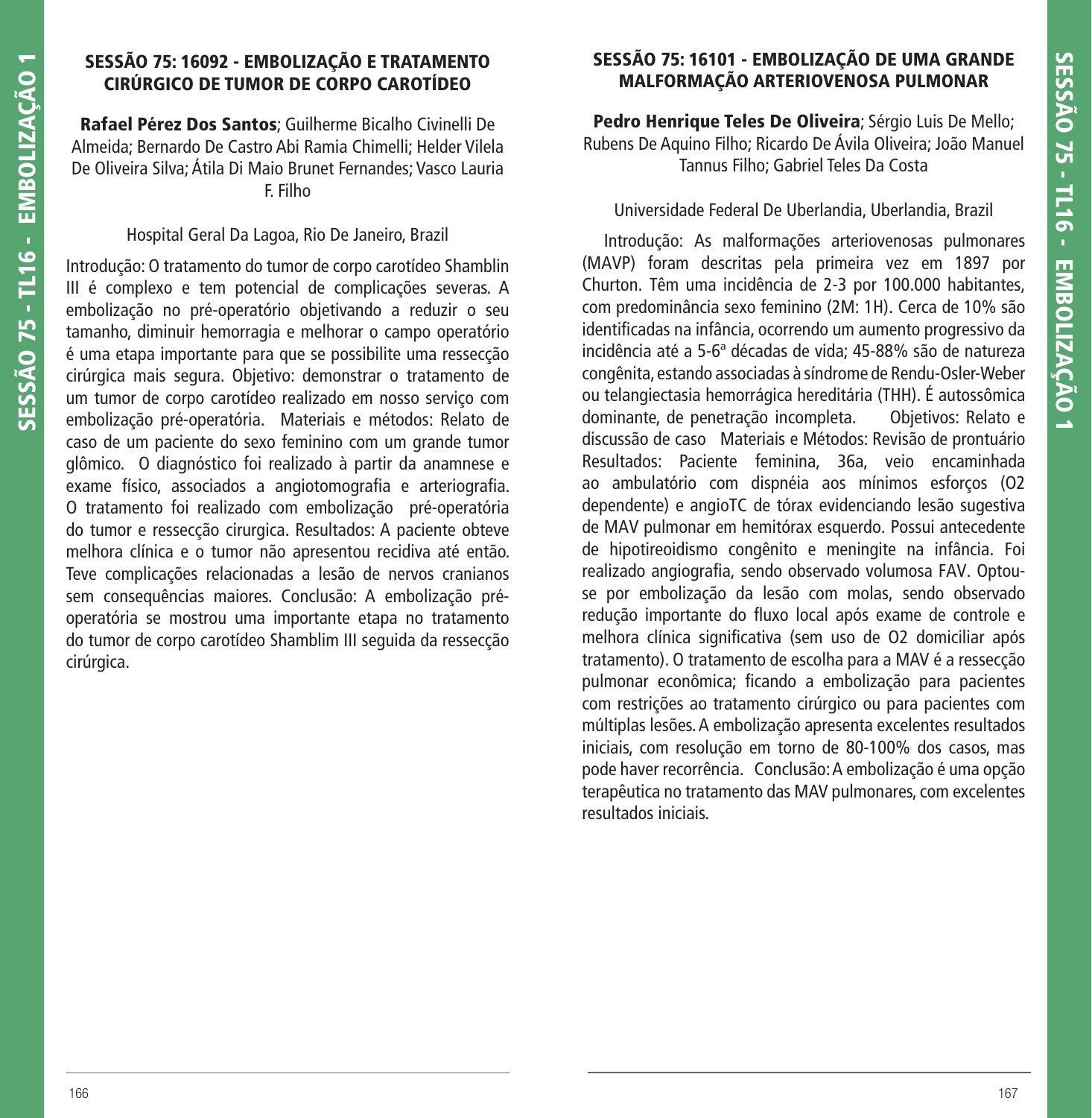## SESSÃO 75: 16092 - EMBOLIZAÇÃO E TRATAMENTO CIRÚRGICO DE TUMOR DE CORPO CAROTÍDEO

**Rafael Pérez Dos Santos**; Guilherme Bicalho Civinelli De Almeida; Bernardo De Castro Abi Ramia Chimelli; Helder Vilela De Oliveira Silva; Átila Di Maio Brunet Fernandes; Vasco Lauria F. Filho

Hospital Geral Da Lagoa, Rio De Janeiro, Brazil

Introdução: O tratamento do tumor de corpo carotídeo Shamblin III é complexo e tem potencial de complicações severas. A embolização no pré-operatório objetivando a reduzir o seu tamanho, diminuir hemorragia e melhorar o campo operatório é uma etapa importante para que se possibilite uma ressecção cirúrgica mais segura. Objetivo: demonstrar o tratamento de um tumor de corpo carotídeo realizado em nosso serviço com embolização pré-operatória. Materiais e métodos: Relato de caso de um paciente do sexo feminino com um grande tumor glômico. O diagnóstico foi realizado à partir da anamnese e exame físico, associados a angiotomografia e arteriografia. O tratamento foi realizado com embolização pré-operatória do tumor e ressecção cirurgica. Resultados: A paciente obteve melhora clínica e o tumor não apresentou recidiva até então. Teve complicações relacionadas a lesão de nervos cranianos sem consequências maiores. Conclusão: A embolização pré-operatória se mostrou uma importante etapa no tratamento do tumor de corpo carotídeo Shamblim III seguida da ressecção cirúrgica.

## SESSÃO 75: 16101 - EMBOLIZAÇÃO DE UMA GRANDE MALFORMAÇÃO ARTERIOVENOSA PULMONAR

**Pedro Henrique Teles De Oliveira**; Sérgio Luis De Mello; Rubens De Aquino Filho; Ricardo De Ávila Oliveira; João Manuel Tannus Filho; Gabriel Teles Da Costa

Universidade Federal De Uberlandia, Uberlandia, Brazil

Introdução: As malformações arteriovenosas pulmonares (MAVP) foram descritas pela primeira vez em 1897 por Churton. Têm uma incidência de 2-3 por 100.000 habitantes, com predominância sexo feminino (2M: 1H). Cerca de 10% são identificadas na infância, ocorrendo um aumento progressivo da incidência até a 5-6ª décadas de vida; 45-88% são de natureza congênita, estando associadas à síndrome de Rendu-Osler-Weber ou telangiectasia hemorrágica hereditária (THH). É autossômica dominante, de penetração incompleta. Objetivos: Relato e discussão de caso Materiais e Métodos: Revisão de prontuário Resultados: Paciente feminina, 36a, veio encaminhada ao ambulatório com dispnéia aos mínimos esforços (O2 dependente) e angioTC de tórax evidenciando lesão sugestiva de MAV pulmonar em hemitórax esquerdo. Possui antecedente de hipotireoidismo congênito e meningite na infância. Foi realizado angiografia, sendo observado volumosa FAV. Optou-se por embolização da lesão com molas, sendo observado redução importante do fluxo local após exame de controle e melhora clínica significativa (sem uso de O2 domiciliar após tratamento). O tratamento de escolha para a MAV é a ressecção pulmonar econômica; ficando a embolização para pacientes com restrições ao tratamento cirúrgico ou para pacientes com múltiplas lesões. A embolização apresenta excelentes resultados iniciais, com resolução em torno de 80-100% dos casos, mas pode haver recorrência. Conclusão: A embolização é uma opção terapêutica no tratamento das MAV pulmonares, com excelentes resultados iniciais.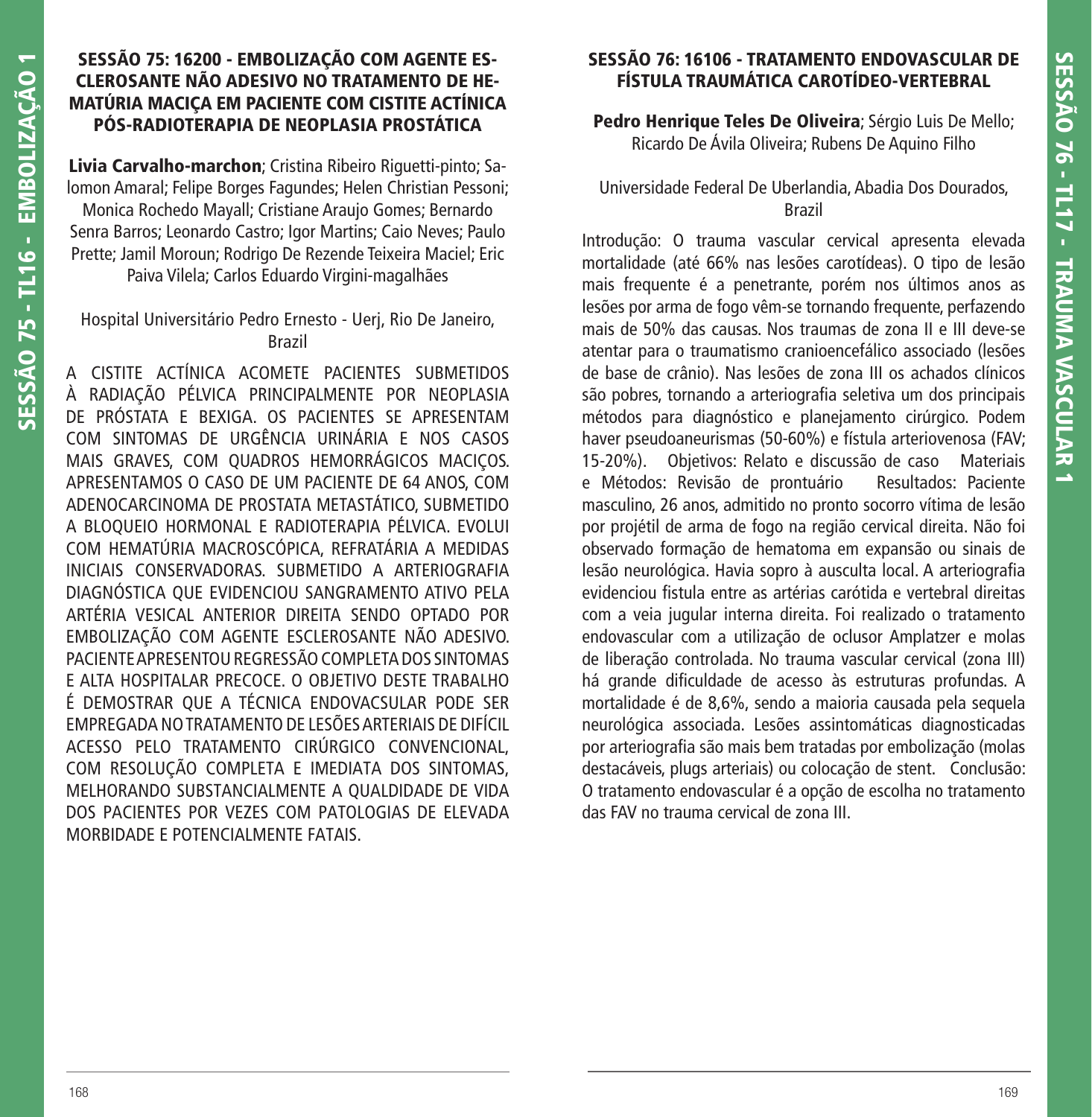## SESSÃO 75: 16200 - EMBOLIZAÇÃO COM AGENTE ESCLEROSANTE NÃO ADESIVO NO TRATAMENTO DE HEMATÚRIA MACIÇA EM PACIENTE COM CISTITE ACTÍNICA PÓS-RADIOTERAPIA DE NEOPLASIA PROSTÁTICA

**Livia Carvalho-marchon**; Cristina Ribeiro Riguetti-pinto; Salomon Amaral; Felipe Borges Fagundes; Helen Christian Pessoni; Monica Rochedo Mayall; Cristiane Araujo Gomes; Bernardo Senra Barros; Leonardo Castro; Igor Martins; Caio Neves; Paulo Prette; Jamil Moroun; Rodrigo De Rezende Teixeira Maciel; Eric Paiva Vilela; Carlos Eduardo Virgini-magalhães

Hospital Universitário Pedro Ernesto - Uerj, Rio De Janeiro, Brazil

A CISTITE ACTÍNICA ACOMETE PACIENTES SUBMETIDOS À RADIAÇÃO PÉLVICA PRINCIPALMENTE POR NEOPLASIA DE PRÓSTATA E BEXIGA. OS PACIENTES SE APRESENTAM COM SINTOMAS DE URGÊNCIA URINÁRIA E NOS CASOS MAIS GRAVES, COM QUADROS HEMORRÁGICOS MACIÇOS. APRESENTAMOS O CASO DE UM PACIENTE DE 64 ANOS, COM ADENOCARCINOMA DE PROSTATA METASTÁTICO, SUBMETIDO A BLOQUEIO HORMONAL E RADIOTERAPIA PÉLVICA. EVOLUI COM HEMATÚRIA MACROSCÓPICA, REFRATÁRIA A MEDIDAS INICIAIS CONSERVADORAS. SUBMETIDO A ARTERIOGRAFIA DIAGNÓSTICA QUE EVIDENCIOU SANGRAMENTO ATIVO PELA ARTÉRIA VESICAL ANTERIOR DIREITA SENDO OPTADO POR EMBOLIZAÇÃO COM AGENTE ESCLEROSANTE NÃO ADESIVO. PACIENTE APRESENTOU REGRESSÃO COMPLETA DOS SINTOMAS E ALTA HOSPITALAR PRECOCE. O OBJETIVO DESTE TRABALHO É DEMOSTRAR QUE A TÉCNICA ENDOVACSULAR PODE SER EMPREGADA NO TRATAMENTO DE LESÕES ARTERIAIS DE DIFÍCIL ACESSO PELO TRATAMENTO CIRÚRGICO CONVENCIONAL, COM RESOLUÇÃO COMPLETA E IMEDIATA DOS SINTOMAS, MELHORANDO SUBSTANCIALMENTE A QUALDIDADE DE VIDA DOS PACIENTES POR VEZES COM PATOLOGIAS DE ELEVADA MORBIDADE E POTENCIALMENTE FATAIS.

## SESSÃO 76: 16106 - TRATAMENTO ENDOVASCULAR DE FÍSTULA TRAUMÁTICA CAROTÍDEO-VERTEBRAL

**Pedro Henrique Teles De Oliveira**; Sérgio Luis De Mello; Ricardo De Ávila Oliveira; Rubens De Aquino Filho

Universidade Federal De Uberlandia, Abadia Dos Dourados, Brazil

Introdução: O trauma vascular cervical apresenta elevada mortalidade (até 66% nas lesões carotídeas). O tipo de lesão mais frequente é a penetrante, porém nos últimos anos as lesões por arma de fogo vêm-se tornando frequente, perfazendo mais de 50% das causas. Nos traumas de zona II e III deve-se atentar para o traumatismo cranioencefálico associado (lesões de base de crânio). Nas lesões de zona III os achados clínicos são pobres, tornando a arteriografia seletiva um dos principais métodos para diagnóstico e planejamento cirúrgico. Podem haver pseudoaneurismas (50-60%) e fístula arteriovenosa (FAV; 15-20%). Objetivos: Relato e discussão de caso Materiais e Métodos: Revisão de prontuário Resultados: Paciente masculino, 26 anos, admitido no pronto socorro vítima de lesão por projétil de arma de fogo na região cervical direita. Não foi observado formação de hematoma em expansão ou sinais de lesão neurológica. Havia sopro à ausculta local. A arteriografia evidenciou fistula entre as artérias carótida e vertebral direitas com a veia jugular interna direita. Foi realizado o tratamento endovascular com a utilização de oclusor Amplatzer e molas de liberação controlada. No trauma vascular cervical (zona III) há grande dificuldade de acesso às estruturas profundas. A mortalidade é de 8,6%, sendo a maioria causada pela sequela neurológica associada. Lesões assintomáticas diagnosticadas por arteriografia são mais bem tratadas por embolização (molas destacáveis, plugs arteriais) ou colocação de stent. Conclusão: O tratamento endovascular é a opção de escolha no tratamento das FAV no trauma cervical de zona III.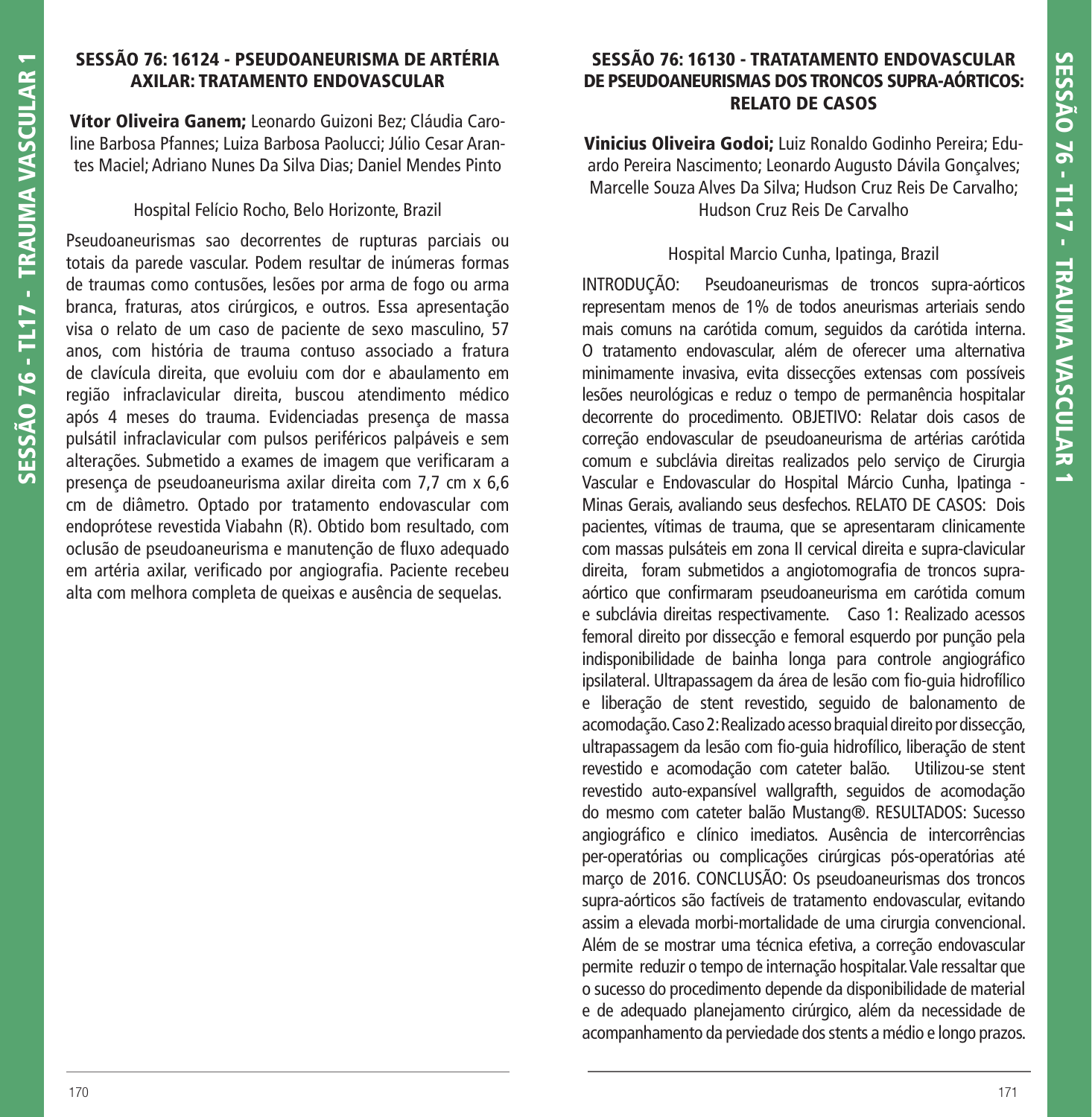## SESSÃO 76: 16124 - PSEUDOANEURISMA DE ARTÉRIA AXILAR: TRATAMENTO ENDOVASCULAR

**Vítor Oliveira Ganem;** Leonardo Guizoni Bez; Cláudia Caroline Barbosa Pfannes; Luiza Barbosa Paolucci; Júlio Cesar Arantes Maciel; Adriano Nunes Da Silva Dias; Daniel Mendes Pinto

Hospital Felício Rocho, Belo Horizonte, Brazil

Pseudoaneurismas sao decorrentes de rupturas parciais ou totais da parede vascular. Podem resultar de inúmeras formas de traumas como contusões, lesões por arma de fogo ou arma branca, fraturas, atos cirúrgicos, e outros. Essa apresentação visa o relato de um caso de paciente de sexo masculino, 57 anos, com história de trauma contuso associado a fratura de clavícula direita, que evoluiu com dor e abaulamento em região infraclavicular direita, buscou atendimento médico após 4 meses do trauma. Evidenciadas presença de massa pulsátil infraclavicular com pulsos periféricos palpáveis e sem alterações. Submetido a exames de imagem que verificaram a presença de pseudoaneurisma axilar direita com 7,7 cm x 6,6 cm de diâmetro. Optado por tratamento endovascular com endoprótese revestida Viabahn (R). Obtido bom resultado, com oclusão de pseudoaneurisma e manutenção de fluxo adequado em artéria axilar, verificado por angiografia. Paciente recebeu alta com melhora completa de queixas e ausência de sequelas.

## SESSÃO 76: 16130 - TRATATAMENTO ENDOVASCULAR DE PSEUDOANEURISMAS DOS TRONCOS SUPRA-AÓRTICOS: RELATO DE CASOS

**Vinicius Oliveira Godoi;** Luiz Ronaldo Godinho Pereira; Eduardo Pereira Nascimento; Leonardo Augusto Dávila Gonçalves; Marcelle Souza Alves Da Silva; Hudson Cruz Reis De Carvalho; Hudson Cruz Reis De Carvalho

Hospital Marcio Cunha, Ipatinga, Brazil

INTRODUÇÃO: Pseudoaneurismas de troncos supra-aórticos representam menos de 1% de todos aneurismas arteriais sendo mais comuns na carótida comum, seguidos da carótida interna. O tratamento endovascular, além de oferecer uma alternativa minimamente invasiva, evita dissecções extensas com possíveis lesões neurológicas e reduz o tempo de permanência hospitalar decorrente do procedimento. OBJETIVO: Relatar dois casos de correção endovascular de pseudoaneurisma de artérias carótida comum e subclávia direitas realizados pelo serviço de Cirurgia Vascular e Endovascular do Hospital Márcio Cunha, Ipatinga - Minas Gerais, avaliando seus desfechos. RELATO DE CASOS: Dois pacientes, vítimas de trauma, que se apresentaram clinicamente com massas pulsáteis em zona II cervical direita e supra-clavicular direita, foram submetidos a angiotomografia de troncos supra-aórtico que confirmaram pseudoaneurisma em carótida comum e subclávia direitas respectivamente. Caso 1: Realizado acessos femoral direito por dissecção e femoral esquerdo por punção pela indisponibilidade de bainha longa para controle angiográfico ipsilateral. Ultrapassagem da área de lesão com fio-guia hidrofílico e liberação de stent revestido, seguido de balonamento de acomodação. Caso 2: Realizado acesso braquial direito por dissecção, ultrapassagem da lesão com fio-guia hidrofílico, liberação de stent revestido e acomodação com cateter balão. Utilizou-se stent revestido auto-expansível wallgrafth, seguidos de acomodação do mesmo com cateter balão Mustang®. RESULTADOS: Sucesso angiográfico e clínico imediatos. Ausência de intercorrências per-operatórias ou complicações cirúrgicas pós-operatórias até março de 2016. CONCLUSÃO: Os pseudoaneurismas dos troncos supra-aórticos são factíveis de tratamento endovascular, evitando assim a elevada morbi-mortalidade de uma cirurgia convencional. Além de se mostrar uma técnica efetiva, a correção endovascular permite reduzir o tempo de internação hospitalar. Vale ressaltar que o sucesso do procedimento depende da disponibilidade de material e de adequado planejamento cirúrgico, além da necessidade de acompanhamento da perviedade dos stents a médio e longo prazos.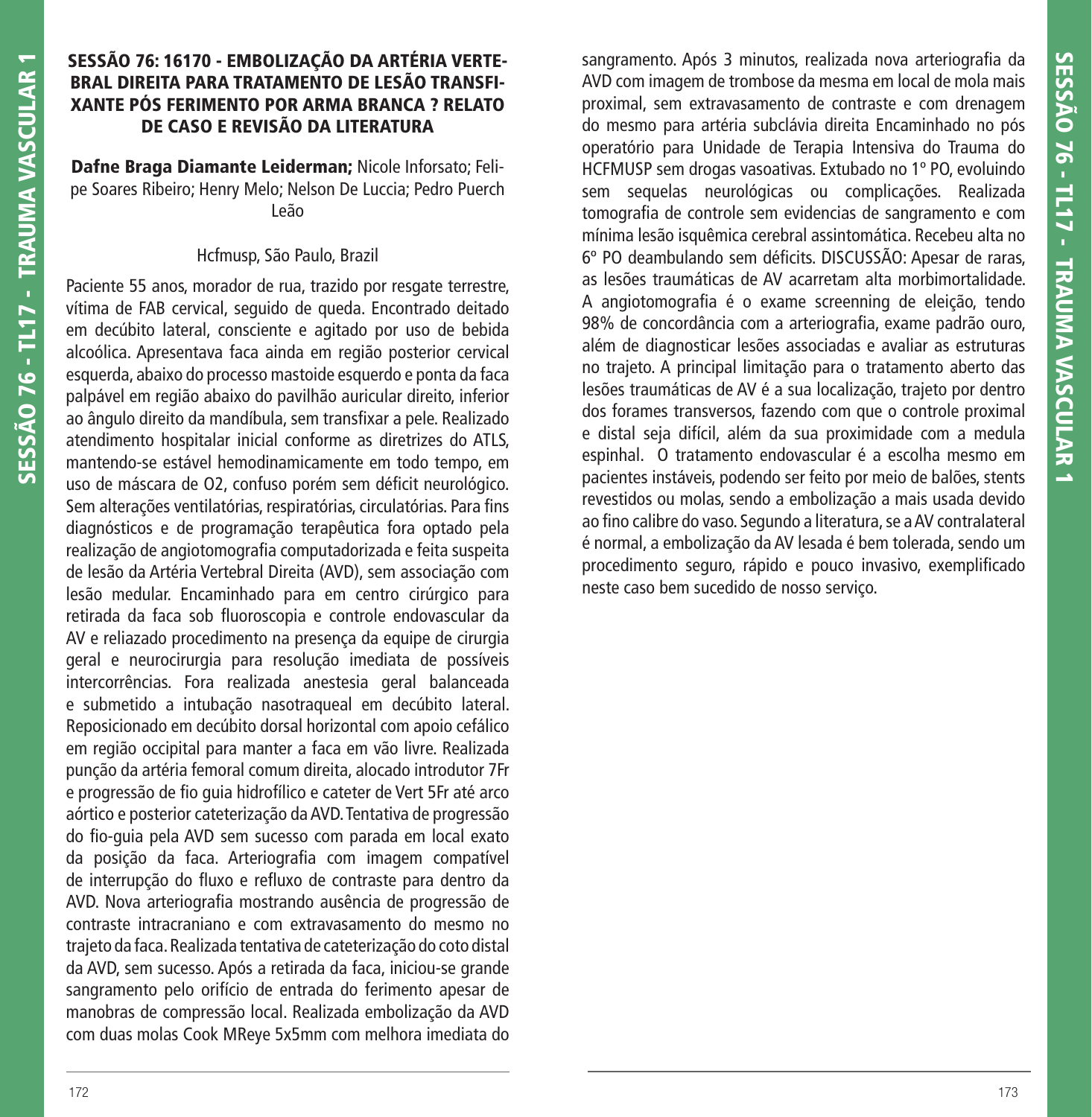## SESSÃO 76: 16170 - EMBOLIZAÇÃO DA ARTÉRIA VERTEBRAL DIREITA PARA TRATAMENTO DE LESÃO TRANSFIXANTE PÓS FERIMENTO POR ARMA BRANCA ? RELATO DE CASO E REVISÃO DA LITERATURA

**Dafne Braga Diamante Leiderman;** Nicole Inforsato; Felipe Soares Ribeiro; Henry Melo; Nelson De Luccia; Pedro Puerch Leão

Hcfmusp, São Paulo, Brazil

Paciente 55 anos, morador de rua, trazido por resgate terrestre, vítima de FAB cervical, seguido de queda. Encontrado deitado em decúbito lateral, consciente e agitado por uso de bebida alcoólica. Apresentava faca ainda em região posterior cervical esquerda, abaixo do processo mastoide esquerdo e ponta da faca palpável em região abaixo do pavilhão auricular direito, inferior ao ângulo direito da mandíbula, sem transfixar a pele. Realizado atendimento hospitalar inicial conforme as diretrizes do ATLS, mantendo-se estável hemodinamicamente em todo tempo, em uso de máscara de O2, confuso porém sem déficit neurológico. Sem alterações ventilatórias, respiratórias, circulatórias. Para fins diagnósticos e de programação terapêutica fora optado pela realização de angiotomografia computadorizada e feita suspeita de lesão da Artéria Vertebral Direita (AVD), sem associação com lesão medular. Encaminhado para em centro cirúrgico para retirada da faca sob fluoroscopia e controle endovascular da AV e reliazado procedimento na presença da equipe de cirurgia geral e neurocirurgia para resolução imediata de possíveis intercorrências. Fora realizada anestesia geral balanceada e submetido a intubação nasotraqueal em decúbito lateral. Reposicionado em decúbito dorsal horizontal com apoio cefálico em região occipital para manter a faca em vão livre. Realizada punção da artéria femoral comum direita, alocado introdutor 7Fr e progressão de fio guia hidrofílico e cateter de Vert 5Fr até arco aórtico e posterior cateterização da AVD. Tentativa de progressão do fio-guia pela AVD sem sucesso com parada em local exato da posição da faca. Arteriografia com imagem compatível de interrupção do fluxo e refluxo de contraste para dentro da AVD. Nova arteriografia mostrando ausência de progressão de contraste intracraniano e com extravasamento do mesmo no trajeto da faca. Realizada tentativa de cateterização do coto distal da AVD, sem sucesso. Após a retirada da faca, iniciou-se grande sangramento pelo orifício de entrada do ferimento apesar de manobras de compressão local. Realizada embolização da AVD com duas molas Cook MReye 5x5mm com melhora imediata do sangramento. Após 3 minutos, realizada nova arteriografia da AVD com imagem de trombose da mesma em local de mola mais proximal, sem extravasamento de contraste e com drenagem do mesmo para artéria subclávia direita Encaminhado no pós operatório para Unidade de Terapia Intensiva do Trauma do HCFMUSP sem drogas vasoativas. Extubado no 1º PO, evoluindo sem sequelas neurológicas ou complicações. Realizada tomografia de controle sem evidencias de sangramento e com mínima lesão isquêmica cerebral assintomática. Recebeu alta no 6º PO deambulando sem déficits. DISCUSSÃO: Apesar de raras, as lesões traumáticas de AV acarretam alta morbimortalidade. A angiotomografia é o exame screenning de eleição, tendo 98% de concordância com a arteriografia, exame padrão ouro, além de diagnosticar lesões associadas e avaliar as estruturas no trajeto. A principal limitação para o tratamento aberto das lesões traumáticas de AV é a sua localização, trajeto por dentro dos forames transversos, fazendo com que o controle proximal e distal seja difícil, além da sua proximidade com a medula espinhal. O tratamento endovascular é a escolha mesmo em pacientes instáveis, podendo ser feito por meio de balões, stents revestidos ou molas, sendo a embolização a mais usada devido ao fino calibre do vaso. Segundo a literatura, se a AV contralateral é normal, a embolização da AV lesada é bem tolerada, sendo um procedimento seguro, rápido e pouco invasivo, exemplificado neste caso bem sucedido de nosso serviço.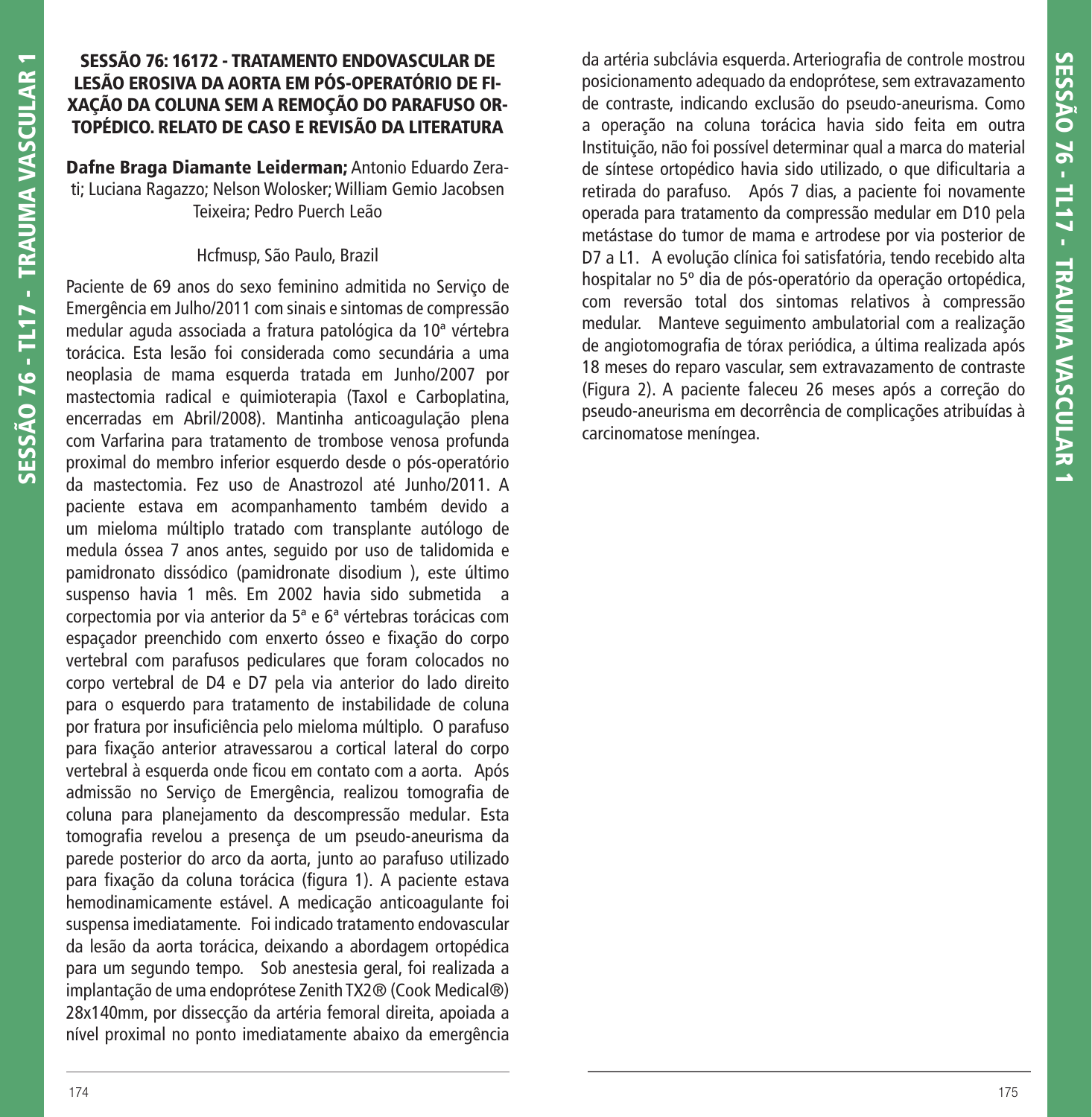## SESSÃO 76: 16172 - TRATAMENTO ENDOVASCULAR DE LESÃO EROSIVA DA AORTA EM PÓS-OPERATÓRIO DE FIXAÇÃO DA COLUNA SEM A REMOÇÃO DO PARAFUSO ORTOPÉDICO. RELATO DE CASO E REVISÃO DA LITERATURA

**Dafne Braga Diamante Leiderman;** Antonio Eduardo Zerati; Luciana Ragazzo; Nelson Wolosker; William Gemio Jacobsen Teixeira; Pedro Puerch Leão

Hcfmusp, São Paulo, Brazil

Paciente de 69 anos do sexo feminino admitida no Serviço de Emergência em Julho/2011 com sinais e sintomas de compressão medular aguda associada a fratura patológica da 10ª vértebra torácica. Esta lesão foi considerada como secundária a uma neoplasia de mama esquerda tratada em Junho/2007 por mastectomia radical e quimioterapia (Taxol e Carboplatina, encerradas em Abril/2008). Mantinha anticoagulação plena com Varfarina para tratamento de trombose venosa profunda proximal do membro inferior esquerdo desde o pós-operatório da mastectomia. Fez uso de Anastrozol até Junho/2011. A paciente estava em acompanhamento também devido a um mieloma múltiplo tratado com transplante autólogo de medula óssea 7 anos antes, seguido por uso de talidomida e pamidronato dissódico (pamidronate disodium ), este último suspenso havia 1 mês. Em 2002 havia sido submetida a corpectomia por via anterior da 5ª e 6ª vértebras torácicas com espaçador preenchido com enxerto ósseo e fixação do corpo vertebral com parafusos pediculares que foram colocados no corpo vertebral de D4 e D7 pela via anterior do lado direito para o esquerdo para tratamento de instabilidade de coluna por fratura por insuficiência pelo mieloma múltiplo. O parafuso para fixação anterior atravessarou a cortical lateral do corpo vertebral à esquerda onde ficou em contato com a aorta. Após admissão no Serviço de Emergência, realizou tomografia de coluna para planejamento da descompressão medular. Esta tomografia revelou a presença de um pseudo-aneurisma da parede posterior do arco da aorta, junto ao parafuso utilizado para fixação da coluna torácica (figura 1). A paciente estava hemodinamicamente estável. A medicação anticoagulante foi suspensa imediatamente. Foi indicado tratamento endovascular da lesão da aorta torácica, deixando a abordagem ortopédica para um segundo tempo. Sob anestesia geral, foi realizada a implantação de uma endoprótese Zenith TX2® (Cook Medical®) 28x140mm, por dissecção da artéria femoral direita, apoiada a nível proximal no ponto imediatamente abaixo da emergência da artéria subclávia esquerda. Arteriografia de controle mostrou posicionamento adequado da endoprótese, sem extravazamento de contraste, indicando exclusão do pseudo-aneurisma. Como a operação na coluna torácica havia sido feita em outra Instituição, não foi possível determinar qual a marca do material de síntese ortopédico havia sido utilizado, o que dificultaria a retirada do parafuso. Após 7 dias, a paciente foi novamente operada para tratamento da compressão medular em D10 pela metástase do tumor de mama e artrodese por via posterior de D7 a L1. A evolução clínica foi satisfatória, tendo recebido alta hospitalar no 5º dia de pós-operatório da operação ortopédica, com reversão total dos sintomas relativos à compressão medular. Manteve seguimento ambulatorial com a realização de angiotomografia de tórax periódica, a última realizada após 18 meses do reparo vascular, sem extravazamento de contraste (Figura 2). A paciente faleceu 26 meses após a correção do pseudo-aneurisma em decorrência de complicações atribuídas à carcinomatose meníngea.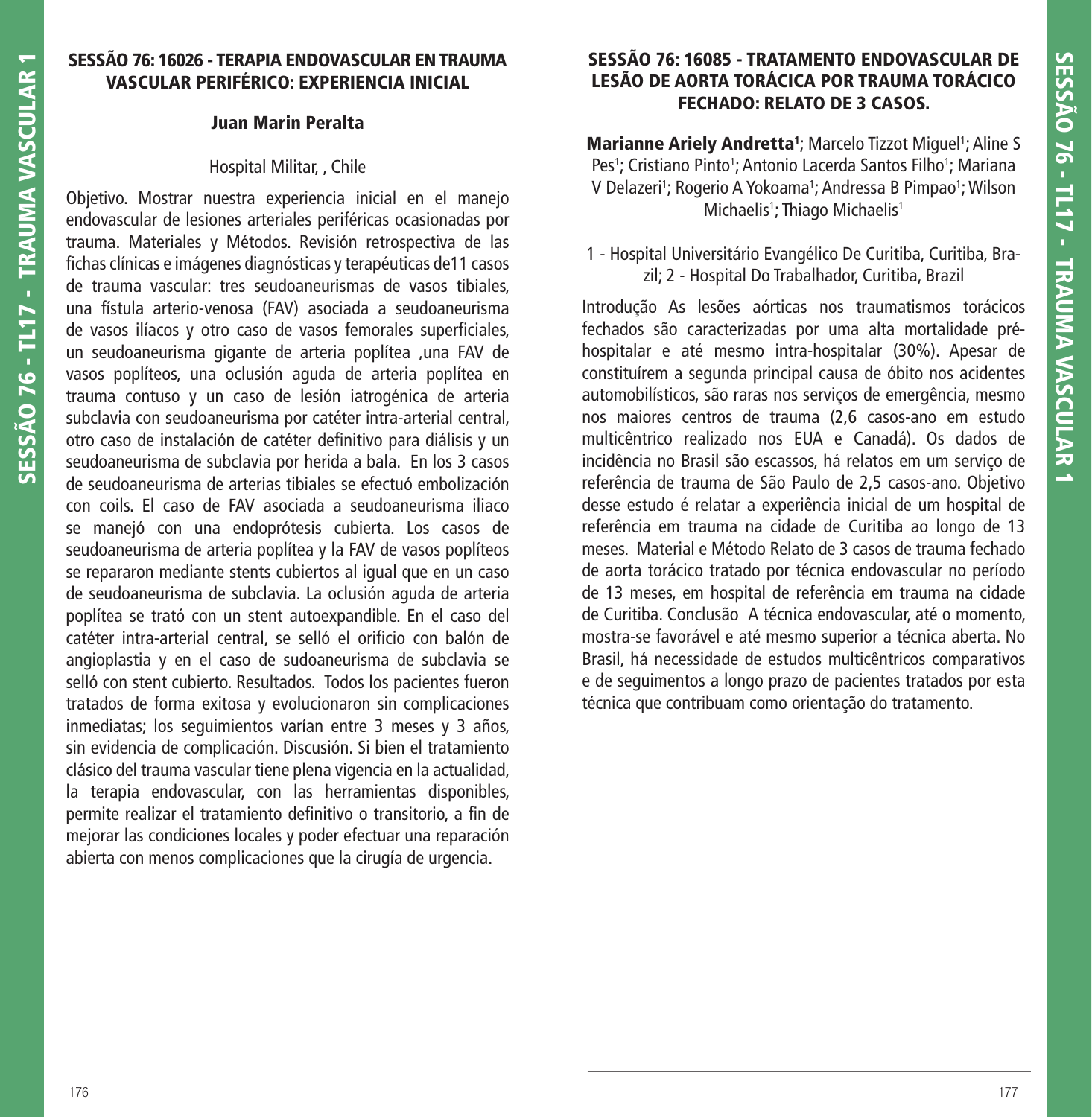## SESSÃO 76: 16026 - TERAPIA ENDOVASCULAR EN TRAUMA VASCULAR PERIFÉRICO: EXPERIENCIA INICIAL

**Juan Marin Peralta**

Hospital Militar, , Chile

Objetivo. Mostrar nuestra experiencia inicial en el manejo endovascular de lesiones arteriales periféricas ocasionadas por trauma. Materiales y Métodos. Revisión retrospectiva de las fichas clínicas e imágenes diagnósticas y terapéuticas de11 casos de trauma vascular: tres seudoaneurismas de vasos tibiales, una fístula arterio-venosa (FAV) asociada a seudoaneurisma de vasos ilíacos y otro caso de vasos femorales superficiales, un seudoaneurisma gigante de arteria poplítea ,una FAV de vasos poplíteos, una oclusión aguda de arteria poplítea en trauma contuso y un caso de lesión iatrogénica de arteria subclavia con seudoaneurisma por catéter intra-arterial central, otro caso de instalación de catéter definitivo para diálisis y un seudoaneurisma de subclavia por herida a bala. En los 3 casos de seudoaneurisma de arterias tibiales se efectuó embolización con coils. El caso de FAV asociada a seudoaneurisma iliaco se manejó con una endoprótesis cubierta. Los casos de seudoaneurisma de arteria poplítea y la FAV de vasos poplíteos se repararon mediante stents cubiertos al igual que en un caso de seudoaneurisma de subclavia. La oclusión aguda de arteria poplítea se trató con un stent autoexpandible. En el caso del catéter intra-arterial central, se selló el orificio con balón de angioplastia y en el caso de sudoaneurisma de subclavia se selló con stent cubierto. Resultados. Todos los pacientes fueron tratados de forma exitosa y evolucionaron sin complicaciones inmediatas; los seguimientos varían entre 3 meses y 3 años, sin evidencia de complicación. Discusión. Si bien el tratamiento clásico del trauma vascular tiene plena vigencia en la actualidad, la terapia endovascular, con las herramientas disponibles, permite realizar el tratamiento definitivo o transitorio, a fin de mejorar las condiciones locales y poder efectuar una reparación abierta con menos complicaciones que la cirugía de urgencia.

## SESSÃO 76: 16085 - TRATAMENTO ENDOVASCULAR DE LESÃO DE AORTA TORÁCICA POR TRAUMA TORÁCICO FECHADO: RELATO DE 3 CASOS.

**Marianne Ariely Andretta**[1]; Marcelo Tizzot Miguel[1]; Aline S Pes[1]; Cristiano Pinto[1]; Antonio Lacerda Santos Filho[1]; Mariana V Delazeri[1]; Rogerio A Yokoama[1]; Andressa B Pimpao[1]; Wilson Michaelis[1]; Thiago Michaelis[1]

1 - Hospital Universitário Evangélico De Curitiba, Curitiba, Brazil; 2 - Hospital Do Trabalhador, Curitiba, Brazil

Introdução As lesões aórticas nos traumatismos torácicos fechados são caracterizadas por uma alta mortalidade pré-hospitalar e até mesmo intra-hospitalar (30%). Apesar de constituírem a segunda principal causa de óbito nos acidentes automobilísticos, são raras nos serviços de emergência, mesmo nos maiores centros de trauma (2,6 casos-ano em estudo multicêntrico realizado nos EUA e Canadá). Os dados de incidência no Brasil são escassos, há relatos em um serviço de referência de trauma de São Paulo de 2,5 casos-ano. Objetivo desse estudo é relatar a experiência inicial de um hospital de referência em trauma na cidade de Curitiba ao longo de 13 meses. Material e Método Relato de 3 casos de trauma fechado de aorta torácico tratado por técnica endovascular no período de 13 meses, em hospital de referência em trauma na cidade de Curitiba. Conclusão A técnica endovascular, até o momento, mostra-se favorável e até mesmo superior a técnica aberta. No Brasil, há necessidade de estudos multicêntricos comparativos e de seguimentos a longo prazo de pacientes tratados por esta técnica que contribuam como orientação do tratamento.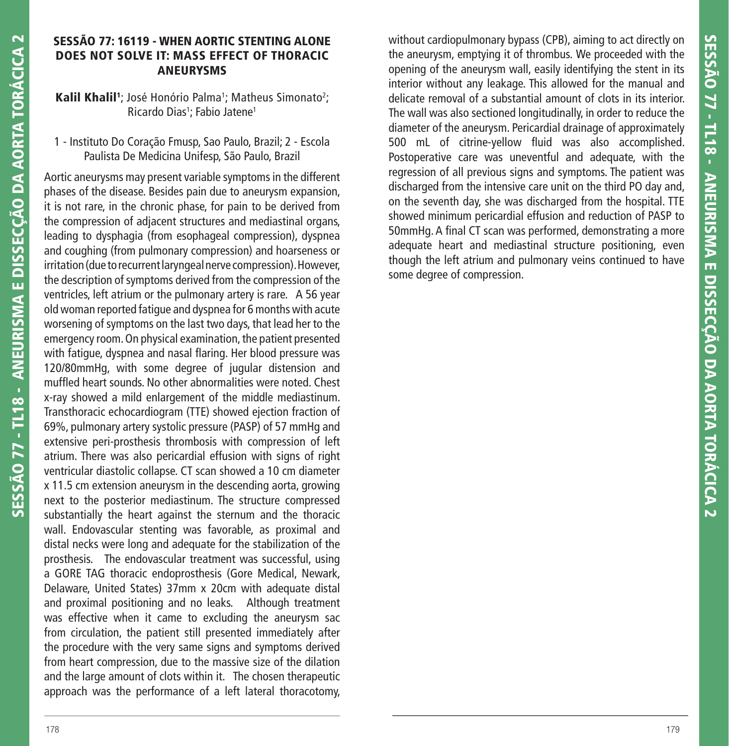### SESSÃO 77: 16119 - WHEN AORTIC STENTING ALONE DOES NOT SOLVE IT: MASS EFFECT OF THORACIC ANEURYSMS

**Kalil Khalil[1]**; José Honório Palma[1]; Matheus Simonato[2]; Ricardo Dias[1]; Fabio Jatene[1]

1 - Instituto Do Coração Fmusp, Sao Paulo, Brazil; 2 - Escola Paulista De Medicina Unifesp, São Paulo, Brazil

Aortic aneurysms may present variable symptoms in the different phases of the disease. Besides pain due to aneurysm expansion, it is not rare, in the chronic phase, for pain to be derived from the compression of adjacent structures and mediastinal organs, leading to dysphagia (from esophageal compression), dyspnea and coughing (from pulmonary compression) and hoarseness or irritation (due to recurrent laryngeal nerve compression). However, the description of symptoms derived from the compression of the ventricles, left atrium or the pulmonary artery is rare. A 56 year old woman reported fatigue and dyspnea for 6 months with acute worsening of symptoms on the last two days, that lead her to the emergency room. On physical examination, the patient presented with fatigue, dyspnea and nasal flaring. Her blood pressure was 120/80mmHg, with some degree of jugular distension and muffled heart sounds. No other abnormalities were noted. Chest x-ray showed a mild enlargement of the middle mediastinum. Transthoracic echocardiogram (TTE) showed ejection fraction of 69%, pulmonary artery systolic pressure (PASP) of 57 mmHg and extensive peri-prosthesis thrombosis with compression of left atrium. There was also pericardial effusion with signs of right ventricular diastolic collapse. CT scan showed a 10 cm diameter x 11.5 cm extension aneurysm in the descending aorta, growing next to the posterior mediastinum. The structure compressed substantially the heart against the sternum and the thoracic wall. Endovascular stenting was favorable, as proximal and distal necks were long and adequate for the stabilization of the prosthesis. The endovascular treatment was successful, using a GORE TAG thoracic endoprosthesis (Gore Medical, Newark, Delaware, United States) 37mm x 20cm with adequate distal and proximal positioning and no leaks. Although treatment was effective when it came to excluding the aneurysm sac from circulation, the patient still presented immediately after the procedure with the very same signs and symptoms derived from heart compression, due to the massive size of the dilation and the large amount of clots within it. The chosen therapeutic approach was the performance of a left lateral thoracotomy, without cardiopulmonary bypass (CPB), aiming to act directly on the aneurysm, emptying it of thrombus. We proceeded with the opening of the aneurysm wall, easily identifying the stent in its interior without any leakage. This allowed for the manual and delicate removal of a substantial amount of clots in its interior. The wall was also sectioned longitudinally, in order to reduce the diameter of the aneurysm. Pericardial drainage of approximately 500 mL of citrine-yellow fluid was also accomplished. Postoperative care was uneventful and adequate, with the regression of all previous signs and symptoms. The patient was discharged from the intensive care unit on the third PO day and, on the seventh day, she was discharged from the hospital. TTE showed minimum pericardial effusion and reduction of PASP to 50mmHg. A final CT scan was performed, demonstrating a more adequate heart and mediastinal structure positioning, even though the left atrium and pulmonary veins continued to have some degree of compression.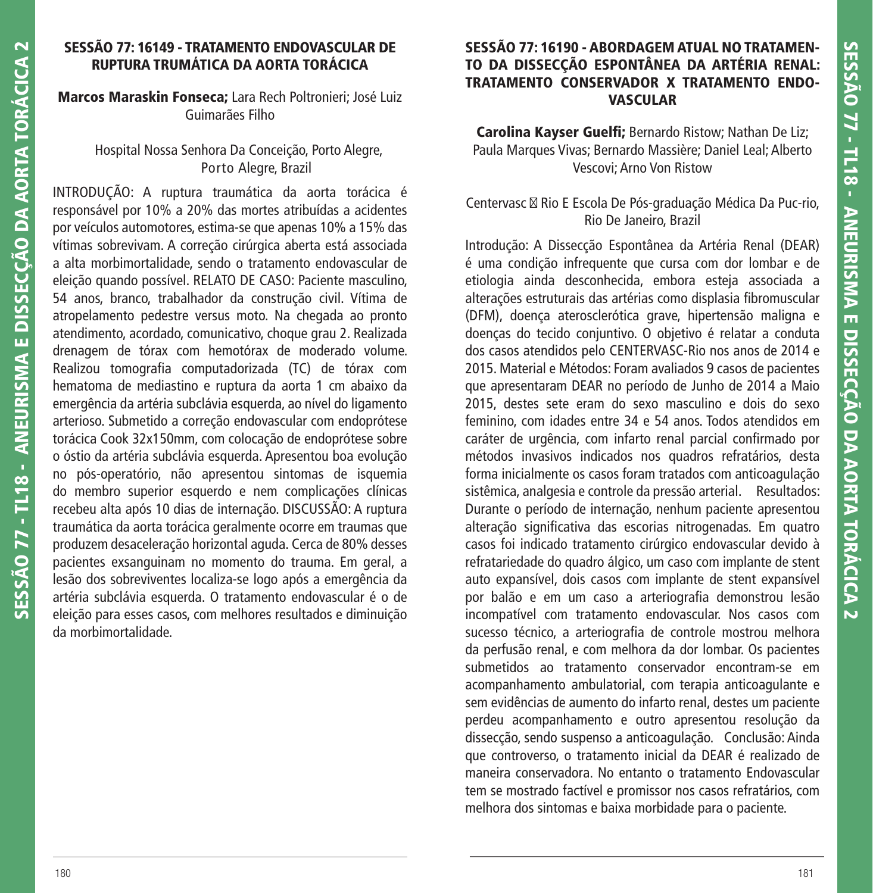## SESSÃO 77: 16149 - TRATAMENTO ENDOVASCULAR DE RUPTURA TRUMÁTICA DA AORTA TORÁCICA

**Marcos Maraskin Fonseca;** Lara Rech Poltronieri; José Luiz Guimarães Filho

Hospital Nossa Senhora Da Conceição, Porto Alegre, Porto Alegre, Brazil

INTRODUÇÃO: A ruptura traumática da aorta torácica é responsável por 10% a 20% das mortes atribuídas a acidentes por veículos automotores, estima-se que apenas 10% a 15% das vítimas sobrevivam. A correção cirúrgica aberta está associada a alta morbimortalidade, sendo o tratamento endovascular de eleição quando possível. RELATO DE CASO: Paciente masculino, 54 anos, branco, trabalhador da construção civil. Vítima de atropelamento pedestre versus moto. Na chegada ao pronto atendimento, acordado, comunicativo, choque grau 2. Realizada drenagem de tórax com hemotórax de moderado volume. Realizou tomografia computadorizada (TC) de tórax com hematoma de mediastino e ruptura da aorta 1 cm abaixo da emergência da artéria subclávia esquerda, ao nível do ligamento arterioso. Submetido a correção endovascular com endoprótese torácica Cook 32x150mm, com colocação de endoprótese sobre o óstio da artéria subclávia esquerda. Apresentou boa evolução no pós-operatório, não apresentou sintomas de isquemia do membro superior esquerdo e nem complicações clínicas recebeu alta após 10 dias de internação. DISCUSSÃO: A ruptura traumática da aorta torácica geralmente ocorre em traumas que produzem desaceleração horizontal aguda. Cerca de 80% desses pacientes exsanguinam no momento do trauma. Em geral, a lesão dos sobreviventes localiza-se logo após a emergência da artéria subclávia esquerda. O tratamento endovascular é o de eleição para esses casos, com melhores resultados e diminuição da morbimortalidade.

## SESSÃO 77: 16190 - ABORDAGEM ATUAL NO TRATAMENTO DA DISSECÇÃO ESPONTÂNEA DA ARTÉRIA RENAL: TRATAMENTO CONSERVADOR X TRATAMENTO ENDOVASCULAR

**Carolina Kayser Guelfi;** Bernardo Ristow; Nathan De Liz; Paula Marques Vivas; Bernardo Massière; Daniel Leal; Alberto Vescovi; Arno Von Ristow

Centervasc  Rio E Escola De Pós-graduação Médica Da Puc-rio, Rio De Janeiro, Brazil

Introdução: A Dissecção Espontânea da Artéria Renal (DEAR) é uma condição infrequente que cursa com dor lombar e de etiologia ainda desconhecida, embora esteja associada a alterações estruturais das artérias como displasia fibromuscular (DFM), doença aterosclerótica grave, hipertensão maligna e doenças do tecido conjuntivo. O objetivo é relatar a conduta dos casos atendidos pelo CENTERVASC-Rio nos anos de 2014 e 2015. Material e Métodos: Foram avaliados 9 casos de pacientes que apresentaram DEAR no período de Junho de 2014 a Maio 2015, destes sete eram do sexo masculino e dois do sexo feminino, com idades entre 34 e 54 anos. Todos atendidos em caráter de urgência, com infarto renal parcial confirmado por métodos invasivos indicados nos quadros refratários, desta forma inicialmente os casos foram tratados com anticoagulação sistêmica, analgesia e controle da pressão arterial. Resultados: Durante o período de internação, nenhum paciente apresentou alteração significativa das escorias nitrogenadas. Em quatro casos foi indicado tratamento cirúrgico endovascular devido à refratariedade do quadro álgico, um caso com implante de stent auto expansível, dois casos com implante de stent expansível por balão e em um caso a arteriografia demonstrou lesão incompatível com tratamento endovascular. Nos casos com sucesso técnico, a arteriografia de controle mostrou melhora da perfusão renal, e com melhora da dor lombar. Os pacientes submetidos ao tratamento conservador encontram-se em acompanhamento ambulatorial, com terapia anticoagulante e sem evidências de aumento do infarto renal, destes um paciente perdeu acompanhamento e outro apresentou resolução da dissecção, sendo suspenso a anticoagulação. Conclusão: Ainda que controverso, o tratamento inicial da DEAR é realizado de maneira conservadora. No entanto o tratamento Endovascular tem se mostrado factível e promissor nos casos refratários, com melhora dos sintomas e baixa morbidade para o paciente.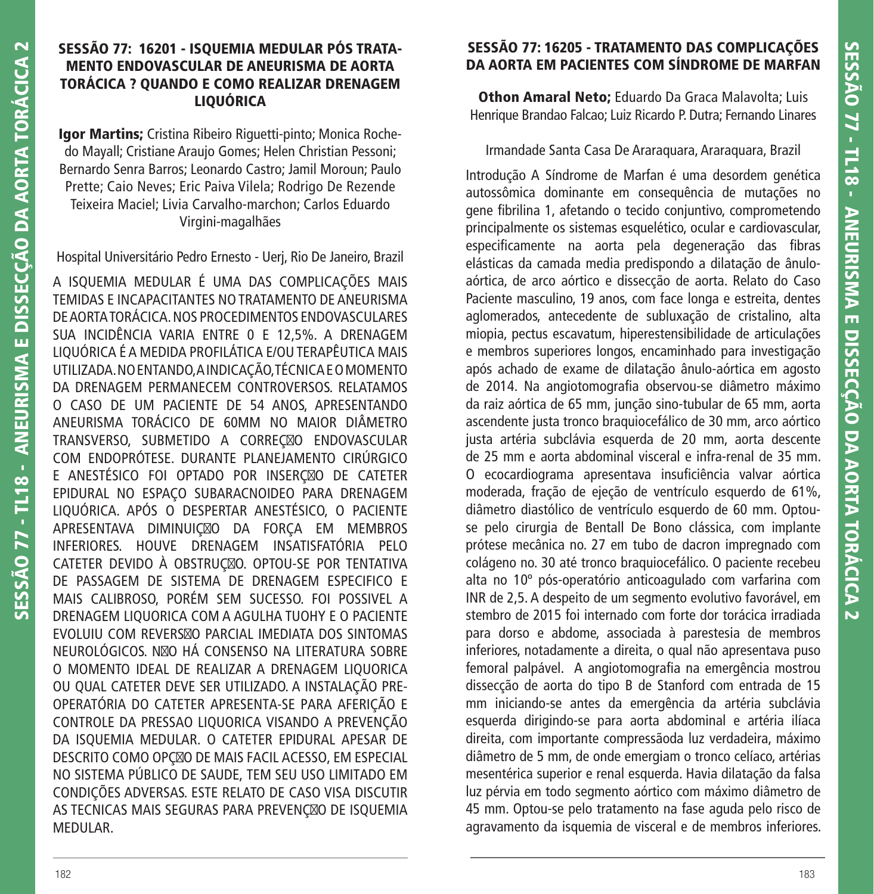## SESSÃO 77: 16201 - ISQUEMIA MEDULAR PÓS TRATAMENTO ENDOVASCULAR DE ANEURISMA DE AORTA TORÁCICA ? QUANDO E COMO REALIZAR DRENAGEM LIQUÓRICA

**Igor Martins;** Cristina Ribeiro Riguetti-pinto; Monica Rochedo Mayall; Cristiane Araujo Gomes; Helen Christian Pessoni; Bernardo Senra Barros; Leonardo Castro; Jamil Moroun; Paulo Prette; Caio Neves; Eric Paiva Vilela; Rodrigo De Rezende Teixeira Maciel; Livia Carvalho-marchon; Carlos Eduardo Virgini-magalhães

Hospital Universitário Pedro Ernesto - Uerj, Rio De Janeiro, Brazil

A ISQUEMIA MEDULAR É UMA DAS COMPLICAÇÕES MAIS TEMIDAS E INCAPACITANTES NO TRATAMENTO DE ANEURISMA DE AORTA TORÁCICA. NOS PROCEDIMENTOS ENDOVASCULARES SUA INCIDÊNCIA VARIA ENTRE 0 E 12,5%. A DRENAGEM LIQUÓRICA É A MEDIDA PROFILÁTICA E/OU TERAPÊUTICA MAIS UTILIZADA. NO ENTANDO, A INDICAÇÃO, TÉCNICA E O MOMENTO DA DRENAGEM PERMANECEM CONTROVERSOS. RELATAMOS O CASO DE UM PACIENTE DE 54 ANOS, APRESENTANDO ANEURISMA TORÁCICO DE 60MM NO MAIOR DIÂMETRO TRANSVERSO, SUBMETIDO A CORREÇ�O ENDOVASCULAR COM ENDOPRÓTESE. DURANTE PLANEJAMENTO CIRÚRGICO E ANESTÉSICO FOI OPTADO POR INSERÇ�O DE CATETER EPIDURAL NO ESPAÇO SUBARACNOIDEO PARA DRENAGEM LIQUÓRICA. APÓS O DESPERTAR ANESTÉSICO, O PACIENTE APRESENTAVA DIMINUIÇ�O DA FORÇA EM MEMBROS INFERIORES. HOUVE DRENAGEM INSATISFATÓRIA PELO CATETER DEVIDO À OBSTRUÇ�O. OPTOU-SE POR TENTATIVA DE PASSAGEM DE SISTEMA DE DRENAGEM ESPECIFICO E MAIS CALIBROSO, PORÉM SEM SUCESSO. FOI POSSIVEL A DRENAGEM LIQUORICA COM A AGULHA TUOHY E O PACIENTE EVOLUIU COM REVERS�O PARCIAL IMEDIATA DOS SINTOMAS NEUROLÓGICOS. N�O HÁ CONSENSO NA LITERATURA SOBRE O MOMENTO IDEAL DE REALIZAR A DRENAGEM LIQUORICA OU QUAL CATETER DEVE SER UTILIZADO. A INSTALAÇÃO PRE-OPERATÓRIA DO CATETER APRESENTA-SE PARA AFERIÇÃO E CONTROLE DA PRESSAO LIQUORICA VISANDO A PREVENÇÃO DA ISQUEMIA MEDULAR. O CATETER EPIDURAL APESAR DE DESCRITO COMO OPÇ�O DE MAIS FACIL ACESSO, EM ESPECIAL NO SISTEMA PÚBLICO DE SAUDE, TEM SEU USO LIMITADO EM CONDIÇÕES ADVERSAS. ESTE RELATO DE CASO VISA DISCUTIR AS TECNICAS MAIS SEGURAS PARA PREVENÇ�O DE ISQUEMIA MEDULAR.

## SESSÃO 77: 16205 - TRATAMENTO DAS COMPLICAÇÕES DA AORTA EM PACIENTES COM SÍNDROME DE MARFAN

**Othon Amaral Neto;** Eduardo Da Graca Malavolta; Luis Henrique Brandao Falcao; Luiz Ricardo P. Dutra; Fernando Linares

Irmandade Santa Casa De Araraquara, Araraquara, Brazil

Introdução A Síndrome de Marfan é uma desordem genética autossômica dominante em consequência de mutações no gene fibrilina 1, afetando o tecido conjuntivo, comprometendo principalmente os sistemas esquelético, ocular e cardiovascular, especificamente na aorta pela degeneração das fibras elásticas da camada media predispondo a dilatação de ânulo-aórtica, de arco aórtico e dissecção de aorta. Relato do Caso Paciente masculino, 19 anos, com face longa e estreita, dentes aglomerados, antecedente de subluxação de cristalino, alta miopia, pectus escavatum, hiperestensibilidade de articulações e membros superiores longos, encaminhado para investigação após achado de exame de dilatação ânulo-aórtica em agosto de 2014. Na angiotomografia observou-se diâmetro máximo da raiz aórtica de 65 mm, junção sino-tubular de 65 mm, aorta ascendente justa tronco braquiocefálico de 30 mm, arco aórtico justa artéria subclávia esquerda de 20 mm, aorta descente de 25 mm e aorta abdominal visceral e infra-renal de 35 mm. O ecocardiograma apresentava insuficiência valvar aórtica moderada, fração de ejeção de ventrículo esquerdo de 61%, diâmetro diastólico de ventrículo esquerdo de 60 mm. Optou-se pelo cirurgia de Bentall De Bono clássica, com implante prótese mecânica no. 27 em tubo de dacron impregnado com colágeno no. 30 até tronco braquiocefálico. O paciente recebeu alta no 10º pós-operatório anticoagulado com varfarina com INR de 2,5. A despeito de um segmento evolutivo favorável, em stembro de 2015 foi internado com forte dor torácica irradiada para dorso e abdome, associada à parestesia de membros inferiores, notadamente a direita, o qual não apresentava puso femoral palpável. A angiotomografia na emergência mostrou dissecção de aorta do tipo B de Stanford com entrada de 15 mm iniciando-se antes da emergência da artéria subclávia esquerda dirigindo-se para aorta abdominal e artéria ilíaca direita, com importante compressãoda luz verdadeira, máximo diâmetro de 5 mm, de onde emergiam o tronco celíaco, artérias mesentérica superior e renal esquerda. Havia dilatação da falsa luz pérvia em todo segmento aórtico com máximo diâmetro de 45 mm. Optou-se pelo tratamento na fase aguda pelo risco de agravamento da isquemia de visceral e de membros inferiores.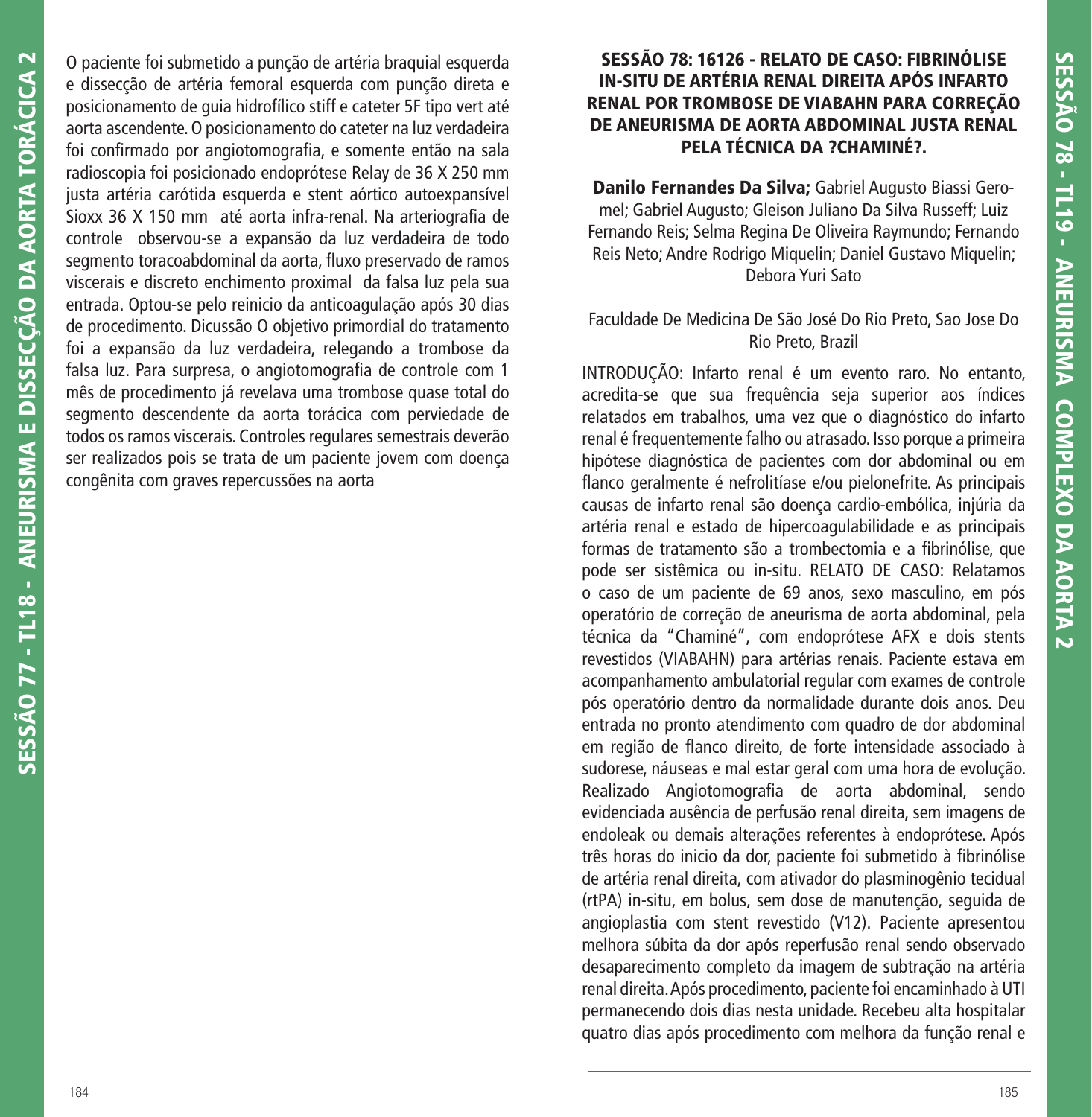O paciente foi submetido a punção de artéria braquial esquerda e dissecção de artéria femoral esquerda com punção direta e posicionamento de guia hidrofílico stiff e cateter 5F tipo vert até aorta ascendente. O posicionamento do cateter na luz verdadeira foi confirmado por angiotomografia, e somente então na sala radioscopia foi posicionado endoprótese Relay de 36 X 250 mm justa artéria carótida esquerda e stent aórtico autoexpansível Sioxx 36 X 150 mm  até aorta infra-renal. Na arteriografia de controle  observou-se a expansão da luz verdadeira de todo segmento toracoabdominal da aorta, fluxo preservado de ramos viscerais e discreto enchimento proximal  da falsa luz pela sua entrada. Optou-se pelo reinicio da anticoagulação após 30 dias de procedimento. Dicussão O objetivo primordial do tratamento foi a expansão da luz verdadeira, relegando a trombose da falsa luz. Para surpresa, o angiotomografia de controle com 1 mês de procedimento já revelava uma trombose quase total do segmento descendente da aorta torácica com perviedade de todos os ramos viscerais. Controles regulares semestrais deverão ser realizados pois se trata de um paciente jovem com doença congênita com graves repercussões na aorta

## SESSÃO 78: 16126 - RELATO DE CASO: FIBRINÓLISE IN-SITU DE ARTÉRIA RENAL DIREITA APÓS INFARTO RENAL POR TROMBOSE DE VIABAHN PARA CORREÇÃO DE ANEURISMA DE AORTA ABDOMINAL JUSTA RENAL PELA TÉCNICA DA ?CHAMINÉ?.

**Danilo Fernandes Da Silva;** Gabriel Augusto Biassi Geromel; Gabriel Augusto; Gleison Juliano Da Silva Russeff; Luiz Fernando Reis; Selma Regina De Oliveira Raymundo; Fernando Reis Neto; Andre Rodrigo Miquelin; Daniel Gustavo Miquelin; Debora Yuri Sato

Faculdade De Medicina De São José Do Rio Preto, Sao Jose Do Rio Preto, Brazil

INTRODUÇÃO: Infarto renal é um evento raro. No entanto, acredita-se que sua frequência seja superior aos índices relatados em trabalhos, uma vez que o diagnóstico do infarto renal é frequentemente falho ou atrasado. Isso porque a primeira hipótese diagnóstica de pacientes com dor abdominal ou em flanco geralmente é nefrolitíase e/ou pielonefrite. As principais causas de infarto renal são doença cardio-embólica, injúria da artéria renal e estado de hipercoagulabilidade e as principais formas de tratamento são a trombectomia e a fibrinólise, que pode ser sistêmica ou in-situ. RELATO DE CASO: Relatamos o caso de um paciente de 69 anos, sexo masculino, em pós operatório de correção de aneurisma de aorta abdominal, pela técnica da "Chaminé", com endoprótese AFX e dois stents revestidos (VIABAHN) para artérias renais. Paciente estava em acompanhamento ambulatorial regular com exames de controle pós operatório dentro da normalidade durante dois anos. Deu entrada no pronto atendimento com quadro de dor abdominal em região de flanco direito, de forte intensidade associado à sudorese, náuseas e mal estar geral com uma hora de evolução. Realizado Angiotomografia de aorta abdominal, sendo evidenciada ausência de perfusão renal direita, sem imagens de endoleak ou demais alterações referentes à endoprótese. Após três horas do inicio da dor, paciente foi submetido à fibrinólise de artéria renal direita, com ativador do plasminogênio tecidual (rtPA) in-situ, em bolus, sem dose de manutenção, seguida de angioplastia com stent revestido (V12). Paciente apresentou melhora súbita da dor após reperfusão renal sendo observado desaparecimento completo da imagem de subtração na artéria renal direita. Após procedimento, paciente foi encaminhado à UTI permanecendo dois dias nesta unidade. Recebeu alta hospitalar quatro dias após procedimento com melhora da função renal e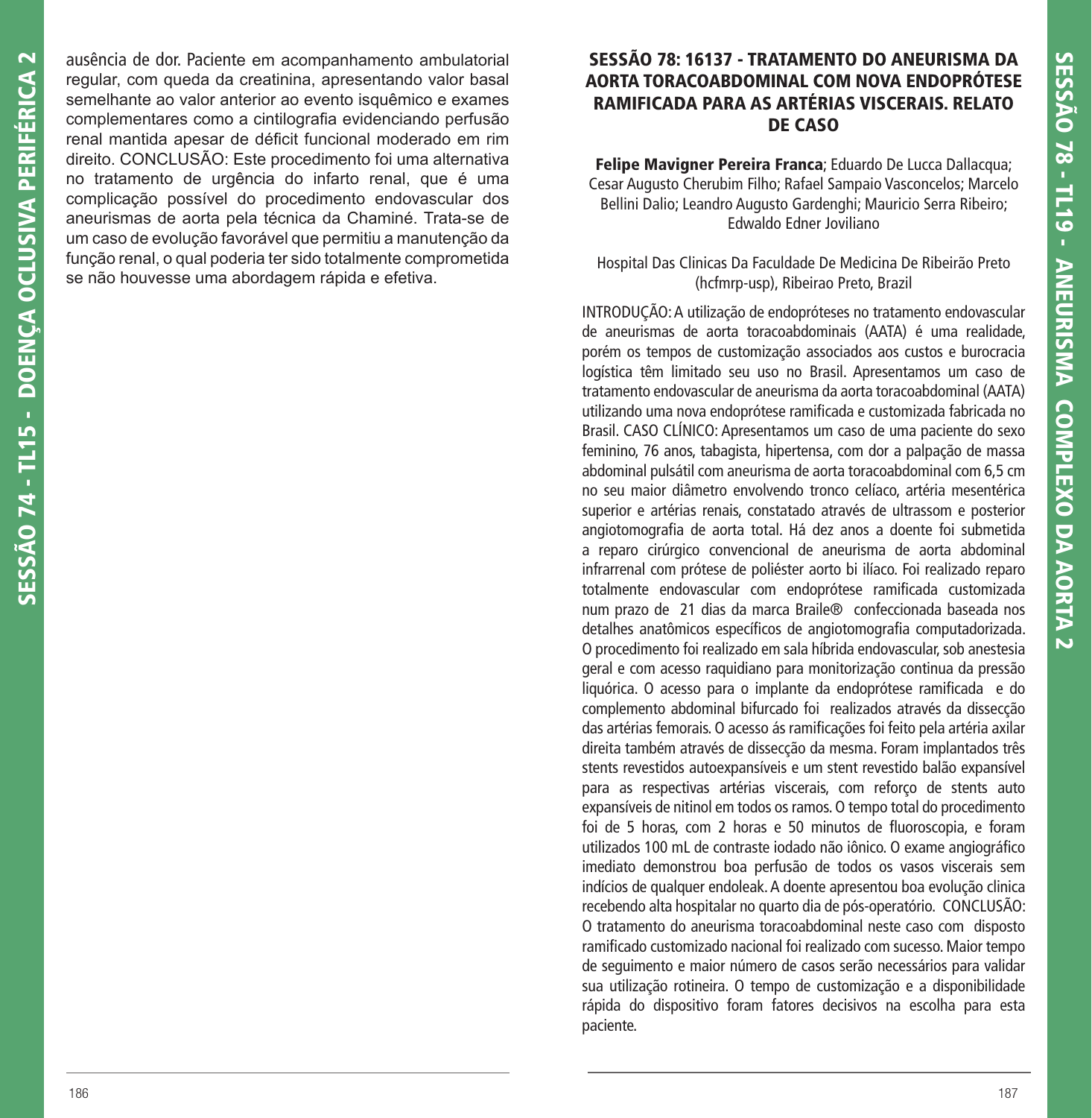ausência de dor. Paciente em acompanhamento ambulatorial regular, com queda da creatinina, apresentando valor basal semelhante ao valor anterior ao evento isquêmico e exames complementares como a cintilografia evidenciando perfusão renal mantida apesar de déficit funcional moderado em rim direito. CONCLUSÃO: Este procedimento foi uma alternativa no tratamento de urgência do infarto renal, que é uma complicação possível do procedimento endovascular dos aneurismas de aorta pela técnica da Chaminé. Trata-se de um caso de evolução favorável que permitiu a manutenção da função renal, o qual poderia ter sido totalmente comprometida se não houvesse uma abordagem rápida e efetiva.

## SESSÃO 78: 16137 - TRATAMENTO DO ANEURISMA DA AORTA TORACOABDOMINAL COM NOVA ENDOPRÓTESE RAMIFICADA PARA AS ARTÉRIAS VISCERAIS. RELATO DE CASO

**Felipe Mavigner Pereira Franca**; Eduardo De Lucca Dallacqua; Cesar Augusto Cherubim Filho; Rafael Sampaio Vasconcelos; Marcelo Bellini Dalio; Leandro Augusto Gardenghi; Mauricio Serra Ribeiro; Edwaldo Edner Joviliano

Hospital Das Clinicas Da Faculdade De Medicina De Ribeirão Preto (hcfmrp-usp), Ribeirao Preto, Brazil

INTRODUÇÃO: A utilização de endopróteses no tratamento endovascular de aneurismas de aorta toracoabdominais (AATA) é uma realidade, porém os tempos de customização associados aos custos e burocracia logística têm limitado seu uso no Brasil. Apresentamos um caso de tratamento endovascular de aneurisma da aorta toracoabdominal (AATA) utilizando uma nova endoprótese ramificada e customizada fabricada no Brasil. CASO CLÍNICO: Apresentamos um caso de uma paciente do sexo feminino, 76 anos, tabagista, hipertensa, com dor a palpação de massa abdominal pulsátil com aneurisma de aorta toracoabdominal com 6,5 cm no seu maior diâmetro envolvendo tronco celíaco, artéria mesentérica superior e artérias renais, constatado através de ultrassom e posterior angiotomografia de aorta total. Há dez anos a doente foi submetida a reparo cirúrgico convencional de aneurisma de aorta abdominal infrarrenal com prótese de poliéster aorto bi ilíaco. Foi realizado reparo totalmente endovascular com endoprótese ramificada customizada num prazo de 21 dias da marca Braile® confeccionada baseada nos detalhes anatômicos específicos de angiotomografia computadorizada. O procedimento foi realizado em sala híbrida endovascular, sob anestesia geral e com acesso raquidiano para monitorização continua da pressão liquórica. O acesso para o implante da endoprótese ramificada e do complemento abdominal bifurcado foi realizados através da dissecção das artérias femorais. O acesso ás ramificações foi feito pela artéria axilar direita também através de dissecção da mesma. Foram implantados três stents revestidos autoexpansíveis e um stent revestido balão expansível para as respectivas artérias viscerais, com reforço de stents auto expansíveis de nitinol em todos os ramos. O tempo total do procedimento foi de 5 horas, com 2 horas e 50 minutos de fluoroscopia, e foram utilizados 100 mL de contraste iodado não iônico. O exame angiográfico imediato demonstrou boa perfusão de todos os vasos viscerais sem indícios de qualquer endoleak. A doente apresentou boa evolução clinica recebendo alta hospitalar no quarto dia de pós-operatório. CONCLUSÃO: O tratamento do aneurisma toracoabdominal neste caso com disposto ramificado customizado nacional foi realizado com sucesso. Maior tempo de seguimento e maior número de casos serão necessários para validar sua utilização rotineira. O tempo de customização e a disponibilidade rápida do dispositivo foram fatores decisivos na escolha para esta paciente.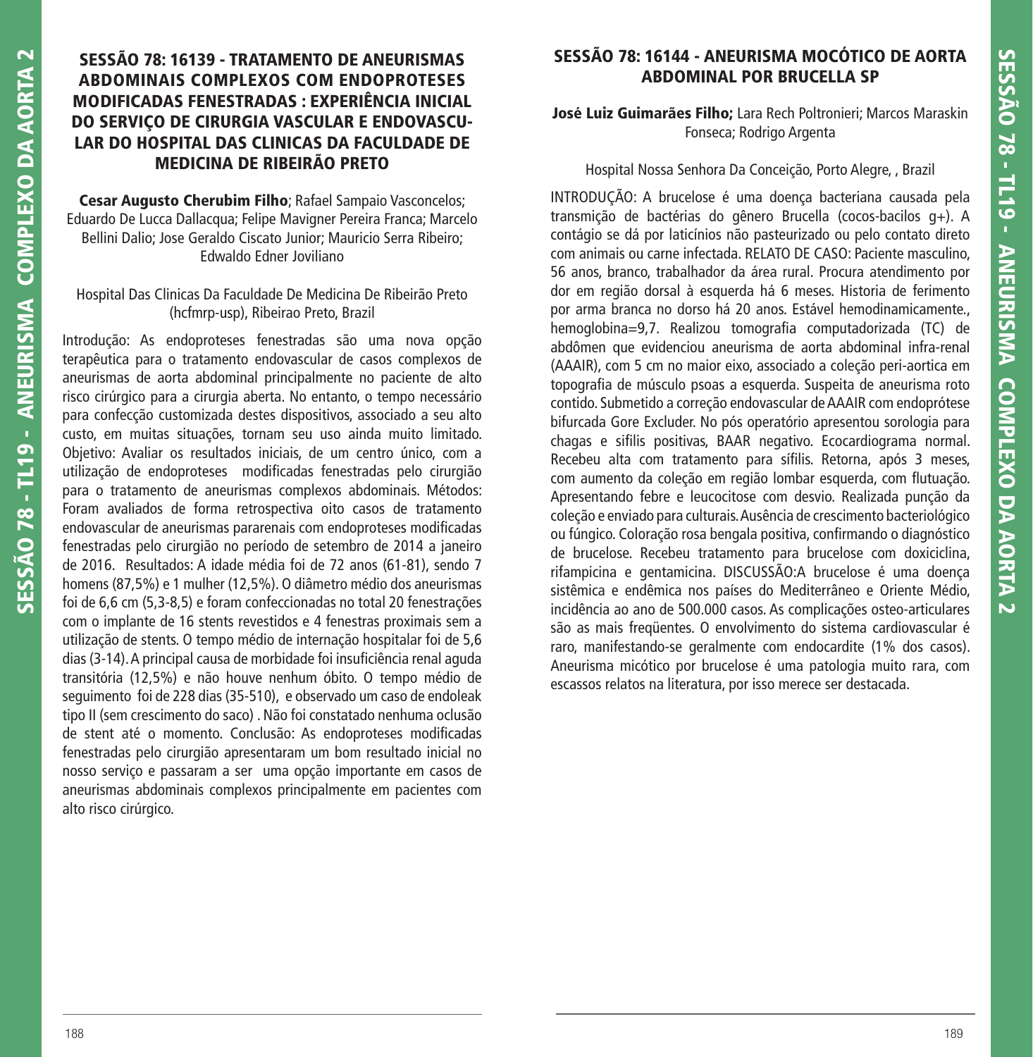## SESSÃO 78: 16139 - TRATAMENTO DE ANEURISMAS ABDOMINAIS COMPLEXOS COM ENDOPROTESES MODIFICADAS FENESTRADAS : EXPERIÊNCIA INICIAL DO SERVIÇO DE CIRURGIA VASCULAR E ENDOVASCULAR DO HOSPITAL DAS CLINICAS DA FACULDADE DE MEDICINA DE RIBEIRÃO PRETO

**Cesar Augusto Cherubim Filho**; Rafael Sampaio Vasconcelos; Eduardo De Lucca Dallacqua; Felipe Mavigner Pereira Franca; Marcelo Bellini Dalio; Jose Geraldo Ciscato Junior; Mauricio Serra Ribeiro; Edwaldo Edner Joviliano

Hospital Das Clinicas Da Faculdade De Medicina De Ribeirão Preto (hcfmrp-usp), Ribeirao Preto, Brazil

Introdução: As endoproteses fenestradas são uma nova opção terapêutica para o tratamento endovascular de casos complexos de aneurismas de aorta abdominal principalmente no paciente de alto risco cirúrgico para a cirurgia aberta. No entanto, o tempo necessário para confecção customizada destes dispositivos, associado a seu alto custo, em muitas situações, tornam seu uso ainda muito limitado. Objetivo: Avaliar os resultados iniciais, de um centro único, com a utilização de endoproteses modificadas fenestradas pelo cirurgião para o tratamento de aneurismas complexos abdominais. Métodos: Foram avaliados de forma retrospectiva oito casos de tratamento endovascular de aneurismas pararenais com endoproteses modificadas fenestradas pelo cirurgião no período de setembro de 2014 a janeiro de 2016. Resultados: A idade média foi de 72 anos (61-81), sendo 7 homens (87,5%) e 1 mulher (12,5%). O diâmetro médio dos aneurismas foi de 6,6 cm (5,3-8,5) e foram confeccionadas no total 20 fenestrações com o implante de 16 stents revestidos e 4 fenestras proximais sem a utilização de stents. O tempo médio de internação hospitalar foi de 5,6 dias (3-14). A principal causa de morbidade foi insuficiência renal aguda transitória (12,5%) e não houve nenhum óbito. O tempo médio de seguimento foi de 228 dias (35-510), e observado um caso de endoleak tipo II (sem crescimento do saco) . Não foi constatado nenhuma oclusão de stent até o momento. Conclusão: As endoproteses modificadas fenestradas pelo cirurgião apresentaram um bom resultado inicial no nosso serviço e passaram a ser uma opção importante em casos de aneurismas abdominais complexos principalmente em pacientes com alto risco cirúrgico.

## SESSÃO 78: 16144 - ANEURISMA MOCÓTICO DE AORTA ABDOMINAL POR BRUCELLA SP

**José Luiz Guimarães Filho;** Lara Rech Poltronieri; Marcos Maraskin Fonseca; Rodrigo Argenta

Hospital Nossa Senhora Da Conceição, Porto Alegre, , Brazil

INTRODUÇÃO: A brucelose é uma doença bacteriana causada pela transmição de bactérias do gênero Brucella (cocos-bacilos g+). A contágio se dá por laticínios não pasteurizado ou pelo contato direto com animais ou carne infectada. RELATO DE CASO: Paciente masculino, 56 anos, branco, trabalhador da área rural. Procura atendimento por dor em região dorsal à esquerda há 6 meses. Historia de ferimento por arma branca no dorso há 20 anos. Estável hemodinamicamente., hemoglobina=9,7. Realizou tomografia computadorizada (TC) de abdômen que evidenciou aneurisma de aorta abdominal infra-renal (AAAIR), com 5 cm no maior eixo, associado a coleção peri-aortica em topografia de músculo psoas a esquerda. Suspeita de aneurisma roto contido. Submetido a correção endovascular de AAAIR com endoprótese bifurcada Gore Excluder. No pós operatório apresentou sorologia para chagas e sifilis positivas, BAAR negativo. Ecocardiograma normal. Recebeu alta com tratamento para sífilis. Retorna, após 3 meses, com aumento da coleção em região lombar esquerda, com flutuação. Apresentando febre e leucocitose com desvio. Realizada punção da coleção e enviado para culturais. Ausência de crescimento bacteriológico ou fúngico. Coloração rosa bengala positiva, confirmando o diagnóstico de brucelose. Recebeu tratamento para brucelose com doxiciclina, rifampicina e gentamicina. DISCUSSÃO:A brucelose é uma doença sistêmica e endêmica nos países do Mediterrâneo e Oriente Médio, incidência ao ano de 500.000 casos. As complicações osteo-articulares são as mais freqüentes. O envolvimento do sistema cardiovascular é raro, manifestando-se geralmente com endocardite (1% dos casos). Aneurisma micótico por brucelose é uma patologia muito rara, com escassos relatos na literatura, por isso merece ser destacada.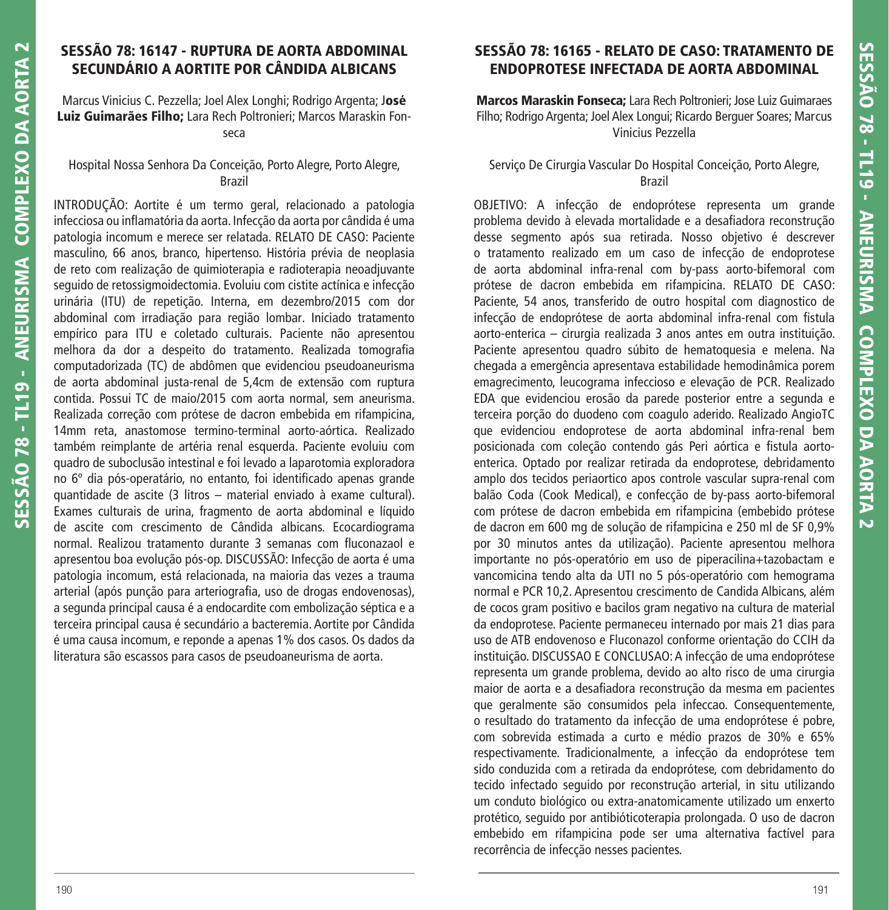## SESSÃO 78: 16147 - RUPTURA DE AORTA ABDOMINAL SECUNDÁRIO A AORTITE POR CÂNDIDA ALBICANS

Marcus Vinicius C. Pezzella; Joel Alex Longhi; Rodrigo Argenta; **José Luiz Guimarães Filho;** Lara Rech Poltronieri; Marcos Maraskin Fonseca

Hospital Nossa Senhora Da Conceição, Porto Alegre, Porto Alegre, Brazil

INTRODUÇÃO: Aortite é um termo geral, relacionado a patologia infecciosa ou inflamatória da aorta. Infecção da aorta por cândida é uma patologia incomum e merece ser relatada. RELATO DE CASO: Paciente masculino, 66 anos, branco, hipertenso. História prévia de neoplasia de reto com realização de quimioterapia e radioterapia neoadjuvante seguido de retossigmoidectomia. Evoluiu com cistite actínica e infecção urinária (ITU) de repetição. Interna, em dezembro/2015 com dor abdominal com irradiação para região lombar. Iniciado tratamento empírico para ITU e coletado culturais. Paciente não apresentou melhora da dor a despeito do tratamento. Realizada tomografia computadorizada (TC) de abdômen que evidenciou pseudoaneurisma de aorta abdominal justa-renal de 5,4cm de extensão com ruptura contida. Possui TC de maio/2015 com aorta normal, sem aneurisma. Realizada correção com prótese de dacron embebida em rifampicina, 14mm reta, anastomose termino-terminal aorto-aórtica. Realizado também reimplante de artéria renal esquerda. Paciente evoluiu com quadro de suboclusão intestinal e foi levado a laparotomia exploradora no 6º dia pós-operatário, no entanto, foi identificado apenas grande quantidade de ascite (3 litros – material enviado à exame cultural). Exames culturais de urina, fragmento de aorta abdominal e líquido de ascite com crescimento de Cândida albicans. Ecocardiograma normal. Realizou tratamento durante 3 semanas com fluconazaol e apresentou boa evolução pós-op. DISCUSSÃO: Infecção de aorta é uma patologia incomum, está relacionada, na maioria das vezes a trauma arterial (após punção para arteriografia, uso de drogas endovenosas), a segunda principal causa é a endocardite com embolização séptica e a terceira principal causa é secundário a bacteremia. Aortite por Cândida é uma causa incomum, e reponde a apenas 1% dos casos. Os dados da literatura são escassos para casos de pseudoaneurisma de aorta.

## SESSÃO 78: 16165 - RELATO DE CASO: TRATAMENTO DE ENDOPROTESE INFECTADA DE AORTA ABDOMINAL

**Marcos Maraskin Fonseca;** Lara Rech Poltronieri; Jose Luiz Guimaraes Filho; Rodrigo Argenta; Joel Alex Longui; Ricardo Berguer Soares; Marcus Vinicius Pezzella

Serviço De Cirurgia Vascular Do Hospital Conceição, Porto Alegre, Brazil

OBJETIVO: A infecção de endoprótese representa um grande problema devido à elevada mortalidade e a desafiadora reconstrução desse segmento após sua retirada. Nosso objetivo é descrever o tratamento realizado em um caso de infecção de endoprotese de aorta abdominal infra-renal com by-pass aorto-bifemoral com prótese de dacron embebida em rifampicina. RELATO DE CASO: Paciente, 54 anos, transferido de outro hospital com diagnostico de infecção de endoprótese de aorta abdominal infra-renal com fistula aorto-enterica – cirurgia realizada 3 anos antes em outra instituição. Paciente apresentou quadro súbito de hematoquesia e melena. Na chegada a emergência apresentava estabilidade hemodinâmica porem emagrecimento, leucograma infeccioso e elevação de PCR. Realizado EDA que evidenciou erosão da parede posterior entre a segunda e terceira porção do duodeno com coagulo aderido. Realizado AngioTC que evidenciou endoprotese de aorta abdominal infra-renal bem posicionada com coleção contendo gás Peri aórtica e fistula aorto-enterica. Optado por realizar retirada da endoprotese, debridamento amplo dos tecidos periaortico apos controle vascular supra-renal com balão Coda (Cook Medical), e confecção de by-pass aorto-bifemoral com prótese de dacron embebida em rifampicina (embebido prótese de dacron em 600 mg de solução de rifampicina e 250 ml de SF 0,9% por 30 minutos antes da utilização). Paciente apresentou melhora importante no pós-operatório em uso de piperacilina+tazobactam e vancomicina tendo alta da UTI no 5 pós-operatório com hemograma normal e PCR 10,2. Apresentou crescimento de Candida Albicans, além de cocos gram positivo e bacilos gram negativo na cultura de material da endoprotese. Paciente permaneceu internado por mais 21 dias para uso de ATB endovenoso e Fluconazol conforme orientação do CCIH da instituição. DISCUSSAO E CONCLUSAO: A infecção de uma endoprótese representa um grande problema, devido ao alto risco de uma cirurgia maior de aorta e a desafiadora reconstrução da mesma em pacientes que geralmente são consumidos pela infeccao. Consequentemente, o resultado do tratamento da infecção de uma endoprótese é pobre, com sobrevida estimada a curto e médio prazos de 30% e 65% respectivamente. Tradicionalmente, a infecção da endoprótese tem sido conduzida com a retirada da endoprótese, com debridamento do tecido infectado seguido por reconstrução arterial, in situ utilizando um conduto biológico ou extra-anatomicamente utilizado um enxerto protético, seguido por antibióticoterapia prolongada. O uso de dacron embebido em rifampicina pode ser uma alternativa factível para recorrência de infecção nesses pacientes.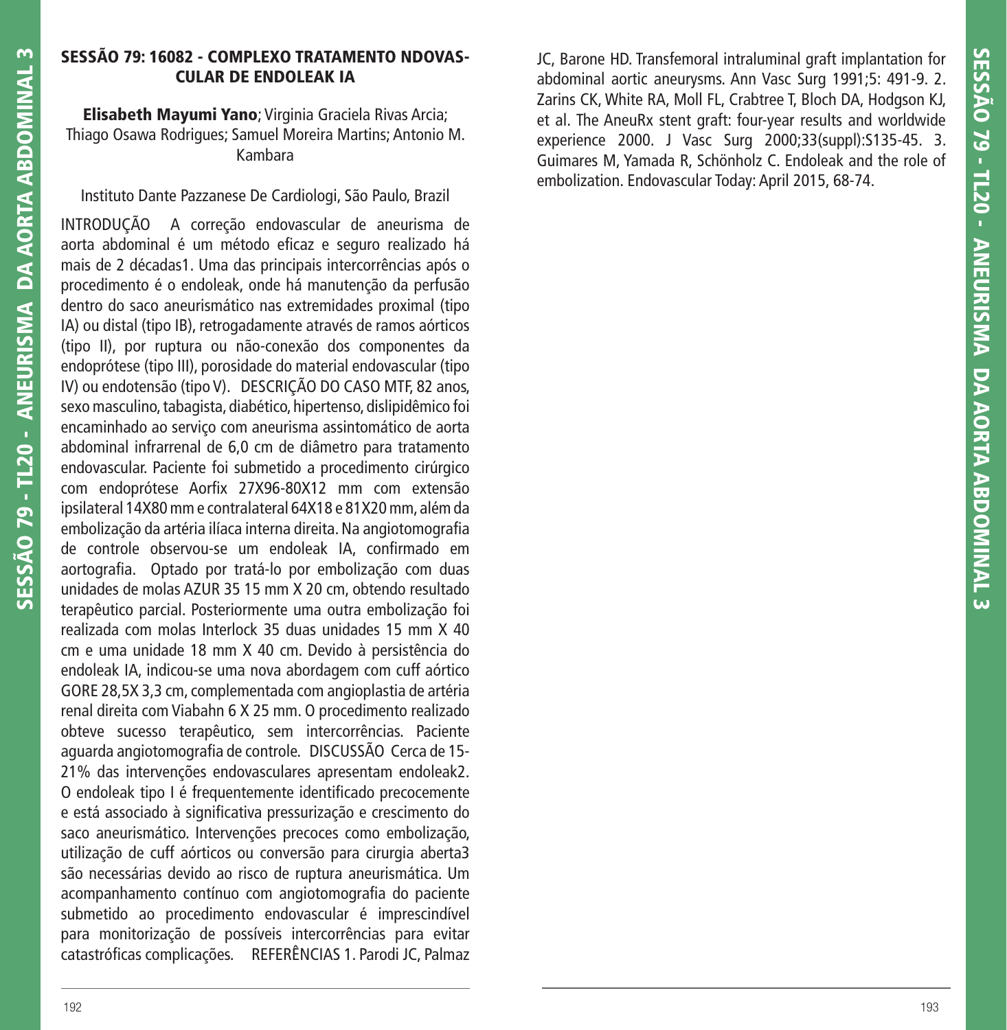## SESSÃO 79: 16082 - COMPLEXO TRATAMENTO NDOVASCULAR DE ENDOLEAK IA

**Elisabeth Mayumi Yano**; Virginia Graciela Rivas Arcia; Thiago Osawa Rodrigues; Samuel Moreira Martins; Antonio M. Kambara

Instituto Dante Pazzanese De Cardiologi, São Paulo, Brazil

INTRODUÇÃO A correção endovascular de aneurisma de aorta abdominal é um método eficaz e seguro realizado há mais de 2 décadas1. Uma das principais intercorrências após o procedimento é o endoleak, onde há manutenção da perfusão dentro do saco aneurismático nas extremidades proximal (tipo IA) ou distal (tipo IB), retrogadamente através de ramos aórticos (tipo II), por ruptura ou não-conexão dos componentes da endoprótese (tipo III), porosidade do material endovascular (tipo IV) ou endotensão (tipo V). DESCRIÇÃO DO CASO MTF, 82 anos, sexo masculino, tabagista, diabético, hipertenso, dislipidêmico foi encaminhado ao serviço com aneurisma assintomático de aorta abdominal infrarrenal de 6,0 cm de diâmetro para tratamento endovascular. Paciente foi submetido a procedimento cirúrgico com endoprótese Aorfix 27X96-80X12 mm com extensão ipsilateral 14X80 mm e contralateral 64X18 e 81X20 mm, além da embolização da artéria ilíaca interna direita. Na angiotomografia de controle observou-se um endoleak IA, confirmado em aortografia. Optado por tratá-lo por embolização com duas unidades de molas AZUR 35 15 mm X 20 cm, obtendo resultado terapêutico parcial. Posteriormente uma outra embolização foi realizada com molas Interlock 35 duas unidades 15 mm X 40 cm e uma unidade 18 mm X 40 cm. Devido à persistência do endoleak IA, indicou-se uma nova abordagem com cuff aórtico GORE 28,5X 3,3 cm, complementada com angioplastia de artéria renal direita com Viabahn 6 X 25 mm. O procedimento realizado obteve sucesso terapêutico, sem intercorrências. Paciente aguarda angiotomografia de controle. DISCUSSÃO Cerca de 15-21% das intervenções endovasculares apresentam endoleak2. O endoleak tipo I é frequentemente identificado precocemente e está associado à significativa pressurização e crescimento do saco aneurismático. Intervenções precoces como embolização, utilização de cuff aórticos ou conversão para cirurgia aberta3 são necessárias devido ao risco de ruptura aneurismática. Um acompanhamento contínuo com angiotomografia do paciente submetido ao procedimento endovascular é imprescindível para monitorização de possíveis intercorrências para evitar catastróficas complicações. REFERÊNCIAS 1. Parodi JC, Palmaz JC, Barone HD. Transfemoral intraluminal graft implantation for abdominal aortic aneurysms. Ann Vasc Surg 1991;5: 491-9. 2. Zarins CK, White RA, Moll FL, Crabtree T, Bloch DA, Hodgson KJ, et al. The AneuRx stent graft: four-year results and worldwide experience 2000. J Vasc Surg 2000;33(suppl):S135-45. 3. Guimares M, Yamada R, Schönholz C. Endoleak and the role of embolization. Endovascular Today: April 2015, 68-74.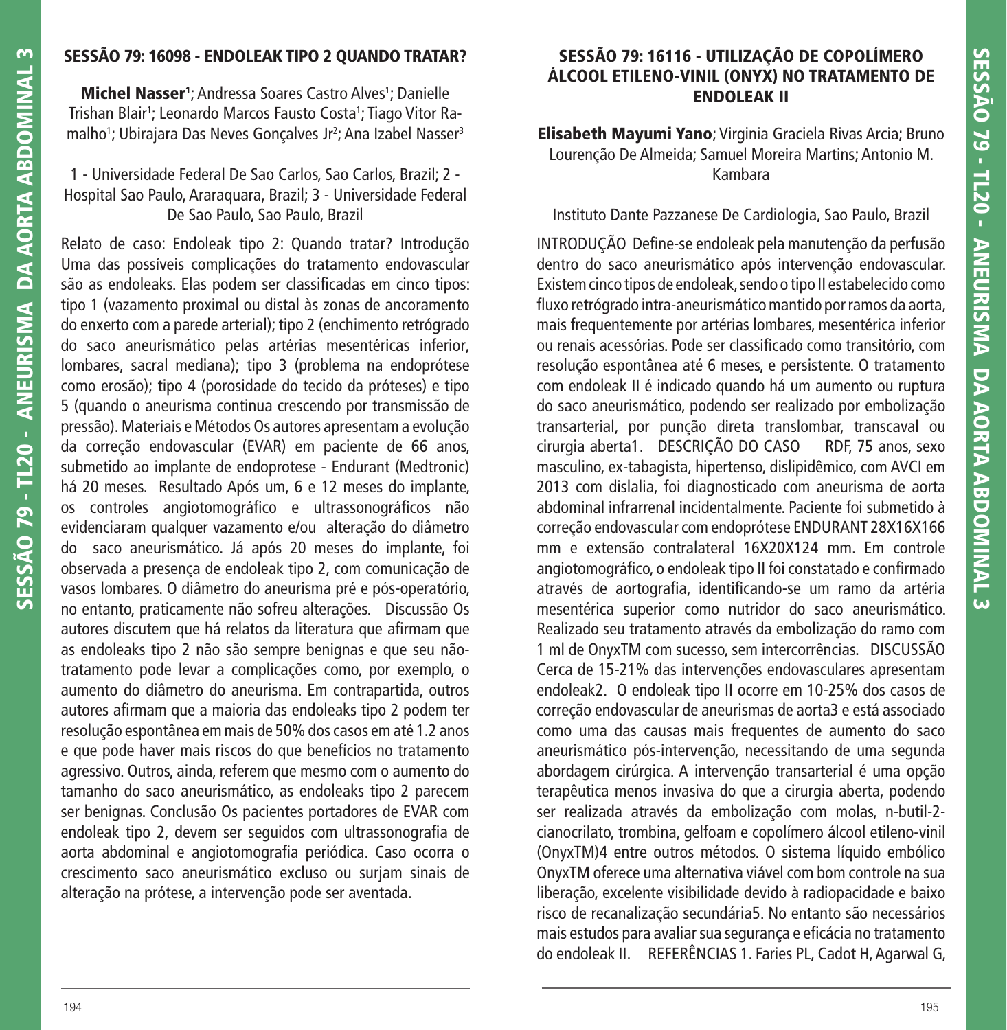## SESSÃO 79: 16098 - ENDOLEAK TIPO 2 QUANDO TRATAR?

**Michel Nasser[1]**; Andressa Soares Castro Alves[1]; Danielle Trishan Blair[1]; Leonardo Marcos Fausto Costa[1]; Tiago Vitor Ramalho[1]; Ubirajara Das Neves Gonçalves Jr[2]; Ana Izabel Nasser[3]

1 - Universidade Federal De Sao Carlos, Sao Carlos, Brazil; 2 - Hospital Sao Paulo, Araraquara, Brazil; 3 - Universidade Federal De Sao Paulo, Sao Paulo, Brazil

Relato de caso: Endoleak tipo 2: Quando tratar? Introdução Uma das possíveis complicações do tratamento endovascular são as endoleaks. Elas podem ser classificadas em cinco tipos: tipo 1 (vazamento proximal ou distal às zonas de ancoramento do enxerto com a parede arterial); tipo 2 (enchimento retrógrado do saco aneurismático pelas artérias mesentéricas inferior, lombares, sacral mediana); tipo 3 (problema na endoprótese como erosão); tipo 4 (porosidade do tecido da próteses) e tipo 5 (quando o aneurisma continua crescendo por transmissão de pressão). Materiais e Métodos Os autores apresentam a evolução da correção endovascular (EVAR) em paciente de 66 anos, submetido ao implante de endoprotese - Endurant (Medtronic) há 20 meses. Resultado Após um, 6 e 12 meses do implante, os controles angiotomográfico e ultrassonográficos não evidenciaram qualquer vazamento e/ou alteração do diâmetro do saco aneurismático. Já após 20 meses do implante, foi observada a presença de endoleak tipo 2, com comunicação de vasos lombares. O diâmetro do aneurisma pré e pós-operatório, no entanto, praticamente não sofreu alterações. Discussão Os autores discutem que há relatos da literatura que afirmam que as endoleaks tipo 2 não são sempre benignas e que seu não-tratamento pode levar a complicações como, por exemplo, o aumento do diâmetro do aneurisma. Em contrapartida, outros autores afirmam que a maioria das endoleaks tipo 2 podem ter resolução espontânea em mais de 50% dos casos em até 1.2 anos e que pode haver mais riscos do que benefícios no tratamento agressivo. Outros, ainda, referem que mesmo com o aumento do tamanho do saco aneurismático, as endoleaks tipo 2 parecem ser benignas. Conclusão Os pacientes portadores de EVAR com endoleak tipo 2, devem ser seguidos com ultrassonografia de aorta abdominal e angiotomografia periódica. Caso ocorra o crescimento saco aneurismático excluso ou surjam sinais de alteração na prótese, a intervenção pode ser aventada.

## SESSÃO 79: 16116 - UTILIZAÇÃO DE COPOLÍMERO ÁLCOOL ETILENO-VINIL (ONYX) NO TRATAMENTO DE ENDOLEAK II

**Elisabeth Mayumi Yano**; Virginia Graciela Rivas Arcia; Bruno Lourenção De Almeida; Samuel Moreira Martins; Antonio M. Kambara

Instituto Dante Pazzanese De Cardiologia, Sao Paulo, Brazil

INTRODUÇÃO Define-se endoleak pela manutenção da perfusão dentro do saco aneurismático após intervenção endovascular. Existem cinco tipos de endoleak, sendo o tipo II estabelecido como fluxo retrógrado intra-aneurismático mantido por ramos da aorta, mais frequentemente por artérias lombares, mesentérica inferior ou renais acessórias. Pode ser classificado como transitório, com resolução espontânea até 6 meses, e persistente. O tratamento com endoleak II é indicado quando há um aumento ou ruptura do saco aneurismático, podendo ser realizado por embolização transarterial, por punção direta translombar, transcaval ou cirurgia aberta1. DESCRIÇÃO DO CASO RDF, 75 anos, sexo masculino, ex-tabagista, hipertenso, dislipidêmico, com AVCI em 2013 com dislalia, foi diagnosticado com aneurisma de aorta abdominal infrarrenal incidentalmente. Paciente foi submetido à correção endovascular com endoprótese ENDURANT 28X16X166 mm e extensão contralateral 16X20X124 mm. Em controle angiotomográfico, o endoleak tipo II foi constatado e confirmado através de aortografia, identificando-se um ramo da artéria mesentérica superior como nutridor do saco aneurismático. Realizado seu tratamento através da embolização do ramo com 1 ml de OnyxTM com sucesso, sem intercorrências. DISCUSSÃO Cerca de 15-21% das intervenções endovasculares apresentam endoleak2. O endoleak tipo II ocorre em 10-25% dos casos de correção endovascular de aneurismas de aorta3 e está associado como uma das causas mais frequentes de aumento do saco aneurismático pós-intervenção, necessitando de uma segunda abordagem cirúrgica. A intervenção transarterial é uma opção terapêutica menos invasiva do que a cirurgia aberta, podendo ser realizada através da embolização com molas, n-butil-2-cianocrilato, trombina, gelfoam e copolímero álcool etileno-vinil (OnyxTM)4 entre outros métodos. O sistema líquido embólico OnyxTM oferece uma alternativa viável com bom controle na sua liberação, excelente visibilidade devido à radiopacidade e baixo risco de recanalização secundária5. No entanto são necessários mais estudos para avaliar sua segurança e eficácia no tratamento do endoleak II. REFERÊNCIAS 1. Faries PL, Cadot H, Agarwal G,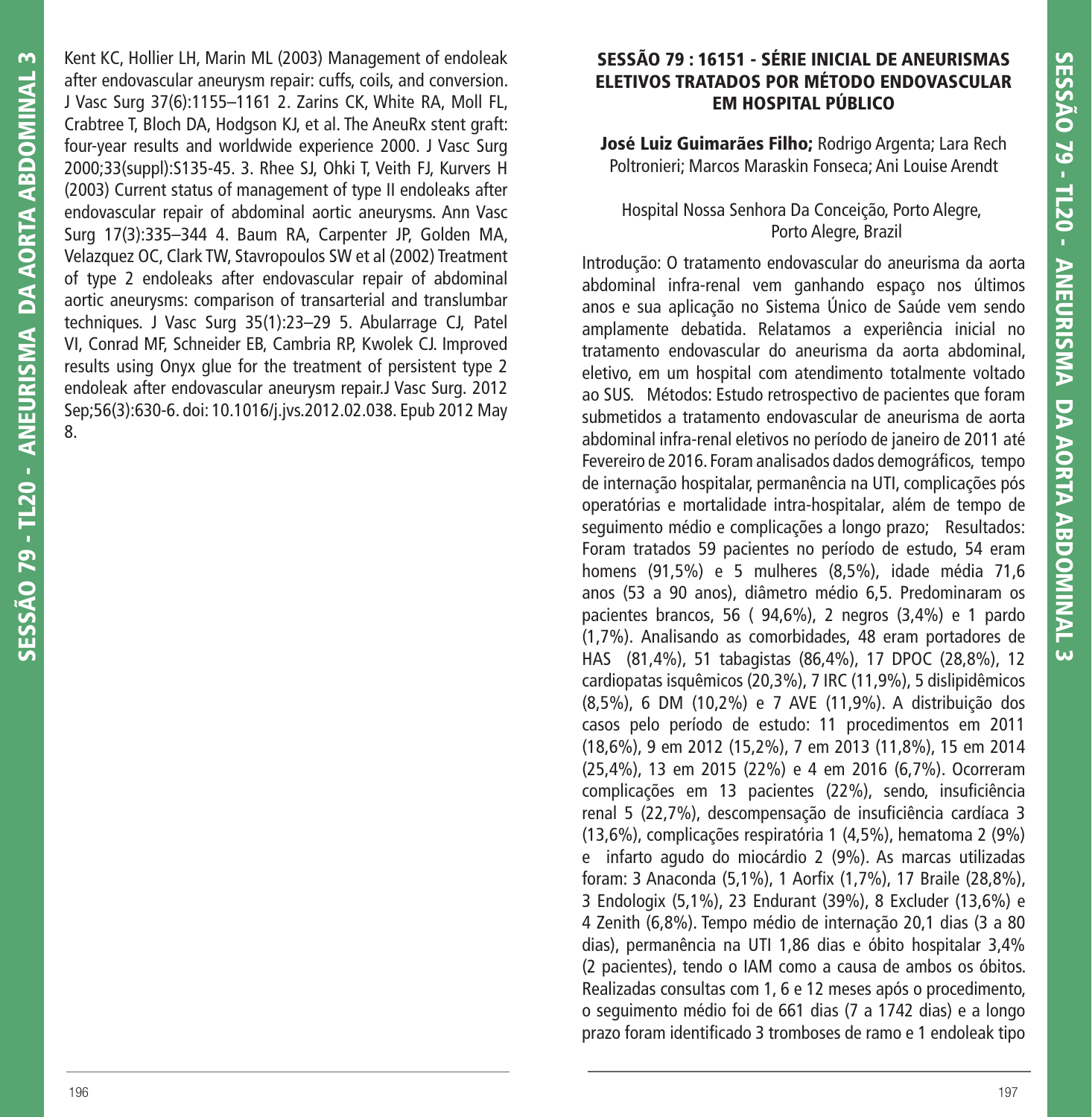Kent KC, Hollier LH, Marin ML (2003) Management of endoleak after endovascular aneurysm repair: cuffs, coils, and conversion. J Vasc Surg 37(6):1155–1161 2. Zarins CK, White RA, Moll FL, Crabtree T, Bloch DA, Hodgson KJ, et al. The AneuRx stent graft: four-year results and worldwide experience 2000. J Vasc Surg 2000;33(suppl):S135-45. 3. Rhee SJ, Ohki T, Veith FJ, Kurvers H (2003) Current status of management of type II endoleaks after endovascular repair of abdominal aortic aneurysms. Ann Vasc Surg 17(3):335–344 4. Baum RA, Carpenter JP, Golden MA, Velazquez OC, Clark TW, Stavropoulos SW et al (2002) Treatment of type 2 endoleaks after endovascular repair of abdominal aortic aneurysms: comparison of transarterial and translumbar techniques. J Vasc Surg 35(1):23–29 5. Abularrage CJ, Patel VI, Conrad MF, Schneider EB, Cambria RP, Kwolek CJ. Improved results using Onyx glue for the treatment of persistent type 2 endoleak after endovascular aneurysm repair.J Vasc Surg. 2012 Sep;56(3):630-6. doi: 10.1016/j.jvs.2012.02.038. Epub 2012 May 8.

## SESSÃO 79 : 16151 - SÉRIE INICIAL DE ANEURISMAS ELETIVOS TRATADOS POR MÉTODO ENDOVASCULAR EM HOSPITAL PÚBLICO

**José Luiz Guimarães Filho;** Rodrigo Argenta; Lara Rech Poltronieri; Marcos Maraskin Fonseca; Ani Louise Arendt

Hospital Nossa Senhora Da Conceição, Porto Alegre, Porto Alegre, Brazil

Introdução: O tratamento endovascular do aneurisma da aorta abdominal infra-renal vem ganhando espaço nos últimos anos e sua aplicação no Sistema Único de Saúde vem sendo amplamente debatida. Relatamos a experiência inicial no tratamento endovascular do aneurisma da aorta abdominal, eletivo, em um hospital com atendimento totalmente voltado ao SUS. Métodos: Estudo retrospectivo de pacientes que foram submetidos a tratamento endovascular de aneurisma de aorta abdominal infra-renal eletivos no período de janeiro de 2011 até Fevereiro de 2016. Foram analisados dados demográficos, tempo de internação hospitalar, permanência na UTI, complicações pós operatórias e mortalidade intra-hospitalar, além de tempo de seguimento médio e complicações a longo prazo; Resultados: Foram tratados 59 pacientes no período de estudo, 54 eram homens (91,5%) e 5 mulheres (8,5%), idade média 71,6 anos (53 a 90 anos), diâmetro médio 6,5. Predominaram os pacientes brancos, 56 ( 94,6%), 2 negros (3,4%) e 1 pardo (1,7%). Analisando as comorbidades, 48 eram portadores de HAS (81,4%), 51 tabagistas (86,4%), 17 DPOC (28,8%), 12 cardiopatas isquêmicos (20,3%), 7 IRC (11,9%), 5 dislipidêmicos (8,5%), 6 DM (10,2%) e 7 AVE (11,9%). A distribuição dos casos pelo período de estudo: 11 procedimentos em 2011 (18,6%), 9 em 2012 (15,2%), 7 em 2013 (11,8%), 15 em 2014 (25,4%), 13 em 2015 (22%) e 4 em 2016 (6,7%). Ocorreram complicações em 13 pacientes (22%), sendo, insuficiência renal 5 (22,7%), descompensação de insuficiência cardíaca 3 (13,6%), complicações respiratória 1 (4,5%), hematoma 2 (9%) e infarto agudo do miocárdio 2 (9%). As marcas utilizadas foram: 3 Anaconda (5,1%), 1 Aorfix (1,7%), 17 Braile (28,8%), 3 Endologix (5,1%), 23 Endurant (39%), 8 Excluder (13,6%) e 4 Zenith (6,8%). Tempo médio de internação 20,1 dias (3 a 80 dias), permanência na UTI 1,86 dias e óbito hospitalar 3,4% (2 pacientes), tendo o IAM como a causa de ambos os óbitos. Realizadas consultas com 1, 6 e 12 meses após o procedimento, o seguimento médio foi de 661 dias (7 a 1742 dias) e a longo prazo foram identificado 3 tromboses de ramo e 1 endoleak tipo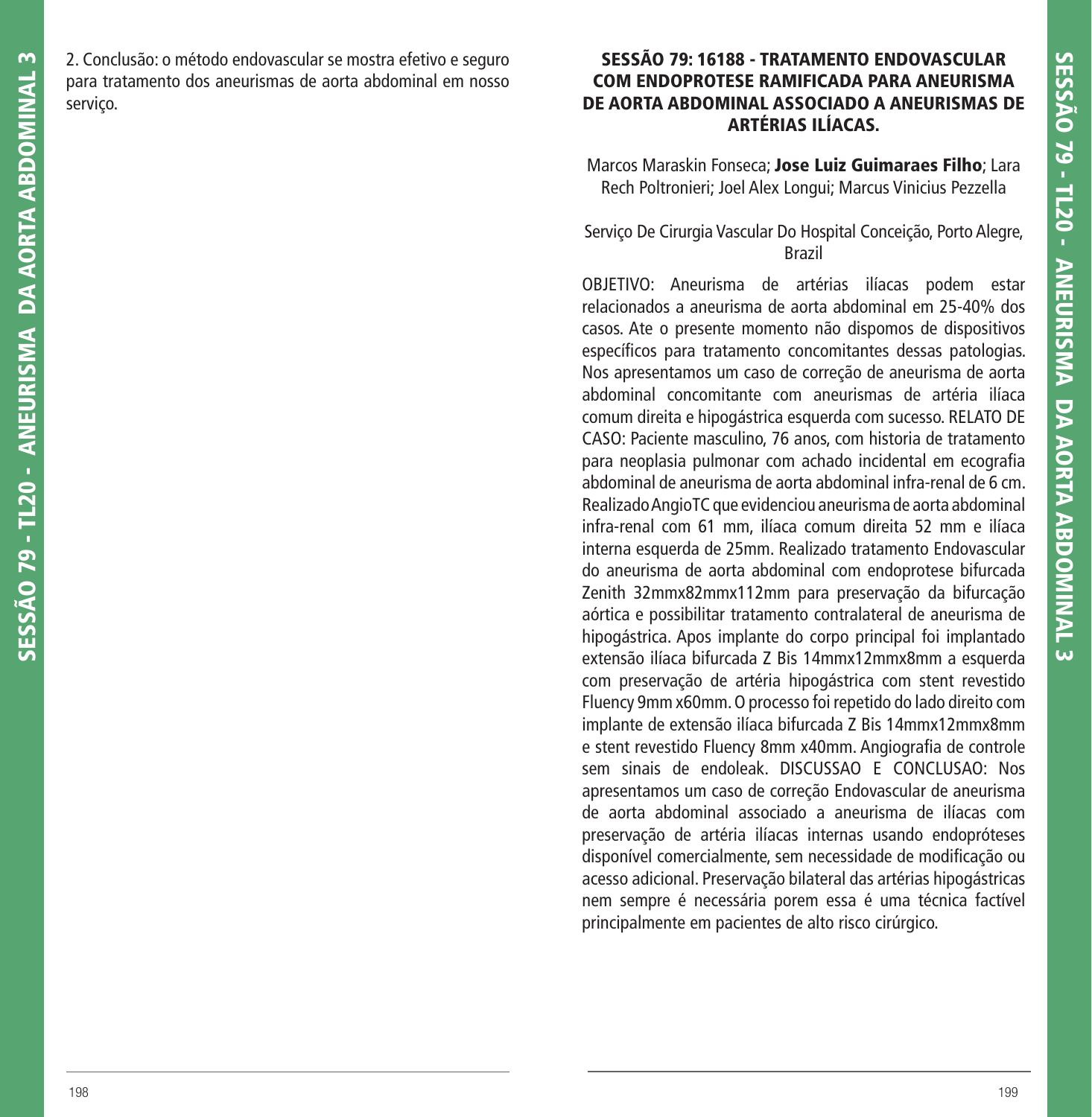2. Conclusão: o método endovascular se mostra efetivo e seguro para tratamento dos aneurismas de aorta abdominal em nosso serviço.

## SESSÃO 79: 16188 - TRATAMENTO ENDOVASCULAR COM ENDOPROTESE RAMIFICADA PARA ANEURISMA DE AORTA ABDOMINAL ASSOCIADO A ANEURISMAS DE ARTÉRIAS ILÍACAS.

Marcos Maraskin Fonseca; **Jose Luiz Guimaraes Filho**; Lara Rech Poltronieri; Joel Alex Longui; Marcus Vinicius Pezzella

Serviço De Cirurgia Vascular Do Hospital Conceição, Porto Alegre, Brazil

OBJETIVO: Aneurisma de artérias ilíacas podem estar relacionados a aneurisma de aorta abdominal em 25-40% dos casos. Ate o presente momento não dispomos de dispositivos específicos para tratamento concomitantes dessas patologias. Nos apresentamos um caso de correção de aneurisma de aorta abdominal concomitante com aneurismas de artéria ilíaca comum direita e hipogástrica esquerda com sucesso. RELATO DE CASO: Paciente masculino, 76 anos, com historia de tratamento para neoplasia pulmonar com achado incidental em ecografia abdominal de aneurisma de aorta abdominal infra-renal de 6 cm. Realizado AngioTC que evidenciou aneurisma de aorta abdominal infra-renal com 61 mm, ilíaca comum direita 52 mm e ilíaca interna esquerda de 25mm. Realizado tratamento Endovascular do aneurisma de aorta abdominal com endoprotese bifurcada Zenith 32mmx82mmx112mm para preservação da bifurcação aórtica e possibilitar tratamento contralateral de aneurisma de hipogástrica. Apos implante do corpo principal foi implantado extensão ilíaca bifurcada Z Bis 14mmx12mmx8mm a esquerda com preservação de artéria hipogástrica com stent revestido Fluency 9mm x60mm. O processo foi repetido do lado direito com implante de extensão ilíaca bifurcada Z Bis 14mmx12mmx8mm e stent revestido Fluency 8mm x40mm. Angiografia de controle sem sinais de endoleak. DISCUSSAO E CONCLUSAO: Nos apresentamos um caso de correção Endovascular de aneurisma de aorta abdominal associado a aneurisma de ilíacas com preservação de artéria ilíacas internas usando endopróteses disponível comercialmente, sem necessidade de modificação ou acesso adicional. Preservação bilateral das artérias hipogástricas nem sempre é necessária porem essa é uma técnica factível principalmente em pacientes de alto risco cirúrgico.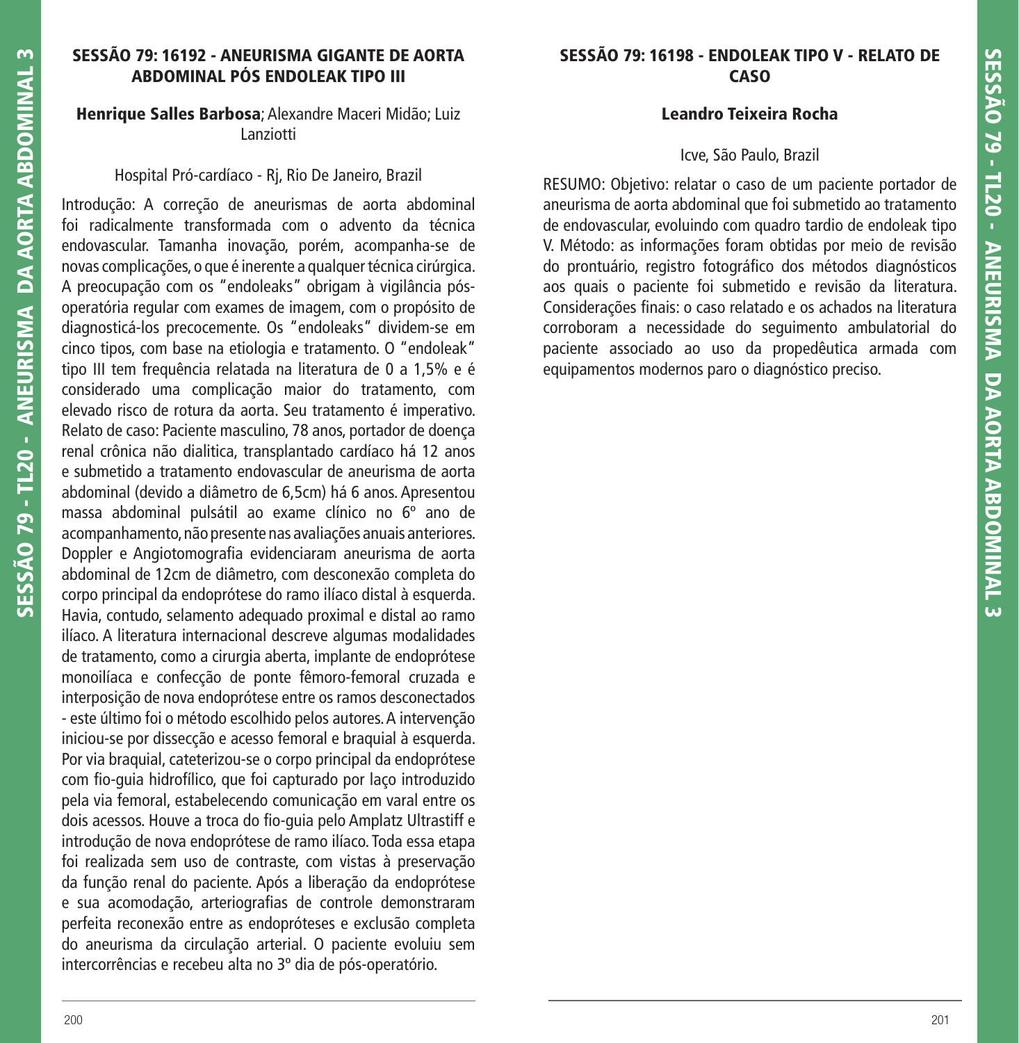## SESSÃO 79: 16192 - ANEURISMA GIGANTE DE AORTA ABDOMINAL PÓS ENDOLEAK TIPO III

**Henrique Salles Barbosa**; Alexandre Maceri Midão; Luiz Lanziotti

Hospital Pró-cardíaco - Rj, Rio De Janeiro, Brazil

Introdução: A correção de aneurismas de aorta abdominal foi radicalmente transformada com o advento da técnica endovascular. Tamanha inovação, porém, acompanha-se de novas complicações, o que é inerente a qualquer técnica cirúrgica. A preocupação com os "endoleaks" obrigam à vigilância pós-operatória regular com exames de imagem, com o propósito de diagnosticá-los precocemente. Os "endoleaks" dividem-se em cinco tipos, com base na etiologia e tratamento. O "endoleak" tipo III tem frequência relatada na literatura de 0 a 1,5% e é considerado uma complicação maior do tratamento, com elevado risco de rotura da aorta. Seu tratamento é imperativo. Relato de caso: Paciente masculino, 78 anos, portador de doença renal crônica não dialitica, transplantado cardíaco há 12 anos e submetido a tratamento endovascular de aneurisma de aorta abdominal (devido a diâmetro de 6,5cm) há 6 anos. Apresentou massa abdominal pulsátil ao exame clínico no 6º ano de acompanhamento, não presente nas avaliações anuais anteriores. Doppler e Angiotomografia evidenciaram aneurisma de aorta abdominal de 12cm de diâmetro, com desconexão completa do corpo principal da endoprótese do ramo ilíaco distal à esquerda. Havia, contudo, selamento adequado proximal e distal ao ramo ilíaco. A literatura internacional descreve algumas modalidades de tratamento, como a cirurgia aberta, implante de endoprótese monoilíaca e confecção de ponte fêmoro-femoral cruzada e interposição de nova endoprótese entre os ramos desconectados - este último foi o método escolhido pelos autores. A intervenção iniciou-se por dissecção e acesso femoral e braquial à esquerda. Por via braquial, cateterizou-se o corpo principal da endoprótese com fio-guia hidrofílico, que foi capturado por laço introduzido pela via femoral, estabelecendo comunicação em varal entre os dois acessos. Houve a troca do fio-guia pelo Amplatz Ultrastiff e introdução de nova endoprótese de ramo ilíaco. Toda essa etapa foi realizada sem uso de contraste, com vistas à preservação da função renal do paciente. Após a liberação da endoprótese e sua acomodação, arteriografias de controle demonstraram perfeita reconexão entre as endopróteses e exclusão completa do aneurisma da circulação arterial. O paciente evoluiu sem intercorrências e recebeu alta no 3º dia de pós-operatório.

## SESSÃO 79: 16198 - ENDOLEAK TIPO V - RELATO DE CASO

**Leandro Teixeira Rocha**

Icve, São Paulo, Brazil

RESUMO: Objetivo: relatar o caso de um paciente portador de aneurisma de aorta abdominal que foi submetido ao tratamento de endovascular, evoluindo com quadro tardio de endoleak tipo V. Método: as informações foram obtidas por meio de revisão do prontuário, registro fotográfico dos métodos diagnósticos aos quais o paciente foi submetido e revisão da literatura. Considerações finais: o caso relatado e os achados na literatura corroboram a necessidade do seguimento ambulatorial do paciente associado ao uso da propedêutica armada com equipamentos modernos paro o diagnóstico preciso.